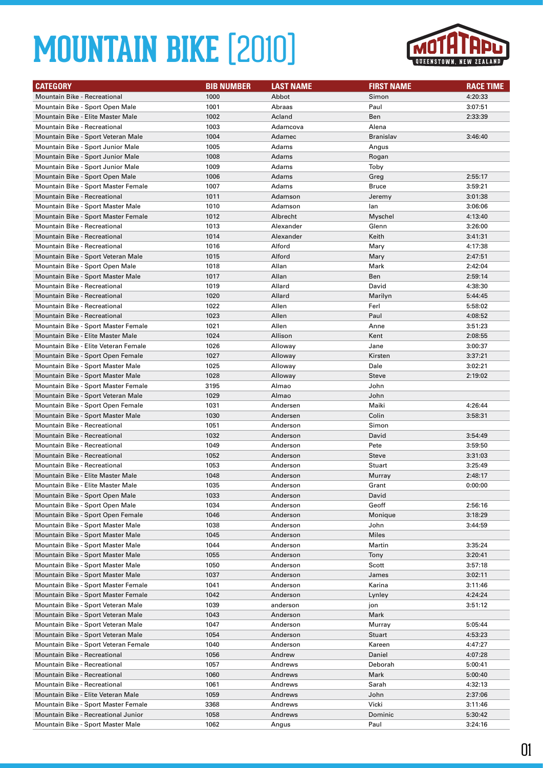# MOUNTAIN BIKE [2010]

MOTATAPU QUEENSTOWN, NEW ZEALAND

| CATEGORY | BIB NUMBER | LAST NAME | FIRST NAME | RACE TIME |
|---|---|---|---|---|
| Mountain Bike - Recreational | 1000 | Abbot | Simon | 4:20:33 |
| Mountain Bike - Sport Open Male | 1001 | Abraas | Paul | 3:07:51 |
| Mountain Bike - Elite Master Male | 1002 | Acland | Ben | 2:33:39 |
| Mountain Bike - Recreational | 1003 | Adamcova | Alena | |
| Mountain Bike - Sport Veteran Male | 1004 | Adamec | Branislav | 3:46:40 |
| Mountain Bike - Sport Junior Male | 1005 | Adams | Angus | |
| Mountain Bike - Sport Junior Male | 1008 | Adams | Rogan | |
| Mountain Bike - Sport Junior Male | 1009 | Adams | Toby | |
| Mountain Bike - Sport Open Male | 1006 | Adams | Greg | 2:55:17 |
| Mountain Bike - Sport Master Female | 1007 | Adams | Bruce | 3:59:21 |
| Mountain Bike - Recreational | 1011 | Adamson | Jeremy | 3:01:38 |
| Mountain Bike - Sport Master Male | 1010 | Adamson | Ian | 3:06:06 |
| Mountain Bike - Sport Master Female | 1012 | Albrecht | Myschel | 4:13:40 |
| Mountain Bike - Recreational | 1013 | Alexander | Glenn | 3:26:00 |
| Mountain Bike - Recreational | 1014 | Alexander | Keith | 3:41:31 |
| Mountain Bike - Recreational | 1016 | Alford | Mary | 4:17:38 |
| Mountain Bike - Sport Veteran Male | 1015 | Alford | Mary | 2:47:51 |
| Mountain Bike - Sport Open Male | 1018 | Allan | Mark | 2:42:04 |
| Mountain Bike - Sport Master Male | 1017 | Allan | Ben | 2:59:14 |
| Mountain Bike - Recreational | 1019 | Allard | David | 4:38:30 |
| Mountain Bike - Recreational | 1020 | Allard | Marilyn | 5:44:45 |
| Mountain Bike - Recreational | 1022 | Allen | Ferl | 5:58:02 |
| Mountain Bike - Recreational | 1023 | Allen | Paul | 4:08:52 |
| Mountain Bike - Sport Master Female | 1021 | Allen | Anne | 3:51:23 |
| Mountain Bike - Elite Master Male | 1024 | Allison | Kent | 2:08:55 |
| Mountain Bike - Elite Veteran Female | 1026 | Alloway | Jane | 3:00:37 |
| Mountain Bike - Sport Open Female | 1027 | Alloway | Kirsten | 3:37:21 |
| Mountain Bike - Sport Master Male | 1025 | Alloway | Dale | 3:02:21 |
| Mountain Bike - Sport Master Male | 1028 | Alloway | Steve | 2:19:02 |
| Mountain Bike - Sport Master Female | 3195 | Almao | John | |
| Mountain Bike - Sport Veteran Male | 1029 | Almao | John | |
| Mountain Bike - Sport Open Female | 1031 | Andersen | Maiki | 4:26:44 |
| Mountain Bike - Sport Master Male | 1030 | Andersen | Colin | 3:58:31 |
| Mountain Bike - Recreational | 1051 | Anderson | Simon | |
| Mountain Bike - Recreational | 1032 | Anderson | David | 3:54:49 |
| Mountain Bike - Recreational | 1049 | Anderson | Pete | 3:59:50 |
| Mountain Bike - Recreational | 1052 | Anderson | Steve | 3:31:03 |
| Mountain Bike - Recreational | 1053 | Anderson | Stuart | 3:25:49 |
| Mountain Bike - Elite Master Male | 1048 | Anderson | Murray | 2:48:17 |
| Mountain Bike - Elite Master Male | 1035 | Anderson | Grant | 0:00:00 |
| Mountain Bike - Sport Open Male | 1033 | Anderson | David | |
| Mountain Bike - Sport Open Male | 1034 | Anderson | Geoff | 2:56:16 |
| Mountain Bike - Sport Open Female | 1046 | Anderson | Monique | 3:18:29 |
| Mountain Bike - Sport Master Male | 1038 | Anderson | John | 3:44:59 |
| Mountain Bike - Sport Master Male | 1045 | Anderson | Miles | |
| Mountain Bike - Sport Master Male | 1044 | Anderson | Martin | 3:35:24 |
| Mountain Bike - Sport Master Male | 1055 | Anderson | Tony | 3:20:41 |
| Mountain Bike - Sport Master Male | 1050 | Anderson | Scott | 3:57:18 |
| Mountain Bike - Sport Master Male | 1037 | Anderson | James | 3:02:11 |
| Mountain Bike - Sport Master Female | 1041 | Anderson | Karina | 3:11:46 |
| Mountain Bike - Sport Master Female | 1042 | Anderson | Lynley | 4:24:24 |
| Mountain Bike - Sport Veteran Male | 1039 | anderson | jon | 3:51:12 |
| Mountain Bike - Sport Veteran Male | 1043 | Anderson | Mark | |
| Mountain Bike - Sport Veteran Male | 1047 | Anderson | Murray | 5:05:44 |
| Mountain Bike - Sport Veteran Male | 1054 | Anderson | Stuart | 4:53:23 |
| Mountain Bike - Sport Veteran Female | 1040 | Anderson | Kareen | 4:47:27 |
| Mountain Bike - Recreational | 1056 | Andrew | Daniel | 4:07:28 |
| Mountain Bike - Recreational | 1057 | Andrews | Deborah | 5:00:41 |
| Mountain Bike - Recreational | 1060 | Andrews | Mark | 5:00:40 |
| Mountain Bike - Recreational | 1061 | Andrews | Sarah | 4:32:13 |
| Mountain Bike - Elite Veteran Male | 1059 | Andrews | John | 2:37:06 |
| Mountain Bike - Sport Master Female | 3368 | Andrews | Vicki | 3:11:46 |
| Mountain Bike - Recreational Junior | 1058 | Andrews | Dominic | 5:30:42 |
| Mountain Bike - Sport Master Male | 1062 | Angus | Paul | 3:24:16 |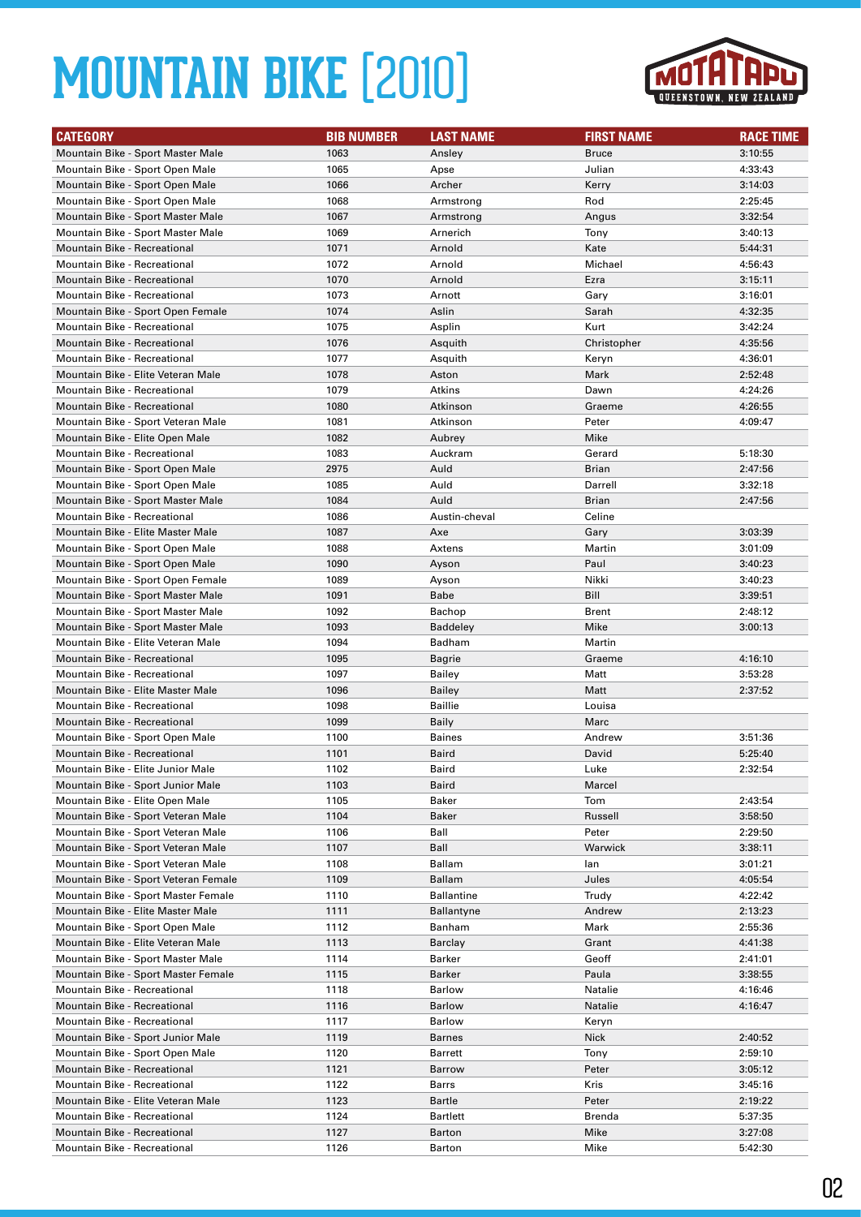# MOUNTAIN BIKE [2010]

| CATEGORY | BIB NUMBER | LAST NAME | FIRST NAME | RACE TIME |
|---|---|---|---|---|
| Mountain Bike - Sport Master Male | 1063 | Ansley | Bruce | 3:10:55 |
| Mountain Bike - Sport Open Male | 1065 | Apse | Julian | 4:33:43 |
| Mountain Bike - Sport Open Male | 1066 | Archer | Kerry | 3:14:03 |
| Mountain Bike - Sport Open Male | 1068 | Armstrong | Rod | 2:25:45 |
| Mountain Bike - Sport Master Male | 1067 | Armstrong | Angus | 3:32:54 |
| Mountain Bike - Sport Master Male | 1069 | Arnerich | Tony | 3:40:13 |
| Mountain Bike - Recreational | 1071 | Arnold | Kate | 5:44:31 |
| Mountain Bike - Recreational | 1072 | Arnold | Michael | 4:56:43 |
| Mountain Bike - Recreational | 1070 | Arnold | Ezra | 3:15:11 |
| Mountain Bike - Recreational | 1073 | Arnott | Gary | 3:16:01 |
| Mountain Bike - Sport Open Female | 1074 | Aslin | Sarah | 4:32:35 |
| Mountain Bike - Recreational | 1075 | Asplin | Kurt | 3:42:24 |
| Mountain Bike - Recreational | 1076 | Asquith | Christopher | 4:35:56 |
| Mountain Bike - Recreational | 1077 | Asquith | Keryn | 4:36:01 |
| Mountain Bike - Elite Veteran Male | 1078 | Aston | Mark | 2:52:48 |
| Mountain Bike - Recreational | 1079 | Atkins | Dawn | 4:24:26 |
| Mountain Bike - Recreational | 1080 | Atkinson | Graeme | 4:26:55 |
| Mountain Bike - Sport Veteran Male | 1081 | Atkinson | Peter | 4:09:47 |
| Mountain Bike - Elite Open Male | 1082 | Aubrey | Mike | |
| Mountain Bike - Recreational | 1083 | Auckram | Gerard | 5:18:30 |
| Mountain Bike - Sport Open Male | 2975 | Auld | Brian | 2:47:56 |
| Mountain Bike - Sport Open Male | 1085 | Auld | Darrell | 3:32:18 |
| Mountain Bike - Sport Master Male | 1084 | Auld | Brian | 2:47:56 |
| Mountain Bike - Recreational | 1086 | Austin-cheval | Celine | |
| Mountain Bike - Elite Master Male | 1087 | Axe | Gary | 3:03:39 |
| Mountain Bike - Sport Open Male | 1088 | Axtens | Martin | 3:01:09 |
| Mountain Bike - Sport Open Male | 1090 | Ayson | Paul | 3:40:23 |
| Mountain Bike - Sport Open Female | 1089 | Ayson | Nikki | 3:40:23 |
| Mountain Bike - Sport Master Male | 1091 | Babe | Bill | 3:39:51 |
| Mountain Bike - Sport Master Male | 1092 | Bachop | Brent | 2:48:12 |
| Mountain Bike - Sport Master Male | 1093 | Baddeley | Mike | 3:00:13 |
| Mountain Bike - Elite Veteran Male | 1094 | Badham | Martin | |
| Mountain Bike - Recreational | 1095 | Bagrie | Graeme | 4:16:10 |
| Mountain Bike - Recreational | 1097 | Bailey | Matt | 3:53:28 |
| Mountain Bike - Elite Master Male | 1096 | Bailey | Matt | 2:37:52 |
| Mountain Bike - Recreational | 1098 | Baillie | Louisa | |
| Mountain Bike - Recreational | 1099 | Baily | Marc | |
| Mountain Bike - Sport Open Male | 1100 | Baines | Andrew | 3:51:36 |
| Mountain Bike - Recreational | 1101 | Baird | David | 5:25:40 |
| Mountain Bike - Elite Junior Male | 1102 | Baird | Luke | 2:32:54 |
| Mountain Bike - Sport Junior Male | 1103 | Baird | Marcel | |
| Mountain Bike - Elite Open Male | 1105 | Baker | Tom | 2:43:54 |
| Mountain Bike - Sport Veteran Male | 1104 | Baker | Russell | 3:58:50 |
| Mountain Bike - Sport Veteran Male | 1106 | Ball | Peter | 2:29:50 |
| Mountain Bike - Sport Veteran Male | 1107 | Ball | Warwick | 3:38:11 |
| Mountain Bike - Sport Veteran Male | 1108 | Ballam | Ian | 3:01:21 |
| Mountain Bike - Sport Veteran Female | 1109 | Ballam | Jules | 4:05:54 |
| Mountain Bike - Sport Master Female | 1110 | Ballantine | Trudy | 4:22:42 |
| Mountain Bike - Elite Master Male | 1111 | Ballantyne | Andrew | 2:13:23 |
| Mountain Bike - Sport Open Male | 1112 | Banham | Mark | 2:55:36 |
| Mountain Bike - Elite Veteran Male | 1113 | Barclay | Grant | 4:41:38 |
| Mountain Bike - Sport Master Male | 1114 | Barker | Geoff | 2:41:01 |
| Mountain Bike - Sport Master Female | 1115 | Barker | Paula | 3:38:55 |
| Mountain Bike - Recreational | 1118 | Barlow | Natalie | 4:16:46 |
| Mountain Bike - Recreational | 1116 | Barlow | Natalie | 4:16:47 |
| Mountain Bike - Recreational | 1117 | Barlow | Keryn | |
| Mountain Bike - Sport Junior Male | 1119 | Barnes | Nick | 2:40:52 |
| Mountain Bike - Sport Open Male | 1120 | Barrett | Tony | 2:59:10 |
| Mountain Bike - Recreational | 1121 | Barrow | Peter | 3:05:12 |
| Mountain Bike - Recreational | 1122 | Barrs | Kris | 3:45:16 |
| Mountain Bike - Elite Veteran Male | 1123 | Bartle | Peter | 2:19:22 |
| Mountain Bike - Recreational | 1124 | Bartlett | Brenda | 5:37:35 |
| Mountain Bike - Recreational | 1127 | Barton | Mike | 3:27:08 |
| Mountain Bike - Recreational | 1126 | Barton | Mike | 5:42:30 |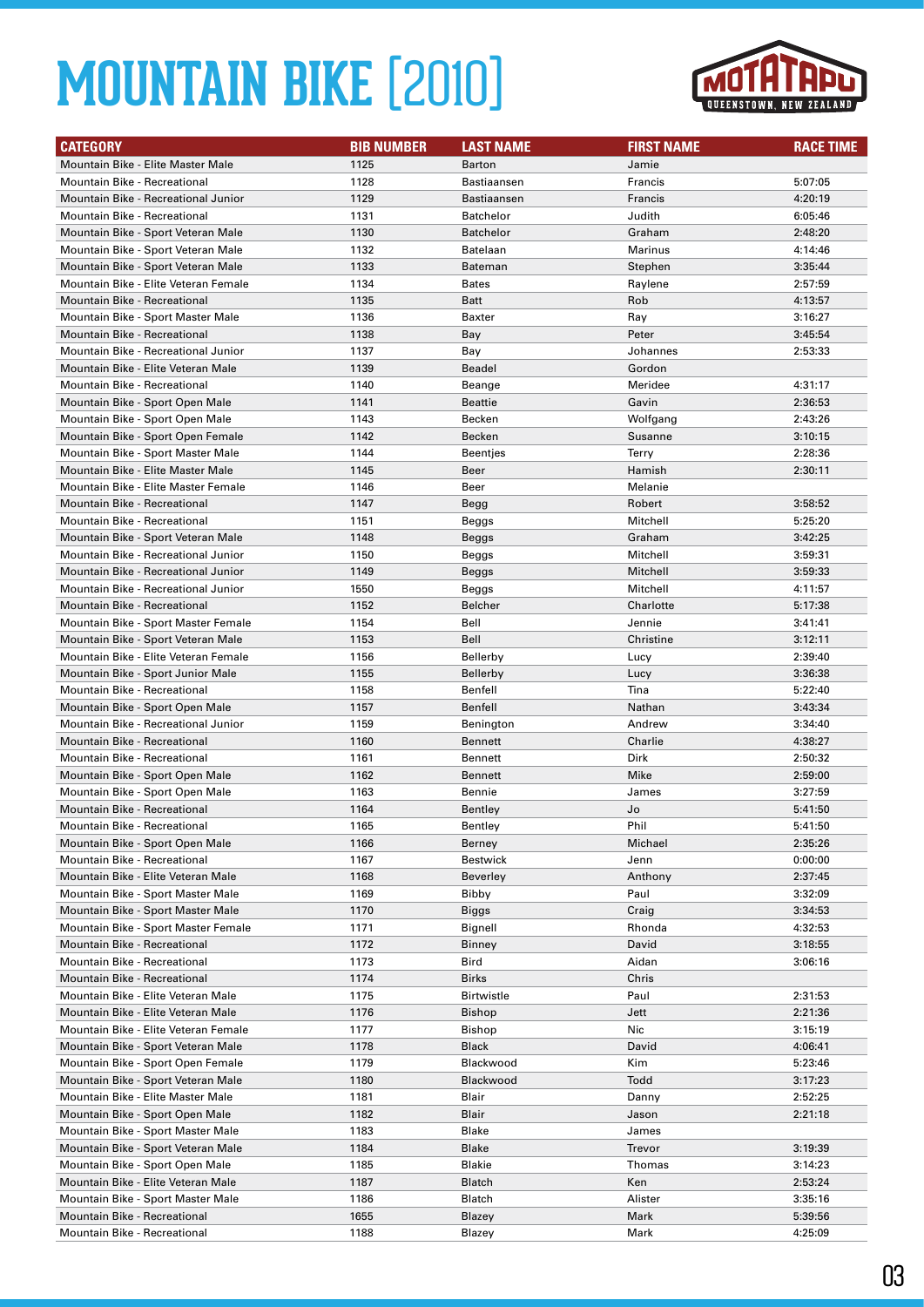# MOUNTAIN BIKE [2010]

| CATEGORY | BIB NUMBER | LAST NAME | FIRST NAME | RACE TIME |
|---|---|---|---|---|
| Mountain Bike - Elite Master Male | 1125 | Barton | Jamie | |
| Mountain Bike - Recreational | 1128 | Bastiaansen | Francis | 5:07:05 |
| Mountain Bike - Recreational Junior | 1129 | Bastiaansen | Francis | 4:20:19 |
| Mountain Bike - Recreational | 1131 | Batchelor | Judith | 6:05:46 |
| Mountain Bike - Sport Veteran Male | 1130 | Batchelor | Graham | 2:48:20 |
| Mountain Bike - Sport Veteran Male | 1132 | Batelaan | Marinus | 4:14:46 |
| Mountain Bike - Sport Veteran Male | 1133 | Bateman | Stephen | 3:35:44 |
| Mountain Bike - Elite Veteran Female | 1134 | Bates | Raylene | 2:57:59 |
| Mountain Bike - Recreational | 1135 | Batt | Rob | 4:13:57 |
| Mountain Bike - Sport Master Male | 1136 | Baxter | Ray | 3:16:27 |
| Mountain Bike - Recreational | 1138 | Bay | Peter | 3:45:54 |
| Mountain Bike - Recreational Junior | 1137 | Bay | Johannes | 2:53:33 |
| Mountain Bike - Elite Veteran Male | 1139 | Beadel | Gordon | |
| Mountain Bike - Recreational | 1140 | Beange | Meridee | 4:31:17 |
| Mountain Bike - Sport Open Male | 1141 | Beattie | Gavin | 2:36:53 |
| Mountain Bike - Sport Open Male | 1143 | Becken | Wolfgang | 2:43:26 |
| Mountain Bike - Sport Open Female | 1142 | Becken | Susanne | 3:10:15 |
| Mountain Bike - Sport Master Male | 1144 | Beentjes | Terry | 2:28:36 |
| Mountain Bike - Elite Master Male | 1145 | Beer | Hamish | 2:30:11 |
| Mountain Bike - Elite Master Female | 1146 | Beer | Melanie | |
| Mountain Bike - Recreational | 1147 | Begg | Robert | 3:58:52 |
| Mountain Bike - Recreational | 1151 | Beggs | Mitchell | 5:25:20 |
| Mountain Bike - Sport Veteran Male | 1148 | Beggs | Graham | 3:42:25 |
| Mountain Bike - Recreational Junior | 1150 | Beggs | Mitchell | 3:59:31 |
| Mountain Bike - Recreational Junior | 1149 | Beggs | Mitchell | 3:59:33 |
| Mountain Bike - Recreational Junior | 1550 | Beggs | Mitchell | 4:11:57 |
| Mountain Bike - Recreational | 1152 | Belcher | Charlotte | 5:17:38 |
| Mountain Bike - Sport Master Female | 1154 | Bell | Jennie | 3:41:41 |
| Mountain Bike - Sport Veteran Male | 1153 | Bell | Christine | 3:12:11 |
| Mountain Bike - Elite Veteran Female | 1156 | Bellerby | Lucy | 2:39:40 |
| Mountain Bike - Sport Junior Male | 1155 | Bellerby | Lucy | 3:36:38 |
| Mountain Bike - Recreational | 1158 | Benfell | Tina | 5:22:40 |
| Mountain Bike - Sport Open Male | 1157 | Benfell | Nathan | 3:43:34 |
| Mountain Bike - Recreational Junior | 1159 | Benington | Andrew | 3:34:40 |
| Mountain Bike - Recreational | 1160 | Bennett | Charlie | 4:38:27 |
| Mountain Bike - Recreational | 1161 | Bennett | Dirk | 2:50:32 |
| Mountain Bike - Sport Open Male | 1162 | Bennett | Mike | 2:59:00 |
| Mountain Bike - Sport Open Male | 1163 | Bennie | James | 3:27:59 |
| Mountain Bike - Recreational | 1164 | Bentley | Jo | 5:41:50 |
| Mountain Bike - Recreational | 1165 | Bentley | Phil | 5:41:50 |
| Mountain Bike - Sport Open Male | 1166 | Berney | Michael | 2:35:26 |
| Mountain Bike - Recreational | 1167 | Bestwick | Jenn | 0:00:00 |
| Mountain Bike - Elite Veteran Male | 1168 | Beverley | Anthony | 2:37:45 |
| Mountain Bike - Sport Master Male | 1169 | Bibby | Paul | 3:32:09 |
| Mountain Bike - Sport Master Male | 1170 | Biggs | Craig | 3:34:53 |
| Mountain Bike - Sport Master Female | 1171 | Bignell | Rhonda | 4:32:53 |
| Mountain Bike - Recreational | 1172 | Binney | David | 3:18:55 |
| Mountain Bike - Recreational | 1173 | Bird | Aidan | 3:06:16 |
| Mountain Bike - Recreational | 1174 | Birks | Chris | |
| Mountain Bike - Elite Veteran Male | 1175 | Birtwistle | Paul | 2:31:53 |
| Mountain Bike - Elite Veteran Male | 1176 | Bishop | Jett | 2:21:36 |
| Mountain Bike - Elite Veteran Female | 1177 | Bishop | Nic | 3:15:19 |
| Mountain Bike - Sport Veteran Male | 1178 | Black | David | 4:06:41 |
| Mountain Bike - Sport Open Female | 1179 | Blackwood | Kim | 5:23:46 |
| Mountain Bike - Sport Veteran Male | 1180 | Blackwood | Todd | 3:17:23 |
| Mountain Bike - Elite Master Male | 1181 | Blair | Danny | 2:52:25 |
| Mountain Bike - Sport Open Male | 1182 | Blair | Jason | 2:21:18 |
| Mountain Bike - Sport Master Male | 1183 | Blake | James | |
| Mountain Bike - Sport Veteran Male | 1184 | Blake | Trevor | 3:19:39 |
| Mountain Bike - Sport Open Male | 1185 | Blakie | Thomas | 3:14:23 |
| Mountain Bike - Elite Veteran Male | 1187 | Blatch | Ken | 2:53:24 |
| Mountain Bike - Sport Master Male | 1186 | Blatch | Alister | 3:35:16 |
| Mountain Bike - Recreational | 1655 | Blazey | Mark | 5:39:56 |
| Mountain Bike - Recreational | 1188 | Blazey | Mark | 4:25:09 |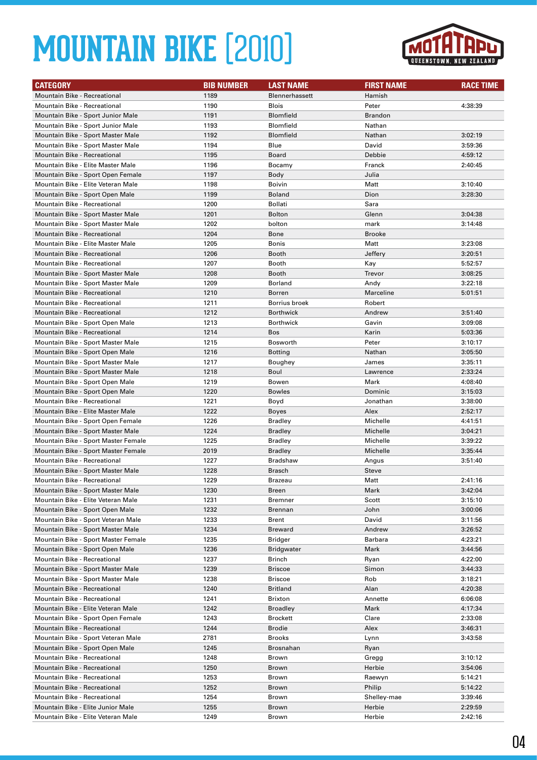# MOUNTAIN BIKE [2010]

| CATEGORY | BIB NUMBER | LAST NAME | FIRST NAME | RACE TIME |
|---|---|---|---|---|
| Mountain Bike - Recreational | 1189 | Blennerhassett | Hamish | |
| Mountain Bike - Recreational | 1190 | Blois | Peter | 4:38:39 |
| Mountain Bike - Sport Junior Male | 1191 | Blomfield | Brandon | |
| Mountain Bike - Sport Junior Male | 1193 | Blomfield | Nathan | |
| Mountain Bike - Sport Master Male | 1192 | Blomfield | Nathan | 3:02:19 |
| Mountain Bike - Sport Master Male | 1194 | Blue | David | 3:59:36 |
| Mountain Bike - Recreational | 1195 | Board | Debbie | 4:59:12 |
| Mountain Bike - Elite Master Male | 1196 | Bocamy | Franck | 2:40:45 |
| Mountain Bike - Sport Open Female | 1197 | Body | Julia | |
| Mountain Bike - Elite Veteran Male | 1198 | Boivin | Matt | 3:10:40 |
| Mountain Bike - Sport Open Male | 1199 | Boland | Dion | 3:28:30 |
| Mountain Bike - Recreational | 1200 | Bollati | Sara | |
| Mountain Bike - Sport Master Male | 1201 | Bolton | Glenn | 3:04:38 |
| Mountain Bike - Sport Master Male | 1202 | bolton | mark | 3:14:48 |
| Mountain Bike - Recreational | 1204 | Bone | Brooke | |
| Mountain Bike - Elite Master Male | 1205 | Bonis | Matt | 3:23:08 |
| Mountain Bike - Recreational | 1206 | Booth | Jeffery | 3:20:51 |
| Mountain Bike - Recreational | 1207 | Booth | Kay | 5:52:57 |
| Mountain Bike - Sport Master Male | 1208 | Booth | Trevor | 3:08:25 |
| Mountain Bike - Sport Master Male | 1209 | Borland | Andy | 3:22:18 |
| Mountain Bike - Recreational | 1210 | Borren | Marceline | 5:01:51 |
| Mountain Bike - Recreational | 1211 | Borrius broek | Robert | |
| Mountain Bike - Recreational | 1212 | Borthwick | Andrew | 3:51:40 |
| Mountain Bike - Sport Open Male | 1213 | Borthwick | Gavin | 3:09:08 |
| Mountain Bike - Recreational | 1214 | Bos | Karin | 5:03:36 |
| Mountain Bike - Sport Master Male | 1215 | Bosworth | Peter | 3:10:17 |
| Mountain Bike - Sport Open Male | 1216 | Botting | Nathan | 3:05:50 |
| Mountain Bike - Sport Master Male | 1217 | Boughey | James | 3:35:11 |
| Mountain Bike - Sport Master Male | 1218 | Boul | Lawrence | 2:33:24 |
| Mountain Bike - Sport Open Male | 1219 | Bowen | Mark | 4:08:40 |
| Mountain Bike - Sport Open Male | 1220 | Bowles | Dominic | 3:15:03 |
| Mountain Bike - Recreational | 1221 | Boyd | Jonathan | 3:38:00 |
| Mountain Bike - Elite Master Male | 1222 | Boyes | Alex | 2:52:17 |
| Mountain Bike - Sport Open Female | 1226 | Bradley | Michelle | 4:41:51 |
| Mountain Bike - Sport Master Male | 1224 | Bradley | Michelle | 3:04:21 |
| Mountain Bike - Sport Master Female | 1225 | Bradley | Michelle | 3:39:22 |
| Mountain Bike - Sport Master Female | 2019 | Bradley | Michelle | 3:35:44 |
| Mountain Bike - Recreational | 1227 | Bradshaw | Angus | 3:51:40 |
| Mountain Bike - Sport Master Male | 1228 | Brasch | Steve | |
| Mountain Bike - Recreational | 1229 | Brazeau | Matt | 2:41:16 |
| Mountain Bike - Sport Master Male | 1230 | Breen | Mark | 3:42:04 |
| Mountain Bike - Elite Veteran Male | 1231 | Bremner | Scott | 3:15:10 |
| Mountain Bike - Sport Open Male | 1232 | Brennan | John | 3:00:06 |
| Mountain Bike - Sport Veteran Male | 1233 | Brent | David | 3:11:56 |
| Mountain Bike - Sport Master Male | 1234 | Breward | Andrew | 3:26:52 |
| Mountain Bike - Sport Master Female | 1235 | Bridger | Barbara | 4:23:21 |
| Mountain Bike - Sport Open Male | 1236 | Bridgwater | Mark | 3:44:56 |
| Mountain Bike - Recreational | 1237 | Brinch | Ryan | 4:22:00 |
| Mountain Bike - Sport Master Male | 1239 | Briscoe | Simon | 3:44:33 |
| Mountain Bike - Sport Master Male | 1238 | Briscoe | Rob | 3:18:21 |
| Mountain Bike - Recreational | 1240 | Britland | Alan | 4:20:38 |
| Mountain Bike - Recreational | 1241 | Brixton | Annette | 6:06:08 |
| Mountain Bike - Elite Veteran Male | 1242 | Broadley | Mark | 4:17:34 |
| Mountain Bike - Sport Open Female | 1243 | Brockett | Clare | 2:33:08 |
| Mountain Bike - Recreational | 1244 | Brodie | Alex | 3:46:31 |
| Mountain Bike - Sport Veteran Male | 2781 | Brooks | Lynn | 3:43:58 |
| Mountain Bike - Sport Open Male | 1245 | Brosnahan | Ryan | |
| Mountain Bike - Recreational | 1248 | Brown | Gregg | 3:10:12 |
| Mountain Bike - Recreational | 1250 | Brown | Herbie | 3:54:06 |
| Mountain Bike - Recreational | 1253 | Brown | Raewyn | 5:14:21 |
| Mountain Bike - Recreational | 1252 | Brown | Philip | 5:14:22 |
| Mountain Bike - Recreational | 1254 | Brown | Shelley-mae | 3:39:46 |
| Mountain Bike - Elite Junior Male | 1255 | Brown | Herbie | 2:29:59 |
| Mountain Bike - Elite Veteran Male | 1249 | Brown | Herbie | 2:42:16 |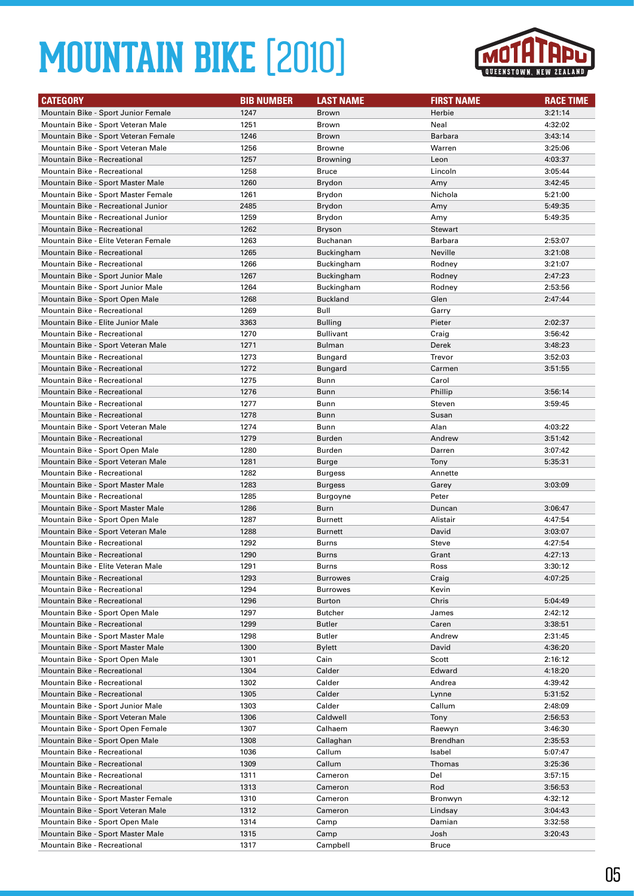# MOUNTAIN BIKE [2010]

| CATEGORY | BIB NUMBER | LAST NAME | FIRST NAME | RACE TIME |
|---|---|---|---|---|
| Mountain Bike - Sport Junior Female | 1247 | Brown | Herbie | 3:21:14 |
| Mountain Bike - Sport Veteran Male | 1251 | Brown | Neal | 4:32:02 |
| Mountain Bike - Sport Veteran Female | 1246 | Brown | Barbara | 3:43:14 |
| Mountain Bike - Sport Veteran Male | 1256 | Browne | Warren | 3:25:06 |
| Mountain Bike - Recreational | 1257 | Browning | Leon | 4:03:37 |
| Mountain Bike - Recreational | 1258 | Bruce | Lincoln | 3:05:44 |
| Mountain Bike - Sport Master Male | 1260 | Brydon | Amy | 3:42:45 |
| Mountain Bike - Sport Master Female | 1261 | Brydon | Nichola | 5:21:00 |
| Mountain Bike - Recreational Junior | 2485 | Brydon | Amy | 5:49:35 |
| Mountain Bike - Recreational Junior | 1259 | Brydon | Amy | 5:49:35 |
| Mountain Bike - Recreational | 1262 | Bryson | Stewart | |
| Mountain Bike - Elite Veteran Female | 1263 | Buchanan | Barbara | 2:53:07 |
| Mountain Bike - Recreational | 1265 | Buckingham | Neville | 3:21:08 |
| Mountain Bike - Recreational | 1266 | Buckingham | Rodney | 3:21:07 |
| Mountain Bike - Sport Junior Male | 1267 | Buckingham | Rodney | 2:47:23 |
| Mountain Bike - Sport Junior Male | 1264 | Buckingham | Rodney | 2:53:56 |
| Mountain Bike - Sport Open Male | 1268 | Buckland | Glen | 2:47:44 |
| Mountain Bike - Recreational | 1269 | Bull | Garry | |
| Mountain Bike - Elite Junior Male | 3363 | Bulling | Pieter | 2:02:37 |
| Mountain Bike - Recreational | 1270 | Bullivant | Craig | 3:56:42 |
| Mountain Bike - Sport Veteran Male | 1271 | Bulman | Derek | 3:48:23 |
| Mountain Bike - Recreational | 1273 | Bungard | Trevor | 3:52:03 |
| Mountain Bike - Recreational | 1272 | Bungard | Carmen | 3:51:55 |
| Mountain Bike - Recreational | 1275 | Bunn | Carol | |
| Mountain Bike - Recreational | 1276 | Bunn | Phillip | 3:56:14 |
| Mountain Bike - Recreational | 1277 | Bunn | Steven | 3:59:45 |
| Mountain Bike - Recreational | 1278 | Bunn | Susan | |
| Mountain Bike - Sport Veteran Male | 1274 | Bunn | Alan | 4:03:22 |
| Mountain Bike - Recreational | 1279 | Burden | Andrew | 3:51:42 |
| Mountain Bike - Sport Open Male | 1280 | Burden | Darren | 3:07:42 |
| Mountain Bike - Sport Veteran Male | 1281 | Burge | Tony | 5:35:31 |
| Mountain Bike - Recreational | 1282 | Burgess | Annette | |
| Mountain Bike - Sport Master Male | 1283 | Burgess | Garey | 3:03:09 |
| Mountain Bike - Recreational | 1285 | Burgoyne | Peter | |
| Mountain Bike - Sport Master Male | 1286 | Burn | Duncan | 3:06:47 |
| Mountain Bike - Sport Open Male | 1287 | Burnett | Alistair | 4:47:54 |
| Mountain Bike - Sport Veteran Male | 1288 | Burnett | David | 3:03:07 |
| Mountain Bike - Recreational | 1292 | Burns | Steve | 4:27:54 |
| Mountain Bike - Recreational | 1290 | Burns | Grant | 4:27:13 |
| Mountain Bike - Elite Veteran Male | 1291 | Burns | Ross | 3:30:12 |
| Mountain Bike - Recreational | 1293 | Burrowes | Craig | 4:07:25 |
| Mountain Bike - Recreational | 1294 | Burrowes | Kevin | |
| Mountain Bike - Recreational | 1296 | Burton | Chris | 5:04:49 |
| Mountain Bike - Sport Open Male | 1297 | Butcher | James | 2:42:12 |
| Mountain Bike - Recreational | 1299 | Butler | Caren | 3:38:51 |
| Mountain Bike - Sport Master Male | 1298 | Butler | Andrew | 2:31:45 |
| Mountain Bike - Sport Master Male | 1300 | Bylett | David | 4:36:20 |
| Mountain Bike - Sport Open Male | 1301 | Cain | Scott | 2:16:12 |
| Mountain Bike - Recreational | 1304 | Calder | Edward | 4:18:20 |
| Mountain Bike - Recreational | 1302 | Calder | Andrea | 4:39:42 |
| Mountain Bike - Recreational | 1305 | Calder | Lynne | 5:31:52 |
| Mountain Bike - Sport Junior Male | 1303 | Calder | Callum | 2:48:09 |
| Mountain Bike - Sport Veteran Male | 1306 | Caldwell | Tony | 2:56:53 |
| Mountain Bike - Sport Open Female | 1307 | Calhaem | Raewyn | 3:46:30 |
| Mountain Bike - Sport Open Male | 1308 | Callaghan | Brendhan | 2:35:53 |
| Mountain Bike - Recreational | 1036 | Callum | Isabel | 5:07:47 |
| Mountain Bike - Recreational | 1309 | Callum | Thomas | 3:25:36 |
| Mountain Bike - Recreational | 1311 | Cameron | Del | 3:57:15 |
| Mountain Bike - Recreational | 1313 | Cameron | Rod | 3:56:53 |
| Mountain Bike - Sport Master Female | 1310 | Cameron | Bronwyn | 4:32:12 |
| Mountain Bike - Sport Veteran Male | 1312 | Cameron | Lindsay | 3:04:43 |
| Mountain Bike - Sport Open Male | 1314 | Camp | Damian | 3:32:58 |
| Mountain Bike - Sport Master Male | 1315 | Camp | Josh | 3:20:43 |
| Mountain Bike - Recreational | 1317 | Campbell | Bruce | |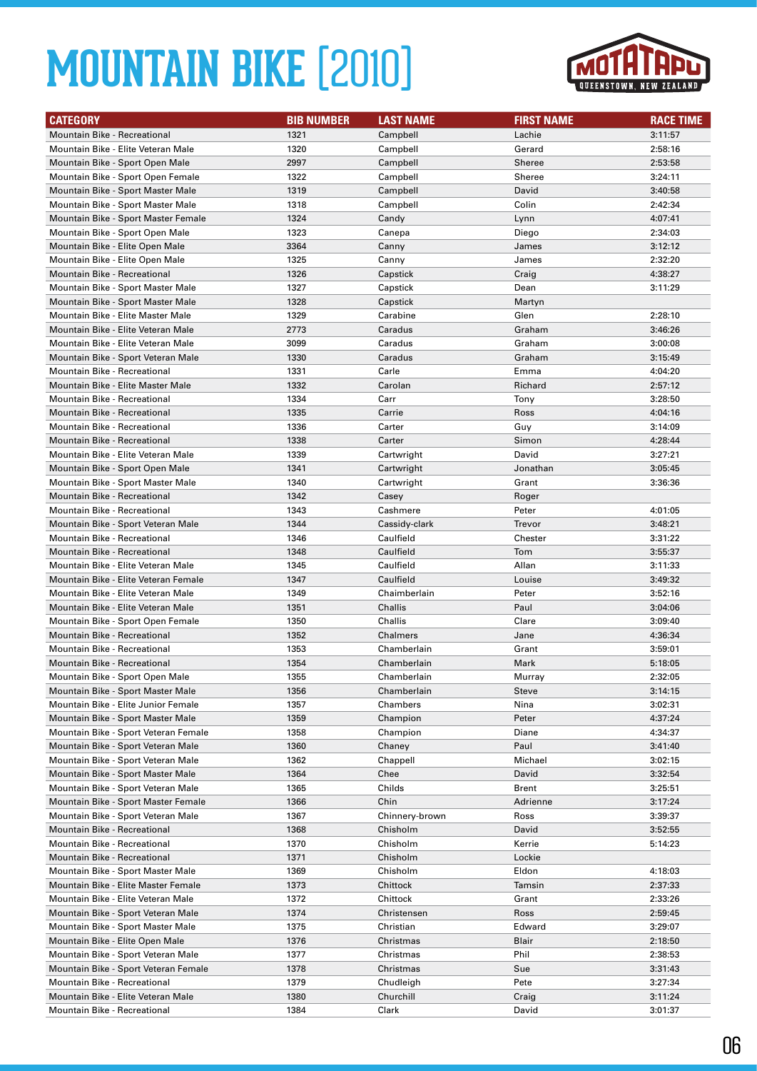# MOUNTAIN BIKE [2010]

| CATEGORY | BIB NUMBER | LAST NAME | FIRST NAME | RACE TIME |
|---|---|---|---|---|
| Mountain Bike - Recreational | 1321 | Campbell | Lachie | 3:11:57 |
| Mountain Bike - Elite Veteran Male | 1320 | Campbell | Gerard | 2:58:16 |
| Mountain Bike - Sport Open Male | 2997 | Campbell | Sheree | 2:53:58 |
| Mountain Bike - Sport Open Female | 1322 | Campbell | Sheree | 3:24:11 |
| Mountain Bike - Sport Master Male | 1319 | Campbell | David | 3:40:58 |
| Mountain Bike - Sport Master Male | 1318 | Campbell | Colin | 2:42:34 |
| Mountain Bike - Sport Master Female | 1324 | Candy | Lynn | 4:07:41 |
| Mountain Bike - Sport Open Male | 1323 | Canepa | Diego | 2:34:03 |
| Mountain Bike - Elite Open Male | 3364 | Canny | James | 3:12:12 |
| Mountain Bike - Elite Open Male | 1325 | Canny | James | 2:32:20 |
| Mountain Bike - Recreational | 1326 | Capstick | Craig | 4:38:27 |
| Mountain Bike - Sport Master Male | 1327 | Capstick | Dean | 3:11:29 |
| Mountain Bike - Sport Master Male | 1328 | Capstick | Martyn | |
| Mountain Bike - Elite Master Male | 1329 | Carabine | Glen | 2:28:10 |
| Mountain Bike - Elite Veteran Male | 2773 | Caradus | Graham | 3:46:26 |
| Mountain Bike - Elite Veteran Male | 3099 | Caradus | Graham | 3:00:08 |
| Mountain Bike - Sport Veteran Male | 1330 | Caradus | Graham | 3:15:49 |
| Mountain Bike - Recreational | 1331 | Carle | Emma | 4:04:20 |
| Mountain Bike - Elite Master Male | 1332 | Carolan | Richard | 2:57:12 |
| Mountain Bike - Recreational | 1334 | Carr | Tony | 3:28:50 |
| Mountain Bike - Recreational | 1335 | Carrie | Ross | 4:04:16 |
| Mountain Bike - Recreational | 1336 | Carter | Guy | 3:14:09 |
| Mountain Bike - Recreational | 1338 | Carter | Simon | 4:28:44 |
| Mountain Bike - Elite Veteran Male | 1339 | Cartwright | David | 3:27:21 |
| Mountain Bike - Sport Open Male | 1341 | Cartwright | Jonathan | 3:05:45 |
| Mountain Bike - Sport Master Male | 1340 | Cartwright | Grant | 3:36:36 |
| Mountain Bike - Recreational | 1342 | Casey | Roger | |
| Mountain Bike - Recreational | 1343 | Cashmere | Peter | 4:01:05 |
| Mountain Bike - Sport Veteran Male | 1344 | Cassidy-clark | Trevor | 3:48:21 |
| Mountain Bike - Recreational | 1346 | Caulfield | Chester | 3:31:22 |
| Mountain Bike - Recreational | 1348 | Caulfield | Tom | 3:55:37 |
| Mountain Bike - Elite Veteran Male | 1345 | Caulfield | Allan | 3:11:33 |
| Mountain Bike - Elite Veteran Female | 1347 | Caulfield | Louise | 3:49:32 |
| Mountain Bike - Elite Veteran Male | 1349 | Chaimberlain | Peter | 3:52:16 |
| Mountain Bike - Elite Veteran Male | 1351 | Challis | Paul | 3:04:06 |
| Mountain Bike - Sport Open Female | 1350 | Challis | Clare | 3:09:40 |
| Mountain Bike - Recreational | 1352 | Chalmers | Jane | 4:36:34 |
| Mountain Bike - Recreational | 1353 | Chamberlain | Grant | 3:59:01 |
| Mountain Bike - Recreational | 1354 | Chamberlain | Mark | 5:18:05 |
| Mountain Bike - Sport Open Male | 1355 | Chamberlain | Murray | 2:32:05 |
| Mountain Bike - Sport Master Male | 1356 | Chamberlain | Steve | 3:14:15 |
| Mountain Bike - Elite Junior Female | 1357 | Chambers | Nina | 3:02:31 |
| Mountain Bike - Sport Master Male | 1359 | Champion | Peter | 4:37:24 |
| Mountain Bike - Sport Veteran Female | 1358 | Champion | Diane | 4:34:37 |
| Mountain Bike - Sport Veteran Male | 1360 | Chaney | Paul | 3:41:40 |
| Mountain Bike - Sport Veteran Male | 1362 | Chappell | Michael | 3:02:15 |
| Mountain Bike - Sport Master Male | 1364 | Chee | David | 3:32:54 |
| Mountain Bike - Sport Veteran Male | 1365 | Childs | Brent | 3:25:51 |
| Mountain Bike - Sport Master Female | 1366 | Chin | Adrienne | 3:17:24 |
| Mountain Bike - Sport Veteran Male | 1367 | Chinnery-brown | Ross | 3:39:37 |
| Mountain Bike - Recreational | 1368 | Chisholm | David | 3:52:55 |
| Mountain Bike - Recreational | 1370 | Chisholm | Kerrie | 5:14:23 |
| Mountain Bike - Recreational | 1371 | Chisholm | Lockie | |
| Mountain Bike - Sport Master Male | 1369 | Chisholm | Eldon | 4:18:03 |
| Mountain Bike - Elite Master Female | 1373 | Chittock | Tamsin | 2:37:33 |
| Mountain Bike - Elite Veteran Male | 1372 | Chittock | Grant | 2:33:26 |
| Mountain Bike - Sport Veteran Male | 1374 | Christensen | Ross | 2:59:45 |
| Mountain Bike - Sport Master Male | 1375 | Christian | Edward | 3:29:07 |
| Mountain Bike - Elite Open Male | 1376 | Christmas | Blair | 2:18:50 |
| Mountain Bike - Sport Veteran Male | 1377 | Christmas | Phil | 2:38:53 |
| Mountain Bike - Sport Veteran Female | 1378 | Christmas | Sue | 3:31:43 |
| Mountain Bike - Recreational | 1379 | Chudleigh | Pete | 3:27:34 |
| Mountain Bike - Elite Veteran Male | 1380 | Churchill | Craig | 3:11:24 |
| Mountain Bike - Recreational | 1384 | Clark | David | 3:01:37 |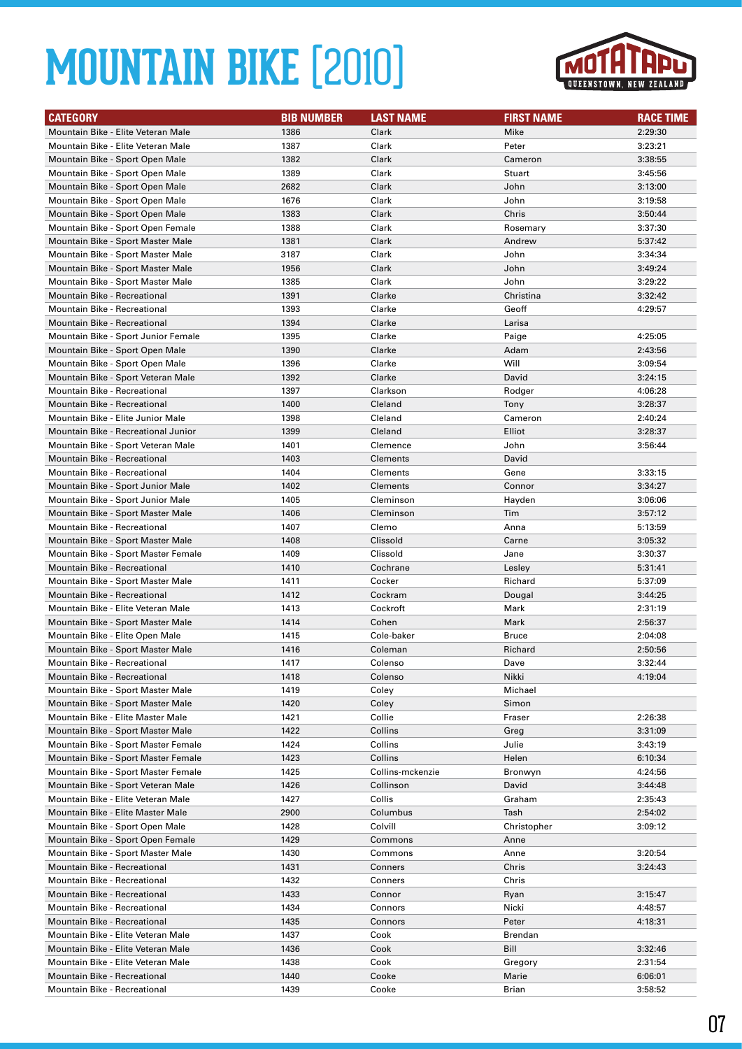# MOUNTAIN BIKE [2010]

| CATEGORY | BIB NUMBER | LAST NAME | FIRST NAME | RACE TIME |
|---|---|---|---|---|
| Mountain Bike - Elite Veteran Male | 1386 | Clark | Mike | 2:29:30 |
| Mountain Bike - Elite Veteran Male | 1387 | Clark | Peter | 3:23:21 |
| Mountain Bike - Sport Open Male | 1382 | Clark | Cameron | 3:38:55 |
| Mountain Bike - Sport Open Male | 1389 | Clark | Stuart | 3:45:56 |
| Mountain Bike - Sport Open Male | 2682 | Clark | John | 3:13:00 |
| Mountain Bike - Sport Open Male | 1676 | Clark | John | 3:19:58 |
| Mountain Bike - Sport Open Male | 1383 | Clark | Chris | 3:50:44 |
| Mountain Bike - Sport Open Female | 1388 | Clark | Rosemary | 3:37:30 |
| Mountain Bike - Sport Master Male | 1381 | Clark | Andrew | 5:37:42 |
| Mountain Bike - Sport Master Male | 3187 | Clark | John | 3:34:34 |
| Mountain Bike - Sport Master Male | 1956 | Clark | John | 3:49:24 |
| Mountain Bike - Sport Master Male | 1385 | Clark | John | 3:29:22 |
| Mountain Bike - Recreational | 1391 | Clarke | Christina | 3:32:42 |
| Mountain Bike - Recreational | 1393 | Clarke | Geoff | 4:29:57 |
| Mountain Bike - Recreational | 1394 | Clarke | Larisa | |
| Mountain Bike - Sport Junior Female | 1395 | Clarke | Paige | 4:25:05 |
| Mountain Bike - Sport Open Male | 1390 | Clarke | Adam | 2:43:56 |
| Mountain Bike - Sport Open Male | 1396 | Clarke | Will | 3:09:54 |
| Mountain Bike - Sport Veteran Male | 1392 | Clarke | David | 3:24:15 |
| Mountain Bike - Recreational | 1397 | Clarkson | Rodger | 4:06:28 |
| Mountain Bike - Recreational | 1400 | Cleland | Tony | 3:28:37 |
| Mountain Bike - Elite Junior Male | 1398 | Cleland | Cameron | 2:40:24 |
| Mountain Bike - Recreational Junior | 1399 | Cleland | Elliot | 3:28:37 |
| Mountain Bike - Sport Veteran Male | 1401 | Clemence | John | 3:56:44 |
| Mountain Bike - Recreational | 1403 | Clements | David | |
| Mountain Bike - Recreational | 1404 | Clements | Gene | 3:33:15 |
| Mountain Bike - Sport Junior Male | 1402 | Clements | Connor | 3:34:27 |
| Mountain Bike - Sport Junior Male | 1405 | Cleminson | Hayden | 3:06:06 |
| Mountain Bike - Sport Master Male | 1406 | Cleminson | Tim | 3:57:12 |
| Mountain Bike - Recreational | 1407 | Clemo | Anna | 5:13:59 |
| Mountain Bike - Sport Master Male | 1408 | Clissold | Carne | 3:05:32 |
| Mountain Bike - Sport Master Female | 1409 | Clissold | Jane | 3:30:37 |
| Mountain Bike - Recreational | 1410 | Cochrane | Lesley | 5:31:41 |
| Mountain Bike - Sport Master Male | 1411 | Cocker | Richard | 5:37:09 |
| Mountain Bike - Recreational | 1412 | Cockram | Dougal | 3:44:25 |
| Mountain Bike - Elite Veteran Male | 1413 | Cockroft | Mark | 2:31:19 |
| Mountain Bike - Sport Master Male | 1414 | Cohen | Mark | 2:56:37 |
| Mountain Bike - Elite Open Male | 1415 | Cole-baker | Bruce | 2:04:08 |
| Mountain Bike - Sport Master Male | 1416 | Coleman | Richard | 2:50:56 |
| Mountain Bike - Recreational | 1417 | Colenso | Dave | 3:32:44 |
| Mountain Bike - Recreational | 1418 | Colenso | Nikki | 4:19:04 |
| Mountain Bike - Sport Master Male | 1419 | Coley | Michael | |
| Mountain Bike - Sport Master Male | 1420 | Coley | Simon | |
| Mountain Bike - Elite Master Male | 1421 | Collie | Fraser | 2:26:38 |
| Mountain Bike - Sport Master Male | 1422 | Collins | Greg | 3:31:09 |
| Mountain Bike - Sport Master Female | 1424 | Collins | Julie | 3:43:19 |
| Mountain Bike - Sport Master Female | 1423 | Collins | Helen | 6:10:34 |
| Mountain Bike - Sport Master Female | 1425 | Collins-mckenzie | Bronwyn | 4:24:56 |
| Mountain Bike - Sport Veteran Male | 1426 | Collinson | David | 3:44:48 |
| Mountain Bike - Elite Veteran Male | 1427 | Collis | Graham | 2:35:43 |
| Mountain Bike - Elite Master Male | 2900 | Columbus | Tash | 2:54:02 |
| Mountain Bike - Sport Open Male | 1428 | Colvill | Christopher | 3:09:12 |
| Mountain Bike - Sport Open Female | 1429 | Commons | Anne | |
| Mountain Bike - Sport Master Male | 1430 | Commons | Anne | 3:20:54 |
| Mountain Bike - Recreational | 1431 | Conners | Chris | 3:24:43 |
| Mountain Bike - Recreational | 1432 | Conners | Chris | |
| Mountain Bike - Recreational | 1433 | Connor | Ryan | 3:15:47 |
| Mountain Bike - Recreational | 1434 | Connors | Nicki | 4:48:57 |
| Mountain Bike - Recreational | 1435 | Connors | Peter | 4:18:31 |
| Mountain Bike - Elite Veteran Male | 1437 | Cook | Brendan | |
| Mountain Bike - Elite Veteran Male | 1436 | Cook | Bill | 3:32:46 |
| Mountain Bike - Elite Veteran Male | 1438 | Cook | Gregory | 2:31:54 |
| Mountain Bike - Recreational | 1440 | Cooke | Marie | 6:06:01 |
| Mountain Bike - Recreational | 1439 | Cooke | Brian | 3:58:52 |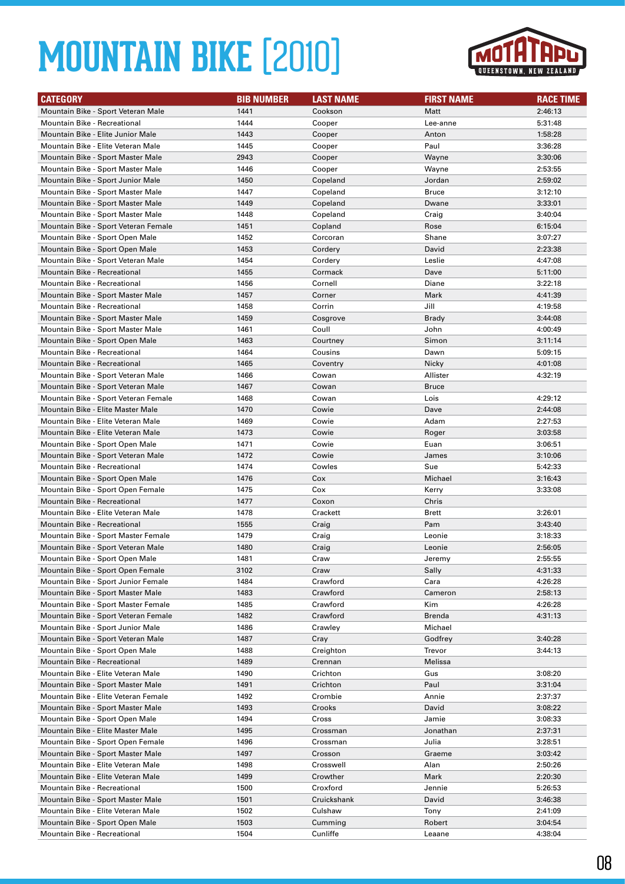# MOUNTAIN BIKE [2010]

| CATEGORY | BIB NUMBER | LAST NAME | FIRST NAME | RACE TIME |
|---|---|---|---|---|
| Mountain Bike - Sport Veteran Male | 1441 | Cookson | Matt | 2:46:13 |
| Mountain Bike - Recreational | 1444 | Cooper | Lee-anne | 5:31:48 |
| Mountain Bike - Elite Junior Male | 1443 | Cooper | Anton | 1:58:28 |
| Mountain Bike - Elite Veteran Male | 1445 | Cooper | Paul | 3:36:28 |
| Mountain Bike - Sport Master Male | 2943 | Cooper | Wayne | 3:30:06 |
| Mountain Bike - Sport Master Male | 1446 | Cooper | Wayne | 2:53:55 |
| Mountain Bike - Sport Junior Male | 1450 | Copeland | Jordan | 2:59:02 |
| Mountain Bike - Sport Master Male | 1447 | Copeland | Bruce | 3:12:10 |
| Mountain Bike - Sport Master Male | 1449 | Copeland | Dwane | 3:33:01 |
| Mountain Bike - Sport Master Male | 1448 | Copeland | Craig | 3:40:04 |
| Mountain Bike - Sport Veteran Female | 1451 | Copland | Rose | 6:15:04 |
| Mountain Bike - Sport Open Male | 1452 | Corcoran | Shane | 3:07:27 |
| Mountain Bike - Sport Open Male | 1453 | Cordery | David | 2:23:38 |
| Mountain Bike - Sport Veteran Male | 1454 | Cordery | Leslie | 4:47:08 |
| Mountain Bike - Recreational | 1455 | Cormack | Dave | 5:11:00 |
| Mountain Bike - Recreational | 1456 | Cornell | Diane | 3:22:18 |
| Mountain Bike - Sport Master Male | 1457 | Corner | Mark | 4:41:39 |
| Mountain Bike - Recreational | 1458 | Corrin | Jill | 4:19:58 |
| Mountain Bike - Sport Master Male | 1459 | Cosgrove | Brady | 3:44:08 |
| Mountain Bike - Sport Master Male | 1461 | Coull | John | 4:00:49 |
| Mountain Bike - Sport Open Male | 1463 | Courtney | Simon | 3:11:14 |
| Mountain Bike - Recreational | 1464 | Cousins | Dawn | 5:09:15 |
| Mountain Bike - Recreational | 1465 | Coventry | Nicky | 4:01:08 |
| Mountain Bike - Sport Veteran Male | 1466 | Cowan | Allister | 4:32:19 |
| Mountain Bike - Sport Veteran Male | 1467 | Cowan | Bruce | |
| Mountain Bike - Sport Veteran Female | 1468 | Cowan | Lois | 4:29:12 |
| Mountain Bike - Elite Master Male | 1470 | Cowie | Dave | 2:44:08 |
| Mountain Bike - Elite Veteran Male | 1469 | Cowie | Adam | 2:27:53 |
| Mountain Bike - Elite Veteran Male | 1473 | Cowie | Roger | 3:03:58 |
| Mountain Bike - Sport Open Male | 1471 | Cowie | Euan | 3:06:51 |
| Mountain Bike - Sport Veteran Male | 1472 | Cowie | James | 3:10:06 |
| Mountain Bike - Recreational | 1474 | Cowles | Sue | 5:42:33 |
| Mountain Bike - Sport Open Male | 1476 | Cox | Michael | 3:16:43 |
| Mountain Bike - Sport Open Female | 1475 | Cox | Kerry | 3:33:08 |
| Mountain Bike - Recreational | 1477 | Coxon | Chris | |
| Mountain Bike - Elite Veteran Male | 1478 | Crackett | Brett | 3:26:01 |
| Mountain Bike - Recreational | 1555 | Craig | Pam | 3:43:40 |
| Mountain Bike - Sport Master Female | 1479 | Craig | Leonie | 3:18:33 |
| Mountain Bike - Sport Veteran Male | 1480 | Craig | Leonie | 2:56:05 |
| Mountain Bike - Sport Open Male | 1481 | Craw | Jeremy | 2:55:55 |
| Mountain Bike - Sport Open Female | 3102 | Craw | Sally | 4:31:33 |
| Mountain Bike - Sport Junior Female | 1484 | Crawford | Cara | 4:26:28 |
| Mountain Bike - Sport Master Male | 1483 | Crawford | Cameron | 2:58:13 |
| Mountain Bike - Sport Master Female | 1485 | Crawford | Kim | 4:26:28 |
| Mountain Bike - Sport Veteran Female | 1482 | Crawford | Brenda | 4:31:13 |
| Mountain Bike - Sport Junior Male | 1486 | Crawley | Michael | |
| Mountain Bike - Sport Veteran Male | 1487 | Cray | Godfrey | 3:40:28 |
| Mountain Bike - Sport Open Male | 1488 | Creighton | Trevor | 3:44:13 |
| Mountain Bike - Recreational | 1489 | Crennan | Melissa | |
| Mountain Bike - Elite Veteran Male | 1490 | Crichton | Gus | 3:08:20 |
| Mountain Bike - Sport Master Male | 1491 | Crichton | Paul | 3:31:04 |
| Mountain Bike - Elite Veteran Female | 1492 | Crombie | Annie | 2:37:37 |
| Mountain Bike - Sport Master Male | 1493 | Crooks | David | 3:08:22 |
| Mountain Bike - Sport Open Male | 1494 | Cross | Jamie | 3:08:33 |
| Mountain Bike - Elite Master Male | 1495 | Crossman | Jonathan | 2:37:31 |
| Mountain Bike - Sport Open Female | 1496 | Crossman | Julia | 3:28:51 |
| Mountain Bike - Sport Master Male | 1497 | Crosson | Graeme | 3:03:42 |
| Mountain Bike - Elite Veteran Male | 1498 | Crosswell | Alan | 2:50:26 |
| Mountain Bike - Elite Veteran Male | 1499 | Crowther | Mark | 2:20:30 |
| Mountain Bike - Recreational | 1500 | Croxford | Jennie | 5:26:53 |
| Mountain Bike - Sport Master Male | 1501 | Cruickshank | David | 3:46:38 |
| Mountain Bike - Elite Veteran Male | 1502 | Culshaw | Tony | 2:41:09 |
| Mountain Bike - Sport Open Male | 1503 | Cumming | Robert | 3:04:54 |
| Mountain Bike - Recreational | 1504 | Cunliffe | Leaane | 4:38:04 |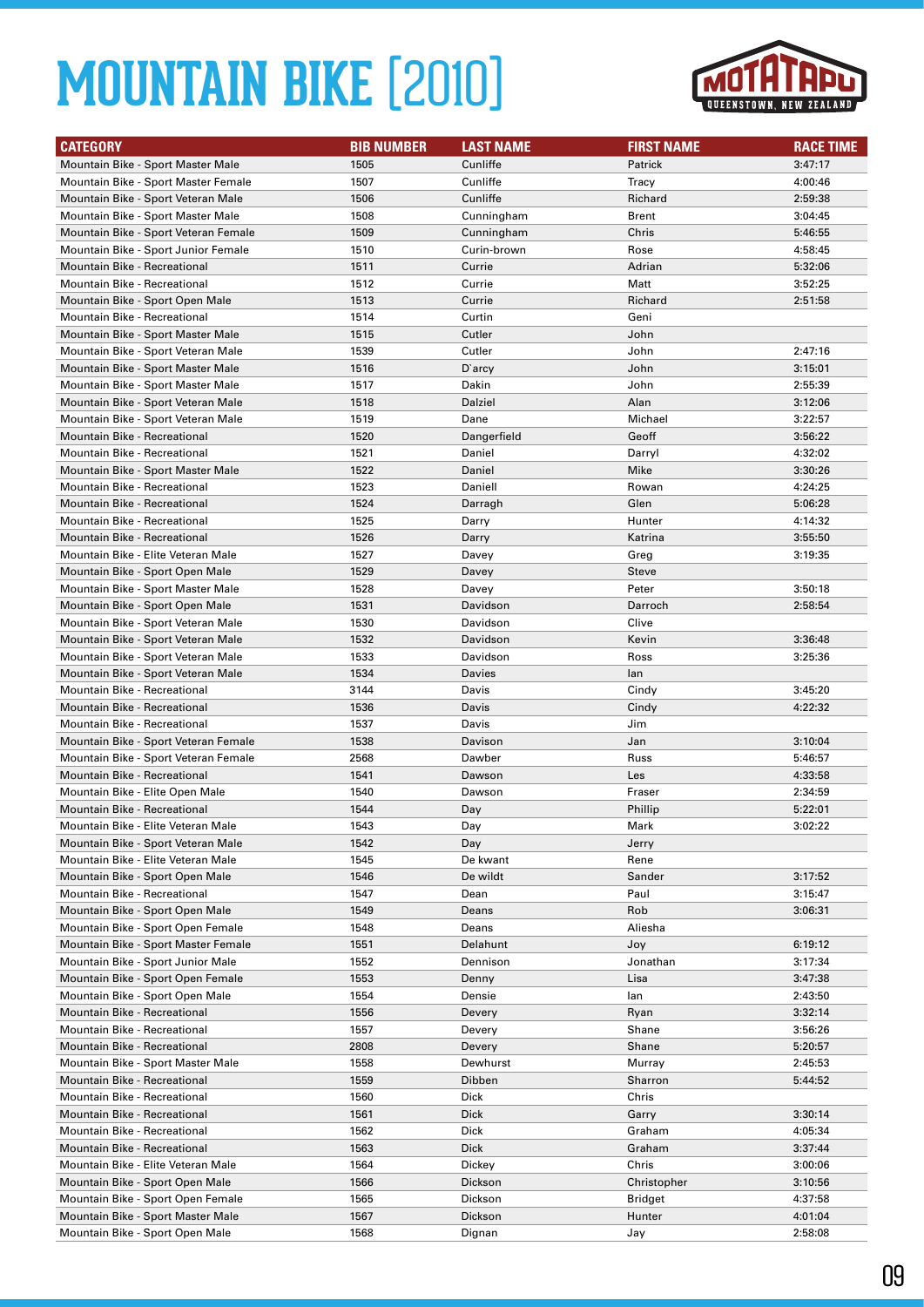# MOUNTAIN BIKE [2010]

MOTATAPU QUEENSTOWN, NEW ZEALAND

| CATEGORY | BIB NUMBER | LAST NAME | FIRST NAME | RACE TIME |
|---|---|---|---|---|
| Mountain Bike - Sport Master Male | 1505 | Cunliffe | Patrick | 3:47:17 |
| Mountain Bike - Sport Master Female | 1507 | Cunliffe | Tracy | 4:00:46 |
| Mountain Bike - Sport Veteran Male | 1506 | Cunliffe | Richard | 2:59:38 |
| Mountain Bike - Sport Master Male | 1508 | Cunningham | Brent | 3:04:45 |
| Mountain Bike - Sport Veteran Female | 1509 | Cunningham | Chris | 5:46:55 |
| Mountain Bike - Sport Junior Female | 1510 | Curin-brown | Rose | 4:58:45 |
| Mountain Bike - Recreational | 1511 | Currie | Adrian | 5:32:06 |
| Mountain Bike - Recreational | 1512 | Currie | Matt | 3:52:25 |
| Mountain Bike - Sport Open Male | 1513 | Currie | Richard | 2:51:58 |
| Mountain Bike - Recreational | 1514 | Curtin | Geni | |
| Mountain Bike - Sport Master Male | 1515 | Cutler | John | |
| Mountain Bike - Sport Veteran Male | 1539 | Cutler | John | 2:47:16 |
| Mountain Bike - Sport Master Male | 1516 | D`arcy | John | 3:15:01 |
| Mountain Bike - Sport Master Male | 1517 | Dakin | John | 2:55:39 |
| Mountain Bike - Sport Veteran Male | 1518 | Dalziel | Alan | 3:12:06 |
| Mountain Bike - Sport Veteran Male | 1519 | Dane | Michael | 3:22:57 |
| Mountain Bike - Recreational | 1520 | Dangerfield | Geoff | 3:56:22 |
| Mountain Bike - Recreational | 1521 | Daniel | Darryl | 4:32:02 |
| Mountain Bike - Sport Master Male | 1522 | Daniel | Mike | 3:30:26 |
| Mountain Bike - Recreational | 1523 | Daniell | Rowan | 4:24:25 |
| Mountain Bike - Recreational | 1524 | Darragh | Glen | 5:06:28 |
| Mountain Bike - Recreational | 1525 | Darry | Hunter | 4:14:32 |
| Mountain Bike - Recreational | 1526 | Darry | Katrina | 3:55:50 |
| Mountain Bike - Elite Veteran Male | 1527 | Davey | Greg | 3:19:35 |
| Mountain Bike - Sport Open Male | 1529 | Davey | Steve | |
| Mountain Bike - Sport Master Male | 1528 | Davey | Peter | 3:50:18 |
| Mountain Bike - Sport Open Male | 1531 | Davidson | Darroch | 2:58:54 |
| Mountain Bike - Sport Veteran Male | 1530 | Davidson | Clive | |
| Mountain Bike - Sport Veteran Male | 1532 | Davidson | Kevin | 3:36:48 |
| Mountain Bike - Sport Veteran Male | 1533 | Davidson | Ross | 3:25:36 |
| Mountain Bike - Sport Veteran Male | 1534 | Davies | Ian | |
| Mountain Bike - Recreational | 3144 | Davis | Cindy | 3:45:20 |
| Mountain Bike - Recreational | 1536 | Davis | Cindy | 4:22:32 |
| Mountain Bike - Recreational | 1537 | Davis | Jim | |
| Mountain Bike - Sport Veteran Female | 1538 | Davison | Jan | 3:10:04 |
| Mountain Bike - Sport Veteran Female | 2568 | Dawber | Russ | 5:46:57 |
| Mountain Bike - Recreational | 1541 | Dawson | Les | 4:33:58 |
| Mountain Bike - Elite Open Male | 1540 | Dawson | Fraser | 2:34:59 |
| Mountain Bike - Recreational | 1544 | Day | Phillip | 5:22:01 |
| Mountain Bike - Elite Veteran Male | 1543 | Day | Mark | 3:02:22 |
| Mountain Bike - Sport Veteran Male | 1542 | Day | Jerry | |
| Mountain Bike - Elite Veteran Male | 1545 | De kwant | Rene | |
| Mountain Bike - Sport Open Male | 1546 | De wildt | Sander | 3:17:52 |
| Mountain Bike - Recreational | 1547 | Dean | Paul | 3:15:47 |
| Mountain Bike - Sport Open Male | 1549 | Deans | Rob | 3:06:31 |
| Mountain Bike - Sport Open Female | 1548 | Deans | Aliesha | |
| Mountain Bike - Sport Master Female | 1551 | Delahunt | Joy | 6:19:12 |
| Mountain Bike - Sport Junior Male | 1552 | Dennison | Jonathan | 3:17:34 |
| Mountain Bike - Sport Open Female | 1553 | Denny | Lisa | 3:47:38 |
| Mountain Bike - Sport Open Male | 1554 | Densie | Ian | 2:43:50 |
| Mountain Bike - Recreational | 1556 | Devery | Ryan | 3:32:14 |
| Mountain Bike - Recreational | 1557 | Devery | Shane | 3:56:26 |
| Mountain Bike - Recreational | 2808 | Devery | Shane | 5:20:57 |
| Mountain Bike - Sport Master Male | 1558 | Dewhurst | Murray | 2:45:53 |
| Mountain Bike - Recreational | 1559 | Dibben | Sharron | 5:44:52 |
| Mountain Bike - Recreational | 1560 | Dick | Chris | |
| Mountain Bike - Recreational | 1561 | Dick | Garry | 3:30:14 |
| Mountain Bike - Recreational | 1562 | Dick | Graham | 4:05:34 |
| Mountain Bike - Recreational | 1563 | Dick | Graham | 3:37:44 |
| Mountain Bike - Elite Veteran Male | 1564 | Dickey | Chris | 3:00:06 |
| Mountain Bike - Sport Open Male | 1566 | Dickson | Christopher | 3:10:56 |
| Mountain Bike - Sport Open Female | 1565 | Dickson | Bridget | 4:37:58 |
| Mountain Bike - Sport Master Male | 1567 | Dickson | Hunter | 4:01:04 |
| Mountain Bike - Sport Open Male | 1568 | Dignan | Jay | 2:58:08 |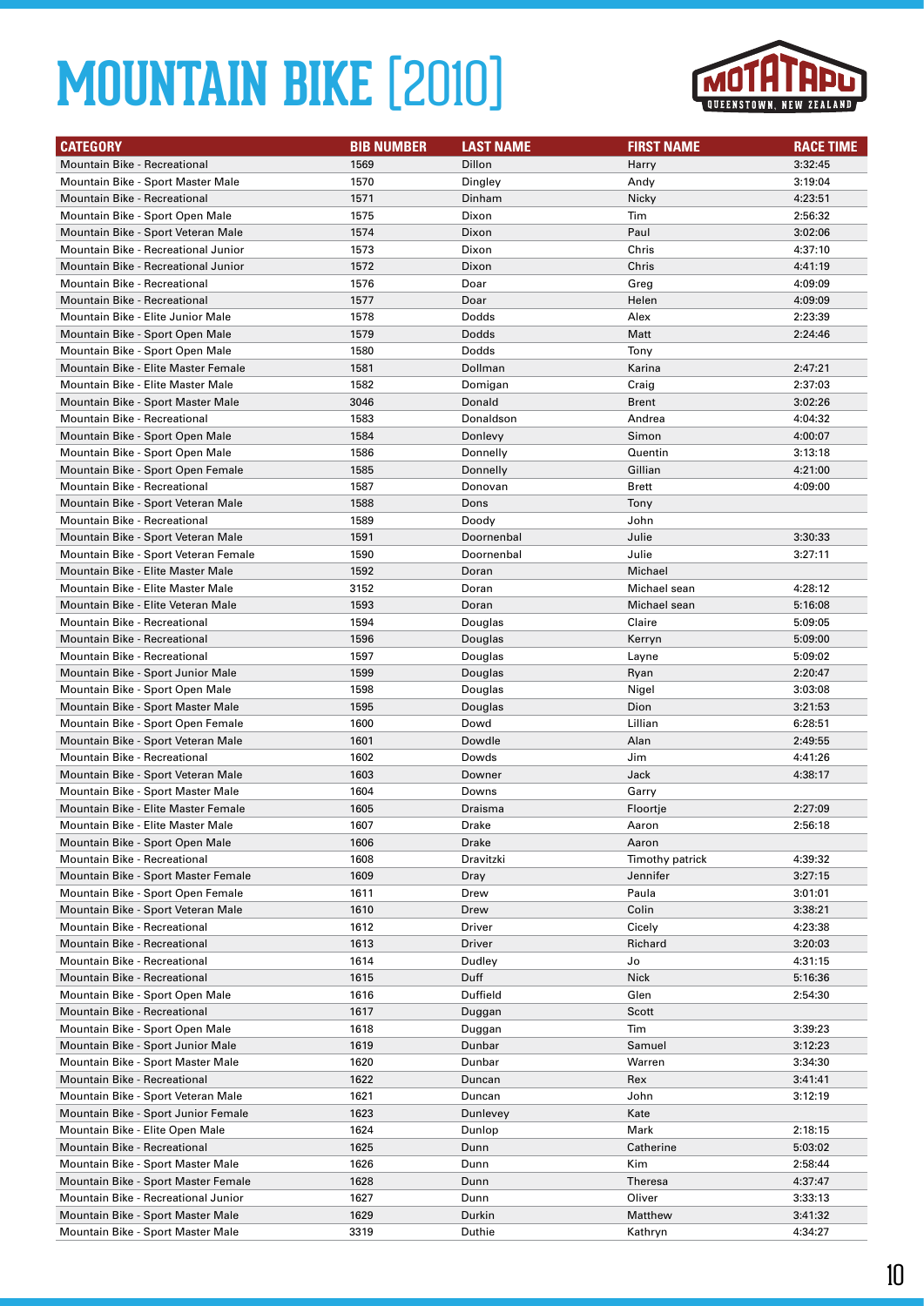# MOUNTAIN BIKE [2010]

| CATEGORY | BIB NUMBER | LAST NAME | FIRST NAME | RACE TIME |
|---|---|---|---|---|
| Mountain Bike - Recreational | 1569 | Dillon | Harry | 3:32:45 |
| Mountain Bike - Sport Master Male | 1570 | Dingley | Andy | 3:19:04 |
| Mountain Bike - Recreational | 1571 | Dinham | Nicky | 4:23:51 |
| Mountain Bike - Sport Open Male | 1575 | Dixon | Tim | 2:56:32 |
| Mountain Bike - Sport Veteran Male | 1574 | Dixon | Paul | 3:02:06 |
| Mountain Bike - Recreational Junior | 1573 | Dixon | Chris | 4:37:10 |
| Mountain Bike - Recreational Junior | 1572 | Dixon | Chris | 4:41:19 |
| Mountain Bike - Recreational | 1576 | Doar | Greg | 4:09:09 |
| Mountain Bike - Recreational | 1577 | Doar | Helen | 4:09:09 |
| Mountain Bike - Elite Junior Male | 1578 | Dodds | Alex | 2:23:39 |
| Mountain Bike - Sport Open Male | 1579 | Dodds | Matt | 2:24:46 |
| Mountain Bike - Sport Open Male | 1580 | Dodds | Tony | |
| Mountain Bike - Elite Master Female | 1581 | Dollman | Karina | 2:47:21 |
| Mountain Bike - Elite Master Male | 1582 | Domigan | Craig | 2:37:03 |
| Mountain Bike - Sport Master Male | 3046 | Donald | Brent | 3:02:26 |
| Mountain Bike - Recreational | 1583 | Donaldson | Andrea | 4:04:32 |
| Mountain Bike - Sport Open Male | 1584 | Donlevy | Simon | 4:00:07 |
| Mountain Bike - Sport Open Male | 1586 | Donnelly | Quentin | 3:13:18 |
| Mountain Bike - Sport Open Female | 1585 | Donnelly | Gillian | 4:21:00 |
| Mountain Bike - Recreational | 1587 | Donovan | Brett | 4:09:00 |
| Mountain Bike - Sport Veteran Male | 1588 | Dons | Tony | |
| Mountain Bike - Recreational | 1589 | Doody | John | |
| Mountain Bike - Sport Veteran Male | 1591 | Doornenbal | Julie | 3:30:33 |
| Mountain Bike - Sport Veteran Female | 1590 | Doornenbal | Julie | 3:27:11 |
| Mountain Bike - Elite Master Male | 1592 | Doran | Michael | |
| Mountain Bike - Elite Master Male | 3152 | Doran | Michael sean | 4:28:12 |
| Mountain Bike - Elite Veteran Male | 1593 | Doran | Michael sean | 5:16:08 |
| Mountain Bike - Recreational | 1594 | Douglas | Claire | 5:09:05 |
| Mountain Bike - Recreational | 1596 | Douglas | Kerryn | 5:09:00 |
| Mountain Bike - Recreational | 1597 | Douglas | Layne | 5:09:02 |
| Mountain Bike - Sport Junior Male | 1599 | Douglas | Ryan | 2:20:47 |
| Mountain Bike - Sport Open Male | 1598 | Douglas | Nigel | 3:03:08 |
| Mountain Bike - Sport Master Male | 1595 | Douglas | Dion | 3:21:53 |
| Mountain Bike - Sport Open Female | 1600 | Dowd | Lillian | 6:28:51 |
| Mountain Bike - Sport Veteran Male | 1601 | Dowdle | Alan | 2:49:55 |
| Mountain Bike - Recreational | 1602 | Dowds | Jim | 4:41:26 |
| Mountain Bike - Sport Veteran Male | 1603 | Downer | Jack | 4:38:17 |
| Mountain Bike - Sport Master Male | 1604 | Downs | Garry | |
| Mountain Bike - Elite Master Female | 1605 | Draisma | Floortje | 2:27:09 |
| Mountain Bike - Elite Master Male | 1607 | Drake | Aaron | 2:56:18 |
| Mountain Bike - Sport Open Male | 1606 | Drake | Aaron | |
| Mountain Bike - Recreational | 1608 | Dravitzki | Timothy patrick | 4:39:32 |
| Mountain Bike - Sport Master Female | 1609 | Dray | Jennifer | 3:27:15 |
| Mountain Bike - Sport Open Female | 1611 | Drew | Paula | 3:01:01 |
| Mountain Bike - Sport Veteran Male | 1610 | Drew | Colin | 3:38:21 |
| Mountain Bike - Recreational | 1612 | Driver | Cicely | 4:23:38 |
| Mountain Bike - Recreational | 1613 | Driver | Richard | 3:20:03 |
| Mountain Bike - Recreational | 1614 | Dudley | Jo | 4:31:15 |
| Mountain Bike - Recreational | 1615 | Duff | Nick | 5:16:36 |
| Mountain Bike - Sport Open Male | 1616 | Duffield | Glen | 2:54:30 |
| Mountain Bike - Recreational | 1617 | Duggan | Scott | |
| Mountain Bike - Sport Open Male | 1618 | Duggan | Tim | 3:39:23 |
| Mountain Bike - Sport Junior Male | 1619 | Dunbar | Samuel | 3:12:23 |
| Mountain Bike - Sport Master Male | 1620 | Dunbar | Warren | 3:34:30 |
| Mountain Bike - Recreational | 1622 | Duncan | Rex | 3:41:41 |
| Mountain Bike - Sport Veteran Male | 1621 | Duncan | John | 3:12:19 |
| Mountain Bike - Sport Junior Female | 1623 | Dunlevey | Kate | |
| Mountain Bike - Elite Open Male | 1624 | Dunlop | Mark | 2:18:15 |
| Mountain Bike - Recreational | 1625 | Dunn | Catherine | 5:03:02 |
| Mountain Bike - Sport Master Male | 1626 | Dunn | Kim | 2:58:44 |
| Mountain Bike - Sport Master Female | 1628 | Dunn | Theresa | 4:37:47 |
| Mountain Bike - Recreational Junior | 1627 | Dunn | Oliver | 3:33:13 |
| Mountain Bike - Sport Master Male | 1629 | Durkin | Matthew | 3:41:32 |
| Mountain Bike - Sport Master Male | 3319 | Duthie | Kathryn | 4:34:27 |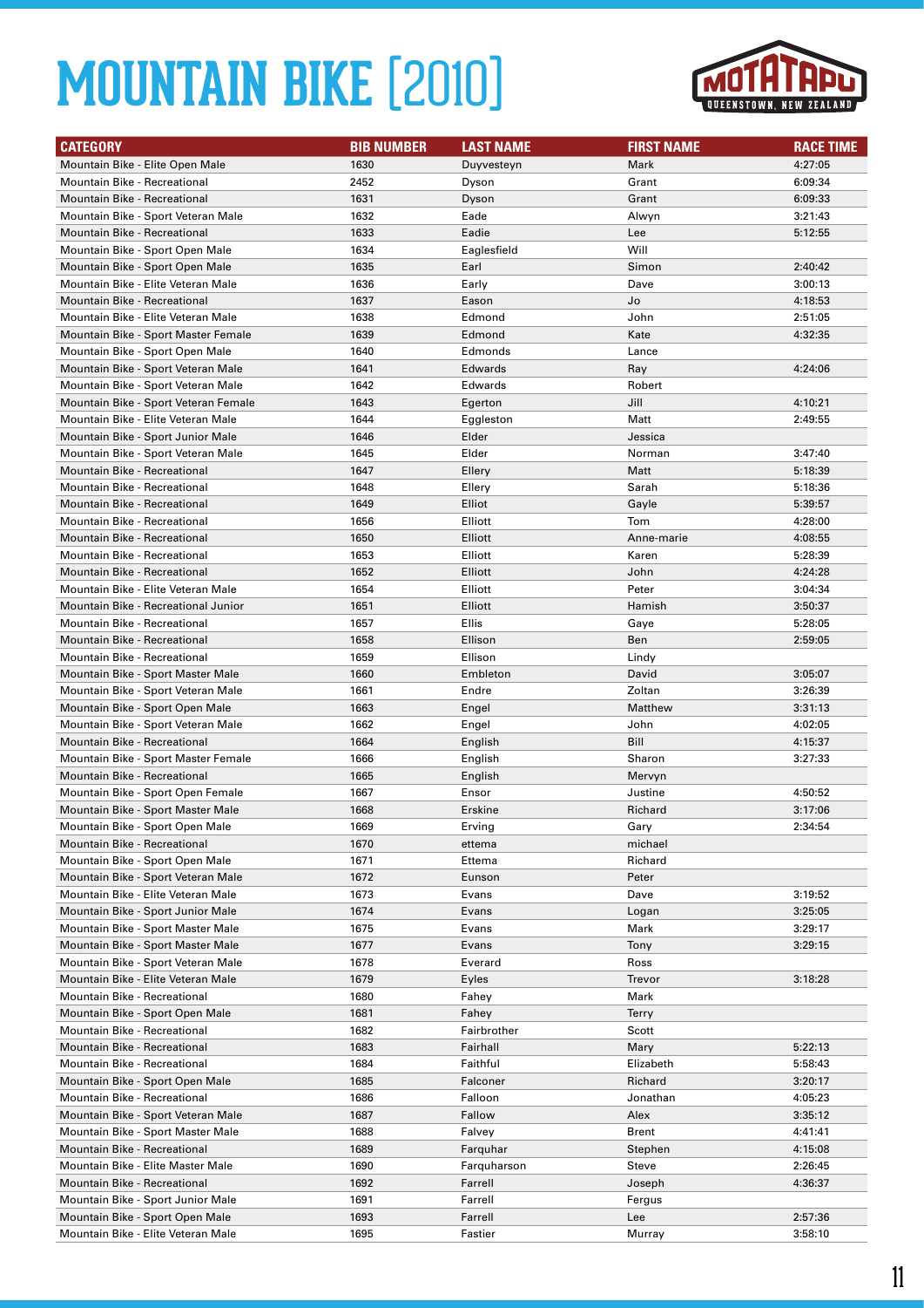# MOUNTAIN BIKE [2010]

| CATEGORY | BIB NUMBER | LAST NAME | FIRST NAME | RACE TIME |
|---|---|---|---|---|
| Mountain Bike - Elite Open Male | 1630 | Duyvesteyn | Mark | 4:27:05 |
| Mountain Bike - Recreational | 2452 | Dyson | Grant | 6:09:34 |
| Mountain Bike - Recreational | 1631 | Dyson | Grant | 6:09:33 |
| Mountain Bike - Sport Veteran Male | 1632 | Eade | Alwyn | 3:21:43 |
| Mountain Bike - Recreational | 1633 | Eadie | Lee | 5:12:55 |
| Mountain Bike - Sport Open Male | 1634 | Eaglesfield | Will | |
| Mountain Bike - Sport Open Male | 1635 | Earl | Simon | 2:40:42 |
| Mountain Bike - Elite Veteran Male | 1636 | Early | Dave | 3:00:13 |
| Mountain Bike - Recreational | 1637 | Eason | Jo | 4:18:53 |
| Mountain Bike - Elite Veteran Male | 1638 | Edmond | John | 2:51:05 |
| Mountain Bike - Sport Master Female | 1639 | Edmond | Kate | 4:32:35 |
| Mountain Bike - Sport Open Male | 1640 | Edmonds | Lance | |
| Mountain Bike - Sport Veteran Male | 1641 | Edwards | Ray | 4:24:06 |
| Mountain Bike - Sport Veteran Male | 1642 | Edwards | Robert | |
| Mountain Bike - Sport Veteran Female | 1643 | Egerton | Jill | 4:10:21 |
| Mountain Bike - Elite Veteran Male | 1644 | Eggleston | Matt | 2:49:55 |
| Mountain Bike - Sport Junior Male | 1646 | Elder | Jessica | |
| Mountain Bike - Sport Veteran Male | 1645 | Elder | Norman | 3:47:40 |
| Mountain Bike - Recreational | 1647 | Ellery | Matt | 5:18:39 |
| Mountain Bike - Recreational | 1648 | Ellery | Sarah | 5:18:36 |
| Mountain Bike - Recreational | 1649 | Elliot | Gayle | 5:39:57 |
| Mountain Bike - Recreational | 1656 | Elliott | Tom | 4:28:00 |
| Mountain Bike - Recreational | 1650 | Elliott | Anne-marie | 4:08:55 |
| Mountain Bike - Recreational | 1653 | Elliott | Karen | 5:28:39 |
| Mountain Bike - Recreational | 1652 | Elliott | John | 4:24:28 |
| Mountain Bike - Elite Veteran Male | 1654 | Elliott | Peter | 3:04:34 |
| Mountain Bike - Recreational Junior | 1651 | Elliott | Hamish | 3:50:37 |
| Mountain Bike - Recreational | 1657 | Ellis | Gaye | 5:28:05 |
| Mountain Bike - Recreational | 1658 | Ellison | Ben | 2:59:05 |
| Mountain Bike - Recreational | 1659 | Ellison | Lindy | |
| Mountain Bike - Sport Master Male | 1660 | Embleton | David | 3:05:07 |
| Mountain Bike - Sport Veteran Male | 1661 | Endre | Zoltan | 3:26:39 |
| Mountain Bike - Sport Open Male | 1663 | Engel | Matthew | 3:31:13 |
| Mountain Bike - Sport Veteran Male | 1662 | Engel | John | 4:02:05 |
| Mountain Bike - Recreational | 1664 | English | Bill | 4:15:37 |
| Mountain Bike - Sport Master Female | 1666 | English | Sharon | 3:27:33 |
| Mountain Bike - Recreational | 1665 | English | Mervyn | |
| Mountain Bike - Sport Open Female | 1667 | Ensor | Justine | 4:50:52 |
| Mountain Bike - Sport Master Male | 1668 | Erskine | Richard | 3:17:06 |
| Mountain Bike - Sport Open Male | 1669 | Erving | Gary | 2:34:54 |
| Mountain Bike - Recreational | 1670 | ettema | michael | |
| Mountain Bike - Sport Open Male | 1671 | Ettema | Richard | |
| Mountain Bike - Sport Veteran Male | 1672 | Eunson | Peter | |
| Mountain Bike - Elite Veteran Male | 1673 | Evans | Dave | 3:19:52 |
| Mountain Bike - Sport Junior Male | 1674 | Evans | Logan | 3:25:05 |
| Mountain Bike - Sport Master Male | 1675 | Evans | Mark | 3:29:17 |
| Mountain Bike - Sport Master Male | 1677 | Evans | Tony | 3:29:15 |
| Mountain Bike - Sport Veteran Male | 1678 | Everard | Ross | |
| Mountain Bike - Elite Veteran Male | 1679 | Eyles | Trevor | 3:18:28 |
| Mountain Bike - Recreational | 1680 | Fahey | Mark | |
| Mountain Bike - Sport Open Male | 1681 | Fahey | Terry | |
| Mountain Bike - Recreational | 1682 | Fairbrother | Scott | |
| Mountain Bike - Recreational | 1683 | Fairhall | Mary | 5:22:13 |
| Mountain Bike - Recreational | 1684 | Faithful | Elizabeth | 5:58:43 |
| Mountain Bike - Sport Open Male | 1685 | Falconer | Richard | 3:20:17 |
| Mountain Bike - Recreational | 1686 | Falloon | Jonathan | 4:05:23 |
| Mountain Bike - Sport Veteran Male | 1687 | Fallow | Alex | 3:35:12 |
| Mountain Bike - Sport Master Male | 1688 | Falvey | Brent | 4:41:41 |
| Mountain Bike - Recreational | 1689 | Farquhar | Stephen | 4:15:08 |
| Mountain Bike - Elite Master Male | 1690 | Farquharson | Steve | 2:26:45 |
| Mountain Bike - Recreational | 1692 | Farrell | Joseph | 4:36:37 |
| Mountain Bike - Sport Junior Male | 1691 | Farrell | Fergus | |
| Mountain Bike - Sport Open Male | 1693 | Farrell | Lee | 2:57:36 |
| Mountain Bike - Elite Veteran Male | 1695 | Fastier | Murray | 3:58:10 |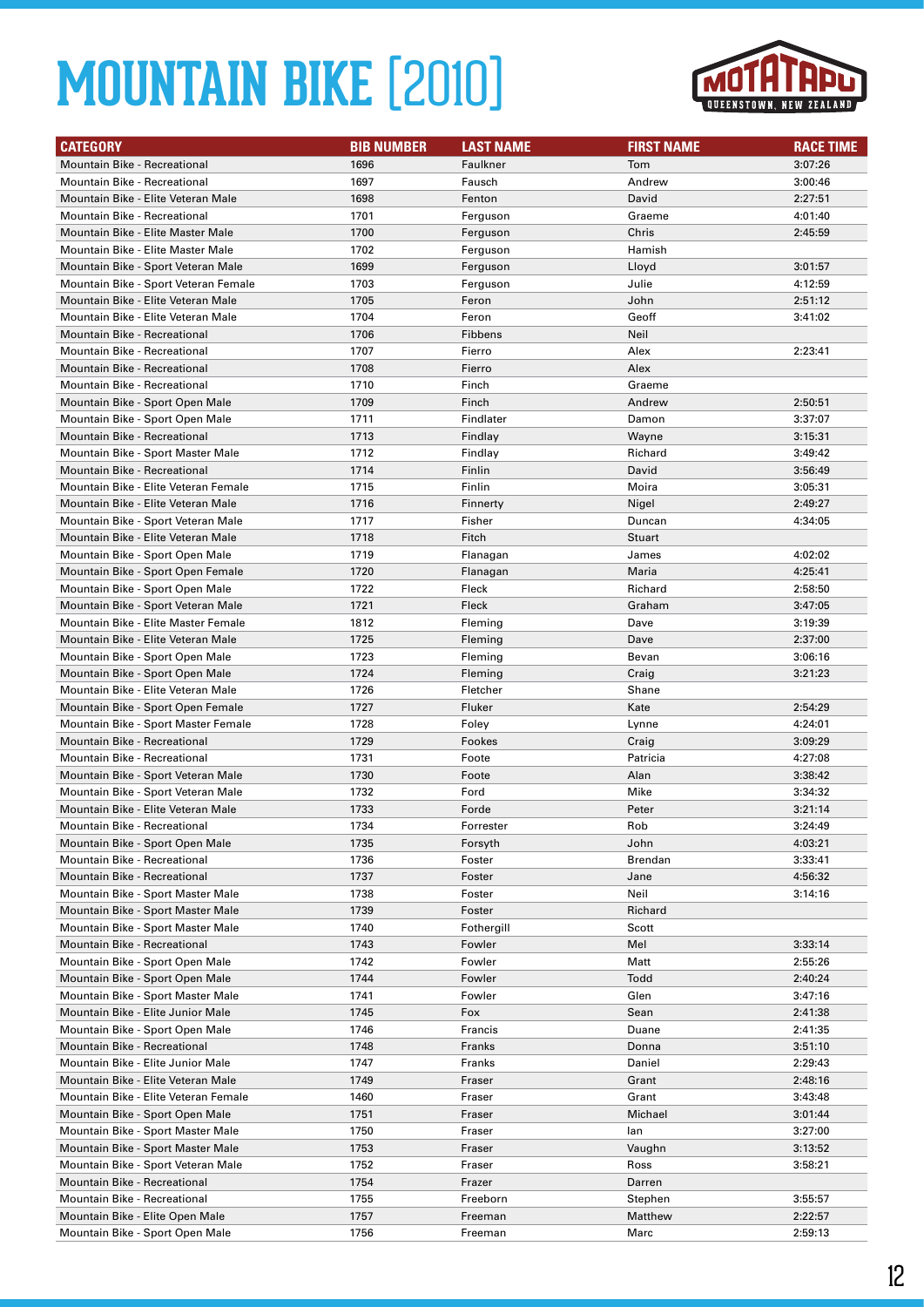# MOUNTAIN BIKE [2010]

| CATEGORY | BIB NUMBER | LAST NAME | FIRST NAME | RACE TIME |
|---|---|---|---|---|
| Mountain Bike - Recreational | 1696 | Faulkner | Tom | 3:07:26 |
| Mountain Bike - Recreational | 1697 | Fausch | Andrew | 3:00:46 |
| Mountain Bike - Elite Veteran Male | 1698 | Fenton | David | 2:27:51 |
| Mountain Bike - Recreational | 1701 | Ferguson | Graeme | 4:01:40 |
| Mountain Bike - Elite Master Male | 1700 | Ferguson | Chris | 2:45:59 |
| Mountain Bike - Elite Master Male | 1702 | Ferguson | Hamish | |
| Mountain Bike - Sport Veteran Male | 1699 | Ferguson | Lloyd | 3:01:57 |
| Mountain Bike - Sport Veteran Female | 1703 | Ferguson | Julie | 4:12:59 |
| Mountain Bike - Elite Veteran Male | 1705 | Feron | John | 2:51:12 |
| Mountain Bike - Elite Veteran Male | 1704 | Feron | Geoff | 3:41:02 |
| Mountain Bike - Recreational | 1706 | Fibbens | Neil | |
| Mountain Bike - Recreational | 1707 | Fierro | Alex | 2:23:41 |
| Mountain Bike - Recreational | 1708 | Fierro | Alex | |
| Mountain Bike - Recreational | 1710 | Finch | Graeme | |
| Mountain Bike - Sport Open Male | 1709 | Finch | Andrew | 2:50:51 |
| Mountain Bike - Sport Open Male | 1711 | Findlater | Damon | 3:37:07 |
| Mountain Bike - Recreational | 1713 | Findlay | Wayne | 3:15:31 |
| Mountain Bike - Sport Master Male | 1712 | Findlay | Richard | 3:49:42 |
| Mountain Bike - Recreational | 1714 | Finlin | David | 3:56:49 |
| Mountain Bike - Elite Veteran Female | 1715 | Finlin | Moira | 3:05:31 |
| Mountain Bike - Elite Veteran Male | 1716 | Finnerty | Nigel | 2:49:27 |
| Mountain Bike - Sport Veteran Male | 1717 | Fisher | Duncan | 4:34:05 |
| Mountain Bike - Elite Veteran Male | 1718 | Fitch | Stuart | |
| Mountain Bike - Sport Open Male | 1719 | Flanagan | James | 4:02:02 |
| Mountain Bike - Sport Open Female | 1720 | Flanagan | Maria | 4:25:41 |
| Mountain Bike - Sport Open Male | 1722 | Fleck | Richard | 2:58:50 |
| Mountain Bike - Sport Veteran Male | 1721 | Fleck | Graham | 3:47:05 |
| Mountain Bike - Elite Master Female | 1812 | Fleming | Dave | 3:19:39 |
| Mountain Bike - Elite Veteran Male | 1725 | Fleming | Dave | 2:37:00 |
| Mountain Bike - Sport Open Male | 1723 | Fleming | Bevan | 3:06:16 |
| Mountain Bike - Sport Open Male | 1724 | Fleming | Craig | 3:21:23 |
| Mountain Bike - Elite Veteran Male | 1726 | Fletcher | Shane | |
| Mountain Bike - Sport Open Female | 1727 | Fluker | Kate | 2:54:29 |
| Mountain Bike - Sport Master Female | 1728 | Foley | Lynne | 4:24:01 |
| Mountain Bike - Recreational | 1729 | Fookes | Craig | 3:09:29 |
| Mountain Bike - Recreational | 1731 | Foote | Patricia | 4:27:08 |
| Mountain Bike - Sport Veteran Male | 1730 | Foote | Alan | 3:38:42 |
| Mountain Bike - Sport Veteran Male | 1732 | Ford | Mike | 3:34:32 |
| Mountain Bike - Elite Veteran Male | 1733 | Forde | Peter | 3:21:14 |
| Mountain Bike - Recreational | 1734 | Forrester | Rob | 3:24:49 |
| Mountain Bike - Sport Open Male | 1735 | Forsyth | John | 4:03:21 |
| Mountain Bike - Recreational | 1736 | Foster | Brendan | 3:33:41 |
| Mountain Bike - Recreational | 1737 | Foster | Jane | 4:56:32 |
| Mountain Bike - Sport Master Male | 1738 | Foster | Neil | 3:14:16 |
| Mountain Bike - Sport Master Male | 1739 | Foster | Richard | |
| Mountain Bike - Sport Master Male | 1740 | Fothergill | Scott | |
| Mountain Bike - Recreational | 1743 | Fowler | Mel | 3:33:14 |
| Mountain Bike - Sport Open Male | 1742 | Fowler | Matt | 2:55:26 |
| Mountain Bike - Sport Open Male | 1744 | Fowler | Todd | 2:40:24 |
| Mountain Bike - Sport Master Male | 1741 | Fowler | Glen | 3:47:16 |
| Mountain Bike - Elite Junior Male | 1745 | Fox | Sean | 2:41:38 |
| Mountain Bike - Sport Open Male | 1746 | Francis | Duane | 2:41:35 |
| Mountain Bike - Recreational | 1748 | Franks | Donna | 3:51:10 |
| Mountain Bike - Elite Junior Male | 1747 | Franks | Daniel | 2:29:43 |
| Mountain Bike - Elite Veteran Male | 1749 | Fraser | Grant | 2:48:16 |
| Mountain Bike - Elite Veteran Female | 1460 | Fraser | Grant | 3:43:48 |
| Mountain Bike - Sport Open Male | 1751 | Fraser | Michael | 3:01:44 |
| Mountain Bike - Sport Master Male | 1750 | Fraser | Ian | 3:27:00 |
| Mountain Bike - Sport Master Male | 1753 | Fraser | Vaughn | 3:13:52 |
| Mountain Bike - Sport Veteran Male | 1752 | Fraser | Ross | 3:58:21 |
| Mountain Bike - Recreational | 1754 | Frazer | Darren | |
| Mountain Bike - Recreational | 1755 | Freeborn | Stephen | 3:55:57 |
| Mountain Bike - Elite Open Male | 1757 | Freeman | Matthew | 2:22:57 |
| Mountain Bike - Sport Open Male | 1756 | Freeman | Marc | 2:59:13 |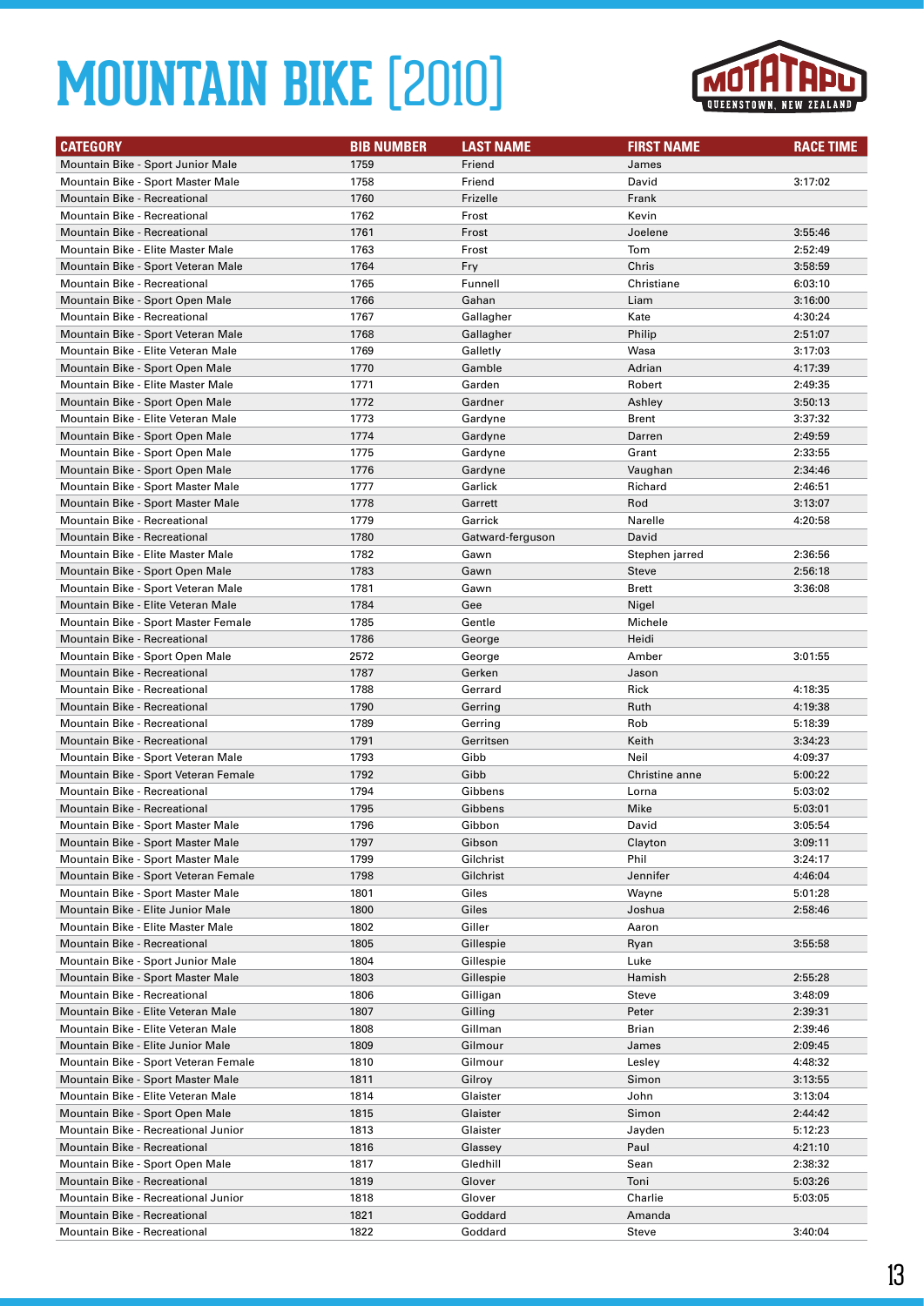# MOUNTAIN BIKE [2010]

| CATEGORY | BIB NUMBER | LAST NAME | FIRST NAME | RACE TIME |
|---|---|---|---|---|
| Mountain Bike - Sport Junior Male | 1759 | Friend | James | |
| Mountain Bike - Sport Master Male | 1758 | Friend | David | 3:17:02 |
| Mountain Bike - Recreational | 1760 | Frizelle | Frank | |
| Mountain Bike - Recreational | 1762 | Frost | Kevin | |
| Mountain Bike - Recreational | 1761 | Frost | Joelene | 3:55:46 |
| Mountain Bike - Elite Master Male | 1763 | Frost | Tom | 2:52:49 |
| Mountain Bike - Sport Veteran Male | 1764 | Fry | Chris | 3:58:59 |
| Mountain Bike - Recreational | 1765 | Funnell | Christiane | 6:03:10 |
| Mountain Bike - Sport Open Male | 1766 | Gahan | Liam | 3:16:00 |
| Mountain Bike - Recreational | 1767 | Gallagher | Kate | 4:30:24 |
| Mountain Bike - Sport Veteran Male | 1768 | Gallagher | Philip | 2:51:07 |
| Mountain Bike - Elite Veteran Male | 1769 | Galletly | Wasa | 3:17:03 |
| Mountain Bike - Sport Open Male | 1770 | Gamble | Adrian | 4:17:39 |
| Mountain Bike - Elite Master Male | 1771 | Garden | Robert | 2:49:35 |
| Mountain Bike - Sport Open Male | 1772 | Gardner | Ashley | 3:50:13 |
| Mountain Bike - Elite Veteran Male | 1773 | Gardyne | Brent | 3:37:32 |
| Mountain Bike - Sport Open Male | 1774 | Gardyne | Darren | 2:49:59 |
| Mountain Bike - Sport Open Male | 1775 | Gardyne | Grant | 2:33:55 |
| Mountain Bike - Sport Open Male | 1776 | Gardyne | Vaughan | 2:34:46 |
| Mountain Bike - Sport Master Male | 1777 | Garlick | Richard | 2:46:51 |
| Mountain Bike - Sport Master Male | 1778 | Garrett | Rod | 3:13:07 |
| Mountain Bike - Recreational | 1779 | Garrick | Narelle | 4:20:58 |
| Mountain Bike - Recreational | 1780 | Gatward-ferguson | David | |
| Mountain Bike - Elite Master Male | 1782 | Gawn | Stephen jarred | 2:36:56 |
| Mountain Bike - Sport Open Male | 1783 | Gawn | Steve | 2:56:18 |
| Mountain Bike - Sport Veteran Male | 1781 | Gawn | Brett | 3:36:08 |
| Mountain Bike - Elite Veteran Male | 1784 | Gee | Nigel | |
| Mountain Bike - Sport Master Female | 1785 | Gentle | Michele | |
| Mountain Bike - Recreational | 1786 | George | Heidi | |
| Mountain Bike - Sport Open Male | 2572 | George | Amber | 3:01:55 |
| Mountain Bike - Recreational | 1787 | Gerken | Jason | |
| Mountain Bike - Recreational | 1788 | Gerrard | Rick | 4:18:35 |
| Mountain Bike - Recreational | 1790 | Gerring | Ruth | 4:19:38 |
| Mountain Bike - Recreational | 1789 | Gerring | Rob | 5:18:39 |
| Mountain Bike - Recreational | 1791 | Gerritsen | Keith | 3:34:23 |
| Mountain Bike - Sport Veteran Male | 1793 | Gibb | Neil | 4:09:37 |
| Mountain Bike - Sport Veteran Female | 1792 | Gibb | Christine anne | 5:00:22 |
| Mountain Bike - Recreational | 1794 | Gibbens | Lorna | 5:03:02 |
| Mountain Bike - Recreational | 1795 | Gibbens | Mike | 5:03:01 |
| Mountain Bike - Sport Master Male | 1796 | Gibbon | David | 3:05:54 |
| Mountain Bike - Sport Master Male | 1797 | Gibson | Clayton | 3:09:11 |
| Mountain Bike - Sport Master Male | 1799 | Gilchrist | Phil | 3:24:17 |
| Mountain Bike - Sport Veteran Female | 1798 | Gilchrist | Jennifer | 4:46:04 |
| Mountain Bike - Sport Master Male | 1801 | Giles | Wayne | 5:01:28 |
| Mountain Bike - Elite Junior Male | 1800 | Giles | Joshua | 2:58:46 |
| Mountain Bike - Elite Master Male | 1802 | Giller | Aaron | |
| Mountain Bike - Recreational | 1805 | Gillespie | Ryan | 3:55:58 |
| Mountain Bike - Sport Junior Male | 1804 | Gillespie | Luke | |
| Mountain Bike - Sport Master Male | 1803 | Gillespie | Hamish | 2:55:28 |
| Mountain Bike - Recreational | 1806 | Gilligan | Steve | 3:48:09 |
| Mountain Bike - Elite Veteran Male | 1807 | Gilling | Peter | 2:39:31 |
| Mountain Bike - Elite Veteran Male | 1808 | Gillman | Brian | 2:39:46 |
| Mountain Bike - Elite Junior Male | 1809 | Gilmour | James | 2:09:45 |
| Mountain Bike - Sport Veteran Female | 1810 | Gilmour | Lesley | 4:48:32 |
| Mountain Bike - Sport Master Male | 1811 | Gilroy | Simon | 3:13:55 |
| Mountain Bike - Elite Veteran Male | 1814 | Glaister | John | 3:13:04 |
| Mountain Bike - Sport Open Male | 1815 | Glaister | Simon | 2:44:42 |
| Mountain Bike - Recreational Junior | 1813 | Glaister | Jayden | 5:12:23 |
| Mountain Bike - Recreational | 1816 | Glassey | Paul | 4:21:10 |
| Mountain Bike - Sport Open Male | 1817 | Gledhill | Sean | 2:38:32 |
| Mountain Bike - Recreational | 1819 | Glover | Toni | 5:03:26 |
| Mountain Bike - Recreational Junior | 1818 | Glover | Charlie | 5:03:05 |
| Mountain Bike - Recreational | 1821 | Goddard | Amanda | |
| Mountain Bike - Recreational | 1822 | Goddard | Steve | 3:40:04 |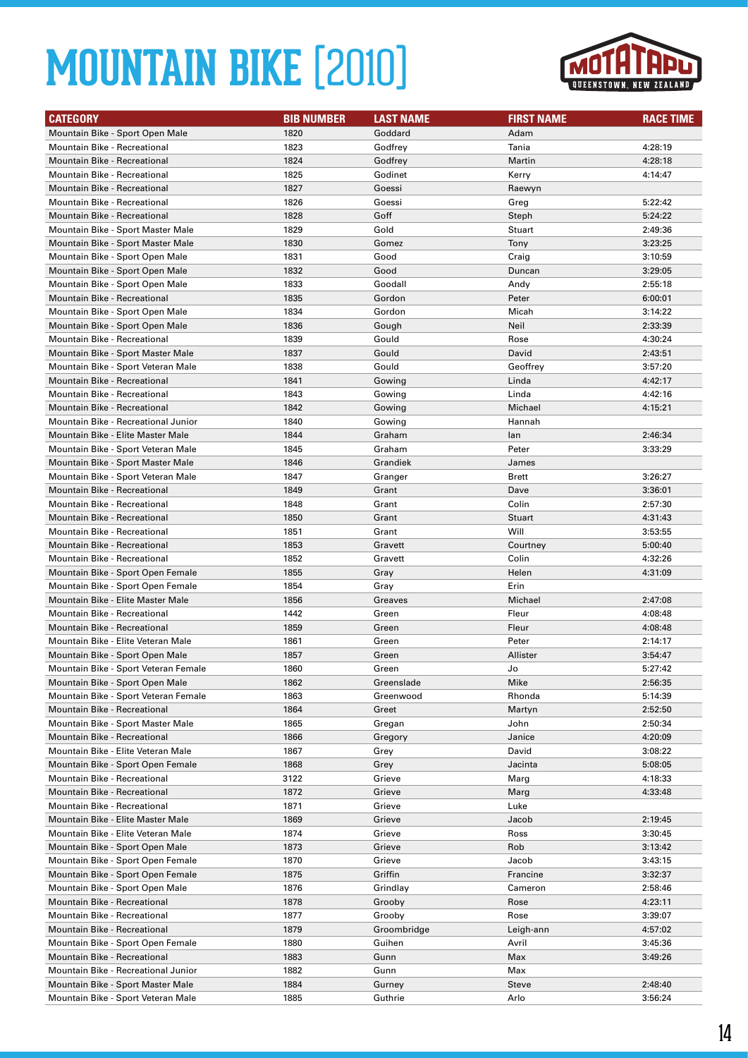# MOUNTAIN BIKE [2010]

| CATEGORY | BIB NUMBER | LAST NAME | FIRST NAME | RACE TIME |
|---|---|---|---|---|
| Mountain Bike - Sport Open Male | 1820 | Goddard | Adam | |
| Mountain Bike - Recreational | 1823 | Godfrey | Tania | 4:28:19 |
| Mountain Bike - Recreational | 1824 | Godfrey | Martin | 4:28:18 |
| Mountain Bike - Recreational | 1825 | Godinet | Kerry | 4:14:47 |
| Mountain Bike - Recreational | 1827 | Goessi | Raewyn | |
| Mountain Bike - Recreational | 1826 | Goessi | Greg | 5:22:42 |
| Mountain Bike - Recreational | 1828 | Goff | Steph | 5:24:22 |
| Mountain Bike - Sport Master Male | 1829 | Gold | Stuart | 2:49:36 |
| Mountain Bike - Sport Master Male | 1830 | Gomez | Tony | 3:23:25 |
| Mountain Bike - Sport Open Male | 1831 | Good | Craig | 3:10:59 |
| Mountain Bike - Sport Open Male | 1832 | Good | Duncan | 3:29:05 |
| Mountain Bike - Sport Open Male | 1833 | Goodall | Andy | 2:55:18 |
| Mountain Bike - Recreational | 1835 | Gordon | Peter | 6:00:01 |
| Mountain Bike - Sport Open Male | 1834 | Gordon | Micah | 3:14:22 |
| Mountain Bike - Sport Open Male | 1836 | Gough | Neil | 2:33:39 |
| Mountain Bike - Recreational | 1839 | Gould | Rose | 4:30:24 |
| Mountain Bike - Sport Master Male | 1837 | Gould | David | 2:43:51 |
| Mountain Bike - Sport Veteran Male | 1838 | Gould | Geoffrey | 3:57:20 |
| Mountain Bike - Recreational | 1841 | Gowing | Linda | 4:42:17 |
| Mountain Bike - Recreational | 1843 | Gowing | Linda | 4:42:16 |
| Mountain Bike - Recreational | 1842 | Gowing | Michael | 4:15:21 |
| Mountain Bike - Recreational Junior | 1840 | Gowing | Hannah | |
| Mountain Bike - Elite Master Male | 1844 | Graham | Ian | 2:46:34 |
| Mountain Bike - Sport Veteran Male | 1845 | Graham | Peter | 3:33:29 |
| Mountain Bike - Sport Master Male | 1846 | Grandiek | James | |
| Mountain Bike - Sport Veteran Male | 1847 | Granger | Brett | 3:26:27 |
| Mountain Bike - Recreational | 1849 | Grant | Dave | 3:36:01 |
| Mountain Bike - Recreational | 1848 | Grant | Colin | 2:57:30 |
| Mountain Bike - Recreational | 1850 | Grant | Stuart | 4:31:43 |
| Mountain Bike - Recreational | 1851 | Grant | Will | 3:53:55 |
| Mountain Bike - Recreational | 1853 | Gravett | Courtney | 5:00:40 |
| Mountain Bike - Recreational | 1852 | Gravett | Colin | 4:32:26 |
| Mountain Bike - Sport Open Female | 1855 | Gray | Helen | 4:31:09 |
| Mountain Bike - Sport Open Female | 1854 | Gray | Erin | |
| Mountain Bike - Elite Master Male | 1856 | Greaves | Michael | 2:47:08 |
| Mountain Bike - Recreational | 1442 | Green | Fleur | 4:08:48 |
| Mountain Bike - Recreational | 1859 | Green | Fleur | 4:08:48 |
| Mountain Bike - Elite Veteran Male | 1861 | Green | Peter | 2:14:17 |
| Mountain Bike - Sport Open Male | 1857 | Green | Allister | 3:54:47 |
| Mountain Bike - Sport Veteran Female | 1860 | Green | Jo | 5:27:42 |
| Mountain Bike - Sport Open Male | 1862 | Greenslade | Mike | 2:56:35 |
| Mountain Bike - Sport Veteran Female | 1863 | Greenwood | Rhonda | 5:14:39 |
| Mountain Bike - Recreational | 1864 | Greet | Martyn | 2:52:50 |
| Mountain Bike - Sport Master Male | 1865 | Gregan | John | 2:50:34 |
| Mountain Bike - Recreational | 1866 | Gregory | Janice | 4:20:09 |
| Mountain Bike - Elite Veteran Male | 1867 | Grey | David | 3:08:22 |
| Mountain Bike - Sport Open Female | 1868 | Grey | Jacinta | 5:08:05 |
| Mountain Bike - Recreational | 3122 | Grieve | Marg | 4:18:33 |
| Mountain Bike - Recreational | 1872 | Grieve | Marg | 4:33:48 |
| Mountain Bike - Recreational | 1871 | Grieve | Luke | |
| Mountain Bike - Elite Master Male | 1869 | Grieve | Jacob | 2:19:45 |
| Mountain Bike - Elite Veteran Male | 1874 | Grieve | Ross | 3:30:45 |
| Mountain Bike - Sport Open Male | 1873 | Grieve | Rob | 3:13:42 |
| Mountain Bike - Sport Open Female | 1870 | Grieve | Jacob | 3:43:15 |
| Mountain Bike - Sport Open Female | 1875 | Griffin | Francine | 3:32:37 |
| Mountain Bike - Sport Open Male | 1876 | Grindlay | Cameron | 2:58:46 |
| Mountain Bike - Recreational | 1878 | Grooby | Rose | 4:23:11 |
| Mountain Bike - Recreational | 1877 | Grooby | Rose | 3:39:07 |
| Mountain Bike - Recreational | 1879 | Groombridge | Leigh-ann | 4:57:02 |
| Mountain Bike - Sport Open Female | 1880 | Guihen | Avril | 3:45:36 |
| Mountain Bike - Recreational | 1883 | Gunn | Max | 3:49:26 |
| Mountain Bike - Recreational Junior | 1882 | Gunn | Max | |
| Mountain Bike - Sport Master Male | 1884 | Gurney | Steve | 2:48:40 |
| Mountain Bike - Sport Veteran Male | 1885 | Guthrie | Arlo | 3:56:24 |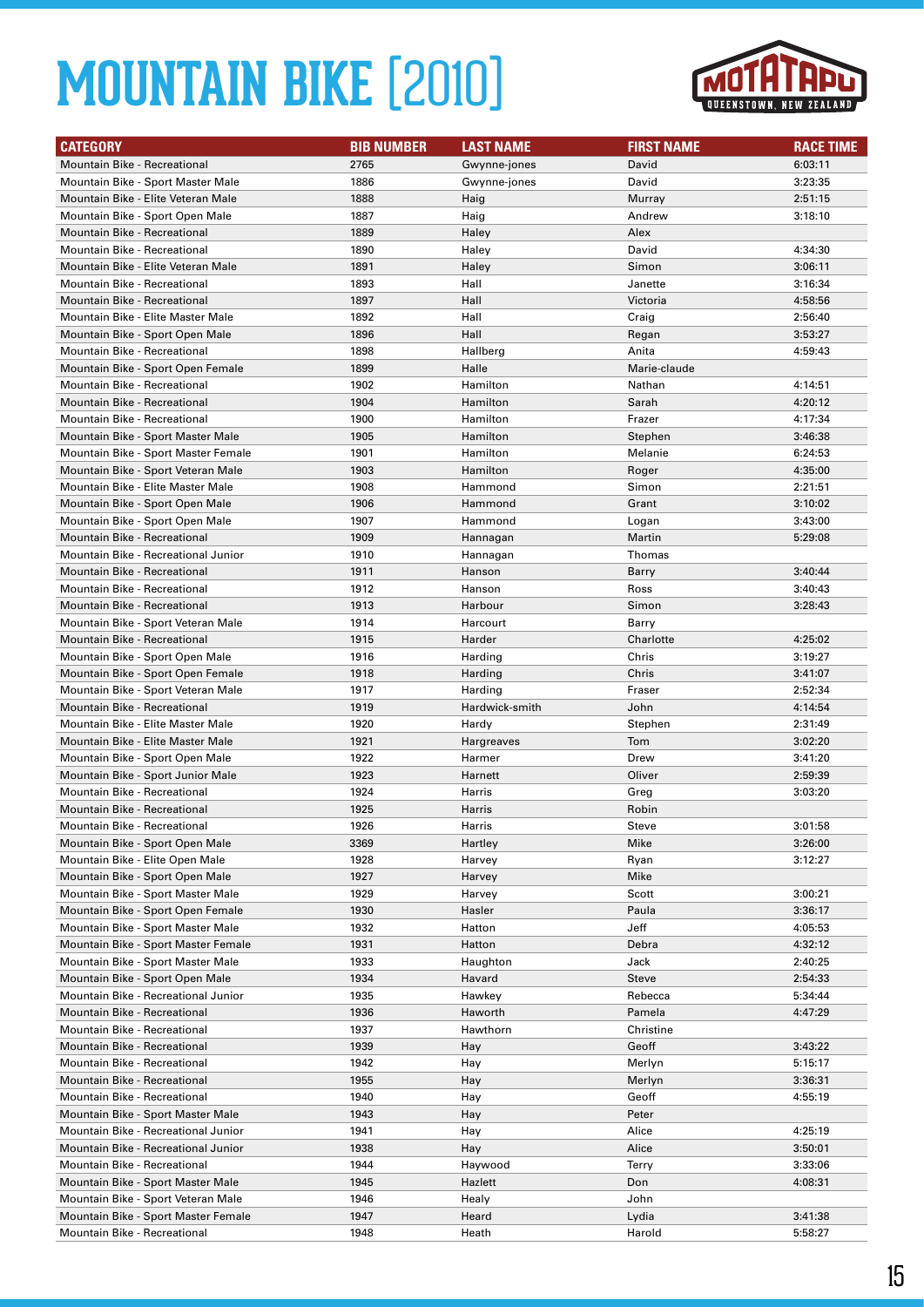# MOUNTAIN BIKE [2010]

MOTATAPU QUEENSTOWN, NEW ZEALAND

| CATEGORY | BIB NUMBER | LAST NAME | FIRST NAME | RACE TIME |
|---|---|---|---|---|
| Mountain Bike - Recreational | 2765 | Gwynne-jones | David | 6:03:11 |
| Mountain Bike - Sport Master Male | 1886 | Gwynne-jones | David | 3:23:35 |
| Mountain Bike - Elite Veteran Male | 1888 | Haig | Murray | 2:51:15 |
| Mountain Bike - Sport Open Male | 1887 | Haig | Andrew | 3:18:10 |
| Mountain Bike - Recreational | 1889 | Haley | Alex | |
| Mountain Bike - Recreational | 1890 | Haley | David | 4:34:30 |
| Mountain Bike - Elite Veteran Male | 1891 | Haley | Simon | 3:06:11 |
| Mountain Bike - Recreational | 1893 | Hall | Janette | 3:16:34 |
| Mountain Bike - Recreational | 1897 | Hall | Victoria | 4:58:56 |
| Mountain Bike - Elite Master Male | 1892 | Hall | Craig | 2:56:40 |
| Mountain Bike - Sport Open Male | 1896 | Hall | Regan | 3:53:27 |
| Mountain Bike - Recreational | 1898 | Hallberg | Anita | 4:59:43 |
| Mountain Bike - Sport Open Female | 1899 | Halle | Marie-claude | |
| Mountain Bike - Recreational | 1902 | Hamilton | Nathan | 4:14:51 |
| Mountain Bike - Recreational | 1904 | Hamilton | Sarah | 4:20:12 |
| Mountain Bike - Recreational | 1900 | Hamilton | Frazer | 4:17:34 |
| Mountain Bike - Sport Master Male | 1905 | Hamilton | Stephen | 3:46:38 |
| Mountain Bike - Sport Master Female | 1901 | Hamilton | Melanie | 6:24:53 |
| Mountain Bike - Sport Veteran Male | 1903 | Hamilton | Roger | 4:35:00 |
| Mountain Bike - Elite Master Male | 1908 | Hammond | Simon | 2:21:51 |
| Mountain Bike - Sport Open Male | 1906 | Hammond | Grant | 3:10:02 |
| Mountain Bike - Sport Open Male | 1907 | Hammond | Logan | 3:43:00 |
| Mountain Bike - Recreational | 1909 | Hannagan | Martin | 5:29:08 |
| Mountain Bike - Recreational Junior | 1910 | Hannagan | Thomas | |
| Mountain Bike - Recreational | 1911 | Hanson | Barry | 3:40:44 |
| Mountain Bike - Recreational | 1912 | Hanson | Ross | 3:40:43 |
| Mountain Bike - Recreational | 1913 | Harbour | Simon | 3:28:43 |
| Mountain Bike - Sport Veteran Male | 1914 | Harcourt | Barry | |
| Mountain Bike - Recreational | 1915 | Harder | Charlotte | 4:25:02 |
| Mountain Bike - Sport Open Male | 1916 | Harding | Chris | 3:19:27 |
| Mountain Bike - Sport Open Female | 1918 | Harding | Chris | 3:41:07 |
| Mountain Bike - Sport Veteran Male | 1917 | Harding | Fraser | 2:52:34 |
| Mountain Bike - Recreational | 1919 | Hardwick-smith | John | 4:14:54 |
| Mountain Bike - Elite Master Male | 1920 | Hardy | Stephen | 2:31:49 |
| Mountain Bike - Elite Master Male | 1921 | Hargreaves | Tom | 3:02:20 |
| Mountain Bike - Sport Open Male | 1922 | Harmer | Drew | 3:41:20 |
| Mountain Bike - Sport Junior Male | 1923 | Harnett | Oliver | 2:59:39 |
| Mountain Bike - Recreational | 1924 | Harris | Greg | 3:03:20 |
| Mountain Bike - Recreational | 1925 | Harris | Robin | |
| Mountain Bike - Recreational | 1926 | Harris | Steve | 3:01:58 |
| Mountain Bike - Sport Open Male | 3369 | Hartley | Mike | 3:26:00 |
| Mountain Bike - Elite Open Male | 1928 | Harvey | Ryan | 3:12:27 |
| Mountain Bike - Sport Open Male | 1927 | Harvey | Mike | |
| Mountain Bike - Sport Master Male | 1929 | Harvey | Scott | 3:00:21 |
| Mountain Bike - Sport Open Female | 1930 | Hasler | Paula | 3:36:17 |
| Mountain Bike - Sport Master Male | 1932 | Hatton | Jeff | 4:05:53 |
| Mountain Bike - Sport Master Female | 1931 | Hatton | Debra | 4:32:12 |
| Mountain Bike - Sport Master Male | 1933 | Haughton | Jack | 2:40:25 |
| Mountain Bike - Sport Open Male | 1934 | Havard | Steve | 2:54:33 |
| Mountain Bike - Recreational Junior | 1935 | Hawkey | Rebecca | 5:34:44 |
| Mountain Bike - Recreational | 1936 | Haworth | Pamela | 4:47:29 |
| Mountain Bike - Recreational | 1937 | Hawthorn | Christine | |
| Mountain Bike - Recreational | 1939 | Hay | Geoff | 3:43:22 |
| Mountain Bike - Recreational | 1942 | Hay | Merlyn | 5:15:17 |
| Mountain Bike - Recreational | 1955 | Hay | Merlyn | 3:36:31 |
| Mountain Bike - Recreational | 1940 | Hay | Geoff | 4:55:19 |
| Mountain Bike - Sport Master Male | 1943 | Hay | Peter | |
| Mountain Bike - Recreational Junior | 1941 | Hay | Alice | 4:25:19 |
| Mountain Bike - Recreational Junior | 1938 | Hay | Alice | 3:50:01 |
| Mountain Bike - Recreational | 1944 | Haywood | Terry | 3:33:06 |
| Mountain Bike - Sport Master Male | 1945 | Hazlett | Don | 4:08:31 |
| Mountain Bike - Sport Veteran Male | 1946 | Healy | John | |
| Mountain Bike - Sport Master Female | 1947 | Heard | Lydia | 3:41:38 |
| Mountain Bike - Recreational | 1948 | Heath | Harold | 5:58:27 |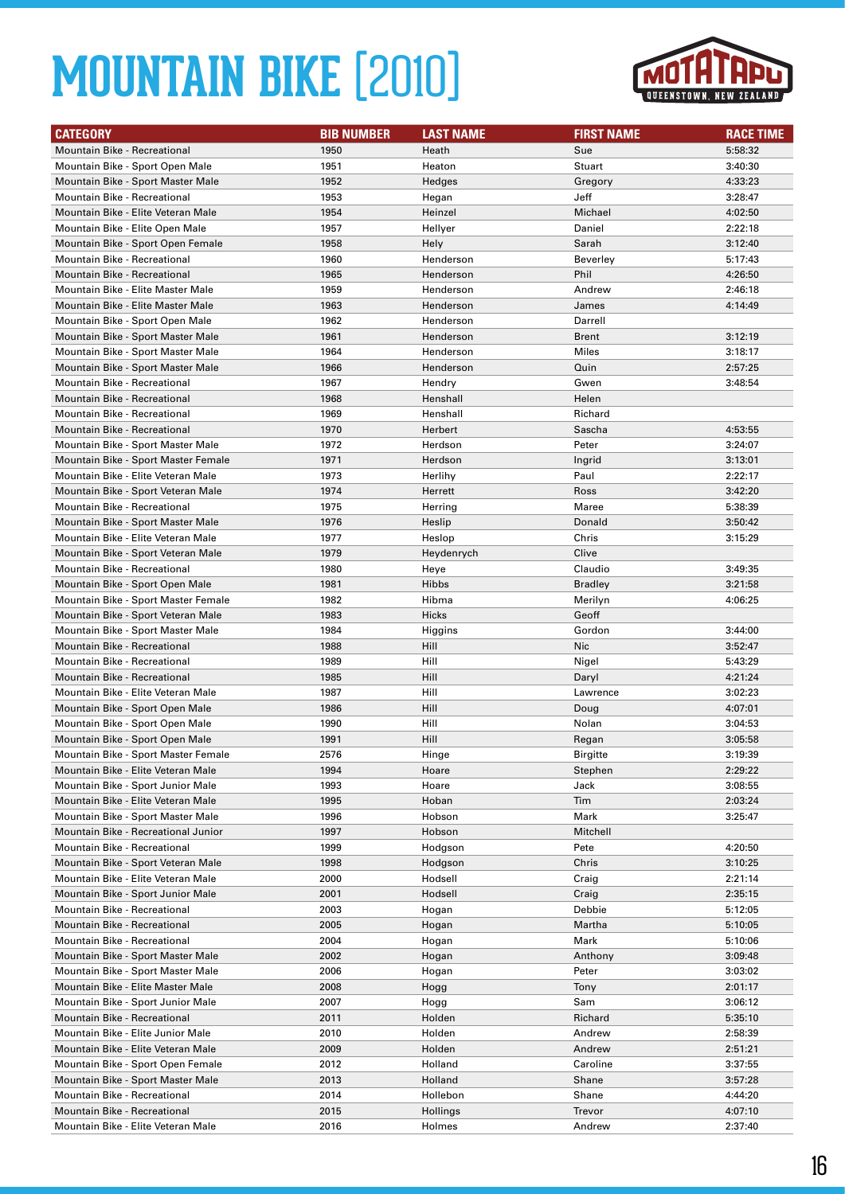# MOUNTAIN BIKE [2010]

| CATEGORY | BIB NUMBER | LAST NAME | FIRST NAME | RACE TIME |
|---|---|---|---|---|
| Mountain Bike - Recreational | 1950 | Heath | Sue | 5:58:32 |
| Mountain Bike - Sport Open Male | 1951 | Heaton | Stuart | 3:40:30 |
| Mountain Bike - Sport Master Male | 1952 | Hedges | Gregory | 4:33:23 |
| Mountain Bike - Recreational | 1953 | Hegan | Jeff | 3:28:47 |
| Mountain Bike - Elite Veteran Male | 1954 | Heinzel | Michael | 4:02:50 |
| Mountain Bike - Elite Open Male | 1957 | Hellyer | Daniel | 2:22:18 |
| Mountain Bike - Sport Open Female | 1958 | Hely | Sarah | 3:12:40 |
| Mountain Bike - Recreational | 1960 | Henderson | Beverley | 5:17:43 |
| Mountain Bike - Recreational | 1965 | Henderson | Phil | 4:26:50 |
| Mountain Bike - Elite Master Male | 1959 | Henderson | Andrew | 2:46:18 |
| Mountain Bike - Elite Master Male | 1963 | Henderson | James | 4:14:49 |
| Mountain Bike - Sport Open Male | 1962 | Henderson | Darrell | |
| Mountain Bike - Sport Master Male | 1961 | Henderson | Brent | 3:12:19 |
| Mountain Bike - Sport Master Male | 1964 | Henderson | Miles | 3:18:17 |
| Mountain Bike - Sport Master Male | 1966 | Henderson | Quin | 2:57:25 |
| Mountain Bike - Recreational | 1967 | Hendry | Gwen | 3:48:54 |
| Mountain Bike - Recreational | 1968 | Henshall | Helen | |
| Mountain Bike - Recreational | 1969 | Henshall | Richard | |
| Mountain Bike - Recreational | 1970 | Herbert | Sascha | 4:53:55 |
| Mountain Bike - Sport Master Male | 1972 | Herdson | Peter | 3:24:07 |
| Mountain Bike - Sport Master Female | 1971 | Herdson | Ingrid | 3:13:01 |
| Mountain Bike - Elite Veteran Male | 1973 | Herlihy | Paul | 2:22:17 |
| Mountain Bike - Sport Veteran Male | 1974 | Herrett | Ross | 3:42:20 |
| Mountain Bike - Recreational | 1975 | Herring | Maree | 5:38:39 |
| Mountain Bike - Sport Master Male | 1976 | Heslip | Donald | 3:50:42 |
| Mountain Bike - Elite Veteran Male | 1977 | Heslop | Chris | 3:15:29 |
| Mountain Bike - Sport Veteran Male | 1979 | Heydenrych | Clive | |
| Mountain Bike - Recreational | 1980 | Heye | Claudio | 3:49:35 |
| Mountain Bike - Sport Open Male | 1981 | Hibbs | Bradley | 3:21:58 |
| Mountain Bike - Sport Master Female | 1982 | Hibma | Merilyn | 4:06:25 |
| Mountain Bike - Sport Veteran Male | 1983 | Hicks | Geoff | |
| Mountain Bike - Sport Master Male | 1984 | Higgins | Gordon | 3:44:00 |
| Mountain Bike - Recreational | 1988 | Hill | Nic | 3:52:47 |
| Mountain Bike - Recreational | 1989 | Hill | Nigel | 5:43:29 |
| Mountain Bike - Recreational | 1985 | Hill | Daryl | 4:21:24 |
| Mountain Bike - Elite Veteran Male | 1987 | Hill | Lawrence | 3:02:23 |
| Mountain Bike - Sport Open Male | 1986 | Hill | Doug | 4:07:01 |
| Mountain Bike - Sport Open Male | 1990 | Hill | Nolan | 3:04:53 |
| Mountain Bike - Sport Open Male | 1991 | Hill | Regan | 3:05:58 |
| Mountain Bike - Sport Master Female | 2576 | Hinge | Birgitte | 3:19:39 |
| Mountain Bike - Elite Veteran Male | 1994 | Hoare | Stephen | 2:29:22 |
| Mountain Bike - Sport Junior Male | 1993 | Hoare | Jack | 3:08:55 |
| Mountain Bike - Elite Veteran Male | 1995 | Hoban | Tim | 2:03:24 |
| Mountain Bike - Sport Master Male | 1996 | Hobson | Mark | 3:25:47 |
| Mountain Bike - Recreational Junior | 1997 | Hobson | Mitchell | |
| Mountain Bike - Recreational | 1999 | Hodgson | Pete | 4:20:50 |
| Mountain Bike - Sport Veteran Male | 1998 | Hodgson | Chris | 3:10:25 |
| Mountain Bike - Elite Veteran Male | 2000 | Hodsell | Craig | 2:21:14 |
| Mountain Bike - Sport Junior Male | 2001 | Hodsell | Craig | 2:35:15 |
| Mountain Bike - Recreational | 2003 | Hogan | Debbie | 5:12:05 |
| Mountain Bike - Recreational | 2005 | Hogan | Martha | 5:10:05 |
| Mountain Bike - Recreational | 2004 | Hogan | Mark | 5:10:06 |
| Mountain Bike - Sport Master Male | 2002 | Hogan | Anthony | 3:09:48 |
| Mountain Bike - Sport Master Male | 2006 | Hogan | Peter | 3:03:02 |
| Mountain Bike - Elite Master Male | 2008 | Hogg | Tony | 2:01:17 |
| Mountain Bike - Sport Junior Male | 2007 | Hogg | Sam | 3:06:12 |
| Mountain Bike - Recreational | 2011 | Holden | Richard | 5:35:10 |
| Mountain Bike - Elite Junior Male | 2010 | Holden | Andrew | 2:58:39 |
| Mountain Bike - Elite Veteran Male | 2009 | Holden | Andrew | 2:51:21 |
| Mountain Bike - Sport Open Female | 2012 | Holland | Caroline | 3:37:55 |
| Mountain Bike - Sport Master Male | 2013 | Holland | Shane | 3:57:28 |
| Mountain Bike - Recreational | 2014 | Hollebon | Shane | 4:44:20 |
| Mountain Bike - Recreational | 2015 | Hollings | Trevor | 4:07:10 |
| Mountain Bike - Elite Veteran Male | 2016 | Holmes | Andrew | 2:37:40 |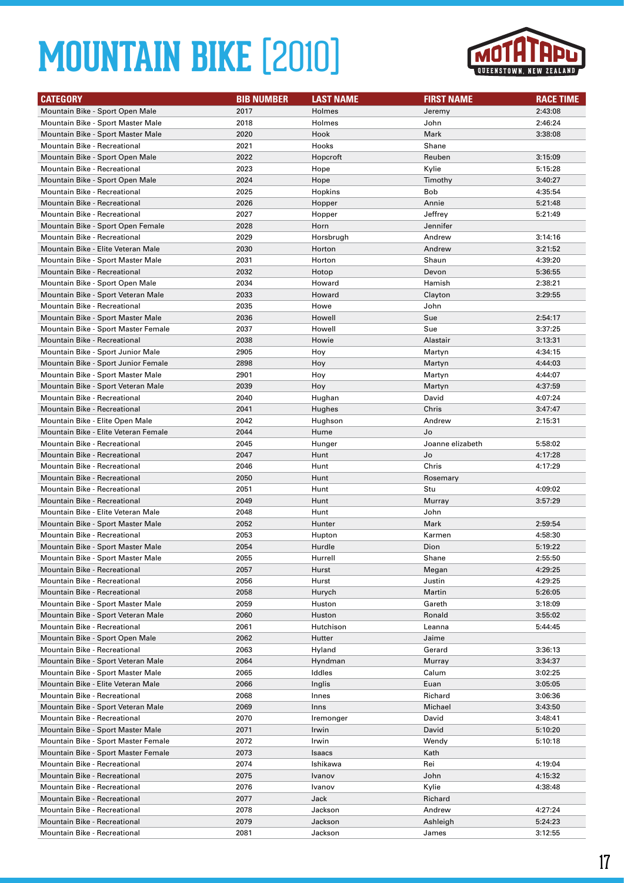# MOUNTAIN BIKE [2010]

| CATEGORY | BIB NUMBER | LAST NAME | FIRST NAME | RACE TIME |
|---|---|---|---|---|
| Mountain Bike - Sport Open Male | 2017 | Holmes | Jeremy | 2:43:08 |
| Mountain Bike - Sport Master Male | 2018 | Holmes | John | 2:46:24 |
| Mountain Bike - Sport Master Male | 2020 | Hook | Mark | 3:38:08 |
| Mountain Bike - Recreational | 2021 | Hooks | Shane | |
| Mountain Bike - Sport Open Male | 2022 | Hopcroft | Reuben | 3:15:09 |
| Mountain Bike - Recreational | 2023 | Hope | Kylie | 5:15:28 |
| Mountain Bike - Sport Open Male | 2024 | Hope | Timothy | 3:40:27 |
| Mountain Bike - Recreational | 2025 | Hopkins | Bob | 4:35:54 |
| Mountain Bike - Recreational | 2026 | Hopper | Annie | 5:21:48 |
| Mountain Bike - Recreational | 2027 | Hopper | Jeffrey | 5:21:49 |
| Mountain Bike - Sport Open Female | 2028 | Horn | Jennifer | |
| Mountain Bike - Recreational | 2029 | Horsbrugh | Andrew | 3:14:16 |
| Mountain Bike - Elite Veteran Male | 2030 | Horton | Andrew | 3:21:52 |
| Mountain Bike - Sport Master Male | 2031 | Horton | Shaun | 4:39:20 |
| Mountain Bike - Recreational | 2032 | Hotop | Devon | 5:36:55 |
| Mountain Bike - Sport Open Male | 2034 | Howard | Hamish | 2:38:21 |
| Mountain Bike - Sport Veteran Male | 2033 | Howard | Clayton | 3:29:55 |
| Mountain Bike - Recreational | 2035 | Howe | John | |
| Mountain Bike - Sport Master Male | 2036 | Howell | Sue | 2:54:17 |
| Mountain Bike - Sport Master Female | 2037 | Howell | Sue | 3:37:25 |
| Mountain Bike - Recreational | 2038 | Howie | Alastair | 3:13:31 |
| Mountain Bike - Sport Junior Male | 2905 | Hoy | Martyn | 4:34:15 |
| Mountain Bike - Sport Junior Female | 2898 | Hoy | Martyn | 4:44:03 |
| Mountain Bike - Sport Master Male | 2901 | Hoy | Martyn | 4:44:07 |
| Mountain Bike - Sport Veteran Male | 2039 | Hoy | Martyn | 4:37:59 |
| Mountain Bike - Recreational | 2040 | Hughan | David | 4:07:24 |
| Mountain Bike - Recreational | 2041 | Hughes | Chris | 3:47:47 |
| Mountain Bike - Elite Open Male | 2042 | Hughson | Andrew | 2:15:31 |
| Mountain Bike - Elite Veteran Female | 2044 | Hume | Jo | |
| Mountain Bike - Recreational | 2045 | Hunger | Joanne elizabeth | 5:58:02 |
| Mountain Bike - Recreational | 2047 | Hunt | Jo | 4:17:28 |
| Mountain Bike - Recreational | 2046 | Hunt | Chris | 4:17:29 |
| Mountain Bike - Recreational | 2050 | Hunt | Rosemary | |
| Mountain Bike - Recreational | 2051 | Hunt | Stu | 4:09:02 |
| Mountain Bike - Recreational | 2049 | Hunt | Murray | 3:57:29 |
| Mountain Bike - Elite Veteran Male | 2048 | Hunt | John | |
| Mountain Bike - Sport Master Male | 2052 | Hunter | Mark | 2:59:54 |
| Mountain Bike - Recreational | 2053 | Hupton | Karmen | 4:58:30 |
| Mountain Bike - Sport Master Male | 2054 | Hurdle | Dion | 5:19:22 |
| Mountain Bike - Sport Master Male | 2055 | Hurrell | Shane | 2:55:50 |
| Mountain Bike - Recreational | 2057 | Hurst | Megan | 4:29:25 |
| Mountain Bike - Recreational | 2056 | Hurst | Justin | 4:29:25 |
| Mountain Bike - Recreational | 2058 | Hurych | Martin | 5:26:05 |
| Mountain Bike - Sport Master Male | 2059 | Huston | Gareth | 3:18:09 |
| Mountain Bike - Sport Veteran Male | 2060 | Huston | Ronald | 3:55:02 |
| Mountain Bike - Recreational | 2061 | Hutchison | Leanna | 5:44:45 |
| Mountain Bike - Sport Open Male | 2062 | Hutter | Jaime | |
| Mountain Bike - Recreational | 2063 | Hyland | Gerard | 3:36:13 |
| Mountain Bike - Sport Veteran Male | 2064 | Hyndman | Murray | 3:34:37 |
| Mountain Bike - Sport Master Male | 2065 | Iddles | Calum | 3:02:25 |
| Mountain Bike - Elite Veteran Male | 2066 | Inglis | Euan | 3:05:05 |
| Mountain Bike - Recreational | 2068 | Innes | Richard | 3:06:36 |
| Mountain Bike - Sport Veteran Male | 2069 | Inns | Michael | 3:43:50 |
| Mountain Bike - Recreational | 2070 | Iremonger | David | 3:48:41 |
| Mountain Bike - Sport Master Male | 2071 | Irwin | David | 5:10:20 |
| Mountain Bike - Sport Master Female | 2072 | Irwin | Wendy | 5:10:18 |
| Mountain Bike - Sport Master Female | 2073 | Isaacs | Kath | |
| Mountain Bike - Recreational | 2074 | Ishikawa | Rei | 4:19:04 |
| Mountain Bike - Recreational | 2075 | Ivanov | John | 4:15:32 |
| Mountain Bike - Recreational | 2076 | Ivanov | Kylie | 4:38:48 |
| Mountain Bike - Recreational | 2077 | Jack | Richard | |
| Mountain Bike - Recreational | 2078 | Jackson | Andrew | 4:27:24 |
| Mountain Bike - Recreational | 2079 | Jackson | Ashleigh | 5:24:23 |
| Mountain Bike - Recreational | 2081 | Jackson | James | 3:12:55 |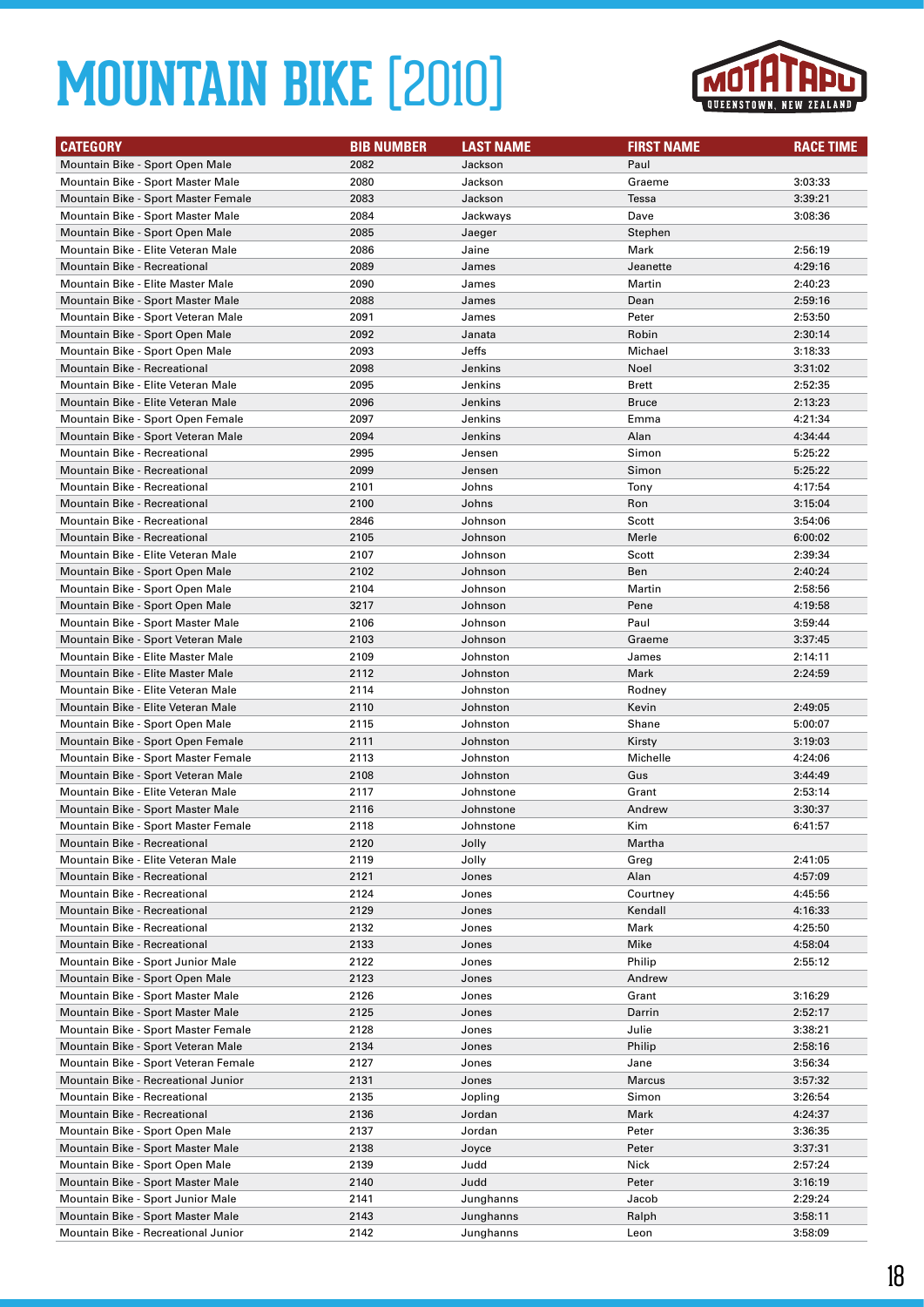# MOUNTAIN BIKE [2010]

MOTATAPU QUEENSTOWN, NEW ZEALAND

| CATEGORY | BIB NUMBER | LAST NAME | FIRST NAME | RACE TIME |
|---|---|---|---|---|
| Mountain Bike - Sport Open Male | 2082 | Jackson | Paul | |
| Mountain Bike - Sport Master Male | 2080 | Jackson | Graeme | 3:03:33 |
| Mountain Bike - Sport Master Female | 2083 | Jackson | Tessa | 3:39:21 |
| Mountain Bike - Sport Master Male | 2084 | Jackways | Dave | 3:08:36 |
| Mountain Bike - Sport Open Male | 2085 | Jaeger | Stephen | |
| Mountain Bike - Elite Veteran Male | 2086 | Jaine | Mark | 2:56:19 |
| Mountain Bike - Recreational | 2089 | James | Jeanette | 4:29:16 |
| Mountain Bike - Elite Master Male | 2090 | James | Martin | 2:40:23 |
| Mountain Bike - Sport Master Male | 2088 | James | Dean | 2:59:16 |
| Mountain Bike - Sport Veteran Male | 2091 | James | Peter | 2:53:50 |
| Mountain Bike - Sport Open Male | 2092 | Janata | Robin | 2:30:14 |
| Mountain Bike - Sport Open Male | 2093 | Jeffs | Michael | 3:18:33 |
| Mountain Bike - Recreational | 2098 | Jenkins | Noel | 3:31:02 |
| Mountain Bike - Elite Veteran Male | 2095 | Jenkins | Brett | 2:52:35 |
| Mountain Bike - Elite Veteran Male | 2096 | Jenkins | Bruce | 2:13:23 |
| Mountain Bike - Sport Open Female | 2097 | Jenkins | Emma | 4:21:34 |
| Mountain Bike - Sport Veteran Male | 2094 | Jenkins | Alan | 4:34:44 |
| Mountain Bike - Recreational | 2995 | Jensen | Simon | 5:25:22 |
| Mountain Bike - Recreational | 2099 | Jensen | Simon | 5:25:22 |
| Mountain Bike - Recreational | 2101 | Johns | Tony | 4:17:54 |
| Mountain Bike - Recreational | 2100 | Johns | Ron | 3:15:04 |
| Mountain Bike - Recreational | 2846 | Johnson | Scott | 3:54:06 |
| Mountain Bike - Recreational | 2105 | Johnson | Merle | 6:00:02 |
| Mountain Bike - Elite Veteran Male | 2107 | Johnson | Scott | 2:39:34 |
| Mountain Bike - Sport Open Male | 2102 | Johnson | Ben | 2:40:24 |
| Mountain Bike - Sport Open Male | 2104 | Johnson | Martin | 2:58:56 |
| Mountain Bike - Sport Open Male | 3217 | Johnson | Pene | 4:19:58 |
| Mountain Bike - Sport Master Male | 2106 | Johnson | Paul | 3:59:44 |
| Mountain Bike - Sport Veteran Male | 2103 | Johnson | Graeme | 3:37:45 |
| Mountain Bike - Elite Master Male | 2109 | Johnston | James | 2:14:11 |
| Mountain Bike - Elite Master Male | 2112 | Johnston | Mark | 2:24:59 |
| Mountain Bike - Elite Veteran Male | 2114 | Johnston | Rodney | |
| Mountain Bike - Elite Veteran Male | 2110 | Johnston | Kevin | 2:49:05 |
| Mountain Bike - Sport Open Male | 2115 | Johnston | Shane | 5:00:07 |
| Mountain Bike - Sport Open Female | 2111 | Johnston | Kirsty | 3:19:03 |
| Mountain Bike - Sport Master Female | 2113 | Johnston | Michelle | 4:24:06 |
| Mountain Bike - Sport Veteran Male | 2108 | Johnston | Gus | 3:44:49 |
| Mountain Bike - Elite Veteran Male | 2117 | Johnstone | Grant | 2:53:14 |
| Mountain Bike - Sport Master Male | 2116 | Johnstone | Andrew | 3:30:37 |
| Mountain Bike - Sport Master Female | 2118 | Johnstone | Kim | 6:41:57 |
| Mountain Bike - Recreational | 2120 | Jolly | Martha | |
| Mountain Bike - Elite Veteran Male | 2119 | Jolly | Greg | 2:41:05 |
| Mountain Bike - Recreational | 2121 | Jones | Alan | 4:57:09 |
| Mountain Bike - Recreational | 2124 | Jones | Courtney | 4:45:56 |
| Mountain Bike - Recreational | 2129 | Jones | Kendall | 4:16:33 |
| Mountain Bike - Recreational | 2132 | Jones | Mark | 4:25:50 |
| Mountain Bike - Recreational | 2133 | Jones | Mike | 4:58:04 |
| Mountain Bike - Sport Junior Male | 2122 | Jones | Philip | 2:55:12 |
| Mountain Bike - Sport Open Male | 2123 | Jones | Andrew | |
| Mountain Bike - Sport Master Male | 2126 | Jones | Grant | 3:16:29 |
| Mountain Bike - Sport Master Male | 2125 | Jones | Darrin | 2:52:17 |
| Mountain Bike - Sport Master Female | 2128 | Jones | Julie | 3:38:21 |
| Mountain Bike - Sport Veteran Male | 2134 | Jones | Philip | 2:58:16 |
| Mountain Bike - Sport Veteran Female | 2127 | Jones | Jane | 3:56:34 |
| Mountain Bike - Recreational Junior | 2131 | Jones | Marcus | 3:57:32 |
| Mountain Bike - Recreational | 2135 | Jopling | Simon | 3:26:54 |
| Mountain Bike - Recreational | 2136 | Jordan | Mark | 4:24:37 |
| Mountain Bike - Sport Open Male | 2137 | Jordan | Peter | 3:36:35 |
| Mountain Bike - Sport Master Male | 2138 | Joyce | Peter | 3:37:31 |
| Mountain Bike - Sport Open Male | 2139 | Judd | Nick | 2:57:24 |
| Mountain Bike - Sport Master Male | 2140 | Judd | Peter | 3:16:19 |
| Mountain Bike - Sport Junior Male | 2141 | Junghanns | Jacob | 2:29:24 |
| Mountain Bike - Sport Master Male | 2143 | Junghanns | Ralph | 3:58:11 |
| Mountain Bike - Recreational Junior | 2142 | Junghanns | Leon | 3:58:09 |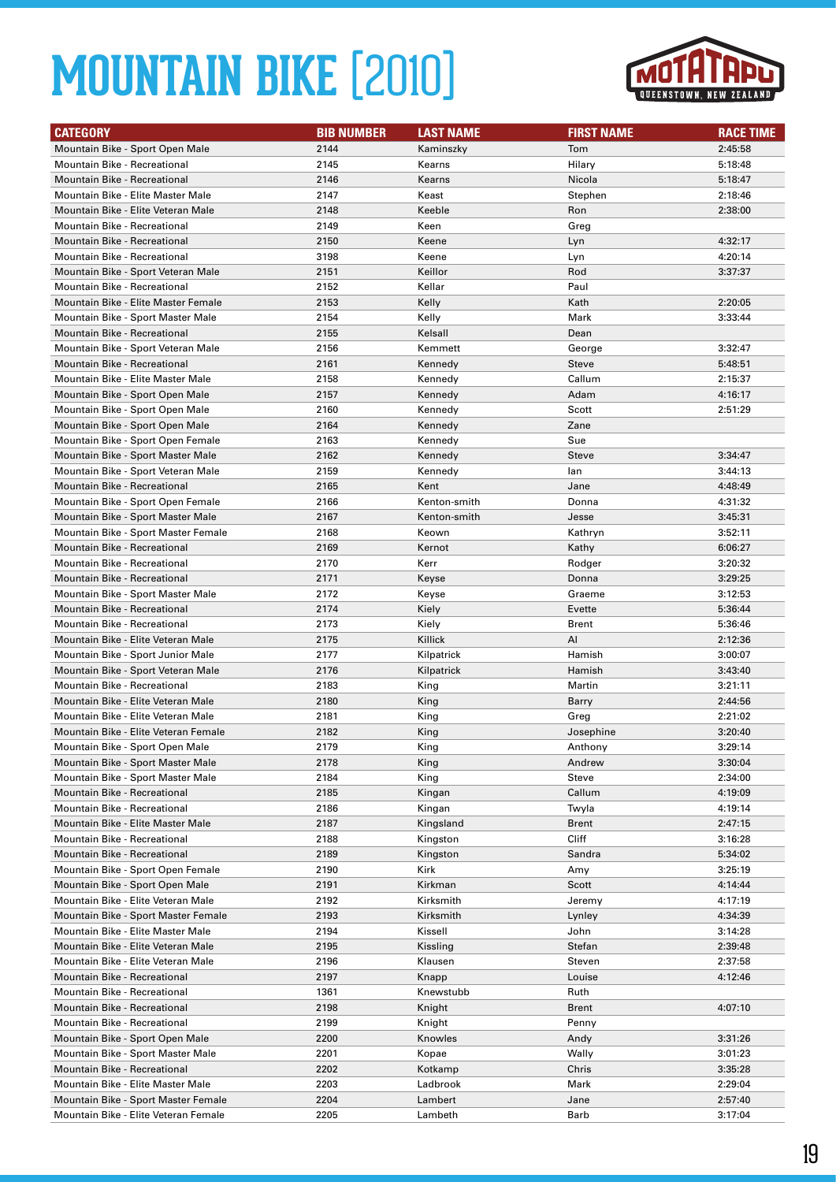# MOUNTAIN BIKE [2010]

| CATEGORY | BIB NUMBER | LAST NAME | FIRST NAME | RACE TIME |
|---|---|---|---|---|
| Mountain Bike - Sport Open Male | 2144 | Kaminszky | Tom | 2:45:58 |
| Mountain Bike - Recreational | 2145 | Kearns | Hilary | 5:18:48 |
| Mountain Bike - Recreational | 2146 | Kearns | Nicola | 5:18:47 |
| Mountain Bike - Elite Master Male | 2147 | Keast | Stephen | 2:18:46 |
| Mountain Bike - Elite Veteran Male | 2148 | Keeble | Ron | 2:38:00 |
| Mountain Bike - Recreational | 2149 | Keen | Greg | |
| Mountain Bike - Recreational | 2150 | Keene | Lyn | 4:32:17 |
| Mountain Bike - Recreational | 3198 | Keene | Lyn | 4:20:14 |
| Mountain Bike - Sport Veteran Male | 2151 | Keillor | Rod | 3:37:37 |
| Mountain Bike - Recreational | 2152 | Kellar | Paul | |
| Mountain Bike - Elite Master Female | 2153 | Kelly | Kath | 2:20:05 |
| Mountain Bike - Sport Master Male | 2154 | Kelly | Mark | 3:33:44 |
| Mountain Bike - Recreational | 2155 | Kelsall | Dean | |
| Mountain Bike - Sport Veteran Male | 2156 | Kemmett | George | 3:32:47 |
| Mountain Bike - Recreational | 2161 | Kennedy | Steve | 5:48:51 |
| Mountain Bike - Elite Master Male | 2158 | Kennedy | Callum | 2:15:37 |
| Mountain Bike - Sport Open Male | 2157 | Kennedy | Adam | 4:16:17 |
| Mountain Bike - Sport Open Male | 2160 | Kennedy | Scott | 2:51:29 |
| Mountain Bike - Sport Open Male | 2164 | Kennedy | Zane | |
| Mountain Bike - Sport Open Female | 2163 | Kennedy | Sue | |
| Mountain Bike - Sport Master Male | 2162 | Kennedy | Steve | 3:34:47 |
| Mountain Bike - Sport Veteran Male | 2159 | Kennedy | Ian | 3:44:13 |
| Mountain Bike - Recreational | 2165 | Kent | Jane | 4:48:49 |
| Mountain Bike - Sport Open Female | 2166 | Kenton-smith | Donna | 4:31:32 |
| Mountain Bike - Sport Master Male | 2167 | Kenton-smith | Jesse | 3:45:31 |
| Mountain Bike - Sport Master Female | 2168 | Keown | Kathryn | 3:52:11 |
| Mountain Bike - Recreational | 2169 | Kernot | Kathy | 6:06:27 |
| Mountain Bike - Recreational | 2170 | Kerr | Rodger | 3:20:32 |
| Mountain Bike - Recreational | 2171 | Keyse | Donna | 3:29:25 |
| Mountain Bike - Sport Master Male | 2172 | Keyse | Graeme | 3:12:53 |
| Mountain Bike - Recreational | 2174 | Kiely | Evette | 5:36:44 |
| Mountain Bike - Recreational | 2173 | Kiely | Brent | 5:36:46 |
| Mountain Bike - Elite Veteran Male | 2175 | Killick | Al | 2:12:36 |
| Mountain Bike - Sport Junior Male | 2177 | Kilpatrick | Hamish | 3:00:07 |
| Mountain Bike - Sport Veteran Male | 2176 | Kilpatrick | Hamish | 3:43:40 |
| Mountain Bike - Recreational | 2183 | King | Martin | 3:21:11 |
| Mountain Bike - Elite Veteran Male | 2180 | King | Barry | 2:44:56 |
| Mountain Bike - Elite Veteran Male | 2181 | King | Greg | 2:21:02 |
| Mountain Bike - Elite Veteran Female | 2182 | King | Josephine | 3:20:40 |
| Mountain Bike - Sport Open Male | 2179 | King | Anthony | 3:29:14 |
| Mountain Bike - Sport Master Male | 2178 | King | Andrew | 3:30:04 |
| Mountain Bike - Sport Master Male | 2184 | King | Steve | 2:34:00 |
| Mountain Bike - Recreational | 2185 | Kingan | Callum | 4:19:09 |
| Mountain Bike - Recreational | 2186 | Kingan | Twyla | 4:19:14 |
| Mountain Bike - Elite Master Male | 2187 | Kingsland | Brent | 2:47:15 |
| Mountain Bike - Recreational | 2188 | Kingston | Cliff | 3:16:28 |
| Mountain Bike - Recreational | 2189 | Kingston | Sandra | 5:34:02 |
| Mountain Bike - Sport Open Female | 2190 | Kirk | Amy | 3:25:19 |
| Mountain Bike - Sport Open Male | 2191 | Kirkman | Scott | 4:14:44 |
| Mountain Bike - Elite Veteran Male | 2192 | Kirksmith | Jeremy | 4:17:19 |
| Mountain Bike - Sport Master Female | 2193 | Kirksmith | Lynley | 4:34:39 |
| Mountain Bike - Elite Master Male | 2194 | Kissell | John | 3:14:28 |
| Mountain Bike - Elite Veteran Male | 2195 | Kissling | Stefan | 2:39:48 |
| Mountain Bike - Elite Veteran Male | 2196 | Klausen | Steven | 2:37:58 |
| Mountain Bike - Recreational | 2197 | Knapp | Louise | 4:12:46 |
| Mountain Bike - Recreational | 1361 | Knewstubb | Ruth | |
| Mountain Bike - Recreational | 2198 | Knight | Brent | 4:07:10 |
| Mountain Bike - Recreational | 2199 | Knight | Penny | |
| Mountain Bike - Sport Open Male | 2200 | Knowles | Andy | 3:31:26 |
| Mountain Bike - Sport Master Male | 2201 | Kopae | Wally | 3:01:23 |
| Mountain Bike - Recreational | 2202 | Kotkamp | Chris | 3:35:28 |
| Mountain Bike - Elite Master Male | 2203 | Ladbrook | Mark | 2:29:04 |
| Mountain Bike - Sport Master Female | 2204 | Lambert | Jane | 2:57:40 |
| Mountain Bike - Elite Veteran Female | 2205 | Lambeth | Barb | 3:17:04 |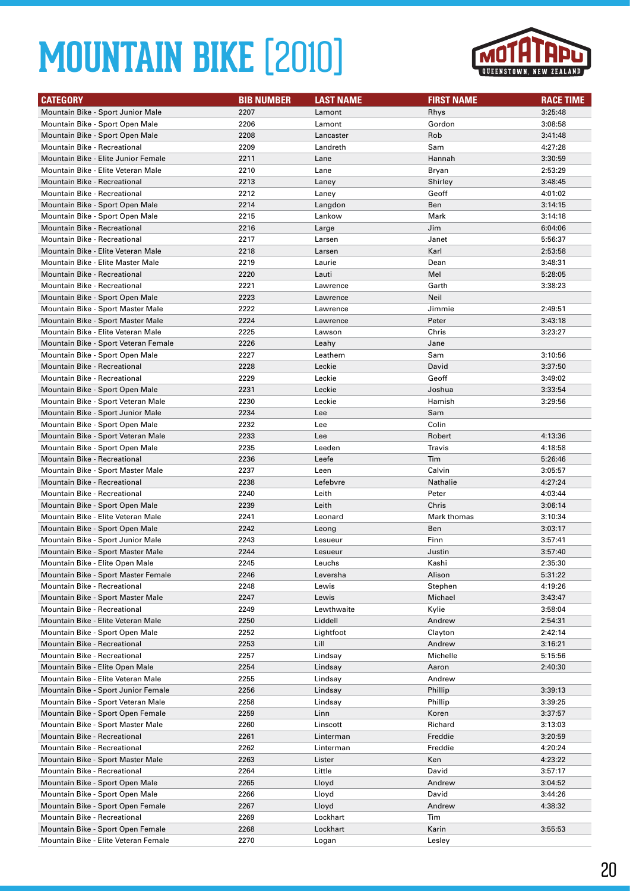# MOUNTAIN BIKE [2010]

MOTATAPU QUEENSTOWN, NEW ZEALAND

| CATEGORY | BIB NUMBER | LAST NAME | FIRST NAME | RACE TIME |
|---|---|---|---|---|
| Mountain Bike - Sport Junior Male | 2207 | Lamont | Rhys | 3:25:48 |
| Mountain Bike - Sport Open Male | 2206 | Lamont | Gordon | 3:08:58 |
| Mountain Bike - Sport Open Male | 2208 | Lancaster | Rob | 3:41:48 |
| Mountain Bike - Recreational | 2209 | Landreth | Sam | 4:27:28 |
| Mountain Bike - Elite Junior Female | 2211 | Lane | Hannah | 3:30:59 |
| Mountain Bike - Elite Veteran Male | 2210 | Lane | Bryan | 2:53:29 |
| Mountain Bike - Recreational | 2213 | Laney | Shirley | 3:48:45 |
| Mountain Bike - Recreational | 2212 | Laney | Geoff | 4:01:02 |
| Mountain Bike - Sport Open Male | 2214 | Langdon | Ben | 3:14:15 |
| Mountain Bike - Sport Open Male | 2215 | Lankow | Mark | 3:14:18 |
| Mountain Bike - Recreational | 2216 | Large | Jim | 6:04:06 |
| Mountain Bike - Recreational | 2217 | Larsen | Janet | 5:56:37 |
| Mountain Bike - Elite Veteran Male | 2218 | Larsen | Karl | 2:53:58 |
| Mountain Bike - Elite Master Male | 2219 | Laurie | Dean | 3:48:31 |
| Mountain Bike - Recreational | 2220 | Lauti | Mel | 5:28:05 |
| Mountain Bike - Recreational | 2221 | Lawrence | Garth | 3:38:23 |
| Mountain Bike - Sport Open Male | 2223 | Lawrence | Neil | |
| Mountain Bike - Sport Master Male | 2222 | Lawrence | Jimmie | 2:49:51 |
| Mountain Bike - Sport Master Male | 2224 | Lawrence | Peter | 3:43:18 |
| Mountain Bike - Elite Veteran Male | 2225 | Lawson | Chris | 3:23:27 |
| Mountain Bike - Sport Veteran Female | 2226 | Leahy | Jane | |
| Mountain Bike - Sport Open Male | 2227 | Leathem | Sam | 3:10:56 |
| Mountain Bike - Recreational | 2228 | Leckie | David | 3:37:50 |
| Mountain Bike - Recreational | 2229 | Leckie | Geoff | 3:49:02 |
| Mountain Bike - Sport Open Male | 2231 | Leckie | Joshua | 3:33:54 |
| Mountain Bike - Sport Veteran Male | 2230 | Leckie | Hamish | 3:29:56 |
| Mountain Bike - Sport Junior Male | 2234 | Lee | Sam | |
| Mountain Bike - Sport Open Male | 2232 | Lee | Colin | |
| Mountain Bike - Sport Veteran Male | 2233 | Lee | Robert | 4:13:36 |
| Mountain Bike - Sport Open Male | 2235 | Leeden | Travis | 4:18:58 |
| Mountain Bike - Recreational | 2236 | Leefe | Tim | 5:26:46 |
| Mountain Bike - Sport Master Male | 2237 | Leen | Calvin | 3:05:57 |
| Mountain Bike - Recreational | 2238 | Lefebvre | Nathalie | 4:27:24 |
| Mountain Bike - Recreational | 2240 | Leith | Peter | 4:03:44 |
| Mountain Bike - Sport Open Male | 2239 | Leith | Chris | 3:06:14 |
| Mountain Bike - Elite Veteran Male | 2241 | Leonard | Mark thomas | 3:10:34 |
| Mountain Bike - Sport Open Male | 2242 | Leong | Ben | 3:03:17 |
| Mountain Bike - Sport Junior Male | 2243 | Lesueur | Finn | 3:57:41 |
| Mountain Bike - Sport Master Male | 2244 | Lesueur | Justin | 3:57:40 |
| Mountain Bike - Elite Open Male | 2245 | Leuchs | Kashi | 2:35:30 |
| Mountain Bike - Sport Master Female | 2246 | Leversha | Alison | 5:31:22 |
| Mountain Bike - Recreational | 2248 | Lewis | Stephen | 4:19:26 |
| Mountain Bike - Sport Master Male | 2247 | Lewis | Michael | 3:43:47 |
| Mountain Bike - Recreational | 2249 | Lewthwaite | Kylie | 3:58:04 |
| Mountain Bike - Elite Veteran Male | 2250 | Liddell | Andrew | 2:54:31 |
| Mountain Bike - Sport Open Male | 2252 | Lightfoot | Clayton | 2:42:14 |
| Mountain Bike - Recreational | 2253 | Lill | Andrew | 3:16:21 |
| Mountain Bike - Recreational | 2257 | Lindsay | Michelle | 5:15:56 |
| Mountain Bike - Elite Open Male | 2254 | Lindsay | Aaron | 2:40:30 |
| Mountain Bike - Elite Veteran Male | 2255 | Lindsay | Andrew | |
| Mountain Bike - Sport Junior Female | 2256 | Lindsay | Phillip | 3:39:13 |
| Mountain Bike - Sport Veteran Male | 2258 | Lindsay | Phillip | 3:39:25 |
| Mountain Bike - Sport Open Female | 2259 | Linn | Koren | 3:37:57 |
| Mountain Bike - Sport Master Male | 2260 | Linscott | Richard | 3:13:03 |
| Mountain Bike - Recreational | 2261 | Linterman | Freddie | 3:20:59 |
| Mountain Bike - Recreational | 2262 | Linterman | Freddie | 4:20:24 |
| Mountain Bike - Sport Master Male | 2263 | Lister | Ken | 4:23:22 |
| Mountain Bike - Recreational | 2264 | Little | David | 3:57:17 |
| Mountain Bike - Sport Open Male | 2265 | Lloyd | Andrew | 3:04:52 |
| Mountain Bike - Sport Open Male | 2266 | Lloyd | David | 3:44:26 |
| Mountain Bike - Sport Open Female | 2267 | Lloyd | Andrew | 4:38:32 |
| Mountain Bike - Recreational | 2269 | Lockhart | Tim | |
| Mountain Bike - Sport Open Female | 2268 | Lockhart | Karin | 3:55:53 |
| Mountain Bike - Elite Veteran Female | 2270 | Logan | Lesley | |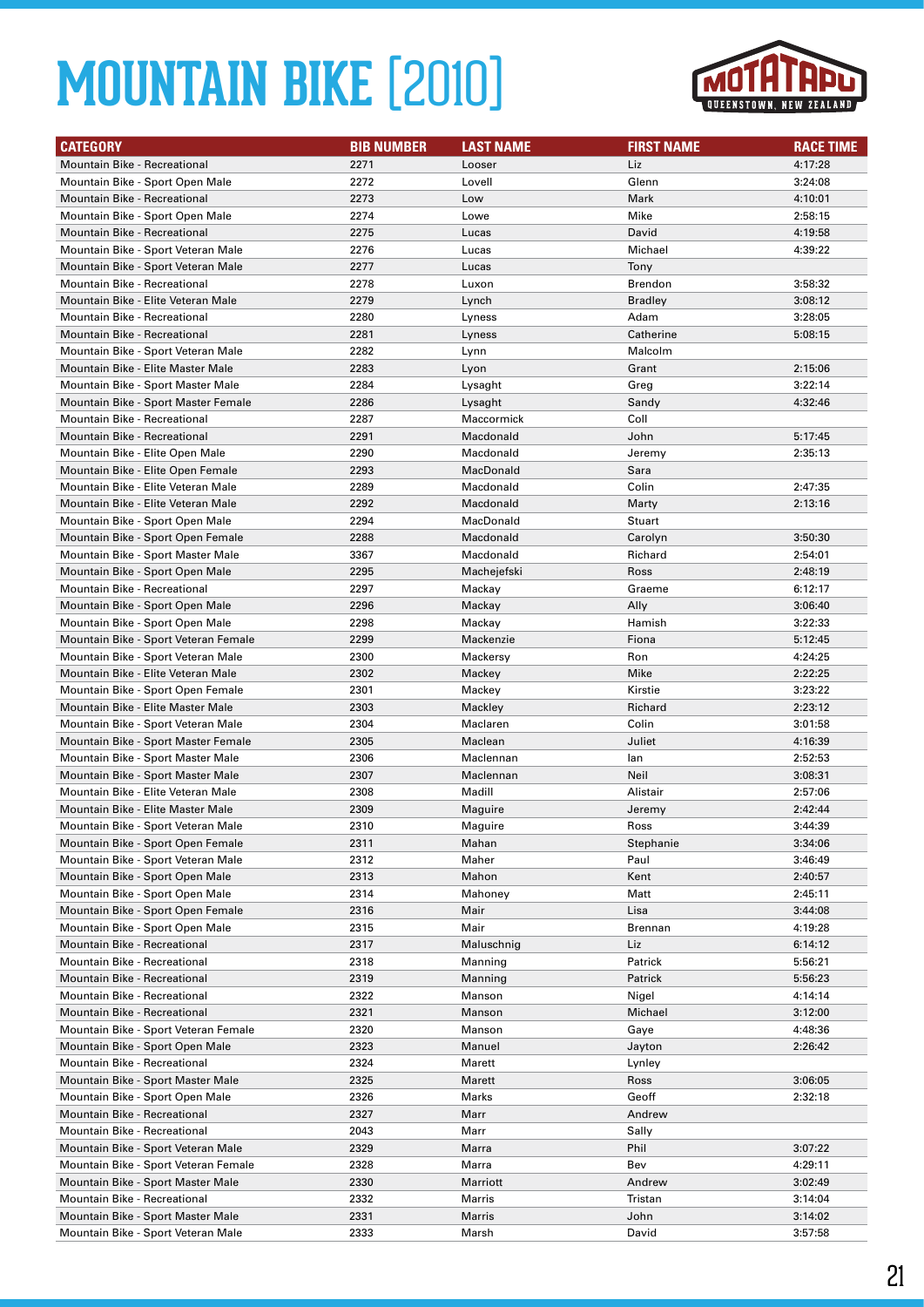# MOUNTAIN BIKE [2010]

| CATEGORY | BIB NUMBER | LAST NAME | FIRST NAME | RACE TIME |
|---|---|---|---|---|
| Mountain Bike - Recreational | 2271 | Looser | Liz | 4:17:28 |
| Mountain Bike - Sport Open Male | 2272 | Lovell | Glenn | 3:24:08 |
| Mountain Bike - Recreational | 2273 | Low | Mark | 4:10:01 |
| Mountain Bike - Sport Open Male | 2274 | Lowe | Mike | 2:58:15 |
| Mountain Bike - Recreational | 2275 | Lucas | David | 4:19:58 |
| Mountain Bike - Sport Veteran Male | 2276 | Lucas | Michael | 4:39:22 |
| Mountain Bike - Sport Veteran Male | 2277 | Lucas | Tony | |
| Mountain Bike - Recreational | 2278 | Luxon | Brendon | 3:58:32 |
| Mountain Bike - Elite Veteran Male | 2279 | Lynch | Bradley | 3:08:12 |
| Mountain Bike - Recreational | 2280 | Lyness | Adam | 3:28:05 |
| Mountain Bike - Recreational | 2281 | Lyness | Catherine | 5:08:15 |
| Mountain Bike - Sport Veteran Male | 2282 | Lynn | Malcolm | |
| Mountain Bike - Elite Master Male | 2283 | Lyon | Grant | 2:15:06 |
| Mountain Bike - Sport Master Male | 2284 | Lysaght | Greg | 3:22:14 |
| Mountain Bike - Sport Master Female | 2286 | Lysaght | Sandy | 4:32:46 |
| Mountain Bike - Recreational | 2287 | Maccormick | Coll | |
| Mountain Bike - Recreational | 2291 | Macdonald | John | 5:17:45 |
| Mountain Bike - Elite Open Male | 2290 | Macdonald | Jeremy | 2:35:13 |
| Mountain Bike - Elite Open Female | 2293 | MacDonald | Sara | |
| Mountain Bike - Elite Veteran Male | 2289 | Macdonald | Colin | 2:47:35 |
| Mountain Bike - Elite Veteran Male | 2292 | Macdonald | Marty | 2:13:16 |
| Mountain Bike - Sport Open Male | 2294 | MacDonald | Stuart | |
| Mountain Bike - Sport Open Female | 2288 | Macdonald | Carolyn | 3:50:30 |
| Mountain Bike - Sport Master Male | 3367 | Macdonald | Richard | 2:54:01 |
| Mountain Bike - Sport Open Male | 2295 | Machejefski | Ross | 2:48:19 |
| Mountain Bike - Recreational | 2297 | Mackay | Graeme | 6:12:17 |
| Mountain Bike - Sport Open Male | 2296 | Mackay | Ally | 3:06:40 |
| Mountain Bike - Sport Open Male | 2298 | Mackay | Hamish | 3:22:33 |
| Mountain Bike - Sport Veteran Female | 2299 | Mackenzie | Fiona | 5:12:45 |
| Mountain Bike - Sport Veteran Male | 2300 | Mackersy | Ron | 4:24:25 |
| Mountain Bike - Elite Veteran Male | 2302 | Mackey | Mike | 2:22:25 |
| Mountain Bike - Sport Open Female | 2301 | Mackey | Kirstie | 3:23:22 |
| Mountain Bike - Elite Master Male | 2303 | Mackley | Richard | 2:23:12 |
| Mountain Bike - Sport Veteran Male | 2304 | Maclaren | Colin | 3:01:58 |
| Mountain Bike - Sport Master Female | 2305 | Maclean | Juliet | 4:16:39 |
| Mountain Bike - Sport Master Male | 2306 | Maclennan | Ian | 2:52:53 |
| Mountain Bike - Sport Master Male | 2307 | Maclennan | Neil | 3:08:31 |
| Mountain Bike - Elite Veteran Male | 2308 | Madill | Alistair | 2:57:06 |
| Mountain Bike - Elite Master Male | 2309 | Maguire | Jeremy | 2:42:44 |
| Mountain Bike - Sport Veteran Male | 2310 | Maguire | Ross | 3:44:39 |
| Mountain Bike - Sport Open Female | 2311 | Mahan | Stephanie | 3:34:06 |
| Mountain Bike - Sport Veteran Male | 2312 | Maher | Paul | 3:46:49 |
| Mountain Bike - Sport Open Male | 2313 | Mahon | Kent | 2:40:57 |
| Mountain Bike - Sport Open Male | 2314 | Mahoney | Matt | 2:45:11 |
| Mountain Bike - Sport Open Female | 2316 | Mair | Lisa | 3:44:08 |
| Mountain Bike - Sport Open Male | 2315 | Mair | Brennan | 4:19:28 |
| Mountain Bike - Recreational | 2317 | Maluschnig | Liz | 6:14:12 |
| Mountain Bike - Recreational | 2318 | Manning | Patrick | 5:56:21 |
| Mountain Bike - Recreational | 2319 | Manning | Patrick | 5:56:23 |
| Mountain Bike - Recreational | 2322 | Manson | Nigel | 4:14:14 |
| Mountain Bike - Recreational | 2321 | Manson | Michael | 3:12:00 |
| Mountain Bike - Sport Veteran Female | 2320 | Manson | Gaye | 4:48:36 |
| Mountain Bike - Sport Open Male | 2323 | Manuel | Jayton | 2:26:42 |
| Mountain Bike - Recreational | 2324 | Marett | Lynley | |
| Mountain Bike - Sport Master Male | 2325 | Marett | Ross | 3:06:05 |
| Mountain Bike - Sport Open Male | 2326 | Marks | Geoff | 2:32:18 |
| Mountain Bike - Recreational | 2327 | Marr | Andrew | |
| Mountain Bike - Recreational | 2043 | Marr | Sally | |
| Mountain Bike - Sport Veteran Male | 2329 | Marra | Phil | 3:07:22 |
| Mountain Bike - Sport Veteran Female | 2328 | Marra | Bev | 4:29:11 |
| Mountain Bike - Sport Master Male | 2330 | Marriott | Andrew | 3:02:49 |
| Mountain Bike - Recreational | 2332 | Marris | Tristan | 3:14:04 |
| Mountain Bike - Sport Master Male | 2331 | Marris | John | 3:14:02 |
| Mountain Bike - Sport Veteran Male | 2333 | Marsh | David | 3:57:58 |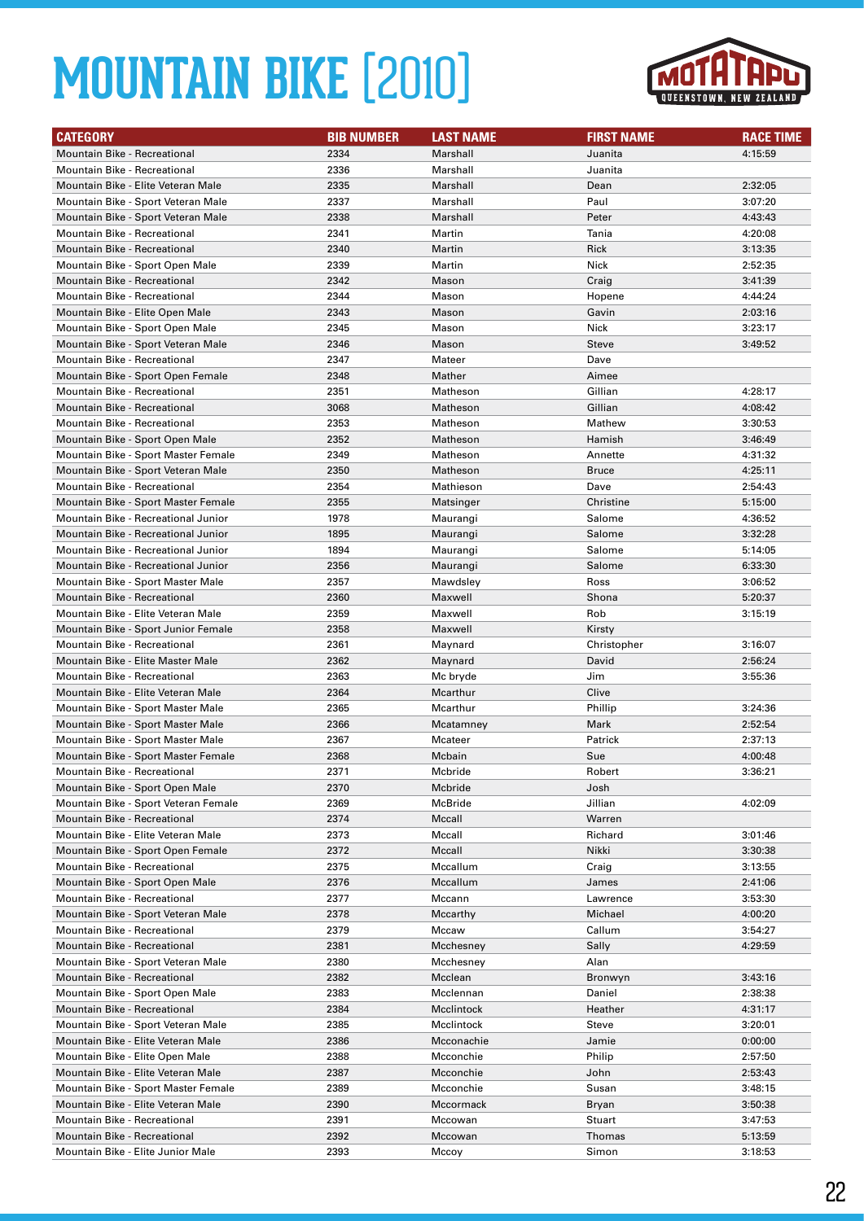# MOUNTAIN BIKE [2010]

| CATEGORY | BIB NUMBER | LAST NAME | FIRST NAME | RACE TIME |
|---|---|---|---|---|
| Mountain Bike - Recreational | 2334 | Marshall | Juanita | 4:15:59 |
| Mountain Bike - Recreational | 2336 | Marshall | Juanita | |
| Mountain Bike - Elite Veteran Male | 2335 | Marshall | Dean | 2:32:05 |
| Mountain Bike - Sport Veteran Male | 2337 | Marshall | Paul | 3:07:20 |
| Mountain Bike - Sport Veteran Male | 2338 | Marshall | Peter | 4:43:43 |
| Mountain Bike - Recreational | 2341 | Martin | Tania | 4:20:08 |
| Mountain Bike - Recreational | 2340 | Martin | Rick | 3:13:35 |
| Mountain Bike - Sport Open Male | 2339 | Martin | Nick | 2:52:35 |
| Mountain Bike - Recreational | 2342 | Mason | Craig | 3:41:39 |
| Mountain Bike - Recreational | 2344 | Mason | Hopene | 4:44:24 |
| Mountain Bike - Elite Open Male | 2343 | Mason | Gavin | 2:03:16 |
| Mountain Bike - Sport Open Male | 2345 | Mason | Nick | 3:23:17 |
| Mountain Bike - Sport Veteran Male | 2346 | Mason | Steve | 3:49:52 |
| Mountain Bike - Recreational | 2347 | Mateer | Dave | |
| Mountain Bike - Sport Open Female | 2348 | Mather | Aimee | |
| Mountain Bike - Recreational | 2351 | Matheson | Gillian | 4:28:17 |
| Mountain Bike - Recreational | 3068 | Matheson | Gillian | 4:08:42 |
| Mountain Bike - Recreational | 2353 | Matheson | Mathew | 3:30:53 |
| Mountain Bike - Sport Open Male | 2352 | Matheson | Hamish | 3:46:49 |
| Mountain Bike - Sport Master Female | 2349 | Matheson | Annette | 4:31:32 |
| Mountain Bike - Sport Veteran Male | 2350 | Matheson | Bruce | 4:25:11 |
| Mountain Bike - Recreational | 2354 | Mathieson | Dave | 2:54:43 |
| Mountain Bike - Sport Master Female | 2355 | Matsinger | Christine | 5:15:00 |
| Mountain Bike - Recreational Junior | 1978 | Maurangi | Salome | 4:36:52 |
| Mountain Bike - Recreational Junior | 1895 | Maurangi | Salome | 3:32:28 |
| Mountain Bike - Recreational Junior | 1894 | Maurangi | Salome | 5:14:05 |
| Mountain Bike - Recreational Junior | 2356 | Maurangi | Salome | 6:33:30 |
| Mountain Bike - Sport Master Male | 2357 | Mawdsley | Ross | 3:06:52 |
| Mountain Bike - Recreational | 2360 | Maxwell | Shona | 5:20:37 |
| Mountain Bike - Elite Veteran Male | 2359 | Maxwell | Rob | 3:15:19 |
| Mountain Bike - Sport Junior Female | 2358 | Maxwell | Kirsty | |
| Mountain Bike - Recreational | 2361 | Maynard | Christopher | 3:16:07 |
| Mountain Bike - Elite Master Male | 2362 | Maynard | David | 2:56:24 |
| Mountain Bike - Recreational | 2363 | Mc bryde | Jim | 3:55:36 |
| Mountain Bike - Elite Veteran Male | 2364 | Mcarthur | Clive | |
| Mountain Bike - Sport Master Male | 2365 | Mcarthur | Phillip | 3:24:36 |
| Mountain Bike - Sport Master Male | 2366 | Mcatamney | Mark | 2:52:54 |
| Mountain Bike - Sport Master Male | 2367 | Mcateer | Patrick | 2:37:13 |
| Mountain Bike - Sport Master Female | 2368 | Mcbain | Sue | 4:00:48 |
| Mountain Bike - Recreational | 2371 | Mcbride | Robert | 3:36:21 |
| Mountain Bike - Sport Open Male | 2370 | Mcbride | Josh | |
| Mountain Bike - Sport Veteran Female | 2369 | McBride | Jillian | 4:02:09 |
| Mountain Bike - Recreational | 2374 | Mccall | Warren | |
| Mountain Bike - Elite Veteran Male | 2373 | Mccall | Richard | 3:01:46 |
| Mountain Bike - Sport Open Female | 2372 | Mccall | Nikki | 3:30:38 |
| Mountain Bike - Recreational | 2375 | Mccallum | Craig | 3:13:55 |
| Mountain Bike - Sport Open Male | 2376 | Mccallum | James | 2:41:06 |
| Mountain Bike - Recreational | 2377 | Mccann | Lawrence | 3:53:30 |
| Mountain Bike - Sport Veteran Male | 2378 | Mccarthy | Michael | 4:00:20 |
| Mountain Bike - Recreational | 2379 | Mccaw | Callum | 3:54:27 |
| Mountain Bike - Recreational | 2381 | Mcchesney | Sally | 4:29:59 |
| Mountain Bike - Sport Veteran Male | 2380 | Mcchesney | Alan | |
| Mountain Bike - Recreational | 2382 | Mcclean | Bronwyn | 3:43:16 |
| Mountain Bike - Sport Open Male | 2383 | Mcclennan | Daniel | 2:38:38 |
| Mountain Bike - Recreational | 2384 | Mcclintock | Heather | 4:31:17 |
| Mountain Bike - Sport Veteran Male | 2385 | Mcclintock | Steve | 3:20:01 |
| Mountain Bike - Elite Veteran Male | 2386 | Mcconachie | Jamie | 0:00:00 |
| Mountain Bike - Elite Open Male | 2388 | Mcconchie | Philip | 2:57:50 |
| Mountain Bike - Elite Veteran Male | 2387 | Mcconchie | John | 2:53:43 |
| Mountain Bike - Sport Master Female | 2389 | Mcconchie | Susan | 3:48:15 |
| Mountain Bike - Elite Veteran Male | 2390 | Mccormack | Bryan | 3:50:38 |
| Mountain Bike - Recreational | 2391 | Mccowan | Stuart | 3:47:53 |
| Mountain Bike - Recreational | 2392 | Mccowan | Thomas | 5:13:59 |
| Mountain Bike - Elite Junior Male | 2393 | Mccoy | Simon | 3:18:53 |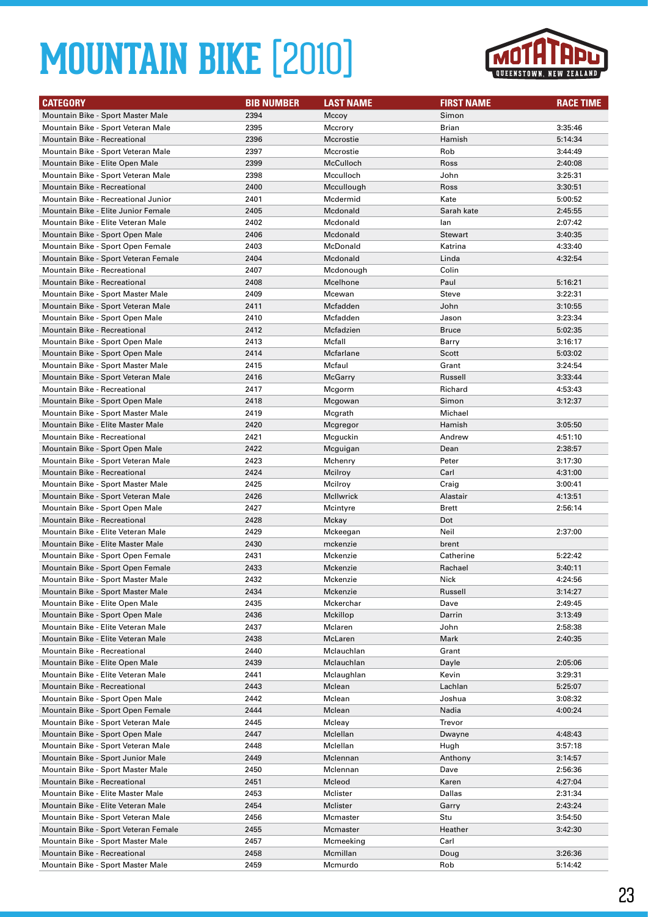# MOUNTAIN BIKE [2010]

| CATEGORY | BIB NUMBER | LAST NAME | FIRST NAME | RACE TIME |
|---|---|---|---|---|
| Mountain Bike - Sport Master Male | 2394 | Mccoy | Simon | |
| Mountain Bike - Sport Veteran Male | 2395 | Mccrory | Brian | 3:35:46 |
| Mountain Bike - Recreational | 2396 | Mccrostie | Hamish | 5:14:34 |
| Mountain Bike - Sport Veteran Male | 2397 | Mccrostie | Rob | 3:44:49 |
| Mountain Bike - Elite Open Male | 2399 | McCulloch | Ross | 2:40:08 |
| Mountain Bike - Sport Veteran Male | 2398 | Mcculloch | John | 3:25:31 |
| Mountain Bike - Recreational | 2400 | Mccullough | Ross | 3:30:51 |
| Mountain Bike - Recreational Junior | 2401 | Mcdermid | Kate | 5:00:52 |
| Mountain Bike - Elite Junior Female | 2405 | Mcdonald | Sarah kate | 2:45:55 |
| Mountain Bike - Elite Veteran Male | 2402 | Mcdonald | Ian | 2:07:42 |
| Mountain Bike - Sport Open Male | 2406 | Mcdonald | Stewart | 3:40:35 |
| Mountain Bike - Sport Open Female | 2403 | McDonald | Katrina | 4:33:40 |
| Mountain Bike - Sport Veteran Female | 2404 | Mcdonald | Linda | 4:32:54 |
| Mountain Bike - Recreational | 2407 | Mcdonough | Colin | |
| Mountain Bike - Recreational | 2408 | Mcelhone | Paul | 5:16:21 |
| Mountain Bike - Sport Master Male | 2409 | Mcewan | Steve | 3:22:31 |
| Mountain Bike - Sport Veteran Male | 2411 | Mcfadden | John | 3:10:55 |
| Mountain Bike - Sport Open Male | 2410 | Mcfadden | Jason | 3:23:34 |
| Mountain Bike - Recreational | 2412 | Mcfadzien | Bruce | 5:02:35 |
| Mountain Bike - Sport Open Male | 2413 | Mcfall | Barry | 3:16:17 |
| Mountain Bike - Sport Open Male | 2414 | Mcfarlane | Scott | 5:03:02 |
| Mountain Bike - Sport Master Male | 2415 | Mcfaul | Grant | 3:24:54 |
| Mountain Bike - Sport Veteran Male | 2416 | McGarry | Russell | 3:33:44 |
| Mountain Bike - Recreational | 2417 | Mcgorm | Richard | 4:53:43 |
| Mountain Bike - Sport Open Male | 2418 | Mcgowan | Simon | 3:12:37 |
| Mountain Bike - Sport Master Male | 2419 | Mcgrath | Michael | |
| Mountain Bike - Elite Master Male | 2420 | Mcgregor | Hamish | 3:05:50 |
| Mountain Bike - Recreational | 2421 | Mcguckin | Andrew | 4:51:10 |
| Mountain Bike - Sport Open Male | 2422 | Mcguigan | Dean | 2:38:57 |
| Mountain Bike - Sport Veteran Male | 2423 | Mchenry | Peter | 3:17:30 |
| Mountain Bike - Recreational | 2424 | Mcilroy | Carl | 4:31:00 |
| Mountain Bike - Sport Master Male | 2425 | Mcilroy | Craig | 3:00:41 |
| Mountain Bike - Sport Veteran Male | 2426 | McIlwrick | Alastair | 4:13:51 |
| Mountain Bike - Sport Open Male | 2427 | Mcintyre | Brett | 2:56:14 |
| Mountain Bike - Recreational | 2428 | Mckay | Dot | |
| Mountain Bike - Elite Veteran Male | 2429 | Mckeegan | Neil | 2:37:00 |
| Mountain Bike - Elite Master Male | 2430 | mckenzie | brent | |
| Mountain Bike - Sport Open Female | 2431 | Mckenzie | Catherine | 5:22:42 |
| Mountain Bike - Sport Open Female | 2433 | Mckenzie | Rachael | 3:40:11 |
| Mountain Bike - Sport Master Male | 2432 | Mckenzie | Nick | 4:24:56 |
| Mountain Bike - Sport Master Male | 2434 | Mckenzie | Russell | 3:14:27 |
| Mountain Bike - Elite Open Male | 2435 | Mckerchar | Dave | 2:49:45 |
| Mountain Bike - Sport Open Male | 2436 | Mckillop | Darrin | 3:13:49 |
| Mountain Bike - Elite Veteran Male | 2437 | Mclaren | John | 2:58:38 |
| Mountain Bike - Elite Veteran Male | 2438 | McLaren | Mark | 2:40:35 |
| Mountain Bike - Recreational | 2440 | Mclauchlan | Grant | |
| Mountain Bike - Elite Open Male | 2439 | Mclauchlan | Dayle | 2:05:06 |
| Mountain Bike - Elite Veteran Male | 2441 | Mclaughlan | Kevin | 3:29:31 |
| Mountain Bike - Recreational | 2443 | Mclean | Lachlan | 5:25:07 |
| Mountain Bike - Sport Open Male | 2442 | Mclean | Joshua | 3:08:32 |
| Mountain Bike - Sport Open Female | 2444 | Mclean | Nadia | 4:00:24 |
| Mountain Bike - Sport Veteran Male | 2445 | Mcleay | Trevor | |
| Mountain Bike - Sport Open Male | 2447 | Mclellan | Dwayne | 4:48:43 |
| Mountain Bike - Sport Veteran Male | 2448 | Mclellan | Hugh | 3:57:18 |
| Mountain Bike - Sport Junior Male | 2449 | Mclennan | Anthony | 3:14:57 |
| Mountain Bike - Sport Master Male | 2450 | Mclennan | Dave | 2:56:36 |
| Mountain Bike - Recreational | 2451 | Mcleod | Karen | 4:27:04 |
| Mountain Bike - Elite Master Male | 2453 | Mclister | Dallas | 2:31:34 |
| Mountain Bike - Elite Veteran Male | 2454 | Mclister | Garry | 2:43:24 |
| Mountain Bike - Sport Veteran Male | 2456 | Mcmaster | Stu | 3:54:50 |
| Mountain Bike - Sport Veteran Female | 2455 | Mcmaster | Heather | 3:42:30 |
| Mountain Bike - Sport Master Male | 2457 | Mcmeeking | Carl | |
| Mountain Bike - Recreational | 2458 | Mcmillan | Doug | 3:26:36 |
| Mountain Bike - Sport Master Male | 2459 | Mcmurdo | Rob | 5:14:42 |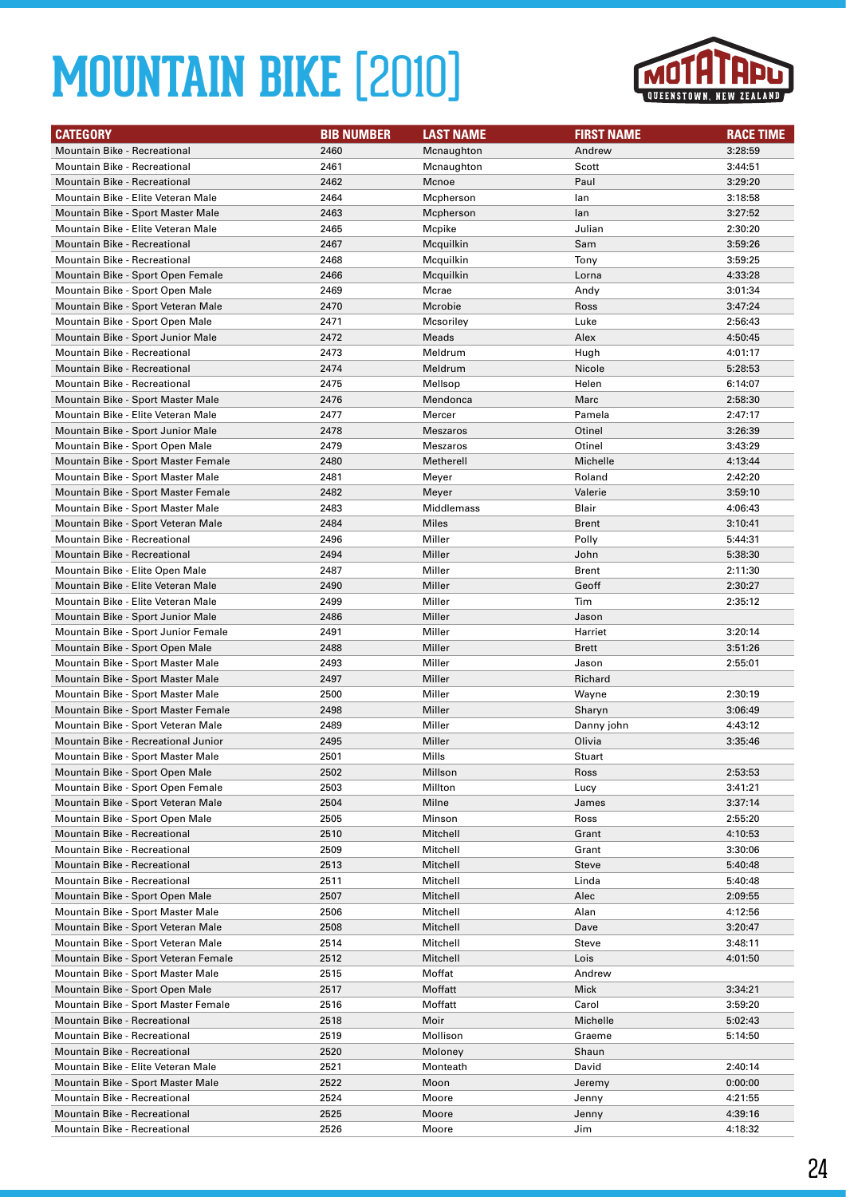# MOUNTAIN BIKE [2010]

| CATEGORY | BIB NUMBER | LAST NAME | FIRST NAME | RACE TIME |
|---|---|---|---|---|
| Mountain Bike - Recreational | 2460 | Mcnaughton | Andrew | 3:28:59 |
| Mountain Bike - Recreational | 2461 | Mcnaughton | Scott | 3:44:51 |
| Mountain Bike - Recreational | 2462 | Mcnoe | Paul | 3:29:20 |
| Mountain Bike - Elite Veteran Male | 2464 | Mcpherson | Ian | 3:18:58 |
| Mountain Bike - Sport Master Male | 2463 | Mcpherson | Ian | 3:27:52 |
| Mountain Bike - Elite Veteran Male | 2465 | Mcpike | Julian | 2:30:20 |
| Mountain Bike - Recreational | 2467 | Mcquilkin | Sam | 3:59:26 |
| Mountain Bike - Recreational | 2468 | Mcquilkin | Tony | 3:59:25 |
| Mountain Bike - Sport Open Female | 2466 | Mcquilkin | Lorna | 4:33:28 |
| Mountain Bike - Sport Open Male | 2469 | Mcrae | Andy | 3:01:34 |
| Mountain Bike - Sport Veteran Male | 2470 | Mcrobie | Ross | 3:47:24 |
| Mountain Bike - Sport Open Male | 2471 | Mcsoriley | Luke | 2:56:43 |
| Mountain Bike - Sport Junior Male | 2472 | Meads | Alex | 4:50:45 |
| Mountain Bike - Recreational | 2473 | Meldrum | Hugh | 4:01:17 |
| Mountain Bike - Recreational | 2474 | Meldrum | Nicole | 5:28:53 |
| Mountain Bike - Recreational | 2475 | Mellsop | Helen | 6:14:07 |
| Mountain Bike - Sport Master Male | 2476 | Mendonca | Marc | 2:58:30 |
| Mountain Bike - Elite Veteran Male | 2477 | Mercer | Pamela | 2:47:17 |
| Mountain Bike - Sport Junior Male | 2478 | Meszaros | Otinel | 3:26:39 |
| Mountain Bike - Sport Open Male | 2479 | Meszaros | Otinel | 3:43:29 |
| Mountain Bike - Sport Master Female | 2480 | Metherell | Michelle | 4:13:44 |
| Mountain Bike - Sport Master Male | 2481 | Meyer | Roland | 2:42:20 |
| Mountain Bike - Sport Master Female | 2482 | Meyer | Valerie | 3:59:10 |
| Mountain Bike - Sport Master Male | 2483 | Middlemass | Blair | 4:06:43 |
| Mountain Bike - Sport Veteran Male | 2484 | Miles | Brent | 3:10:41 |
| Mountain Bike - Recreational | 2496 | Miller | Polly | 5:44:31 |
| Mountain Bike - Recreational | 2494 | Miller | John | 5:38:30 |
| Mountain Bike - Elite Open Male | 2487 | Miller | Brent | 2:11:30 |
| Mountain Bike - Elite Veteran Male | 2490 | Miller | Geoff | 2:30:27 |
| Mountain Bike - Elite Veteran Male | 2499 | Miller | Tim | 2:35:12 |
| Mountain Bike - Sport Junior Male | 2486 | Miller | Jason | |
| Mountain Bike - Sport Junior Female | 2491 | Miller | Harriet | 3:20:14 |
| Mountain Bike - Sport Open Male | 2488 | Miller | Brett | 3:51:26 |
| Mountain Bike - Sport Master Male | 2493 | Miller | Jason | 2:55:01 |
| Mountain Bike - Sport Master Male | 2497 | Miller | Richard | |
| Mountain Bike - Sport Master Male | 2500 | Miller | Wayne | 2:30:19 |
| Mountain Bike - Sport Master Female | 2498 | Miller | Sharyn | 3:06:49 |
| Mountain Bike - Sport Veteran Male | 2489 | Miller | Danny john | 4:43:12 |
| Mountain Bike - Recreational Junior | 2495 | Miller | Olivia | 3:35:46 |
| Mountain Bike - Sport Master Male | 2501 | Mills | Stuart | |
| Mountain Bike - Sport Open Male | 2502 | Millson | Ross | 2:53:53 |
| Mountain Bike - Sport Open Female | 2503 | Millton | Lucy | 3:41:21 |
| Mountain Bike - Sport Veteran Male | 2504 | Milne | James | 3:37:14 |
| Mountain Bike - Sport Open Male | 2505 | Minson | Ross | 2:55:20 |
| Mountain Bike - Recreational | 2510 | Mitchell | Grant | 4:10:53 |
| Mountain Bike - Recreational | 2509 | Mitchell | Grant | 3:30:06 |
| Mountain Bike - Recreational | 2513 | Mitchell | Steve | 5:40:48 |
| Mountain Bike - Recreational | 2511 | Mitchell | Linda | 5:40:48 |
| Mountain Bike - Sport Open Male | 2507 | Mitchell | Alec | 2:09:55 |
| Mountain Bike - Sport Master Male | 2506 | Mitchell | Alan | 4:12:56 |
| Mountain Bike - Sport Veteran Male | 2508 | Mitchell | Dave | 3:20:47 |
| Mountain Bike - Sport Veteran Male | 2514 | Mitchell | Steve | 3:48:11 |
| Mountain Bike - Sport Veteran Female | 2512 | Mitchell | Lois | 4:01:50 |
| Mountain Bike - Sport Master Male | 2515 | Moffat | Andrew | |
| Mountain Bike - Sport Open Male | 2517 | Moffatt | Mick | 3:34:21 |
| Mountain Bike - Sport Master Female | 2516 | Moffatt | Carol | 3:59:20 |
| Mountain Bike - Recreational | 2518 | Moir | Michelle | 5:02:43 |
| Mountain Bike - Recreational | 2519 | Mollison | Graeme | 5:14:50 |
| Mountain Bike - Recreational | 2520 | Moloney | Shaun | |
| Mountain Bike - Elite Veteran Male | 2521 | Monteath | David | 2:40:14 |
| Mountain Bike - Sport Master Male | 2522 | Moon | Jeremy | 0:00:00 |
| Mountain Bike - Recreational | 2524 | Moore | Jenny | 4:21:55 |
| Mountain Bike - Recreational | 2525 | Moore | Jenny | 4:39:16 |
| Mountain Bike - Recreational | 2526 | Moore | Jim | 4:18:32 |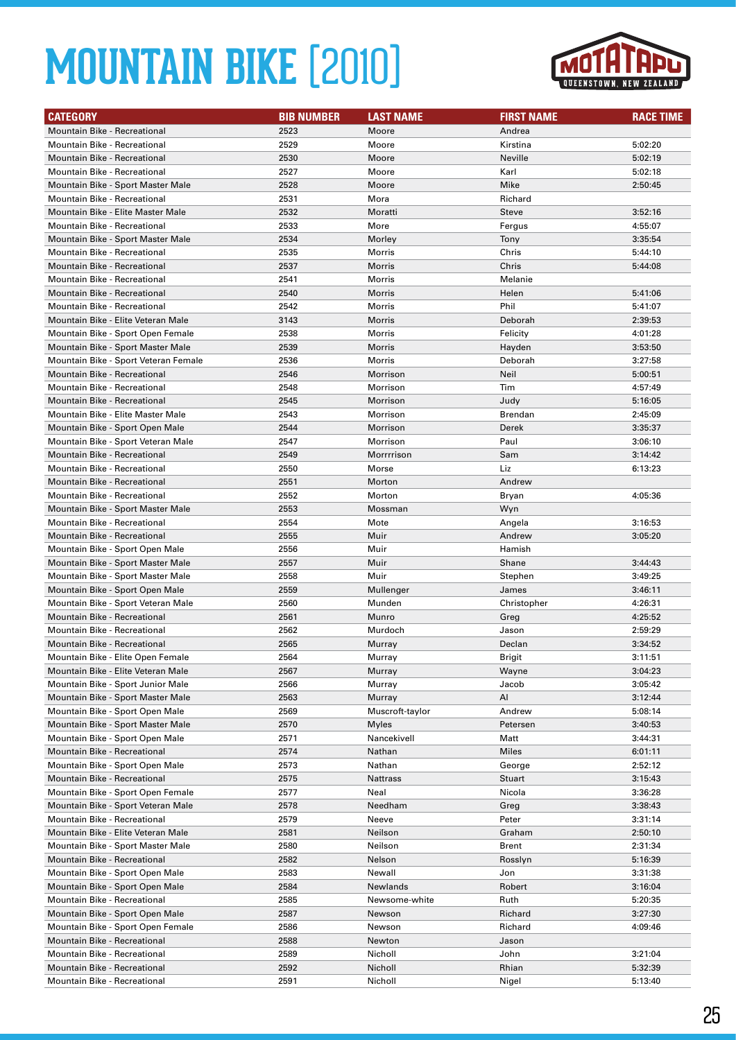# MOUNTAIN BIKE [2010]

| CATEGORY | BIB NUMBER | LAST NAME | FIRST NAME | RACE TIME |
|---|---|---|---|---|
| Mountain Bike - Recreational | 2523 | Moore | Andrea | |
| Mountain Bike - Recreational | 2529 | Moore | Kirstina | 5:02:20 |
| Mountain Bike - Recreational | 2530 | Moore | Neville | 5:02:19 |
| Mountain Bike - Recreational | 2527 | Moore | Karl | 5:02:18 |
| Mountain Bike - Sport Master Male | 2528 | Moore | Mike | 2:50:45 |
| Mountain Bike - Recreational | 2531 | Mora | Richard | |
| Mountain Bike - Elite Master Male | 2532 | Moratti | Steve | 3:52:16 |
| Mountain Bike - Recreational | 2533 | More | Fergus | 4:55:07 |
| Mountain Bike - Sport Master Male | 2534 | Morley | Tony | 3:35:54 |
| Mountain Bike - Recreational | 2535 | Morris | Chris | 5:44:10 |
| Mountain Bike - Recreational | 2537 | Morris | Chris | 5:44:08 |
| Mountain Bike - Recreational | 2541 | Morris | Melanie | |
| Mountain Bike - Recreational | 2540 | Morris | Helen | 5:41:06 |
| Mountain Bike - Recreational | 2542 | Morris | Phil | 5:41:07 |
| Mountain Bike - Elite Veteran Male | 3143 | Morris | Deborah | 2:39:53 |
| Mountain Bike - Sport Open Female | 2538 | Morris | Felicity | 4:01:28 |
| Mountain Bike - Sport Master Male | 2539 | Morris | Hayden | 3:53:50 |
| Mountain Bike - Sport Veteran Female | 2536 | Morris | Deborah | 3:27:58 |
| Mountain Bike - Recreational | 2546 | Morrison | Neil | 5:00:51 |
| Mountain Bike - Recreational | 2548 | Morrison | Tim | 4:57:49 |
| Mountain Bike - Recreational | 2545 | Morrison | Judy | 5:16:05 |
| Mountain Bike - Elite Master Male | 2543 | Morrison | Brendan | 2:45:09 |
| Mountain Bike - Sport Open Male | 2544 | Morrison | Derek | 3:35:37 |
| Mountain Bike - Sport Veteran Male | 2547 | Morrison | Paul | 3:06:10 |
| Mountain Bike - Recreational | 2549 | Morrrison | Sam | 3:14:42 |
| Mountain Bike - Recreational | 2550 | Morse | Liz | 6:13:23 |
| Mountain Bike - Recreational | 2551 | Morton | Andrew | |
| Mountain Bike - Recreational | 2552 | Morton | Bryan | 4:05:36 |
| Mountain Bike - Sport Master Male | 2553 | Mossman | Wyn | |
| Mountain Bike - Recreational | 2554 | Mote | Angela | 3:16:53 |
| Mountain Bike - Recreational | 2555 | Muir | Andrew | 3:05:20 |
| Mountain Bike - Sport Open Male | 2556 | Muir | Hamish | |
| Mountain Bike - Sport Master Male | 2557 | Muir | Shane | 3:44:43 |
| Mountain Bike - Sport Master Male | 2558 | Muir | Stephen | 3:49:25 |
| Mountain Bike - Sport Open Male | 2559 | Mullenger | James | 3:46:11 |
| Mountain Bike - Sport Veteran Male | 2560 | Munden | Christopher | 4:26:31 |
| Mountain Bike - Recreational | 2561 | Munro | Greg | 4:25:52 |
| Mountain Bike - Recreational | 2562 | Murdoch | Jason | 2:59:29 |
| Mountain Bike - Recreational | 2565 | Murray | Declan | 3:34:52 |
| Mountain Bike - Elite Open Female | 2564 | Murray | Brigit | 3:11:51 |
| Mountain Bike - Elite Veteran Male | 2567 | Murray | Wayne | 3:04:23 |
| Mountain Bike - Sport Junior Male | 2566 | Murray | Jacob | 3:05:42 |
| Mountain Bike - Sport Master Male | 2563 | Murray | Al | 3:12:44 |
| Mountain Bike - Sport Open Male | 2569 | Muscroft-taylor | Andrew | 5:08:14 |
| Mountain Bike - Sport Master Male | 2570 | Myles | Petersen | 3:40:53 |
| Mountain Bike - Sport Open Male | 2571 | Nancekivell | Matt | 3:44:31 |
| Mountain Bike - Recreational | 2574 | Nathan | Miles | 6:01:11 |
| Mountain Bike - Sport Open Male | 2573 | Nathan | George | 2:52:12 |
| Mountain Bike - Recreational | 2575 | Nattrass | Stuart | 3:15:43 |
| Mountain Bike - Sport Open Female | 2577 | Neal | Nicola | 3:36:28 |
| Mountain Bike - Sport Veteran Male | 2578 | Needham | Greg | 3:38:43 |
| Mountain Bike - Recreational | 2579 | Neeve | Peter | 3:31:14 |
| Mountain Bike - Elite Veteran Male | 2581 | Neilson | Graham | 2:50:10 |
| Mountain Bike - Sport Master Male | 2580 | Neilson | Brent | 2:31:34 |
| Mountain Bike - Recreational | 2582 | Nelson | Rosslyn | 5:16:39 |
| Mountain Bike - Sport Open Male | 2583 | Newall | Jon | 3:31:38 |
| Mountain Bike - Sport Open Male | 2584 | Newlands | Robert | 3:16:04 |
| Mountain Bike - Recreational | 2585 | Newsome-white | Ruth | 5:20:35 |
| Mountain Bike - Sport Open Male | 2587 | Newson | Richard | 3:27:30 |
| Mountain Bike - Sport Open Female | 2586 | Newson | Richard | 4:09:46 |
| Mountain Bike - Recreational | 2588 | Newton | Jason | |
| Mountain Bike - Recreational | 2589 | Nicholl | John | 3:21:04 |
| Mountain Bike - Recreational | 2592 | Nicholl | Rhian | 5:32:39 |
| Mountain Bike - Recreational | 2591 | Nicholl | Nigel | 5:13:40 |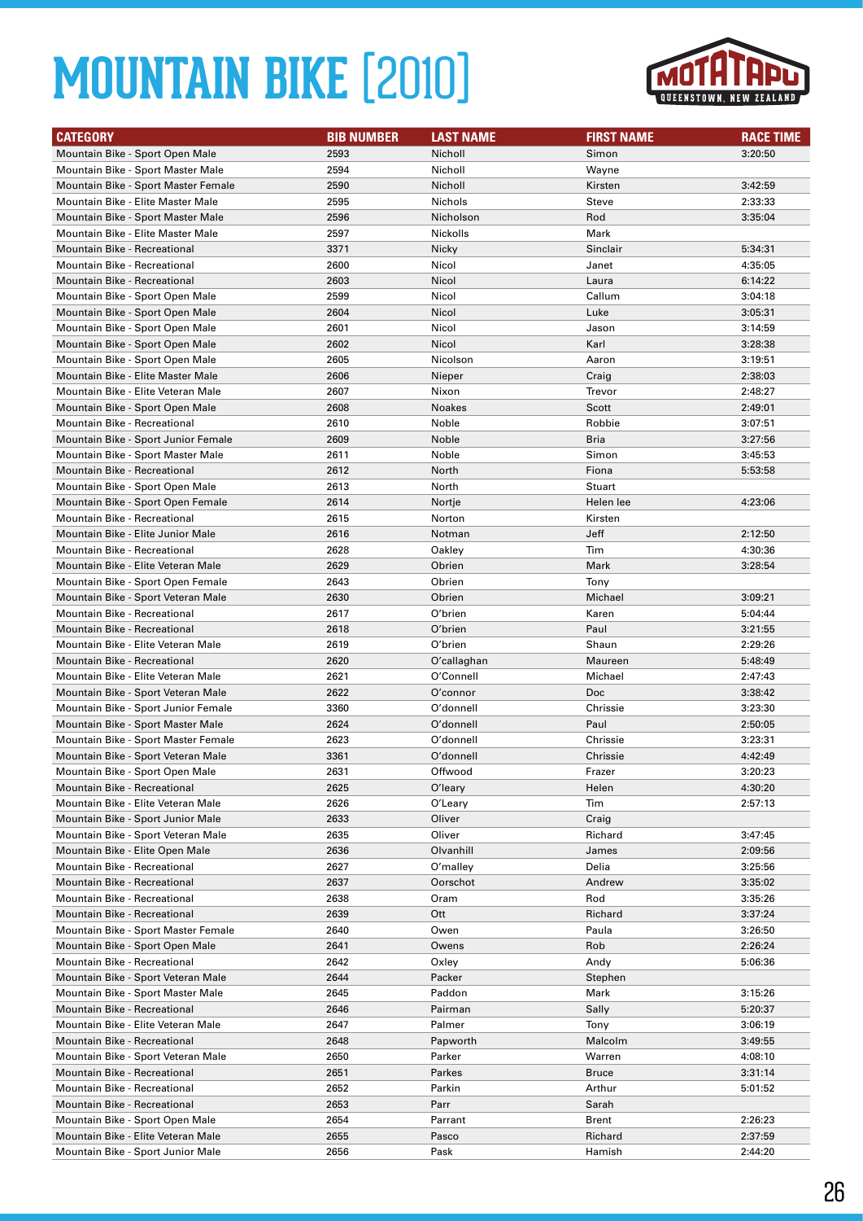# MOUNTAIN BIKE [2010]

MOTATAPU QUEENSTOWN, NEW ZEALAND

| CATEGORY | BIB NUMBER | LAST NAME | FIRST NAME | RACE TIME |
|---|---|---|---|---|
| Mountain Bike - Sport Open Male | 2593 | Nicholl | Simon | 3:20:50 |
| Mountain Bike - Sport Master Male | 2594 | Nicholl | Wayne | |
| Mountain Bike - Sport Master Female | 2590 | Nicholl | Kirsten | 3:42:59 |
| Mountain Bike - Elite Master Male | 2595 | Nichols | Steve | 2:33:33 |
| Mountain Bike - Sport Master Male | 2596 | Nicholson | Rod | 3:35:04 |
| Mountain Bike - Elite Master Male | 2597 | Nickolls | Mark | |
| Mountain Bike - Recreational | 3371 | Nicky | Sinclair | 5:34:31 |
| Mountain Bike - Recreational | 2600 | Nicol | Janet | 4:35:05 |
| Mountain Bike - Recreational | 2603 | Nicol | Laura | 6:14:22 |
| Mountain Bike - Sport Open Male | 2599 | Nicol | Callum | 3:04:18 |
| Mountain Bike - Sport Open Male | 2604 | Nicol | Luke | 3:05:31 |
| Mountain Bike - Sport Open Male | 2601 | Nicol | Jason | 3:14:59 |
| Mountain Bike - Sport Open Male | 2602 | Nicol | Karl | 3:28:38 |
| Mountain Bike - Sport Open Male | 2605 | Nicolson | Aaron | 3:19:51 |
| Mountain Bike - Elite Master Male | 2606 | Nieper | Craig | 2:38:03 |
| Mountain Bike - Elite Veteran Male | 2607 | Nixon | Trevor | 2:48:27 |
| Mountain Bike - Sport Open Male | 2608 | Noakes | Scott | 2:49:01 |
| Mountain Bike - Recreational | 2610 | Noble | Robbie | 3:07:51 |
| Mountain Bike - Sport Junior Female | 2609 | Noble | Bria | 3:27:56 |
| Mountain Bike - Sport Master Male | 2611 | Noble | Simon | 3:45:53 |
| Mountain Bike - Recreational | 2612 | North | Fiona | 5:53:58 |
| Mountain Bike - Sport Open Male | 2613 | North | Stuart | |
| Mountain Bike - Sport Open Female | 2614 | Nortje | Helen lee | 4:23:06 |
| Mountain Bike - Recreational | 2615 | Norton | Kirsten | |
| Mountain Bike - Elite Junior Male | 2616 | Notman | Jeff | 2:12:50 |
| Mountain Bike - Recreational | 2628 | Oakley | Tim | 4:30:36 |
| Mountain Bike - Elite Veteran Male | 2629 | Obrien | Mark | 3:28:54 |
| Mountain Bike - Sport Open Female | 2643 | Obrien | Tony | |
| Mountain Bike - Sport Veteran Male | 2630 | Obrien | Michael | 3:09:21 |
| Mountain Bike - Recreational | 2617 | O'brien | Karen | 5:04:44 |
| Mountain Bike - Recreational | 2618 | O'brien | Paul | 3:21:55 |
| Mountain Bike - Elite Veteran Male | 2619 | O'brien | Shaun | 2:29:26 |
| Mountain Bike - Recreational | 2620 | O'callaghan | Maureen | 5:48:49 |
| Mountain Bike - Elite Veteran Male | 2621 | O'Connell | Michael | 2:47:43 |
| Mountain Bike - Sport Veteran Male | 2622 | O'connor | Doc | 3:38:42 |
| Mountain Bike - Sport Junior Female | 3360 | O'donnell | Chrissie | 3:23:30 |
| Mountain Bike - Sport Master Male | 2624 | O'donnell | Paul | 2:50:05 |
| Mountain Bike - Sport Master Female | 2623 | O'donnell | Chrissie | 3:23:31 |
| Mountain Bike - Sport Veteran Male | 3361 | O'donnell | Chrissie | 4:42:49 |
| Mountain Bike - Sport Open Male | 2631 | Offwood | Frazer | 3:20:23 |
| Mountain Bike - Recreational | 2625 | O'leary | Helen | 4:30:20 |
| Mountain Bike - Elite Veteran Male | 2626 | O'Leary | Tim | 2:57:13 |
| Mountain Bike - Sport Junior Male | 2633 | Oliver | Craig | |
| Mountain Bike - Sport Veteran Male | 2635 | Oliver | Richard | 3:47:45 |
| Mountain Bike - Elite Open Male | 2636 | Olvanhill | James | 2:09:56 |
| Mountain Bike - Recreational | 2627 | O'malley | Delia | 3:25:56 |
| Mountain Bike - Recreational | 2637 | Oorschot | Andrew | 3:35:02 |
| Mountain Bike - Recreational | 2638 | Oram | Rod | 3:35:26 |
| Mountain Bike - Recreational | 2639 | Ott | Richard | 3:37:24 |
| Mountain Bike - Sport Master Female | 2640 | Owen | Paula | 3:26:50 |
| Mountain Bike - Sport Open Male | 2641 | Owens | Rob | 2:26:24 |
| Mountain Bike - Recreational | 2642 | Oxley | Andy | 5:06:36 |
| Mountain Bike - Sport Veteran Male | 2644 | Packer | Stephen | |
| Mountain Bike - Sport Master Male | 2645 | Paddon | Mark | 3:15:26 |
| Mountain Bike - Recreational | 2646 | Pairman | Sally | 5:20:37 |
| Mountain Bike - Elite Veteran Male | 2647 | Palmer | Tony | 3:06:19 |
| Mountain Bike - Recreational | 2648 | Papworth | Malcolm | 3:49:55 |
| Mountain Bike - Sport Veteran Male | 2650 | Parker | Warren | 4:08:10 |
| Mountain Bike - Recreational | 2651 | Parkes | Bruce | 3:31:14 |
| Mountain Bike - Recreational | 2652 | Parkin | Arthur | 5:01:52 |
| Mountain Bike - Recreational | 2653 | Parr | Sarah | |
| Mountain Bike - Sport Open Male | 2654 | Parrant | Brent | 2:26:23 |
| Mountain Bike - Elite Veteran Male | 2655 | Pasco | Richard | 2:37:59 |
| Mountain Bike - Sport Junior Male | 2656 | Pask | Hamish | 2:44:20 |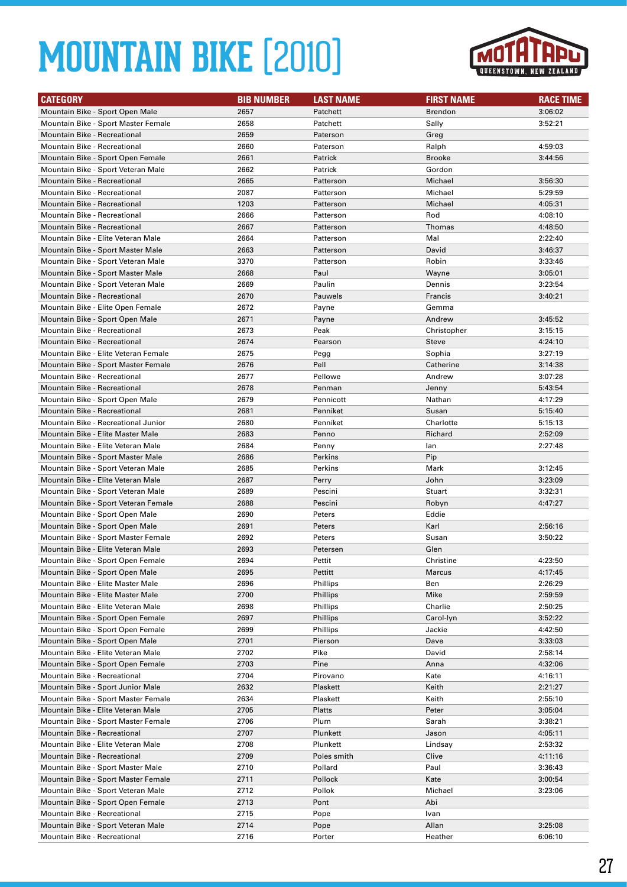# MOUNTAIN BIKE [2010]

MOTATAPU QUEENSTOWN, NEW ZEALAND

| CATEGORY | BIB NUMBER | LAST NAME | FIRST NAME | RACE TIME |
|---|---|---|---|---|
| Mountain Bike - Sport Open Male | 2657 | Patchett | Brendon | 3:06:02 |
| Mountain Bike - Sport Master Female | 2658 | Patchett | Sally | 3:52:21 |
| Mountain Bike - Recreational | 2659 | Paterson | Greg | |
| Mountain Bike - Recreational | 2660 | Paterson | Ralph | 4:59:03 |
| Mountain Bike - Sport Open Female | 2661 | Patrick | Brooke | 3:44:56 |
| Mountain Bike - Sport Veteran Male | 2662 | Patrick | Gordon | |
| Mountain Bike - Recreational | 2665 | Patterson | Michael | 3:56:30 |
| Mountain Bike - Recreational | 2087 | Patterson | Michael | 5:29:59 |
| Mountain Bike - Recreational | 1203 | Patterson | Michael | 4:05:31 |
| Mountain Bike - Recreational | 2666 | Patterson | Rod | 4:08:10 |
| Mountain Bike - Recreational | 2667 | Patterson | Thomas | 4:48:50 |
| Mountain Bike - Elite Veteran Male | 2664 | Patterson | Mal | 2:22:40 |
| Mountain Bike - Sport Master Male | 2663 | Patterson | David | 3:46:37 |
| Mountain Bike - Sport Veteran Male | 3370 | Patterson | Robin | 3:33:46 |
| Mountain Bike - Sport Master Male | 2668 | Paul | Wayne | 3:05:01 |
| Mountain Bike - Sport Veteran Male | 2669 | Paulin | Dennis | 3:23:54 |
| Mountain Bike - Recreational | 2670 | Pauwels | Francis | 3:40:21 |
| Mountain Bike - Elite Open Female | 2672 | Payne | Gemma | |
| Mountain Bike - Sport Open Male | 2671 | Payne | Andrew | 3:45:52 |
| Mountain Bike - Recreational | 2673 | Peak | Christopher | 3:15:15 |
| Mountain Bike - Recreational | 2674 | Pearson | Steve | 4:24:10 |
| Mountain Bike - Elite Veteran Female | 2675 | Pegg | Sophia | 3:27:19 |
| Mountain Bike - Sport Master Female | 2676 | Pell | Catherine | 3:14:38 |
| Mountain Bike - Recreational | 2677 | Pellowe | Andrew | 3:07:28 |
| Mountain Bike - Recreational | 2678 | Penman | Jenny | 5:43:54 |
| Mountain Bike - Sport Open Male | 2679 | Pennicott | Nathan | 4:17:29 |
| Mountain Bike - Recreational | 2681 | Penniket | Susan | 5:15:40 |
| Mountain Bike - Recreational Junior | 2680 | Penniket | Charlotte | 5:15:13 |
| Mountain Bike - Elite Master Male | 2683 | Penno | Richard | 2:52:09 |
| Mountain Bike - Elite Veteran Male | 2684 | Penny | Ian | 2:27:48 |
| Mountain Bike - Sport Master Male | 2686 | Perkins | Pip | |
| Mountain Bike - Sport Veteran Male | 2685 | Perkins | Mark | 3:12:45 |
| Mountain Bike - Elite Veteran Male | 2687 | Perry | John | 3:23:09 |
| Mountain Bike - Sport Veteran Male | 2689 | Pescini | Stuart | 3:32:31 |
| Mountain Bike - Sport Veteran Female | 2688 | Pescini | Robyn | 4:47:27 |
| Mountain Bike - Sport Open Male | 2690 | Peters | Eddie | |
| Mountain Bike - Sport Open Male | 2691 | Peters | Karl | 2:56:16 |
| Mountain Bike - Sport Master Female | 2692 | Peters | Susan | 3:50:22 |
| Mountain Bike - Elite Veteran Male | 2693 | Petersen | Glen | |
| Mountain Bike - Sport Open Female | 2694 | Pettit | Christine | 4:23:50 |
| Mountain Bike - Sport Open Male | 2695 | Pettitt | Marcus | 4:17:45 |
| Mountain Bike - Elite Master Male | 2696 | Phillips | Ben | 2:26:29 |
| Mountain Bike - Elite Master Male | 2700 | Phillips | Mike | 2:59:59 |
| Mountain Bike - Elite Veteran Male | 2698 | Phillips | Charlie | 2:50:25 |
| Mountain Bike - Sport Open Female | 2697 | Phillips | Carol-lyn | 3:52:22 |
| Mountain Bike - Sport Open Female | 2699 | Phillips | Jackie | 4:42:50 |
| Mountain Bike - Sport Open Male | 2701 | Pierson | Dave | 3:33:03 |
| Mountain Bike - Elite Veteran Male | 2702 | Pike | David | 2:58:14 |
| Mountain Bike - Sport Open Female | 2703 | Pine | Anna | 4:32:06 |
| Mountain Bike - Recreational | 2704 | Pirovano | Kate | 4:16:11 |
| Mountain Bike - Sport Junior Male | 2632 | Plaskett | Keith | 2:21:27 |
| Mountain Bike - Sport Master Female | 2634 | Plaskett | Keith | 2:55:10 |
| Mountain Bike - Elite Veteran Male | 2705 | Platts | Peter | 3:05:04 |
| Mountain Bike - Sport Master Female | 2706 | Plum | Sarah | 3:38:21 |
| Mountain Bike - Recreational | 2707 | Plunkett | Jason | 4:05:11 |
| Mountain Bike - Elite Veteran Male | 2708 | Plunkett | Lindsay | 2:53:32 |
| Mountain Bike - Recreational | 2709 | Poles smith | Clive | 4:11:16 |
| Mountain Bike - Sport Master Male | 2710 | Pollard | Paul | 3:36:43 |
| Mountain Bike - Sport Master Female | 2711 | Pollock | Kate | 3:00:54 |
| Mountain Bike - Sport Veteran Male | 2712 | Pollok | Michael | 3:23:06 |
| Mountain Bike - Sport Open Female | 2713 | Pont | Abi | |
| Mountain Bike - Recreational | 2715 | Pope | Ivan | |
| Mountain Bike - Sport Veteran Male | 2714 | Pope | Allan | 3:25:08 |
| Mountain Bike - Recreational | 2716 | Porter | Heather | 6:06:10 |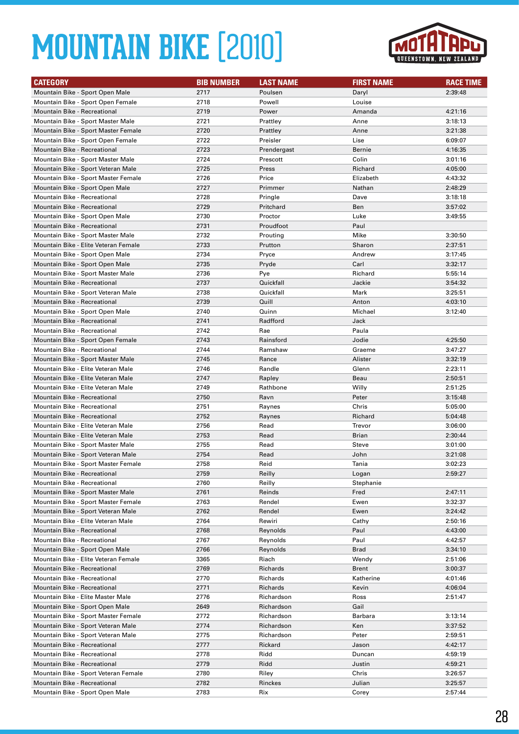# MOUNTAIN BIKE [2010]

MOTATAPU QUEENSTOWN, NEW ZEALAND

| CATEGORY | BIB NUMBER | LAST NAME | FIRST NAME | RACE TIME |
|---|---|---|---|---|
| Mountain Bike - Sport Open Male | 2717 | Poulsen | Daryl | 2:39:48 |
| Mountain Bike - Sport Open Female | 2718 | Powell | Louise | |
| Mountain Bike - Recreational | 2719 | Power | Amanda | 4:21:16 |
| Mountain Bike - Sport Master Male | 2721 | Prattley | Anne | 3:18:13 |
| Mountain Bike - Sport Master Female | 2720 | Prattley | Anne | 3:21:38 |
| Mountain Bike - Sport Open Female | 2722 | Preisler | Lise | 6:09:07 |
| Mountain Bike - Recreational | 2723 | Prendergast | Bernie | 4:16:35 |
| Mountain Bike - Sport Master Male | 2724 | Prescott | Colin | 3:01:16 |
| Mountain Bike - Sport Veteran Male | 2725 | Press | Richard | 4:05:00 |
| Mountain Bike - Sport Master Female | 2726 | Price | Elizabeth | 4:43:32 |
| Mountain Bike - Sport Open Male | 2727 | Primmer | Nathan | 2:48:29 |
| Mountain Bike - Recreational | 2728 | Pringle | Dave | 3:18:18 |
| Mountain Bike - Recreational | 2729 | Pritchard | Ben | 3:57:02 |
| Mountain Bike - Sport Open Male | 2730 | Proctor | Luke | 3:49:55 |
| Mountain Bike - Recreational | 2731 | Proudfoot | Paul | |
| Mountain Bike - Sport Master Male | 2732 | Prouting | Mike | 3:30:50 |
| Mountain Bike - Elite Veteran Female | 2733 | Prutton | Sharon | 2:37:51 |
| Mountain Bike - Sport Open Male | 2734 | Pryce | Andrew | 3:17:45 |
| Mountain Bike - Sport Open Male | 2735 | Pryde | Carl | 3:32:17 |
| Mountain Bike - Sport Master Male | 2736 | Pye | Richard | 5:55:14 |
| Mountain Bike - Recreational | 2737 | Quickfall | Jackie | 3:54:32 |
| Mountain Bike - Sport Veteran Male | 2738 | Quickfall | Mark | 3:25:51 |
| Mountain Bike - Recreational | 2739 | Quill | Anton | 4:03:10 |
| Mountain Bike - Sport Open Male | 2740 | Quinn | Michael | 3:12:40 |
| Mountain Bike - Recreational | 2741 | Radfford | Jack | |
| Mountain Bike - Recreational | 2742 | Rae | Paula | |
| Mountain Bike - Sport Open Female | 2743 | Rainsford | Jodie | 4:25:50 |
| Mountain Bike - Recreational | 2744 | Ramshaw | Graeme | 3:47:27 |
| Mountain Bike - Sport Master Male | 2745 | Rance | Alister | 3:32:19 |
| Mountain Bike - Elite Veteran Male | 2746 | Randle | Glenn | 2:23:11 |
| Mountain Bike - Elite Veteran Male | 2747 | Rapley | Beau | 2:50:51 |
| Mountain Bike - Elite Veteran Male | 2749 | Rathbone | Willy | 2:51:25 |
| Mountain Bike - Recreational | 2750 | Ravn | Peter | 3:15:48 |
| Mountain Bike - Recreational | 2751 | Raynes | Chris | 5:05:00 |
| Mountain Bike - Recreational | 2752 | Raynes | Richard | 5:04:48 |
| Mountain Bike - Elite Veteran Male | 2756 | Read | Trevor | 3:06:00 |
| Mountain Bike - Elite Veteran Male | 2753 | Read | Brian | 2:30:44 |
| Mountain Bike - Sport Master Male | 2755 | Read | Steve | 3:01:00 |
| Mountain Bike - Sport Veteran Male | 2754 | Read | John | 3:21:08 |
| Mountain Bike - Sport Master Female | 2758 | Reid | Tania | 3:02:23 |
| Mountain Bike - Recreational | 2759 | Reilly | Logan | 2:59:27 |
| Mountain Bike - Recreational | 2760 | Reilly | Stephanie | |
| Mountain Bike - Sport Master Male | 2761 | Reinds | Fred | 2:47:11 |
| Mountain Bike - Sport Master Female | 2763 | Rendel | Ewen | 3:32:37 |
| Mountain Bike - Sport Veteran Male | 2762 | Rendel | Ewen | 3:24:42 |
| Mountain Bike - Elite Veteran Male | 2764 | Rewiri | Cathy | 2:50:16 |
| Mountain Bike - Recreational | 2768 | Reynolds | Paul | 4:43:00 |
| Mountain Bike - Recreational | 2767 | Reynolds | Paul | 4:42:57 |
| Mountain Bike - Sport Open Male | 2766 | Reynolds | Brad | 3:34:10 |
| Mountain Bike - Elite Veteran Female | 3365 | Riach | Wendy | 2:51:06 |
| Mountain Bike - Recreational | 2769 | Richards | Brent | 3:00:37 |
| Mountain Bike - Recreational | 2770 | Richards | Katherine | 4:01:46 |
| Mountain Bike - Recreational | 2771 | Richards | Kevin | 4:06:04 |
| Mountain Bike - Elite Master Male | 2776 | Richardson | Ross | 2:51:47 |
| Mountain Bike - Sport Open Male | 2649 | Richardson | Gail | |
| Mountain Bike - Sport Master Female | 2772 | Richardson | Barbara | 3:13:14 |
| Mountain Bike - Sport Veteran Male | 2774 | Richardson | Ken | 3:37:52 |
| Mountain Bike - Sport Veteran Male | 2775 | Richardson | Peter | 2:59:51 |
| Mountain Bike - Recreational | 2777 | Rickard | Jason | 4:42:17 |
| Mountain Bike - Recreational | 2778 | Ridd | Duncan | 4:59:19 |
| Mountain Bike - Recreational | 2779 | Ridd | Justin | 4:59:21 |
| Mountain Bike - Sport Veteran Female | 2780 | Riley | Chris | 3:26:57 |
| Mountain Bike - Recreational | 2782 | Rinckes | Julian | 3:25:57 |
| Mountain Bike - Sport Open Male | 2783 | Rix | Corey | 2:57:44 |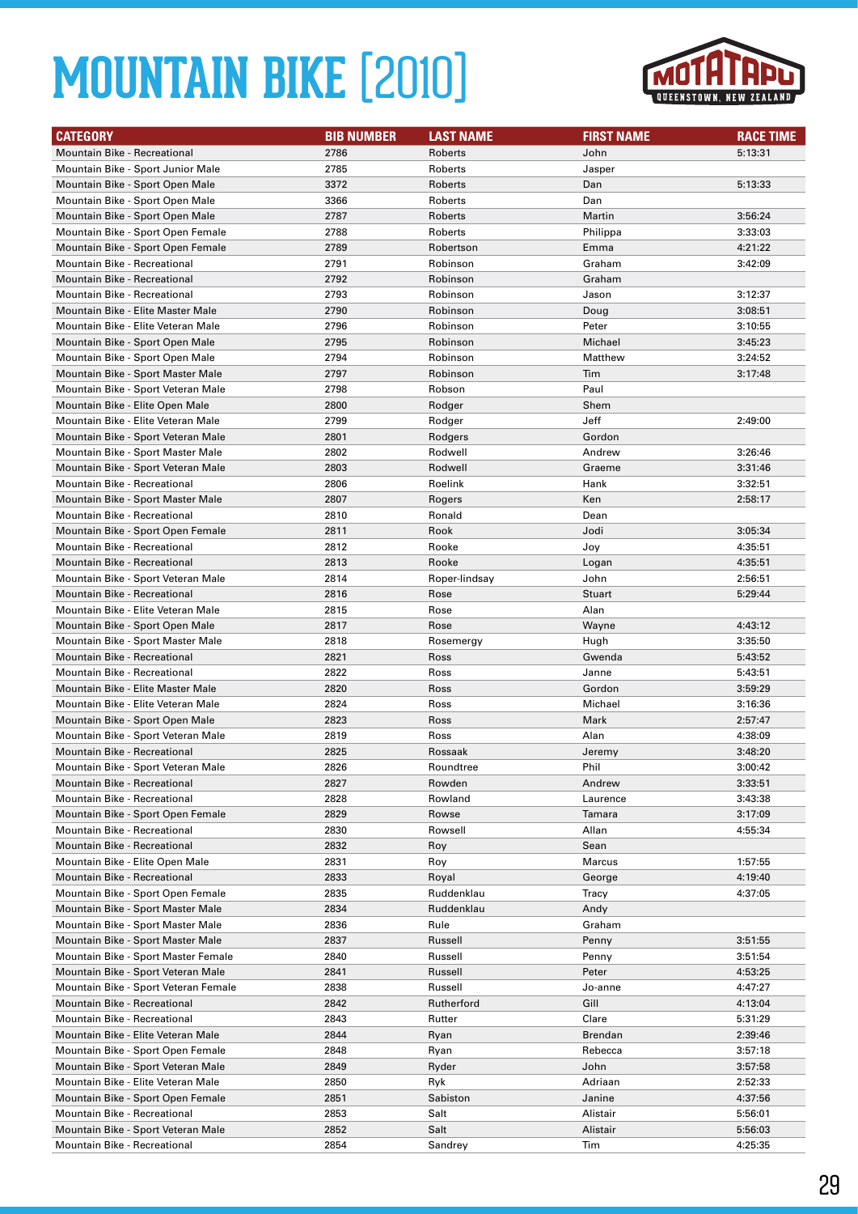# MOUNTAIN BIKE [2010]

MOTATAPU QUEENSTOWN, NEW ZEALAND

| CATEGORY | BIB NUMBER | LAST NAME | FIRST NAME | RACE TIME |
|---|---|---|---|---|
| Mountain Bike - Recreational | 2786 | Roberts | John | 5:13:31 |
| Mountain Bike - Sport Junior Male | 2785 | Roberts | Jasper | |
| Mountain Bike - Sport Open Female | 3372 | Roberts | Dan | 5:13:33 |
| Mountain Bike - Sport Open Male | 3366 | Roberts | Dan | |
| Mountain Bike - Sport Open Male | 2787 | Roberts | Martin | 3:56:24 |
| Mountain Bike - Sport Open Female | 2788 | Roberts | Philippa | 3:33:03 |
| Mountain Bike - Sport Open Female | 2789 | Robertson | Emma | 4:21:22 |
| Mountain Bike - Recreational | 2791 | Robinson | Graham | 3:42:09 |
| Mountain Bike - Recreational | 2792 | Robinson | Graham | |
| Mountain Bike - Recreational | 2793 | Robinson | Jason | 3:12:37 |
| Mountain Bike - Elite Master Male | 2790 | Robinson | Doug | 3:08:51 |
| Mountain Bike - Elite Veteran Male | 2796 | Robinson | Peter | 3:10:55 |
| Mountain Bike - Sport Open Male | 2795 | Robinson | Michael | 3:45:23 |
| Mountain Bike - Sport Open Male | 2794 | Robinson | Matthew | 3:24:52 |
| Mountain Bike - Sport Master Male | 2797 | Robinson | Tim | 3:17:48 |
| Mountain Bike - Sport Veteran Male | 2798 | Robson | Paul | |
| Mountain Bike - Elite Open Male | 2800 | Rodger | Shem | |
| Mountain Bike - Elite Veteran Male | 2799 | Rodger | Jeff | 2:49:00 |
| Mountain Bike - Sport Veteran Male | 2801 | Rodgers | Gordon | |
| Mountain Bike - Sport Master Male | 2802 | Rodwell | Andrew | 3:26:46 |
| Mountain Bike - Sport Veteran Male | 2803 | Rodwell | Graeme | 3:31:46 |
| Mountain Bike - Recreational | 2806 | Roelink | Hank | 3:32:51 |
| Mountain Bike - Sport Master Male | 2807 | Rogers | Ken | 2:58:17 |
| Mountain Bike - Recreational | 2810 | Ronald | Dean | |
| Mountain Bike - Sport Open Female | 2811 | Rook | Jodi | 3:05:34 |
| Mountain Bike - Recreational | 2812 | Rooke | Joy | 4:35:51 |
| Mountain Bike - Recreational | 2813 | Rooke | Logan | 4:35:51 |
| Mountain Bike - Sport Veteran Male | 2814 | Roper-lindsay | John | 2:56:51 |
| Mountain Bike - Recreational | 2816 | Rose | Stuart | 5:29:44 |
| Mountain Bike - Elite Veteran Male | 2815 | Rose | Alan | |
| Mountain Bike - Sport Open Male | 2817 | Rose | Wayne | 4:43:12 |
| Mountain Bike - Sport Master Male | 2818 | Rosemergy | Hugh | 3:35:50 |
| Mountain Bike - Recreational | 2821 | Ross | Gwenda | 5:43:52 |
| Mountain Bike - Recreational | 2822 | Ross | Janne | 5:43:51 |
| Mountain Bike - Elite Master Male | 2820 | Ross | Gordon | 3:59:29 |
| Mountain Bike - Elite Veteran Male | 2824 | Ross | Michael | 3:16:36 |
| Mountain Bike - Sport Open Male | 2823 | Ross | Mark | 2:57:47 |
| Mountain Bike - Sport Veteran Male | 2819 | Ross | Alan | 4:38:09 |
| Mountain Bike - Recreational | 2825 | Rossaak | Jeremy | 3:48:20 |
| Mountain Bike - Sport Veteran Male | 2826 | Roundtree | Phil | 3:00:42 |
| Mountain Bike - Recreational | 2827 | Rowden | Andrew | 3:33:51 |
| Mountain Bike - Recreational | 2828 | Rowland | Laurence | 3:43:38 |
| Mountain Bike - Sport Open Female | 2829 | Rowse | Tamara | 3:17:09 |
| Mountain Bike - Recreational | 2830 | Rowsell | Allan | 4:55:34 |
| Mountain Bike - Recreational | 2832 | Roy | Sean | |
| Mountain Bike - Elite Open Male | 2831 | Roy | Marcus | 1:57:55 |
| Mountain Bike - Recreational | 2833 | Royal | George | 4:19:40 |
| Mountain Bike - Sport Open Female | 2835 | Ruddenklau | Tracy | 4:37:05 |
| Mountain Bike - Sport Master Male | 2834 | Ruddenklau | Andy | |
| Mountain Bike - Sport Master Male | 2836 | Rule | Graham | |
| Mountain Bike - Sport Master Male | 2837 | Russell | Penny | 3:51:55 |
| Mountain Bike - Sport Master Female | 2840 | Russell | Penny | 3:51:54 |
| Mountain Bike - Sport Veteran Male | 2841 | Russell | Peter | 4:53:25 |
| Mountain Bike - Sport Veteran Female | 2838 | Russell | Jo-anne | 4:47:27 |
| Mountain Bike - Recreational | 2842 | Rutherford | Gill | 4:13:04 |
| Mountain Bike - Recreational | 2843 | Rutter | Clare | 5:31:29 |
| Mountain Bike - Elite Veteran Male | 2844 | Ryan | Brendan | 2:39:46 |
| Mountain Bike - Sport Open Female | 2848 | Ryan | Rebecca | 3:57:18 |
| Mountain Bike - Sport Veteran Male | 2849 | Ryder | John | 3:57:58 |
| Mountain Bike - Elite Veteran Male | 2850 | Ryk | Adriaan | 2:52:33 |
| Mountain Bike - Sport Open Female | 2851 | Sabiston | Janine | 4:37:56 |
| Mountain Bike - Recreational | 2853 | Salt | Alistair | 5:56:01 |
| Mountain Bike - Sport Veteran Male | 2852 | Salt | Alistair | 5:56:03 |
| Mountain Bike - Recreational | 2854 | Sandrey | Tim | 4:25:35 |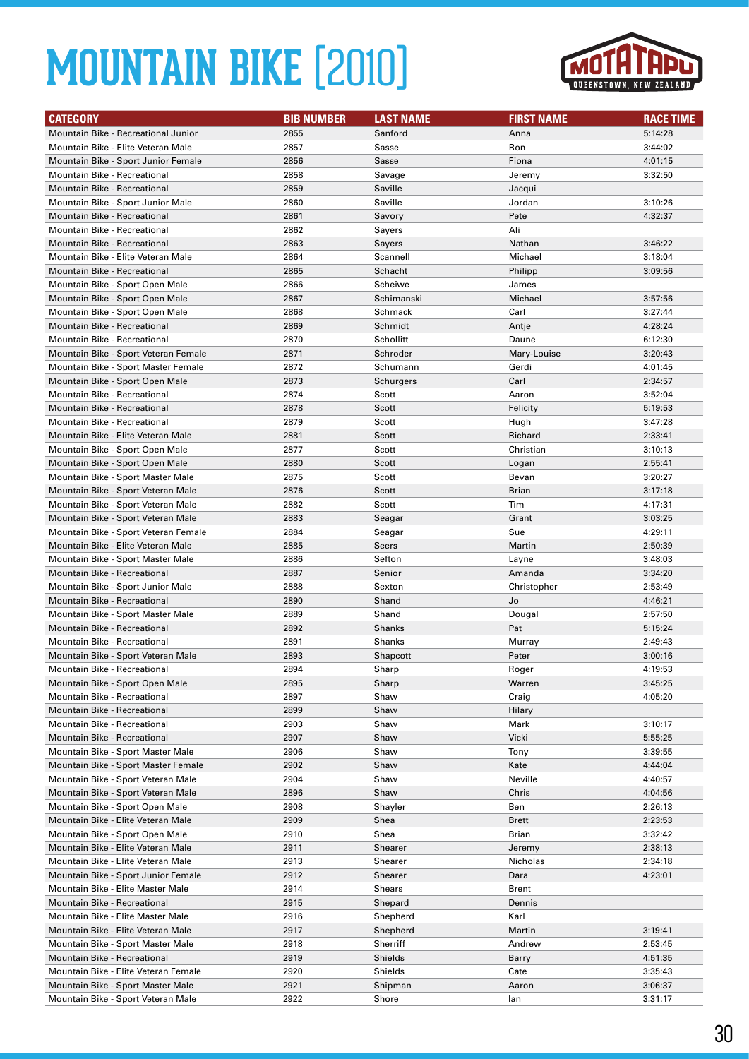# MOUNTAIN BIKE [2010]

| CATEGORY | BIB NUMBER | LAST NAME | FIRST NAME | RACE TIME |
|---|---|---|---|---|
| Mountain Bike - Recreational Junior | 2855 | Sanford | Anna | 5:14:28 |
| Mountain Bike - Elite Veteran Male | 2857 | Sasse | Ron | 3:44:02 |
| Mountain Bike - Sport Junior Female | 2856 | Sasse | Fiona | 4:01:15 |
| Mountain Bike - Recreational | 2858 | Savage | Jeremy | 3:32:50 |
| Mountain Bike - Recreational | 2859 | Saville | Jacqui | |
| Mountain Bike - Sport Junior Male | 2860 | Saville | Jordan | 3:10:26 |
| Mountain Bike - Recreational | 2861 | Savory | Pete | 4:32:37 |
| Mountain Bike - Recreational | 2862 | Sayers | Ali | |
| Mountain Bike - Recreational | 2863 | Sayers | Nathan | 3:46:22 |
| Mountain Bike - Elite Veteran Male | 2864 | Scannell | Michael | 3:18:04 |
| Mountain Bike - Recreational | 2865 | Schacht | Philipp | 3:09:56 |
| Mountain Bike - Sport Open Male | 2866 | Scheiwe | James | |
| Mountain Bike - Sport Open Male | 2867 | Schimanski | Michael | 3:57:56 |
| Mountain Bike - Sport Open Male | 2868 | Schmack | Carl | 3:27:44 |
| Mountain Bike - Recreational | 2869 | Schmidt | Antje | 4:28:24 |
| Mountain Bike - Recreational | 2870 | Schollitt | Daune | 6:12:30 |
| Mountain Bike - Sport Veteran Female | 2871 | Schroder | Mary-Louise | 3:20:43 |
| Mountain Bike - Sport Master Female | 2872 | Schumann | Gerdi | 4:01:45 |
| Mountain Bike - Sport Open Male | 2873 | Schurgers | Carl | 2:34:57 |
| Mountain Bike - Recreational | 2874 | Scott | Aaron | 3:52:04 |
| Mountain Bike - Recreational | 2878 | Scott | Felicity | 5:19:53 |
| Mountain Bike - Recreational | 2879 | Scott | Hugh | 3:47:28 |
| Mountain Bike - Elite Veteran Male | 2881 | Scott | Richard | 2:33:41 |
| Mountain Bike - Sport Open Male | 2877 | Scott | Christian | 3:10:13 |
| Mountain Bike - Sport Open Male | 2880 | Scott | Logan | 2:55:41 |
| Mountain Bike - Sport Master Male | 2875 | Scott | Bevan | 3:20:27 |
| Mountain Bike - Sport Veteran Male | 2876 | Scott | Brian | 3:17:18 |
| Mountain Bike - Sport Veteran Male | 2882 | Scott | Tim | 4:17:31 |
| Mountain Bike - Sport Veteran Male | 2883 | Seagar | Grant | 3:03:25 |
| Mountain Bike - Sport Veteran Female | 2884 | Seagar | Sue | 4:29:11 |
| Mountain Bike - Elite Veteran Male | 2885 | Seers | Martin | 2:50:39 |
| Mountain Bike - Sport Master Male | 2886 | Sefton | Layne | 3:48:03 |
| Mountain Bike - Recreational | 2887 | Senior | Amanda | 3:34:20 |
| Mountain Bike - Sport Junior Male | 2888 | Sexton | Christopher | 2:53:49 |
| Mountain Bike - Recreational | 2890 | Shand | Jo | 4:46:21 |
| Mountain Bike - Sport Master Male | 2889 | Shand | Dougal | 2:57:50 |
| Mountain Bike - Recreational | 2892 | Shanks | Pat | 5:15:24 |
| Mountain Bike - Recreational | 2891 | Shanks | Murray | 2:49:43 |
| Mountain Bike - Sport Veteran Male | 2893 | Shapcott | Peter | 3:00:16 |
| Mountain Bike - Recreational | 2894 | Sharp | Roger | 4:19:53 |
| Mountain Bike - Sport Open Male | 2895 | Sharp | Warren | 3:45:25 |
| Mountain Bike - Recreational | 2897 | Shaw | Craig | 4:05:20 |
| Mountain Bike - Recreational | 2899 | Shaw | Hilary | |
| Mountain Bike - Recreational | 2903 | Shaw | Mark | 3:10:17 |
| Mountain Bike - Recreational | 2907 | Shaw | Vicki | 5:55:25 |
| Mountain Bike - Sport Master Male | 2906 | Shaw | Tony | 3:39:55 |
| Mountain Bike - Sport Master Female | 2902 | Shaw | Kate | 4:44:04 |
| Mountain Bike - Sport Veteran Male | 2904 | Shaw | Neville | 4:40:57 |
| Mountain Bike - Sport Veteran Male | 2896 | Shaw | Chris | 4:04:56 |
| Mountain Bike - Sport Open Male | 2908 | Shayler | Ben | 2:26:13 |
| Mountain Bike - Elite Veteran Male | 2909 | Shea | Brett | 2:23:53 |
| Mountain Bike - Sport Open Male | 2910 | Shea | Brian | 3:32:42 |
| Mountain Bike - Elite Veteran Male | 2911 | Shearer | Jeremy | 2:38:13 |
| Mountain Bike - Elite Veteran Male | 2913 | Shearer | Nicholas | 2:34:18 |
| Mountain Bike - Sport Junior Female | 2912 | Shearer | Dara | 4:23:01 |
| Mountain Bike - Elite Master Male | 2914 | Shears | Brent | |
| Mountain Bike - Recreational | 2915 | Shepard | Dennis | |
| Mountain Bike - Elite Master Male | 2916 | Shepherd | Karl | |
| Mountain Bike - Elite Veteran Male | 2917 | Shepherd | Martin | 3:19:41 |
| Mountain Bike - Sport Master Male | 2918 | Sherriff | Andrew | 2:53:45 |
| Mountain Bike - Recreational | 2919 | Shields | Barry | 4:51:35 |
| Mountain Bike - Elite Veteran Female | 2920 | Shields | Cate | 3:35:43 |
| Mountain Bike - Sport Master Male | 2921 | Shipman | Aaron | 3:06:37 |
| Mountain Bike - Sport Veteran Male | 2922 | Shore | Ian | 3:31:17 |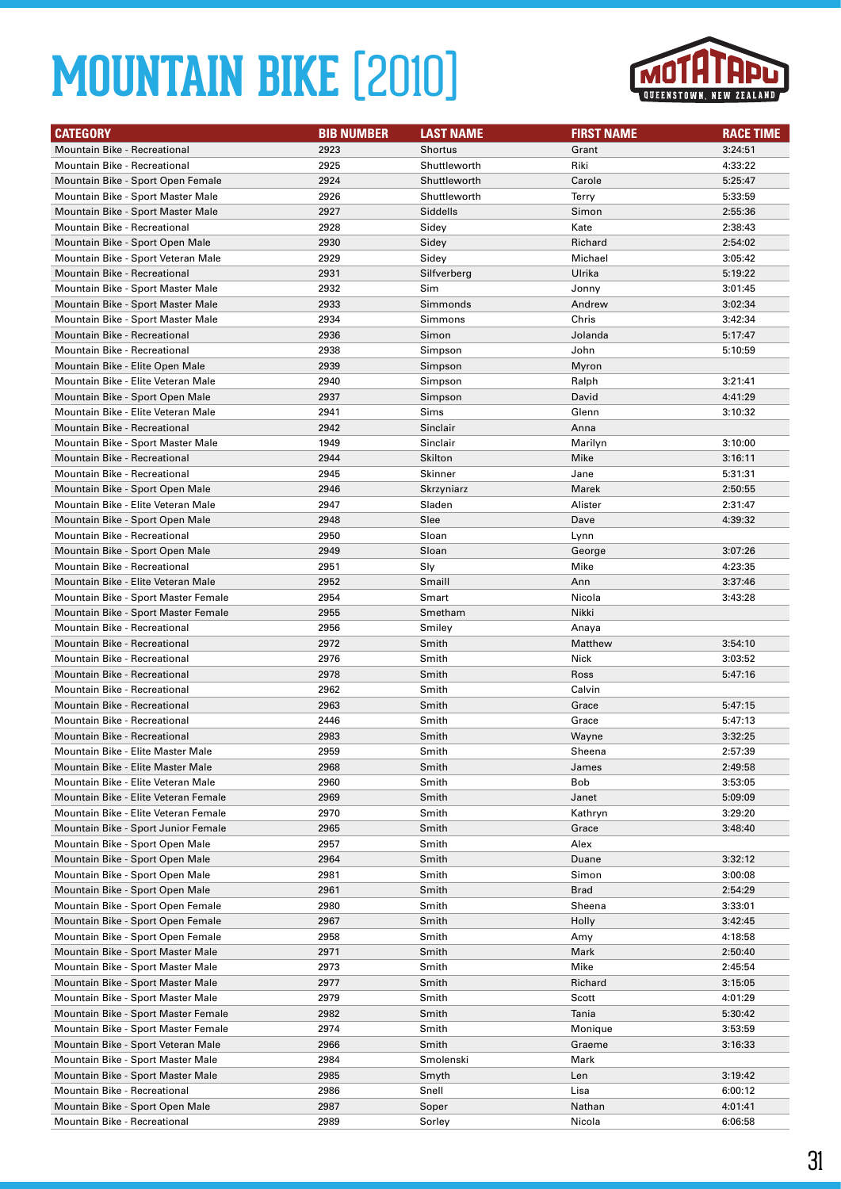# MOUNTAIN BIKE [2010]

| CATEGORY | BIB NUMBER | LAST NAME | FIRST NAME | RACE TIME |
|---|---|---|---|---|
| Mountain Bike - Recreational | 2923 | Shortus | Grant | 3:24:51 |
| Mountain Bike - Recreational | 2925 | Shuttleworth | Riki | 4:33:22 |
| Mountain Bike - Sport Open Female | 2924 | Shuttleworth | Carole | 5:25:47 |
| Mountain Bike - Sport Master Male | 2926 | Shuttleworth | Terry | 5:33:59 |
| Mountain Bike - Sport Master Male | 2927 | Siddells | Simon | 2:55:36 |
| Mountain Bike - Recreational | 2928 | Sidey | Kate | 2:38:43 |
| Mountain Bike - Sport Open Male | 2930 | Sidey | Richard | 2:54:02 |
| Mountain Bike - Sport Veteran Male | 2929 | Sidey | Michael | 3:05:42 |
| Mountain Bike - Recreational | 2931 | Silfverberg | Ulrika | 5:19:22 |
| Mountain Bike - Sport Master Male | 2932 | Sim | Jonny | 3:01:45 |
| Mountain Bike - Sport Master Male | 2933 | Simmonds | Andrew | 3:02:34 |
| Mountain Bike - Sport Master Male | 2934 | Simmons | Chris | 3:42:34 |
| Mountain Bike - Recreational | 2936 | Simon | Jolanda | 5:17:47 |
| Mountain Bike - Recreational | 2938 | Simpson | John | 5:10:59 |
| Mountain Bike - Elite Open Male | 2939 | Simpson | Myron | |
| Mountain Bike - Elite Veteran Male | 2940 | Simpson | Ralph | 3:21:41 |
| Mountain Bike - Sport Open Male | 2937 | Simpson | David | 4:41:29 |
| Mountain Bike - Elite Veteran Male | 2941 | Sims | Glenn | 3:10:32 |
| Mountain Bike - Recreational | 2942 | Sinclair | Anna | |
| Mountain Bike - Sport Master Male | 1949 | Sinclair | Marilyn | 3:10:00 |
| Mountain Bike - Recreational | 2944 | Skilton | Mike | 3:16:11 |
| Mountain Bike - Recreational | 2945 | Skinner | Jane | 5:31:31 |
| Mountain Bike - Sport Open Male | 2946 | Skrzyniarz | Marek | 2:50:55 |
| Mountain Bike - Elite Veteran Male | 2947 | Sladen | Alister | 2:31:47 |
| Mountain Bike - Sport Open Male | 2948 | Slee | Dave | 4:39:32 |
| Mountain Bike - Recreational | 2950 | Sloan | Lynn | |
| Mountain Bike - Sport Open Male | 2949 | Sloan | George | 3:07:26 |
| Mountain Bike - Recreational | 2951 | Sly | Mike | 4:23:35 |
| Mountain Bike - Elite Veteran Male | 2952 | Smaill | Ann | 3:37:46 |
| Mountain Bike - Sport Master Female | 2954 | Smart | Nicola | 3:43:28 |
| Mountain Bike - Sport Master Female | 2955 | Smetham | Nikki | |
| Mountain Bike - Recreational | 2956 | Smiley | Anaya | |
| Mountain Bike - Recreational | 2972 | Smith | Matthew | 3:54:10 |
| Mountain Bike - Recreational | 2976 | Smith | Nick | 3:03:52 |
| Mountain Bike - Recreational | 2978 | Smith | Ross | 5:47:16 |
| Mountain Bike - Recreational | 2962 | Smith | Calvin | |
| Mountain Bike - Recreational | 2963 | Smith | Grace | 5:47:15 |
| Mountain Bike - Recreational | 2446 | Smith | Grace | 5:47:13 |
| Mountain Bike - Recreational | 2983 | Smith | Wayne | 3:32:25 |
| Mountain Bike - Elite Master Male | 2959 | Smith | Sheena | 2:57:39 |
| Mountain Bike - Elite Master Male | 2968 | Smith | James | 2:49:58 |
| Mountain Bike - Elite Veteran Male | 2960 | Smith | Bob | 3:53:05 |
| Mountain Bike - Elite Veteran Female | 2969 | Smith | Janet | 5:09:09 |
| Mountain Bike - Elite Veteran Female | 2970 | Smith | Kathryn | 3:29:20 |
| Mountain Bike - Sport Junior Female | 2965 | Smith | Grace | 3:48:40 |
| Mountain Bike - Sport Open Male | 2957 | Smith | Alex | |
| Mountain Bike - Sport Open Male | 2964 | Smith | Duane | 3:32:12 |
| Mountain Bike - Sport Open Male | 2981 | Smith | Simon | 3:00:08 |
| Mountain Bike - Sport Open Male | 2961 | Smith | Brad | 2:54:29 |
| Mountain Bike - Sport Open Female | 2980 | Smith | Sheena | 3:33:01 |
| Mountain Bike - Sport Open Female | 2967 | Smith | Holly | 3:42:45 |
| Mountain Bike - Sport Open Female | 2958 | Smith | Amy | 4:18:58 |
| Mountain Bike - Sport Master Male | 2971 | Smith | Mark | 2:50:40 |
| Mountain Bike - Sport Master Male | 2973 | Smith | Mike | 2:45:54 |
| Mountain Bike - Sport Master Male | 2977 | Smith | Richard | 3:15:05 |
| Mountain Bike - Sport Master Male | 2979 | Smith | Scott | 4:01:29 |
| Mountain Bike - Sport Master Female | 2982 | Smith | Tania | 5:30:42 |
| Mountain Bike - Sport Master Female | 2974 | Smith | Monique | 3:53:59 |
| Mountain Bike - Sport Veteran Male | 2966 | Smith | Graeme | 3:16:33 |
| Mountain Bike - Sport Master Male | 2984 | Smolenski | Mark | |
| Mountain Bike - Sport Master Male | 2985 | Smyth | Len | 3:19:42 |
| Mountain Bike - Recreational | 2986 | Snell | Lisa | 6:00:12 |
| Mountain Bike - Sport Open Male | 2987 | Soper | Nathan | 4:01:41 |
| Mountain Bike - Recreational | 2989 | Sorley | Nicola | 6:06:58 |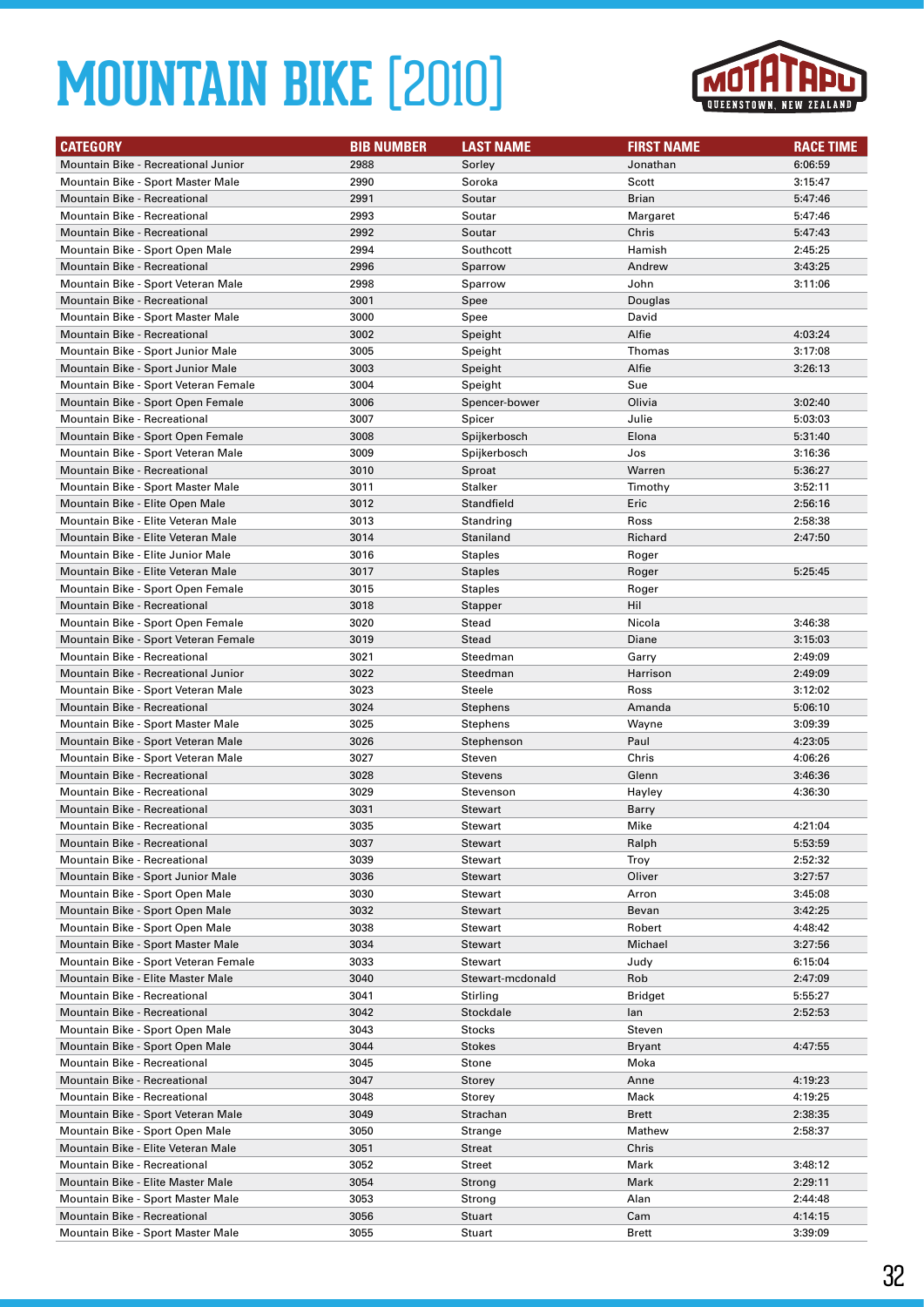# MOUNTAIN BIKE [2010]

| CATEGORY | BIB NUMBER | LAST NAME | FIRST NAME | RACE TIME |
|---|---|---|---|---|
| Mountain Bike - Recreational Junior | 2988 | Sorley | Jonathan | 6:06:59 |
| Mountain Bike - Sport Master Male | 2990 | Soroka | Scott | 3:15:47 |
| Mountain Bike - Recreational | 2991 | Soutar | Brian | 5:47:46 |
| Mountain Bike - Recreational | 2993 | Soutar | Margaret | 5:47:46 |
| Mountain Bike - Recreational | 2992 | Soutar | Chris | 5:47:43 |
| Mountain Bike - Sport Open Male | 2994 | Southcott | Hamish | 2:45:25 |
| Mountain Bike - Recreational | 2996 | Sparrow | Andrew | 3:43:25 |
| Mountain Bike - Sport Veteran Male | 2998 | Sparrow | John | 3:11:06 |
| Mountain Bike - Recreational | 3001 | Spee | Douglas | |
| Mountain Bike - Sport Master Male | 3000 | Spee | David | |
| Mountain Bike - Recreational | 3002 | Speight | Alfie | 4:03:24 |
| Mountain Bike - Sport Junior Male | 3005 | Speight | Thomas | 3:17:08 |
| Mountain Bike - Sport Junior Male | 3003 | Speight | Alfie | 3:26:13 |
| Mountain Bike - Sport Veteran Female | 3004 | Speight | Sue | |
| Mountain Bike - Sport Open Female | 3006 | Spencer-bower | Olivia | 3:02:40 |
| Mountain Bike - Recreational | 3007 | Spicer | Julie | 5:03:03 |
| Mountain Bike - Sport Open Female | 3008 | Spijkerbosch | Elona | 5:31:40 |
| Mountain Bike - Sport Veteran Male | 3009 | Spijkerbosch | Jos | 3:16:36 |
| Mountain Bike - Recreational | 3010 | Sproat | Warren | 5:36:27 |
| Mountain Bike - Sport Master Male | 3011 | Stalker | Timothy | 3:52:11 |
| Mountain Bike - Elite Open Male | 3012 | Standfield | Eric | 2:56:16 |
| Mountain Bike - Elite Veteran Male | 3013 | Standring | Ross | 2:58:38 |
| Mountain Bike - Elite Veteran Male | 3014 | Staniland | Richard | 2:47:50 |
| Mountain Bike - Elite Junior Male | 3016 | Staples | Roger | |
| Mountain Bike - Elite Veteran Male | 3017 | Staples | Roger | 5:25:45 |
| Mountain Bike - Sport Open Female | 3015 | Staples | Roger | |
| Mountain Bike - Recreational | 3018 | Stapper | Hil | |
| Mountain Bike - Sport Open Female | 3020 | Stead | Nicola | 3:46:38 |
| Mountain Bike - Sport Veteran Female | 3019 | Stead | Diane | 3:15:03 |
| Mountain Bike - Recreational | 3021 | Steedman | Garry | 2:49:09 |
| Mountain Bike - Recreational Junior | 3022 | Steedman | Harrison | 2:49:09 |
| Mountain Bike - Sport Veteran Male | 3023 | Steele | Ross | 3:12:02 |
| Mountain Bike - Recreational | 3024 | Stephens | Amanda | 5:06:10 |
| Mountain Bike - Sport Master Male | 3025 | Stephens | Wayne | 3:09:39 |
| Mountain Bike - Sport Veteran Male | 3026 | Stephenson | Paul | 4:23:05 |
| Mountain Bike - Sport Veteran Male | 3027 | Steven | Chris | 4:06:26 |
| Mountain Bike - Recreational | 3028 | Stevens | Glenn | 3:46:36 |
| Mountain Bike - Recreational | 3029 | Stevenson | Hayley | 4:36:30 |
| Mountain Bike - Recreational | 3031 | Stewart | Barry | |
| Mountain Bike - Recreational | 3035 | Stewart | Mike | 4:21:04 |
| Mountain Bike - Recreational | 3037 | Stewart | Ralph | 5:53:59 |
| Mountain Bike - Recreational | 3039 | Stewart | Troy | 2:52:32 |
| Mountain Bike - Sport Junior Male | 3036 | Stewart | Oliver | 3:27:57 |
| Mountain Bike - Sport Open Male | 3030 | Stewart | Arron | 3:45:08 |
| Mountain Bike - Sport Open Male | 3032 | Stewart | Bevan | 3:42:25 |
| Mountain Bike - Sport Open Male | 3038 | Stewart | Robert | 4:48:42 |
| Mountain Bike - Sport Master Male | 3034 | Stewart | Michael | 3:27:56 |
| Mountain Bike - Sport Veteran Female | 3033 | Stewart | Judy | 6:15:04 |
| Mountain Bike - Elite Master Male | 3040 | Stewart-mcdonald | Rob | 2:47:09 |
| Mountain Bike - Recreational | 3041 | Stirling | Bridget | 5:55:27 |
| Mountain Bike - Recreational | 3042 | Stockdale | Ian | 2:52:53 |
| Mountain Bike - Sport Open Male | 3043 | Stocks | Steven | |
| Mountain Bike - Sport Open Male | 3044 | Stokes | Bryant | 4:47:55 |
| Mountain Bike - Recreational | 3045 | Stone | Moka | |
| Mountain Bike - Recreational | 3047 | Storey | Anne | 4:19:23 |
| Mountain Bike - Recreational | 3048 | Storey | Mack | 4:19:25 |
| Mountain Bike - Sport Veteran Male | 3049 | Strachan | Brett | 2:38:35 |
| Mountain Bike - Sport Open Male | 3050 | Strange | Mathew | 2:58:37 |
| Mountain Bike - Elite Veteran Male | 3051 | Streat | Chris | |
| Mountain Bike - Recreational | 3052 | Street | Mark | 3:48:12 |
| Mountain Bike - Elite Master Male | 3054 | Strong | Mark | 2:29:11 |
| Mountain Bike - Sport Master Male | 3053 | Strong | Alan | 2:44:48 |
| Mountain Bike - Recreational | 3056 | Stuart | Cam | 4:14:15 |
| Mountain Bike - Sport Master Male | 3055 | Stuart | Brett | 3:39:09 |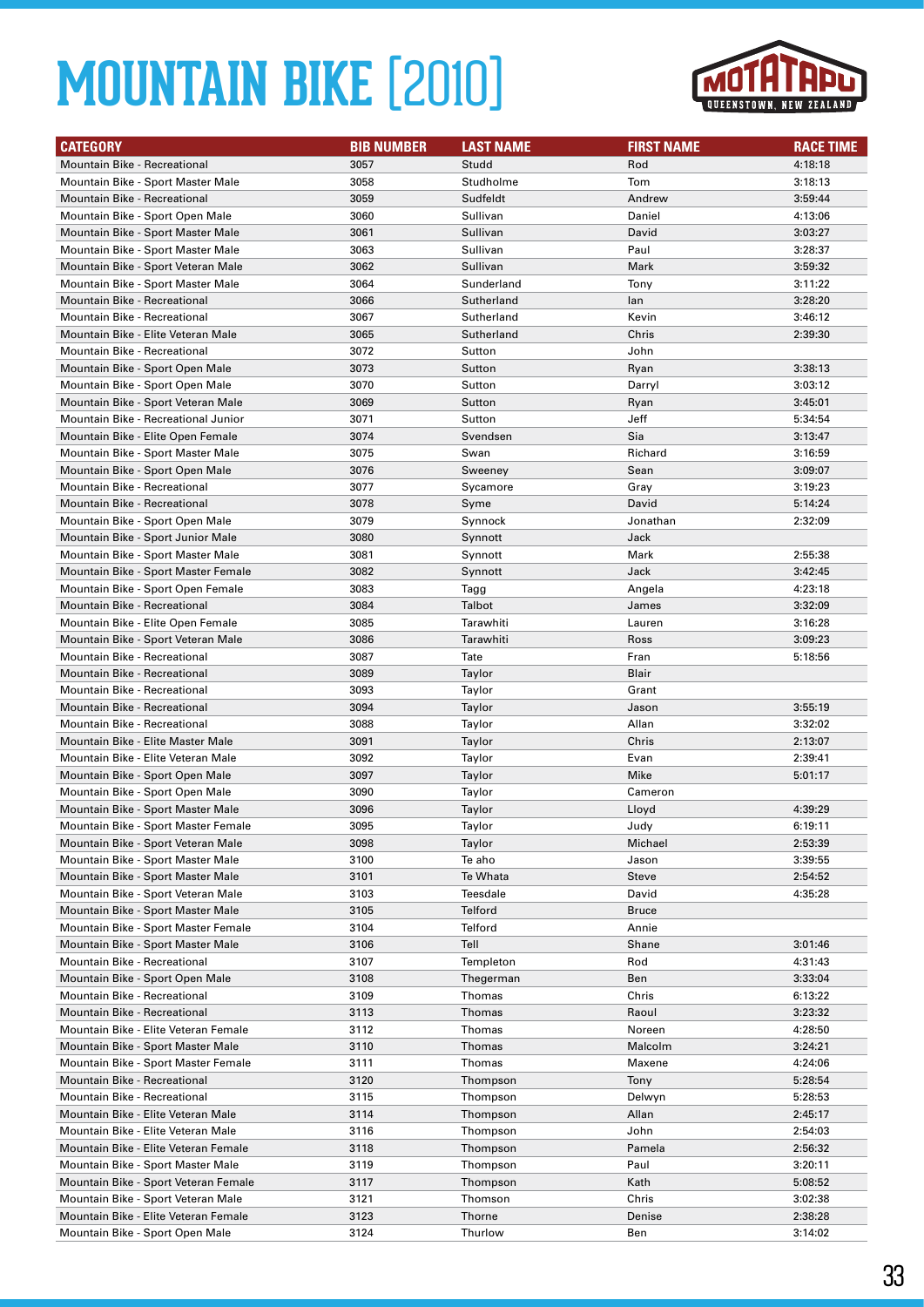# MOUNTAIN BIKE [2010]

| CATEGORY | BIB NUMBER | LAST NAME | FIRST NAME | RACE TIME |
|---|---|---|---|---|
| Mountain Bike - Recreational | 3057 | Studd | Rod | 4:18:18 |
| Mountain Bike - Sport Master Male | 3058 | Studholme | Tom | 3:18:13 |
| Mountain Bike - Recreational | 3059 | Sudfeldt | Andrew | 3:59:44 |
| Mountain Bike - Sport Open Male | 3060 | Sullivan | Daniel | 4:13:06 |
| Mountain Bike - Sport Master Male | 3061 | Sullivan | David | 3:03:27 |
| Mountain Bike - Sport Master Male | 3063 | Sullivan | Paul | 3:28:37 |
| Mountain Bike - Sport Veteran Male | 3062 | Sullivan | Mark | 3:59:32 |
| Mountain Bike - Sport Master Male | 3064 | Sunderland | Tony | 3:11:22 |
| Mountain Bike - Recreational | 3066 | Sutherland | Ian | 3:28:20 |
| Mountain Bike - Recreational | 3067 | Sutherland | Kevin | 3:46:12 |
| Mountain Bike - Elite Veteran Male | 3065 | Sutherland | Chris | 2:39:30 |
| Mountain Bike - Recreational | 3072 | Sutton | John | |
| Mountain Bike - Sport Open Male | 3073 | Sutton | Ryan | 3:38:13 |
| Mountain Bike - Sport Open Male | 3070 | Sutton | Darryl | 3:03:12 |
| Mountain Bike - Sport Veteran Male | 3069 | Sutton | Ryan | 3:45:01 |
| Mountain Bike - Recreational Junior | 3071 | Sutton | Jeff | 5:34:54 |
| Mountain Bike - Elite Open Female | 3074 | Svendsen | Sia | 3:13:47 |
| Mountain Bike - Sport Master Male | 3075 | Swan | Richard | 3:16:59 |
| Mountain Bike - Sport Open Male | 3076 | Sweeney | Sean | 3:09:07 |
| Mountain Bike - Recreational | 3077 | Sycamore | Gray | 3:19:23 |
| Mountain Bike - Recreational | 3078 | Syme | David | 5:14:24 |
| Mountain Bike - Sport Open Male | 3079 | Synnock | Jonathan | 2:32:09 |
| Mountain Bike - Sport Junior Male | 3080 | Synnott | Jack | |
| Mountain Bike - Sport Master Male | 3081 | Synnott | Mark | 2:55:38 |
| Mountain Bike - Sport Master Female | 3082 | Synnott | Jack | 3:42:45 |
| Mountain Bike - Sport Open Female | 3083 | Tagg | Angela | 4:23:18 |
| Mountain Bike - Recreational | 3084 | Talbot | James | 3:32:09 |
| Mountain Bike - Elite Open Female | 3085 | Tarawhiti | Lauren | 3:16:28 |
| Mountain Bike - Sport Veteran Male | 3086 | Tarawhiti | Ross | 3:09:23 |
| Mountain Bike - Recreational | 3087 | Tate | Fran | 5:18:56 |
| Mountain Bike - Recreational | 3089 | Taylor | Blair | |
| Mountain Bike - Recreational | 3093 | Taylor | Grant | |
| Mountain Bike - Recreational | 3094 | Taylor | Jason | 3:55:19 |
| Mountain Bike - Recreational | 3088 | Taylor | Allan | 3:32:02 |
| Mountain Bike - Elite Master Male | 3091 | Taylor | Chris | 2:13:07 |
| Mountain Bike - Elite Veteran Male | 3092 | Taylor | Evan | 2:39:41 |
| Mountain Bike - Sport Open Male | 3097 | Taylor | Mike | 5:01:17 |
| Mountain Bike - Sport Open Male | 3090 | Taylor | Cameron | |
| Mountain Bike - Sport Master Male | 3096 | Taylor | Lloyd | 4:39:29 |
| Mountain Bike - Sport Master Female | 3095 | Taylor | Judy | 6:19:11 |
| Mountain Bike - Sport Veteran Male | 3098 | Taylor | Michael | 2:53:39 |
| Mountain Bike - Sport Master Male | 3100 | Te aho | Jason | 3:39:55 |
| Mountain Bike - Sport Master Male | 3101 | Te Whata | Steve | 2:54:52 |
| Mountain Bike - Sport Veteran Male | 3103 | Teesdale | David | 4:35:28 |
| Mountain Bike - Sport Master Male | 3105 | Telford | Bruce | |
| Mountain Bike - Sport Master Female | 3104 | Telford | Annie | |
| Mountain Bike - Sport Master Male | 3106 | Tell | Shane | 3:01:46 |
| Mountain Bike - Recreational | 3107 | Templeton | Rod | 4:31:43 |
| Mountain Bike - Sport Open Male | 3108 | Thegerman | Ben | 3:33:04 |
| Mountain Bike - Recreational | 3109 | Thomas | Chris | 6:13:22 |
| Mountain Bike - Recreational | 3113 | Thomas | Raoul | 3:23:32 |
| Mountain Bike - Elite Veteran Female | 3112 | Thomas | Noreen | 4:28:50 |
| Mountain Bike - Sport Master Male | 3110 | Thomas | Malcolm | 3:24:21 |
| Mountain Bike - Sport Master Female | 3111 | Thomas | Maxene | 4:24:06 |
| Mountain Bike - Recreational | 3120 | Thompson | Tony | 5:28:54 |
| Mountain Bike - Recreational | 3115 | Thompson | Delwyn | 5:28:53 |
| Mountain Bike - Elite Veteran Male | 3114 | Thompson | Allan | 2:45:17 |
| Mountain Bike - Elite Veteran Male | 3116 | Thompson | John | 2:54:03 |
| Mountain Bike - Elite Veteran Female | 3118 | Thompson | Pamela | 2:56:32 |
| Mountain Bike - Sport Master Male | 3119 | Thompson | Paul | 3:20:11 |
| Mountain Bike - Sport Veteran Female | 3117 | Thompson | Kath | 5:08:52 |
| Mountain Bike - Sport Veteran Male | 3121 | Thomson | Chris | 3:02:38 |
| Mountain Bike - Elite Veteran Female | 3123 | Thorne | Denise | 2:38:28 |
| Mountain Bike - Sport Open Male | 3124 | Thurlow | Ben | 3:14:02 |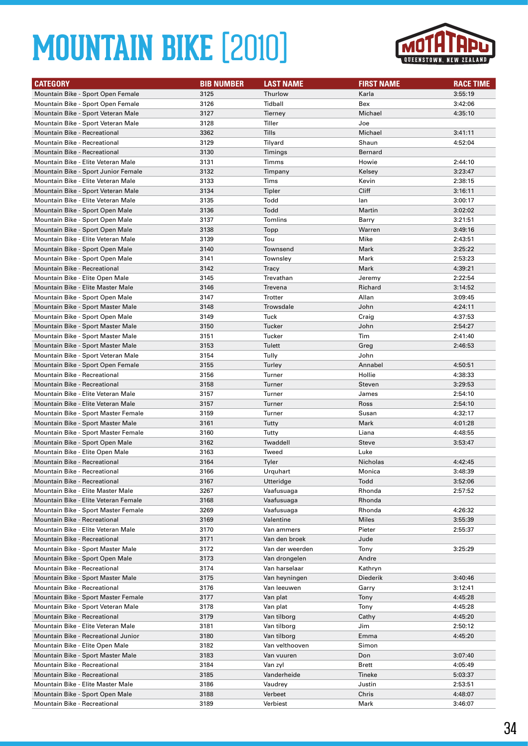# MOUNTAIN BIKE [2010]

| CATEGORY | BIB NUMBER | LAST NAME | FIRST NAME | RACE TIME |
|---|---|---|---|---|
| Mountain Bike - Sport Open Female | 3125 | Thurlow | Karla | 3:55:19 |
| Mountain Bike - Sport Open Female | 3126 | Tidball | Bex | 3:42:06 |
| Mountain Bike - Sport Veteran Male | 3127 | Tierney | Michael | 4:35:10 |
| Mountain Bike - Sport Veteran Male | 3128 | Tiller | Joe | |
| Mountain Bike - Recreational | 3362 | Tills | Michael | 3:41:11 |
| Mountain Bike - Recreational | 3129 | Tilyard | Shaun | 4:52:04 |
| Mountain Bike - Recreational | 3130 | Timings | Bernard | |
| Mountain Bike - Elite Veteran Male | 3131 | Timms | Howie | 2:44:10 |
| Mountain Bike - Sport Junior Female | 3132 | Timpany | Kelsey | 3:23:47 |
| Mountain Bike - Elite Veteran Male | 3133 | Tims | Kevin | 2:38:15 |
| Mountain Bike - Sport Veteran Male | 3134 | Tipler | Cliff | 3:16:11 |
| Mountain Bike - Elite Veteran Male | 3135 | Todd | Ian | 3:00:17 |
| Mountain Bike - Sport Open Male | 3136 | Todd | Martin | 3:02:02 |
| Mountain Bike - Sport Open Male | 3137 | Tomlins | Barry | 3:21:51 |
| Mountain Bike - Sport Open Male | 3138 | Topp | Warren | 3:49:16 |
| Mountain Bike - Elite Veteran Male | 3139 | Tou | Mike | 2:43:51 |
| Mountain Bike - Sport Open Male | 3140 | Townsend | Mark | 3:25:22 |
| Mountain Bike - Sport Open Male | 3141 | Townsley | Mark | 2:53:23 |
| Mountain Bike - Recreational | 3142 | Tracy | Mark | 4:39:21 |
| Mountain Bike - Elite Open Male | 3145 | Trevathan | Jeremy | 2:22:54 |
| Mountain Bike - Elite Master Male | 3146 | Trevena | Richard | 3:14:52 |
| Mountain Bike - Sport Open Male | 3147 | Trotter | Allan | 3:09:45 |
| Mountain Bike - Sport Master Male | 3148 | Trowsdale | John | 4:24:11 |
| Mountain Bike - Sport Open Male | 3149 | Tuck | Craig | 4:37:53 |
| Mountain Bike - Sport Master Male | 3150 | Tucker | John | 2:54:27 |
| Mountain Bike - Sport Master Male | 3151 | Tucker | Tim | 2:41:40 |
| Mountain Bike - Sport Master Male | 3153 | Tulett | Greg | 2:46:53 |
| Mountain Bike - Sport Veteran Male | 3154 | Tully | John | |
| Mountain Bike - Sport Open Female | 3155 | Turley | Annabel | 4:50:51 |
| Mountain Bike - Recreational | 3156 | Turner | Hollie | 4:38:33 |
| Mountain Bike - Recreational | 3158 | Turner | Steven | 3:29:53 |
| Mountain Bike - Elite Veteran Male | 3157 | Turner | James | 2:54:10 |
| Mountain Bike - Elite Veteran Male | 3157 | Turner | Ross | 2:54:10 |
| Mountain Bike - Sport Master Female | 3159 | Turner | Susan | 4:32:17 |
| Mountain Bike - Sport Master Male | 3161 | Tutty | Mark | 4:01:28 |
| Mountain Bike - Sport Master Female | 3160 | Tutty | Liana | 4:48:55 |
| Mountain Bike - Sport Open Male | 3162 | Twaddell | Steve | 3:53:47 |
| Mountain Bike - Elite Open Male | 3163 | Tweed | Luke | |
| Mountain Bike - Recreational | 3164 | Tyler | Nicholas | 4:42:45 |
| Mountain Bike - Recreational | 3166 | Urquhart | Monica | 3:48:39 |
| Mountain Bike - Recreational | 3167 | Utteridge | Todd | 3:52:06 |
| Mountain Bike - Elite Master Male | 3267 | Vaafusuaga | Rhonda | 2:57:52 |
| Mountain Bike - Elite Veteran Female | 3168 | Vaafusuaga | Rhonda | |
| Mountain Bike - Sport Master Female | 3269 | Vaafusuaga | Rhonda | 4:26:32 |
| Mountain Bike - Recreational | 3169 | Valentine | Miles | 3:55:39 |
| Mountain Bike - Elite Veteran Male | 3170 | Van ammers | Pieter | 2:55:37 |
| Mountain Bike - Recreational | 3171 | Van den broek | Jude | |
| Mountain Bike - Sport Master Male | 3172 | Van der weerden | Tony | 3:25:29 |
| Mountain Bike - Sport Open Male | 3173 | Van drongelen | Andre | |
| Mountain Bike - Recreational | 3174 | Van harselaar | Kathryn | |
| Mountain Bike - Sport Master Male | 3175 | Van heyningen | Diederik | 3:40:46 |
| Mountain Bike - Recreational | 3176 | Van leeuwen | Garry | 3:12:41 |
| Mountain Bike - Sport Master Female | 3177 | Van plat | Tony | 4:45:28 |
| Mountain Bike - Sport Veteran Male | 3178 | Van plat | Tony | 4:45:28 |
| Mountain Bike - Recreational | 3179 | Van tilborg | Cathy | 4:45:20 |
| Mountain Bike - Elite Veteran Male | 3181 | Van tilborg | Jim | 2:50:12 |
| Mountain Bike - Recreational Junior | 3180 | Van tilborg | Emma | 4:45:20 |
| Mountain Bike - Elite Open Male | 3182 | Van velthooven | Simon | |
| Mountain Bike - Sport Master Male | 3183 | Van vuuren | Don | 3:07:40 |
| Mountain Bike - Recreational | 3184 | Van zyl | Brett | 4:05:49 |
| Mountain Bike - Recreational | 3185 | Vanderheide | Tineke | 5:03:37 |
| Mountain Bike - Elite Master Male | 3186 | Vaudrey | Justin | 2:53:51 |
| Mountain Bike - Sport Open Male | 3188 | Verbeet | Chris | 4:48:07 |
| Mountain Bike - Recreational | 3189 | Verbiest | Mark | 3:46:07 |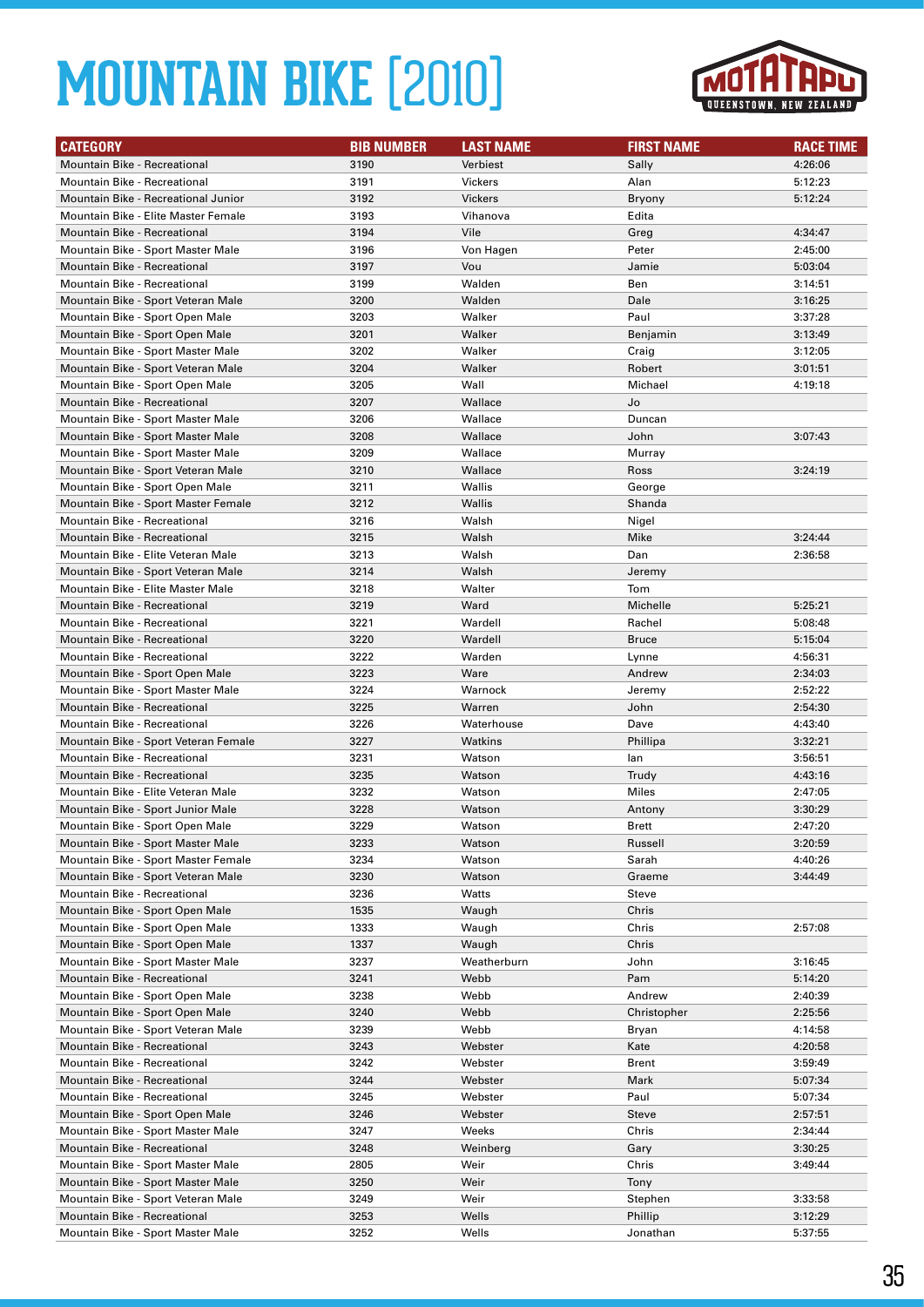# MOUNTAIN BIKE [2010]

| CATEGORY | BIB NUMBER | LAST NAME | FIRST NAME | RACE TIME |
|---|---|---|---|---|
| Mountain Bike - Recreational | 3190 | Verbiest | Sally | 4:26:06 |
| Mountain Bike - Recreational | 3191 | Vickers | Alan | 5:12:23 |
| Mountain Bike - Recreational Junior | 3192 | Vickers | Bryony | 5:12:24 |
| Mountain Bike - Elite Master Female | 3193 | Vihanova | Edita | |
| Mountain Bike - Recreational | 3194 | Vile | Greg | 4:34:47 |
| Mountain Bike - Sport Master Male | 3196 | Von Hagen | Peter | 2:45:00 |
| Mountain Bike - Recreational | 3197 | Vou | Jamie | 5:03:04 |
| Mountain Bike - Recreational | 3199 | Walden | Ben | 3:14:51 |
| Mountain Bike - Sport Veteran Male | 3200 | Walden | Dale | 3:16:25 |
| Mountain Bike - Sport Open Male | 3203 | Walker | Paul | 3:37:28 |
| Mountain Bike - Sport Open Male | 3201 | Walker | Benjamin | 3:13:49 |
| Mountain Bike - Sport Master Male | 3202 | Walker | Craig | 3:12:05 |
| Mountain Bike - Sport Veteran Male | 3204 | Walker | Robert | 3:01:51 |
| Mountain Bike - Sport Open Male | 3205 | Wall | Michael | 4:19:18 |
| Mountain Bike - Recreational | 3207 | Wallace | Jo | |
| Mountain Bike - Sport Master Male | 3206 | Wallace | Duncan | |
| Mountain Bike - Sport Master Male | 3208 | Wallace | John | 3:07:43 |
| Mountain Bike - Sport Master Male | 3209 | Wallace | Murray | |
| Mountain Bike - Sport Veteran Male | 3210 | Wallace | Ross | 3:24:19 |
| Mountain Bike - Sport Open Male | 3211 | Wallis | George | |
| Mountain Bike - Sport Master Female | 3212 | Wallis | Shanda | |
| Mountain Bike - Recreational | 3216 | Walsh | Nigel | |
| Mountain Bike - Recreational | 3215 | Walsh | Mike | 3:24:44 |
| Mountain Bike - Elite Veteran Male | 3213 | Walsh | Dan | 2:36:58 |
| Mountain Bike - Sport Veteran Male | 3214 | Walsh | Jeremy | |
| Mountain Bike - Elite Master Male | 3218 | Walter | Tom | |
| Mountain Bike - Recreational | 3219 | Ward | Michelle | 5:25:21 |
| Mountain Bike - Recreational | 3221 | Wardell | Rachel | 5:08:48 |
| Mountain Bike - Recreational | 3220 | Wardell | Bruce | 5:15:04 |
| Mountain Bike - Recreational | 3222 | Warden | Lynne | 4:56:31 |
| Mountain Bike - Sport Open Male | 3223 | Ware | Andrew | 2:34:03 |
| Mountain Bike - Sport Master Male | 3224 | Warnock | Jeremy | 2:52:22 |
| Mountain Bike - Recreational | 3225 | Warren | John | 2:54:30 |
| Mountain Bike - Recreational | 3226 | Waterhouse | Dave | 4:43:40 |
| Mountain Bike - Sport Veteran Female | 3227 | Watkins | Phillipa | 3:32:21 |
| Mountain Bike - Recreational | 3231 | Watson | Ian | 3:56:51 |
| Mountain Bike - Recreational | 3235 | Watson | Trudy | 4:43:16 |
| Mountain Bike - Elite Veteran Male | 3232 | Watson | Miles | 2:47:05 |
| Mountain Bike - Sport Junior Male | 3228 | Watson | Antony | 3:30:29 |
| Mountain Bike - Sport Open Male | 3229 | Watson | Brett | 2:47:20 |
| Mountain Bike - Sport Master Male | 3233 | Watson | Russell | 3:20:59 |
| Mountain Bike - Sport Master Female | 3234 | Watson | Sarah | 4:40:26 |
| Mountain Bike - Sport Veteran Male | 3230 | Watson | Graeme | 3:44:49 |
| Mountain Bike - Recreational | 3236 | Watts | Steve | |
| Mountain Bike - Sport Open Male | 1535 | Waugh | Chris | |
| Mountain Bike - Sport Open Male | 1333 | Waugh | Chris | 2:57:08 |
| Mountain Bike - Sport Open Male | 1337 | Waugh | Chris | |
| Mountain Bike - Sport Master Male | 3237 | Weatherburn | John | 3:16:45 |
| Mountain Bike - Recreational | 3241 | Webb | Pam | 5:14:20 |
| Mountain Bike - Sport Open Male | 3238 | Webb | Andrew | 2:40:39 |
| Mountain Bike - Sport Open Male | 3240 | Webb | Christopher | 2:25:56 |
| Mountain Bike - Sport Veteran Male | 3239 | Webb | Bryan | 4:14:58 |
| Mountain Bike - Recreational | 3243 | Webster | Kate | 4:20:58 |
| Mountain Bike - Recreational | 3242 | Webster | Brent | 3:59:49 |
| Mountain Bike - Recreational | 3244 | Webster | Mark | 5:07:34 |
| Mountain Bike - Recreational | 3245 | Webster | Paul | 5:07:34 |
| Mountain Bike - Sport Open Male | 3246 | Webster | Steve | 2:57:51 |
| Mountain Bike - Sport Master Male | 3247 | Weeks | Chris | 2:34:44 |
| Mountain Bike - Recreational | 3248 | Weinberg | Gary | 3:30:25 |
| Mountain Bike - Sport Master Male | 2805 | Weir | Chris | 3:49:44 |
| Mountain Bike - Sport Master Male | 3250 | Weir | Tony | |
| Mountain Bike - Sport Veteran Male | 3249 | Weir | Stephen | 3:33:58 |
| Mountain Bike - Recreational | 3253 | Wells | Phillip | 3:12:29 |
| Mountain Bike - Sport Master Male | 3252 | Wells | Jonathan | 5:37:55 |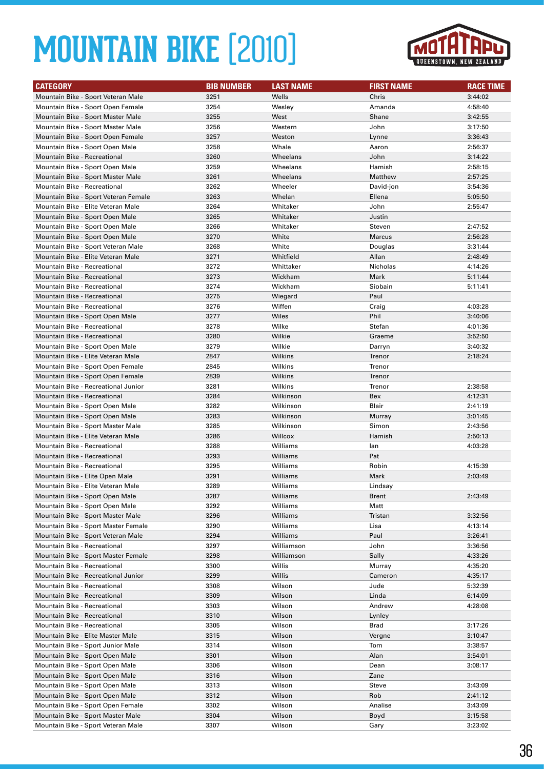# MOUNTAIN BIKE [2010]

| CATEGORY | BIB NUMBER | LAST NAME | FIRST NAME | RACE TIME |
|---|---|---|---|---|
| Mountain Bike - Sport Veteran Male | 3251 | Wells | Chris | 3:44:02 |
| Mountain Bike - Sport Open Female | 3254 | Wesley | Amanda | 4:58:40 |
| Mountain Bike - Sport Master Male | 3255 | West | Shane | 3:42:55 |
| Mountain Bike - Sport Master Male | 3256 | Western | John | 3:17:50 |
| Mountain Bike - Sport Open Female | 3257 | Weston | Lynne | 3:36:43 |
| Mountain Bike - Sport Open Male | 3258 | Whale | Aaron | 2:56:37 |
| Mountain Bike - Recreational | 3260 | Wheelans | John | 3:14:22 |
| Mountain Bike - Sport Open Male | 3259 | Wheelans | Hamish | 2:58:15 |
| Mountain Bike - Sport Master Male | 3261 | Wheelans | Matthew | 2:57:25 |
| Mountain Bike - Recreational | 3262 | Wheeler | David-jon | 3:54:36 |
| Mountain Bike - Sport Veteran Female | 3263 | Whelan | Ellena | 5:05:50 |
| Mountain Bike - Elite Veteran Male | 3264 | Whitaker | John | 2:55:47 |
| Mountain Bike - Sport Open Male | 3265 | Whitaker | Justin | |
| Mountain Bike - Sport Open Male | 3266 | Whitaker | Steven | 2:47:52 |
| Mountain Bike - Sport Open Male | 3270 | White | Marcus | 2:56:28 |
| Mountain Bike - Sport Veteran Male | 3268 | White | Douglas | 3:31:44 |
| Mountain Bike - Elite Veteran Male | 3271 | Whitfield | Allan | 2:48:49 |
| Mountain Bike - Recreational | 3272 | Whittaker | Nicholas | 4:14:26 |
| Mountain Bike - Recreational | 3273 | Wickham | Mark | 5:11:44 |
| Mountain Bike - Recreational | 3274 | Wickham | Siobain | 5:11:41 |
| Mountain Bike - Recreational | 3275 | Wiegard | Paul | |
| Mountain Bike - Recreational | 3276 | Wiffen | Craig | 4:03:28 |
| Mountain Bike - Sport Open Male | 3277 | Wiles | Phil | 3:40:06 |
| Mountain Bike - Recreational | 3278 | Wilke | Stefan | 4:01:36 |
| Mountain Bike - Recreational | 3280 | Wilkie | Graeme | 3:52:50 |
| Mountain Bike - Sport Open Male | 3279 | Wilkie | Darryn | 3:40:32 |
| Mountain Bike - Elite Veteran Male | 2847 | Wilkins | Trenor | 2:18:24 |
| Mountain Bike - Sport Open Female | 2845 | Wilkins | Trenor | |
| Mountain Bike - Sport Open Female | 2839 | Wilkins | Trenor | |
| Mountain Bike - Recreational Junior | 3281 | Wilkins | Trenor | 2:38:58 |
| Mountain Bike - Recreational | 3284 | Wilkinson | Bex | 4:12:31 |
| Mountain Bike - Sport Open Male | 3282 | Wilkinson | Blair | 2:41:19 |
| Mountain Bike - Sport Open Male | 3283 | Wilkinson | Murray | 3:01:45 |
| Mountain Bike - Sport Master Male | 3285 | Wilkinson | Simon | 2:43:56 |
| Mountain Bike - Elite Veteran Male | 3286 | Willcox | Hamish | 2:50:13 |
| Mountain Bike - Recreational | 3288 | Williams | Ian | 4:03:28 |
| Mountain Bike - Recreational | 3293 | Williams | Pat | |
| Mountain Bike - Recreational | 3295 | Williams | Robin | 4:15:39 |
| Mountain Bike - Elite Open Male | 3291 | Williams | Mark | 2:03:49 |
| Mountain Bike - Elite Veteran Male | 3289 | Williams | Lindsay | |
| Mountain Bike - Sport Open Male | 3287 | Williams | Brent | 2:43:49 |
| Mountain Bike - Sport Open Male | 3292 | Williams | Matt | |
| Mountain Bike - Sport Master Male | 3296 | Williams | Tristan | 3:32:56 |
| Mountain Bike - Sport Master Female | 3290 | Williams | Lisa | 4:13:14 |
| Mountain Bike - Sport Veteran Male | 3294 | Williams | Paul | 3:26:41 |
| Mountain Bike - Recreational | 3297 | Williamson | John | 3:36:56 |
| Mountain Bike - Sport Master Female | 3298 | Williamson | Sally | 4:33:26 |
| Mountain Bike - Recreational | 3300 | Willis | Murray | 4:35:20 |
| Mountain Bike - Recreational Junior | 3299 | Willis | Cameron | 4:35:17 |
| Mountain Bike - Recreational | 3308 | Wilson | Jude | 5:32:39 |
| Mountain Bike - Recreational | 3309 | Wilson | Linda | 6:14:09 |
| Mountain Bike - Recreational | 3303 | Wilson | Andrew | 4:28:08 |
| Mountain Bike - Recreational | 3310 | Wilson | Lynley | |
| Mountain Bike - Recreational | 3305 | Wilson | Brad | 3:17:26 |
| Mountain Bike - Elite Master Male | 3315 | Wilson | Vergne | 3:10:47 |
| Mountain Bike - Sport Junior Male | 3314 | Wilson | Tom | 3:38:57 |
| Mountain Bike - Sport Open Male | 3301 | Wilson | Alan | 3:54:01 |
| Mountain Bike - Sport Open Male | 3306 | Wilson | Dean | 3:08:17 |
| Mountain Bike - Sport Open Male | 3316 | Wilson | Zane | |
| Mountain Bike - Sport Open Male | 3313 | Wilson | Steve | 3:43:09 |
| Mountain Bike - Sport Open Male | 3312 | Wilson | Rob | 2:41:12 |
| Mountain Bike - Sport Open Female | 3302 | Wilson | Analise | 3:43:09 |
| Mountain Bike - Sport Master Male | 3304 | Wilson | Boyd | 3:15:58 |
| Mountain Bike - Sport Veteran Male | 3307 | Wilson | Gary | 3:23:02 |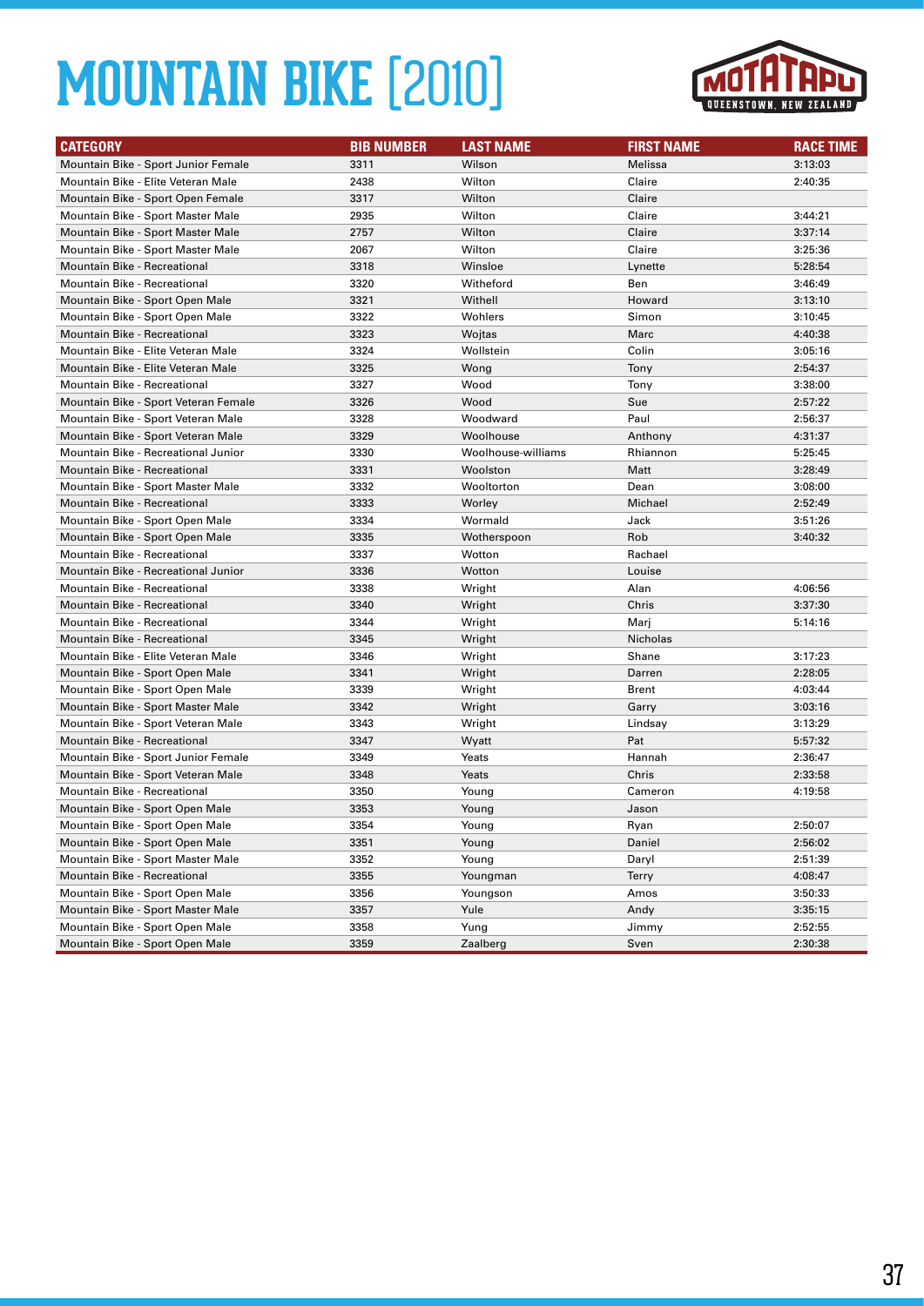# MOUNTAIN BIKE [2010]

| CATEGORY | BIB NUMBER | LAST NAME | FIRST NAME | RACE TIME |
|---|---|---|---|---|
| Mountain Bike - Sport Junior Female | 3311 | Wilson | Melissa | 3:13:03 |
| Mountain Bike - Elite Veteran Male | 2438 | Wilton | Claire | 2:40:35 |
| Mountain Bike - Sport Open Female | 3317 | Wilton | Claire | |
| Mountain Bike - Sport Master Male | 2935 | Wilton | Claire | 3:44:21 |
| Mountain Bike - Sport Master Male | 2757 | Wilton | Claire | 3:37:14 |
| Mountain Bike - Sport Master Male | 2067 | Wilton | Claire | 3:25:36 |
| Mountain Bike - Recreational | 3318 | Winsloe | Lynette | 5:28:54 |
| Mountain Bike - Recreational | 3320 | Witheford | Ben | 3:46:49 |
| Mountain Bike - Sport Open Male | 3321 | Withell | Howard | 3:13:10 |
| Mountain Bike - Sport Open Male | 3322 | Wohlers | Simon | 3:10:45 |
| Mountain Bike - Recreational | 3323 | Wojtas | Marc | 4:40:38 |
| Mountain Bike - Elite Veteran Male | 3324 | Wollstein | Colin | 3:05:16 |
| Mountain Bike - Elite Veteran Male | 3325 | Wong | Tony | 2:54:37 |
| Mountain Bike - Recreational | 3327 | Wood | Tony | 3:38:00 |
| Mountain Bike - Sport Veteran Female | 3326 | Wood | Sue | 2:57:22 |
| Mountain Bike - Sport Veteran Male | 3328 | Woodward | Paul | 2:56:37 |
| Mountain Bike - Sport Veteran Male | 3329 | Woolhouse | Anthony | 4:31:37 |
| Mountain Bike - Recreational Junior | 3330 | Woolhouse-williams | Rhiannon | 5:25:45 |
| Mountain Bike - Recreational | 3331 | Woolston | Matt | 3:28:49 |
| Mountain Bike - Sport Master Male | 3332 | Wooltorton | Dean | 3:08:00 |
| Mountain Bike - Recreational | 3333 | Worley | Michael | 2:52:49 |
| Mountain Bike - Sport Open Male | 3334 | Wormald | Jack | 3:51:26 |
| Mountain Bike - Sport Open Male | 3335 | Wotherspoon | Rob | 3:40:32 |
| Mountain Bike - Recreational | 3337 | Wotton | Rachael | |
| Mountain Bike - Recreational Junior | 3336 | Wotton | Louise | |
| Mountain Bike - Recreational | 3338 | Wright | Alan | 4:06:56 |
| Mountain Bike - Recreational | 3340 | Wright | Chris | 3:37:30 |
| Mountain Bike - Recreational | 3344 | Wright | Marj | 5:14:16 |
| Mountain Bike - Recreational | 3345 | Wright | Nicholas | |
| Mountain Bike - Elite Veteran Male | 3346 | Wright | Shane | 3:17:23 |
| Mountain Bike - Sport Open Male | 3341 | Wright | Darren | 2:28:05 |
| Mountain Bike - Sport Open Male | 3339 | Wright | Brent | 4:03:44 |
| Mountain Bike - Sport Master Male | 3342 | Wright | Garry | 3:03:16 |
| Mountain Bike - Sport Veteran Male | 3343 | Wright | Lindsay | 3:13:29 |
| Mountain Bike - Recreational | 3347 | Wyatt | Pat | 5:57:32 |
| Mountain Bike - Sport Junior Female | 3349 | Yeats | Hannah | 2:36:47 |
| Mountain Bike - Sport Veteran Male | 3348 | Yeats | Chris | 2:33:58 |
| Mountain Bike - Recreational | 3350 | Young | Cameron | 4:19:58 |
| Mountain Bike - Sport Open Male | 3353 | Young | Jason | |
| Mountain Bike - Sport Open Male | 3354 | Young | Ryan | 2:50:07 |
| Mountain Bike - Sport Open Male | 3351 | Young | Daniel | 2:56:02 |
| Mountain Bike - Sport Master Male | 3352 | Young | Daryl | 2:51:39 |
| Mountain Bike - Recreational | 3355 | Youngman | Terry | 4:08:47 |
| Mountain Bike - Sport Open Male | 3356 | Youngson | Amos | 3:50:33 |
| Mountain Bike - Sport Master Male | 3357 | Yule | Andy | 3:35:15 |
| Mountain Bike - Sport Open Male | 3358 | Yung | Jimmy | 2:52:55 |
| Mountain Bike - Sport Open Male | 3359 | Zaalberg | Sven | 2:30:38 |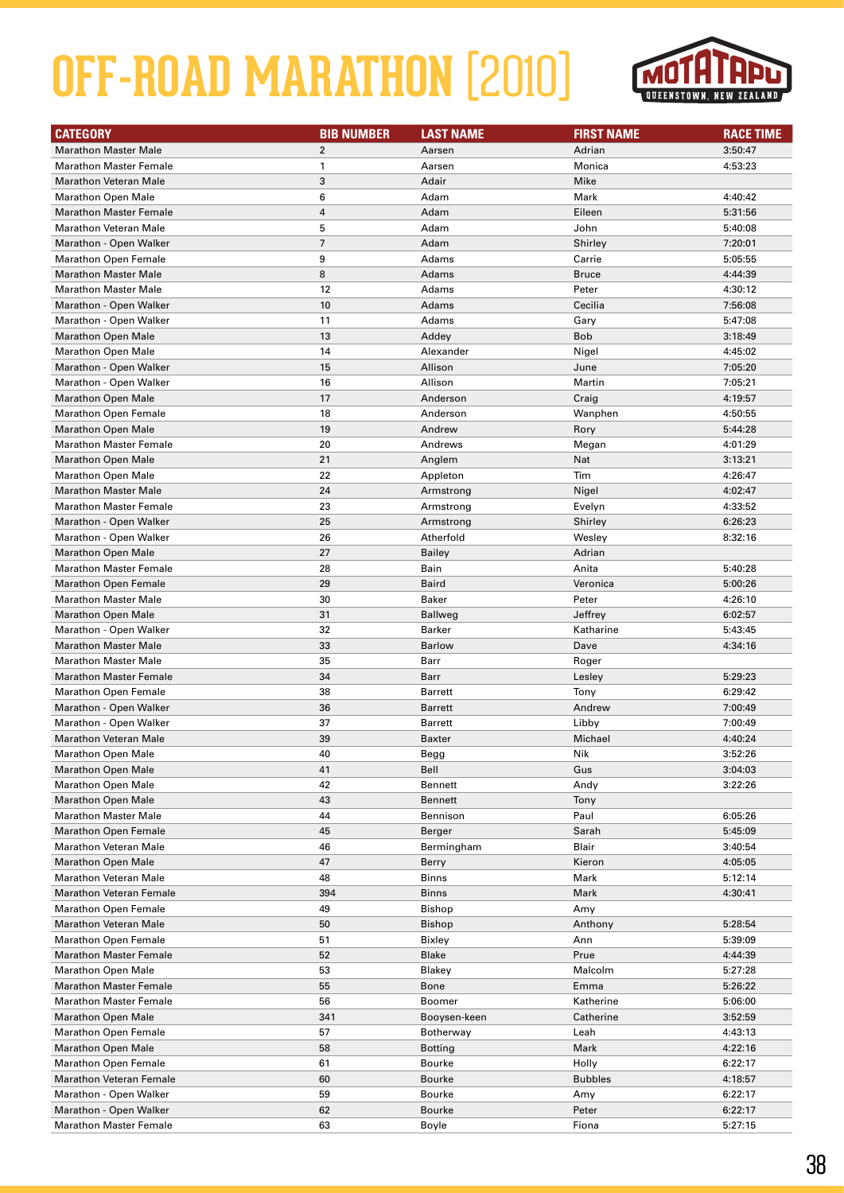# OFF-ROAD MARATHON [2010]

| CATEGORY | BIB NUMBER | LAST NAME | FIRST NAME | RACE TIME |
|---|---|---|---|---|
| Marathon Master Male | 2 | Aarsen | Adrian | 3:50:47 |
| Marathon Master Female | 1 | Aarsen | Monica | 4:53:23 |
| Marathon Veteran Male | 3 | Adair | Mike | |
| Marathon Open Male | 6 | Adam | Mark | 4:40:42 |
| Marathon Master Female | 4 | Adam | Eileen | 5:31:56 |
| Marathon Veteran Male | 5 | Adam | John | 5:40:08 |
| Marathon - Open Walker | 7 | Adam | Shirley | 7:20:01 |
| Marathon Open Female | 9 | Adams | Carrie | 5:05:55 |
| Marathon Master Male | 8 | Adams | Bruce | 4:44:39 |
| Marathon Master Male | 12 | Adams | Peter | 4:30:12 |
| Marathon - Open Walker | 10 | Adams | Cecilia | 7:56:08 |
| Marathon - Open Walker | 11 | Adams | Gary | 5:47:08 |
| Marathon Open Male | 13 | Addey | Bob | 3:18:49 |
| Marathon Open Male | 14 | Alexander | Nigel | 4:45:02 |
| Marathon - Open Walker | 15 | Allison | June | 7:05:20 |
| Marathon - Open Walker | 16 | Allison | Martin | 7:05:21 |
| Marathon Open Male | 17 | Anderson | Craig | 4:19:57 |
| Marathon Open Female | 18 | Anderson | Wanphen | 4:50:55 |
| Marathon Open Male | 19 | Andrew | Rory | 5:44:28 |
| Marathon Master Female | 20 | Andrews | Megan | 4:01:29 |
| Marathon Open Male | 21 | Anglem | Nat | 3:13:21 |
| Marathon Open Male | 22 | Appleton | Tim | 4:26:47 |
| Marathon Master Male | 24 | Armstrong | Nigel | 4:02:47 |
| Marathon Master Female | 23 | Armstrong | Evelyn | 4:33:52 |
| Marathon - Open Walker | 25 | Armstrong | Shirley | 6:26:23 |
| Marathon - Open Walker | 26 | Atherfold | Wesley | 8:32:16 |
| Marathon Open Male | 27 | Bailey | Adrian | |
| Marathon Master Female | 28 | Bain | Anita | 5:40:28 |
| Marathon Open Female | 29 | Baird | Veronica | 5:00:26 |
| Marathon Master Male | 30 | Baker | Peter | 4:26:10 |
| Marathon Open Male | 31 | Ballweg | Jeffrey | 6:02:57 |
| Marathon - Open Walker | 32 | Barker | Katharine | 5:43:45 |
| Marathon Master Male | 33 | Barlow | Dave | 4:34:16 |
| Marathon Master Male | 35 | Barr | Roger | |
| Marathon Master Female | 34 | Barr | Lesley | 5:29:23 |
| Marathon Open Female | 38 | Barrett | Tony | 6:29:42 |
| Marathon - Open Walker | 36 | Barrett | Andrew | 7:00:49 |
| Marathon - Open Walker | 37 | Barrett | Libby | 7:00:49 |
| Marathon Veteran Male | 39 | Baxter | Michael | 4:40:24 |
| Marathon Open Male | 40 | Begg | Nik | 3:52:26 |
| Marathon Open Male | 41 | Bell | Gus | 3:04:03 |
| Marathon Open Male | 42 | Bennett | Andy | 3:22:26 |
| Marathon Open Male | 43 | Bennett | Tony | |
| Marathon Master Male | 44 | Bennison | Paul | 6:05:26 |
| Marathon Open Female | 45 | Berger | Sarah | 5:45:09 |
| Marathon Veteran Male | 46 | Bermingham | Blair | 3:40:54 |
| Marathon Open Male | 47 | Berry | Kieron | 4:05:05 |
| Marathon Veteran Male | 48 | Binns | Mark | 5:12:14 |
| Marathon Veteran Female | 394 | Binns | Mark | 4:30:41 |
| Marathon Open Female | 49 | Bishop | Amy | |
| Marathon Veteran Male | 50 | Bishop | Anthony | 5:28:54 |
| Marathon Open Female | 51 | Bixley | Ann | 5:39:09 |
| Marathon Master Female | 52 | Blake | Prue | 4:44:39 |
| Marathon Open Male | 53 | Blakey | Malcolm | 5:27:28 |
| Marathon Master Female | 55 | Bone | Emma | 5:26:22 |
| Marathon Master Female | 56 | Boomer | Katherine | 5:06:00 |
| Marathon Open Male | 341 | Booysen-keen | Catherine | 3:52:59 |
| Marathon Open Female | 57 | Botherway | Leah | 4:43:13 |
| Marathon Open Male | 58 | Botting | Mark | 4:22:16 |
| Marathon Open Female | 61 | Bourke | Holly | 6:22:17 |
| Marathon Veteran Female | 60 | Bourke | Bubbles | 4:18:57 |
| Marathon - Open Walker | 59 | Bourke | Amy | 6:22:17 |
| Marathon - Open Walker | 62 | Bourke | Peter | 6:22:17 |
| Marathon Master Female | 63 | Boyle | Fiona | 5:27:15 |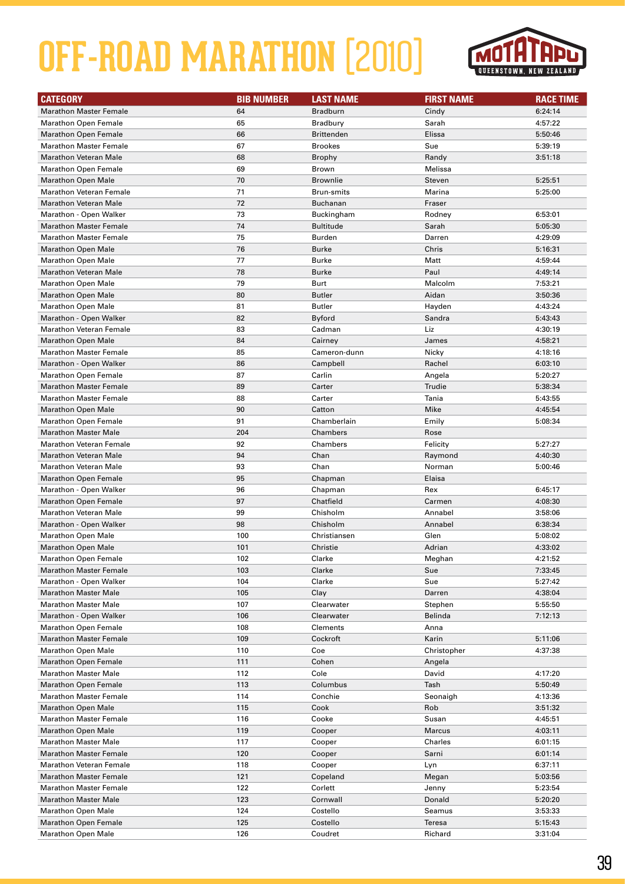# OFF-ROAD MARATHON [2010]

MOTATAPU QUEENSTOWN, NEW ZEALAND

| CATEGORY | BIB NUMBER | LAST NAME | FIRST NAME | RACE TIME |
|---|---|---|---|---|
| Marathon Master Female | 64 | Bradburn | Cindy | 6:24:14 |
| Marathon Open Female | 65 | Bradbury | Sarah | 4:57:22 |
| Marathon Open Female | 66 | Brittenden | Elissa | 5:50:46 |
| Marathon Master Female | 67 | Brookes | Sue | 5:39:19 |
| Marathon Veteran Male | 68 | Brophy | Randy | 3:51:18 |
| Marathon Open Female | 69 | Brown | Melissa | |
| Marathon Open Male | 70 | Brownlie | Steven | 5:25:51 |
| Marathon Veteran Female | 71 | Brun-smits | Marina | 5:25:00 |
| Marathon Veteran Male | 72 | Buchanan | Fraser | |
| Marathon - Open Walker | 73 | Buckingham | Rodney | 6:53:01 |
| Marathon Master Female | 74 | Bultitude | Sarah | 5:05:30 |
| Marathon Master Female | 75 | Burden | Darren | 4:29:09 |
| Marathon Open Male | 76 | Burke | Chris | 5:16:31 |
| Marathon Open Male | 77 | Burke | Matt | 4:59:44 |
| Marathon Veteran Male | 78 | Burke | Paul | 4:49:14 |
| Marathon Open Male | 79 | Burt | Malcolm | 7:53:21 |
| Marathon Open Male | 80 | Butler | Aidan | 3:50:36 |
| Marathon Open Male | 81 | Butler | Hayden | 4:43:24 |
| Marathon - Open Walker | 82 | Byford | Sandra | 5:43:43 |
| Marathon Veteran Female | 83 | Cadman | Liz | 4:30:19 |
| Marathon Open Male | 84 | Cairney | James | 4:58:21 |
| Marathon Master Female | 85 | Cameron-dunn | Nicky | 4:18:16 |
| Marathon - Open Walker | 86 | Campbell | Rachel | 6:03:10 |
| Marathon Open Female | 87 | Carlin | Angela | 5:20:27 |
| Marathon Master Female | 89 | Carter | Trudie | 5:38:34 |
| Marathon Master Female | 88 | Carter | Tania | 5:43:55 |
| Marathon Open Male | 90 | Catton | Mike | 4:45:54 |
| Marathon Open Female | 91 | Chamberlain | Emily | 5:08:34 |
| Marathon Master Male | 204 | Chambers | Rose | |
| Marathon Veteran Female | 92 | Chambers | Felicity | 5:27:27 |
| Marathon Veteran Male | 94 | Chan | Raymond | 4:40:30 |
| Marathon Veteran Male | 93 | Chan | Norman | 5:00:46 |
| Marathon Open Female | 95 | Chapman | Elaisa | |
| Marathon - Open Walker | 96 | Chapman | Rex | 6:45:17 |
| Marathon Open Female | 97 | Chatfield | Carmen | 4:08:30 |
| Marathon Veteran Male | 99 | Chisholm | Annabel | 3:58:06 |
| Marathon - Open Walker | 98 | Chisholm | Annabel | 6:38:34 |
| Marathon Open Male | 100 | Christiansen | Glen | 5:08:02 |
| Marathon Open Male | 101 | Christie | Adrian | 4:33:02 |
| Marathon Open Female | 102 | Clarke | Meghan | 4:21:52 |
| Marathon Master Female | 103 | Clarke | Sue | 7:33:45 |
| Marathon - Open Walker | 104 | Clarke | Sue | 5:27:42 |
| Marathon Master Male | 105 | Clay | Darren | 4:38:04 |
| Marathon Master Male | 107 | Clearwater | Stephen | 5:55:50 |
| Marathon - Open Walker | 106 | Clearwater | Belinda | 7:12:13 |
| Marathon Open Female | 108 | Clements | Anna | |
| Marathon Master Female | 109 | Cockroft | Karin | 5:11:06 |
| Marathon Open Male | 110 | Coe | Christopher | 4:37:38 |
| Marathon Open Female | 111 | Cohen | Angela | |
| Marathon Master Male | 112 | Cole | David | 4:17:20 |
| Marathon Open Female | 113 | Columbus | Tash | 5:50:49 |
| Marathon Master Female | 114 | Conchie | Seonaigh | 4:13:36 |
| Marathon Open Male | 115 | Cook | Rob | 3:51:32 |
| Marathon Master Female | 116 | Cooke | Susan | 4:45:51 |
| Marathon Open Male | 119 | Cooper | Marcus | 4:03:11 |
| Marathon Master Male | 117 | Cooper | Charles | 6:01:15 |
| Marathon Master Female | 120 | Cooper | Sarni | 6:01:14 |
| Marathon Veteran Female | 118 | Cooper | Lyn | 6:37:11 |
| Marathon Master Female | 121 | Copeland | Megan | 5:03:56 |
| Marathon Master Female | 122 | Corlett | Jenny | 5:23:54 |
| Marathon Master Male | 123 | Cornwall | Donald | 5:20:20 |
| Marathon Open Male | 124 | Costello | Seamus | 3:53:33 |
| Marathon Open Female | 125 | Costello | Teresa | 5:15:43 |
| Marathon Open Male | 126 | Coudret | Richard | 3:31:04 |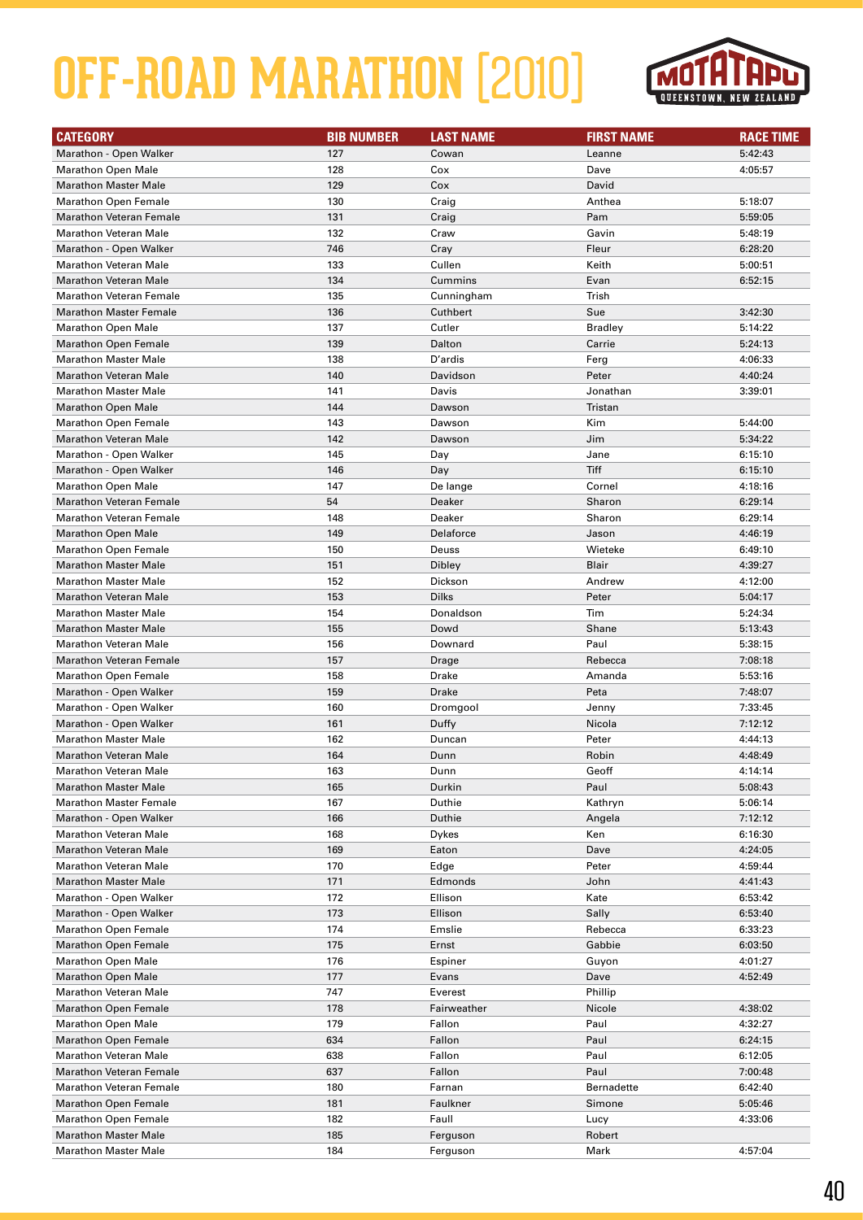# OFF-ROAD MARATHON [2010]

| CATEGORY | BIB NUMBER | LAST NAME | FIRST NAME | RACE TIME |
|---|---|---|---|---|
| Marathon - Open Walker | 127 | Cowan | Leanne | 5:42:43 |
| Marathon Open Male | 128 | Cox | Dave | 4:05:57 |
| Marathon Master Male | 129 | Cox | David | |
| Marathon Open Female | 130 | Craig | Anthea | 5:18:07 |
| Marathon Veteran Female | 131 | Craig | Pam | 5:59:05 |
| Marathon Veteran Male | 132 | Craw | Gavin | 5:48:19 |
| Marathon - Open Walker | 746 | Cray | Fleur | 6:28:20 |
| Marathon Veteran Male | 133 | Cullen | Keith | 5:00:51 |
| Marathon Veteran Male | 134 | Cummins | Evan | 6:52:15 |
| Marathon Veteran Female | 135 | Cunningham | Trish | |
| Marathon Master Female | 136 | Cuthbert | Sue | 3:42:30 |
| Marathon Open Male | 137 | Cutler | Bradley | 5:14:22 |
| Marathon Open Female | 139 | Dalton | Carrie | 5:24:13 |
| Marathon Master Male | 138 | D'ardis | Ferg | 4:06:33 |
| Marathon Veteran Male | 140 | Davidson | Peter | 4:40:24 |
| Marathon Master Male | 141 | Davis | Jonathan | 3:39:01 |
| Marathon Open Male | 144 | Dawson | Tristan | |
| Marathon Open Female | 143 | Dawson | Kim | 5:44:00 |
| Marathon Veteran Male | 142 | Dawson | Jim | 5:34:22 |
| Marathon - Open Walker | 145 | Day | Jane | 6:15:10 |
| Marathon - Open Walker | 146 | Day | Tiff | 6:15:10 |
| Marathon Open Male | 147 | De lange | Cornel | 4:18:16 |
| Marathon Veteran Female | 54 | Deaker | Sharon | 6:29:14 |
| Marathon Veteran Female | 148 | Deaker | Sharon | 6:29:14 |
| Marathon Open Male | 149 | Delaforce | Jason | 4:46:19 |
| Marathon Open Female | 150 | Deuss | Wieteke | 6:49:10 |
| Marathon Master Male | 151 | Dibley | Blair | 4:39:27 |
| Marathon Master Male | 152 | Dickson | Andrew | 4:12:00 |
| Marathon Veteran Male | 153 | Dilks | Peter | 5:04:17 |
| Marathon Master Male | 154 | Donaldson | Tim | 5:24:34 |
| Marathon Master Male | 155 | Dowd | Shane | 5:13:43 |
| Marathon Veteran Male | 156 | Downard | Paul | 5:38:15 |
| Marathon Veteran Female | 157 | Drage | Rebecca | 7:08:18 |
| Marathon Open Female | 158 | Drake | Amanda | 5:53:16 |
| Marathon - Open Walker | 159 | Drake | Peta | 7:48:07 |
| Marathon - Open Walker | 160 | Dromgool | Jenny | 7:33:45 |
| Marathon - Open Walker | 161 | Duffy | Nicola | 7:12:12 |
| Marathon Master Male | 162 | Duncan | Peter | 4:44:13 |
| Marathon Veteran Male | 164 | Dunn | Robin | 4:48:49 |
| Marathon Veteran Male | 163 | Dunn | Geoff | 4:14:14 |
| Marathon Master Male | 165 | Durkin | Paul | 5:08:43 |
| Marathon Master Female | 167 | Duthie | Kathryn | 5:06:14 |
| Marathon - Open Walker | 166 | Duthie | Angela | 7:12:12 |
| Marathon Veteran Male | 168 | Dykes | Ken | 6:16:30 |
| Marathon Veteran Male | 169 | Eaton | Dave | 4:24:05 |
| Marathon Veteran Male | 170 | Edge | Peter | 4:59:44 |
| Marathon Master Male | 171 | Edmonds | John | 4:41:43 |
| Marathon - Open Walker | 172 | Ellison | Kate | 6:53:42 |
| Marathon - Open Walker | 173 | Ellison | Sally | 6:53:40 |
| Marathon Open Female | 174 | Emslie | Rebecca | 6:33:23 |
| Marathon Open Female | 175 | Ernst | Gabbie | 6:03:50 |
| Marathon Open Male | 176 | Espiner | Guyon | 4:01:27 |
| Marathon Open Male | 177 | Evans | Dave | 4:52:49 |
| Marathon Veteran Male | 747 | Everest | Phillip | |
| Marathon Open Female | 178 | Fairweather | Nicole | 4:38:02 |
| Marathon Open Male | 179 | Fallon | Paul | 4:32:27 |
| Marathon Open Female | 634 | Fallon | Paul | 6:24:15 |
| Marathon Veteran Male | 638 | Fallon | Paul | 6:12:05 |
| Marathon Veteran Female | 637 | Fallon | Paul | 7:00:48 |
| Marathon Veteran Female | 180 | Farnan | Bernadette | 6:42:40 |
| Marathon Open Female | 181 | Faulkner | Simone | 5:05:46 |
| Marathon Open Female | 182 | Faull | Lucy | 4:33:06 |
| Marathon Master Male | 185 | Ferguson | Robert | |
| Marathon Master Male | 184 | Ferguson | Mark | 4:57:04 |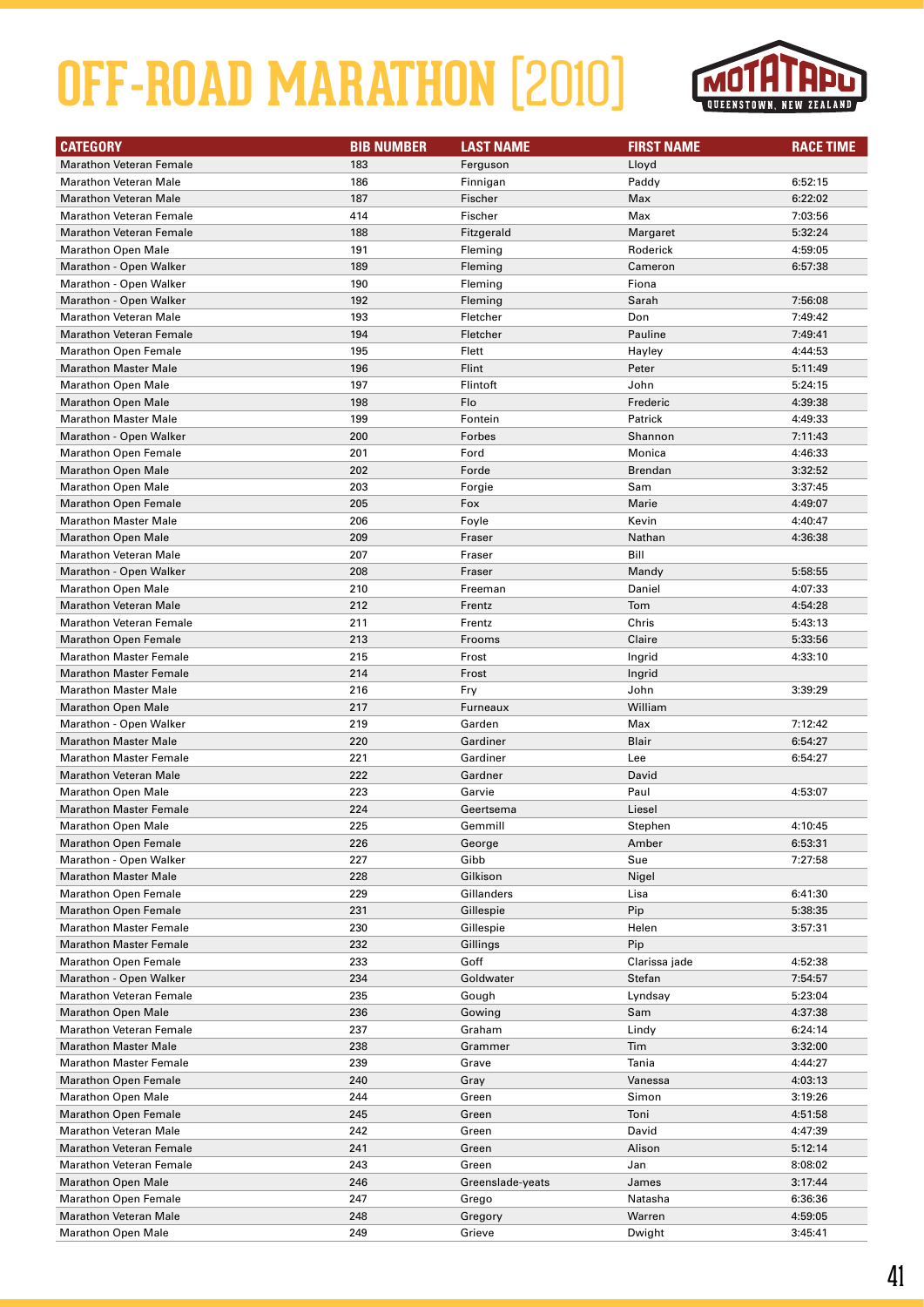# OFF-ROAD MARATHON [2010]

| CATEGORY | BIB NUMBER | LAST NAME | FIRST NAME | RACE TIME |
|---|---|---|---|---|
| Marathon Veteran Female | 183 | Ferguson | Lloyd | |
| Marathon Veteran Male | 186 | Finnigan | Paddy | 6:52:15 |
| Marathon Veteran Male | 187 | Fischer | Max | 6:22:02 |
| Marathon Veteran Female | 414 | Fischer | Max | 7:03:56 |
| Marathon Veteran Female | 188 | Fitzgerald | Margaret | 5:32:24 |
| Marathon Open Male | 191 | Fleming | Roderick | 4:59:05 |
| Marathon - Open Walker | 189 | Fleming | Cameron | 6:57:38 |
| Marathon - Open Walker | 190 | Fleming | Fiona | |
| Marathon - Open Walker | 192 | Fleming | Sarah | 7:56:08 |
| Marathon Veteran Male | 193 | Fletcher | Don | 7:49:42 |
| Marathon Veteran Female | 194 | Fletcher | Pauline | 7:49:41 |
| Marathon Open Female | 195 | Flett | Hayley | 4:44:53 |
| Marathon Master Male | 196 | Flint | Peter | 5:11:49 |
| Marathon Open Male | 197 | Flintoft | John | 5:24:15 |
| Marathon Open Male | 198 | Flo | Frederic | 4:39:38 |
| Marathon Master Male | 199 | Fontein | Patrick | 4:49:33 |
| Marathon - Open Walker | 200 | Forbes | Shannon | 7:11:43 |
| Marathon Open Female | 201 | Ford | Monica | 4:46:33 |
| Marathon Open Male | 202 | Forde | Brendan | 3:32:52 |
| Marathon Open Male | 203 | Forgie | Sam | 3:37:45 |
| Marathon Open Female | 205 | Fox | Marie | 4:49:07 |
| Marathon Master Male | 206 | Foyle | Kevin | 4:40:47 |
| Marathon Open Male | 209 | Fraser | Nathan | 4:36:38 |
| Marathon Veteran Male | 207 | Fraser | Bill | |
| Marathon - Open Walker | 208 | Fraser | Mandy | 5:58:55 |
| Marathon Open Male | 210 | Freeman | Daniel | 4:07:33 |
| Marathon Veteran Male | 212 | Frentz | Tom | 4:54:28 |
| Marathon Veteran Female | 211 | Frentz | Chris | 5:43:13 |
| Marathon Open Female | 213 | Frooms | Claire | 5:33:56 |
| Marathon Master Female | 215 | Frost | Ingrid | 4:33:10 |
| Marathon Master Female | 214 | Frost | Ingrid | |
| Marathon Master Male | 216 | Fry | John | 3:39:29 |
| Marathon Open Male | 217 | Furneaux | William | |
| Marathon - Open Walker | 219 | Garden | Max | 7:12:42 |
| Marathon Master Male | 220 | Gardiner | Blair | 6:54:27 |
| Marathon Master Female | 221 | Gardiner | Lee | 6:54:27 |
| Marathon Veteran Male | 222 | Gardner | David | |
| Marathon Open Male | 223 | Garvie | Paul | 4:53:07 |
| Marathon Master Female | 224 | Geertsema | Liesel | |
| Marathon Open Male | 225 | Gemmill | Stephen | 4:10:45 |
| Marathon Open Female | 226 | George | Amber | 6:53:31 |
| Marathon - Open Walker | 227 | Gibb | Sue | 7:27:58 |
| Marathon Master Male | 228 | Gilkison | Nigel | |
| Marathon Open Female | 229 | Gillanders | Lisa | 6:41:30 |
| Marathon Open Female | 231 | Gillespie | Pip | 5:38:35 |
| Marathon Master Female | 230 | Gillespie | Helen | 3:57:31 |
| Marathon Master Female | 232 | Gillings | Pip | |
| Marathon Open Female | 233 | Goff | Clarissa jade | 4:52:38 |
| Marathon - Open Walker | 234 | Goldwater | Stefan | 7:54:57 |
| Marathon Veteran Female | 235 | Gough | Lyndsay | 5:23:04 |
| Marathon Open Male | 236 | Gowing | Sam | 4:37:38 |
| Marathon Veteran Female | 237 | Graham | Lindy | 6:24:14 |
| Marathon Master Male | 238 | Grammer | Tim | 3:32:00 |
| Marathon Master Female | 239 | Grave | Tania | 4:44:27 |
| Marathon Open Female | 240 | Gray | Vanessa | 4:03:13 |
| Marathon Open Male | 244 | Green | Simon | 3:19:26 |
| Marathon Open Female | 245 | Green | Toni | 4:51:58 |
| Marathon Veteran Male | 242 | Green | David | 4:47:39 |
| Marathon Veteran Female | 241 | Green | Alison | 5:12:14 |
| Marathon Veteran Female | 243 | Green | Jan | 8:08:02 |
| Marathon Open Male | 246 | Greenslade-yeats | James | 3:17:44 |
| Marathon Open Female | 247 | Grego | Natasha | 6:36:36 |
| Marathon Veteran Male | 248 | Gregory | Warren | 4:59:05 |
| Marathon Open Male | 249 | Grieve | Dwight | 3:45:41 |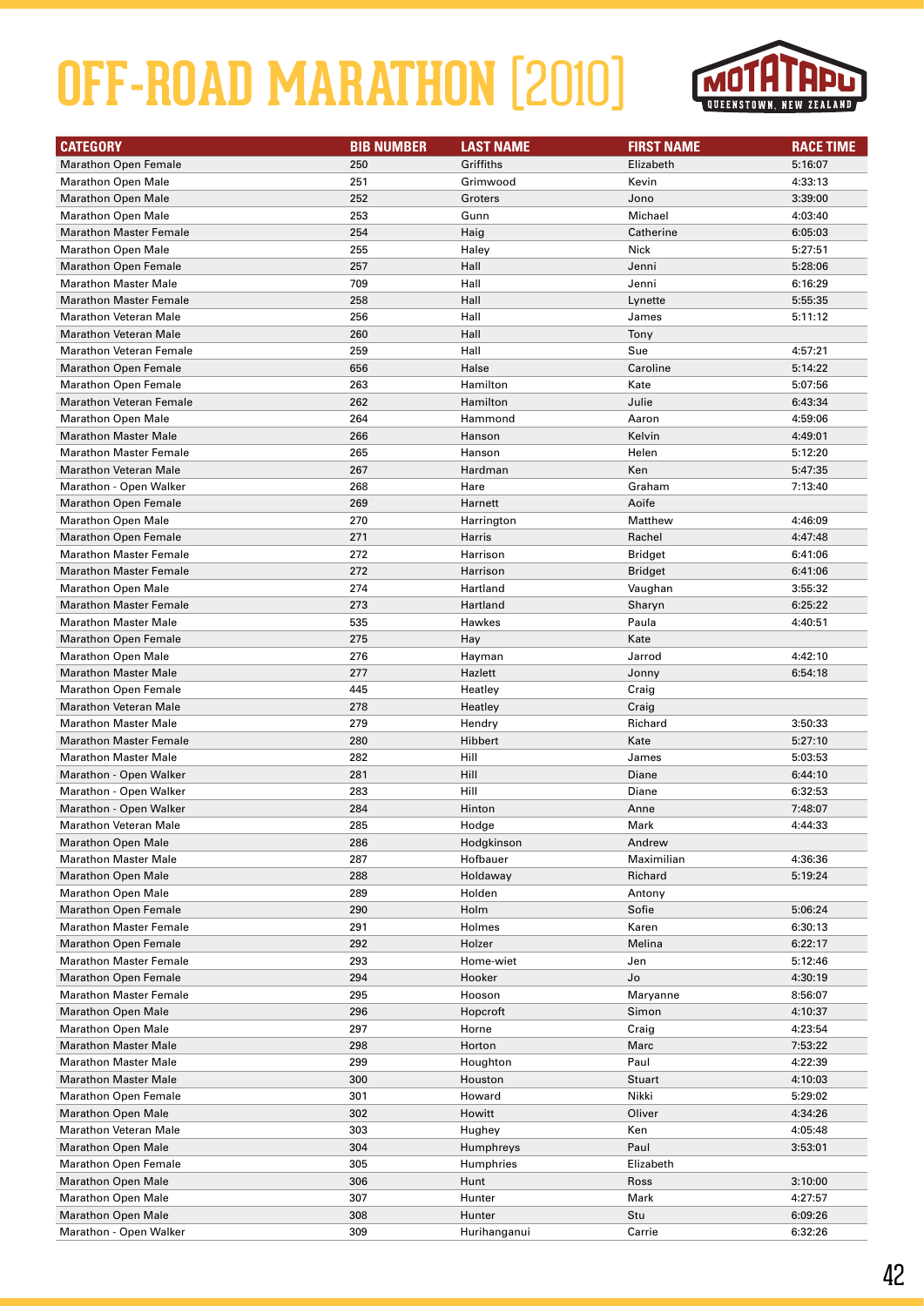# OFF-ROAD MARATHON [2010]

MOTATAPU QUEENSTOWN, NEW ZEALAND

| CATEGORY | BIB NUMBER | LAST NAME | FIRST NAME | RACE TIME |
|---|---|---|---|---|
| Marathon Open Female | 250 | Griffiths | Elizabeth | 5:16:07 |
| Marathon Open Male | 251 | Grimwood | Kevin | 4:33:13 |
| Marathon Open Male | 252 | Groters | Jono | 3:39:00 |
| Marathon Open Male | 253 | Gunn | Michael | 4:03:40 |
| Marathon Master Female | 254 | Haig | Catherine | 6:05:03 |
| Marathon Open Male | 255 | Haley | Nick | 5:27:51 |
| Marathon Open Female | 257 | Hall | Jenni | 5:28:06 |
| Marathon Master Male | 709 | Hall | Jenni | 6:16:29 |
| Marathon Master Female | 258 | Hall | Lynette | 5:55:35 |
| Marathon Veteran Male | 256 | Hall | James | 5:11:12 |
| Marathon Veteran Male | 260 | Hall | Tony | |
| Marathon Veteran Female | 259 | Hall | Sue | 4:57:21 |
| Marathon Open Female | 656 | Halse | Caroline | 5:14:22 |
| Marathon Open Female | 263 | Hamilton | Kate | 5:07:56 |
| Marathon Veteran Female | 262 | Hamilton | Julie | 6:43:34 |
| Marathon Open Male | 264 | Hammond | Aaron | 4:59:06 |
| Marathon Master Male | 266 | Hanson | Kelvin | 4:49:01 |
| Marathon Master Female | 265 | Hanson | Helen | 5:12:20 |
| Marathon Veteran Male | 267 | Hardman | Ken | 5:47:35 |
| Marathon - Open Walker | 268 | Hare | Graham | 7:13:40 |
| Marathon Open Female | 269 | Harnett | Aoife | |
| Marathon Open Male | 270 | Harrington | Matthew | 4:46:09 |
| Marathon Open Female | 271 | Harris | Rachel | 4:47:48 |
| Marathon Master Female | 272 | Harrison | Bridget | 6:41:06 |
| Marathon Master Female | 272 | Harrison | Bridget | 6:41:06 |
| Marathon Open Male | 274 | Hartland | Vaughan | 3:55:32 |
| Marathon Master Female | 273 | Hartland | Sharyn | 6:25:22 |
| Marathon Master Male | 535 | Hawkes | Paula | 4:40:51 |
| Marathon Open Female | 275 | Hay | Kate | |
| Marathon Open Male | 276 | Hayman | Jarrod | 4:42:10 |
| Marathon Master Male | 277 | Hazlett | Jonny | 6:54:18 |
| Marathon Open Female | 445 | Heatley | Craig | |
| Marathon Veteran Male | 278 | Heatley | Craig | |
| Marathon Master Male | 279 | Hendry | Richard | 3:50:33 |
| Marathon Master Female | 280 | Hibbert | Kate | 5:27:10 |
| Marathon Master Male | 282 | Hill | James | 5:03:53 |
| Marathon - Open Walker | 281 | Hill | Diane | 6:44:10 |
| Marathon - Open Walker | 283 | Hill | Diane | 6:32:53 |
| Marathon - Open Walker | 284 | Hinton | Anne | 7:48:07 |
| Marathon Veteran Male | 285 | Hodge | Mark | 4:44:33 |
| Marathon Open Male | 286 | Hodgkinson | Andrew | |
| Marathon Master Male | 287 | Hofbauer | Maximilian | 4:36:36 |
| Marathon Open Male | 288 | Holdaway | Richard | 5:19:24 |
| Marathon Open Male | 289 | Holden | Antony | |
| Marathon Open Female | 290 | Holm | Sofie | 5:06:24 |
| Marathon Master Female | 291 | Holmes | Karen | 6:30:13 |
| Marathon Open Female | 292 | Holzer | Melina | 6:22:17 |
| Marathon Master Female | 293 | Home-wiet | Jen | 5:12:46 |
| Marathon Open Female | 294 | Hooker | Jo | 4:30:19 |
| Marathon Master Female | 295 | Hooson | Maryanne | 8:56:07 |
| Marathon Open Male | 296 | Hopcroft | Simon | 4:10:37 |
| Marathon Open Male | 297 | Horne | Craig | 4:23:54 |
| Marathon Master Male | 298 | Horton | Marc | 7:53:22 |
| Marathon Master Male | 299 | Houghton | Paul | 4:22:39 |
| Marathon Master Male | 300 | Houston | Stuart | 4:10:03 |
| Marathon Open Female | 301 | Howard | Nikki | 5:29:02 |
| Marathon Open Male | 302 | Howitt | Oliver | 4:34:26 |
| Marathon Veteran Male | 303 | Hughey | Ken | 4:05:48 |
| Marathon Open Male | 304 | Humphreys | Paul | 3:53:01 |
| Marathon Open Female | 305 | Humphries | Elizabeth | |
| Marathon Open Male | 306 | Hunt | Ross | 3:10:00 |
| Marathon Open Male | 307 | Hunter | Mark | 4:27:57 |
| Marathon Open Male | 308 | Hunter | Stu | 6:09:26 |
| Marathon - Open Walker | 309 | Hurihanganui | Carrie | 6:32:26 |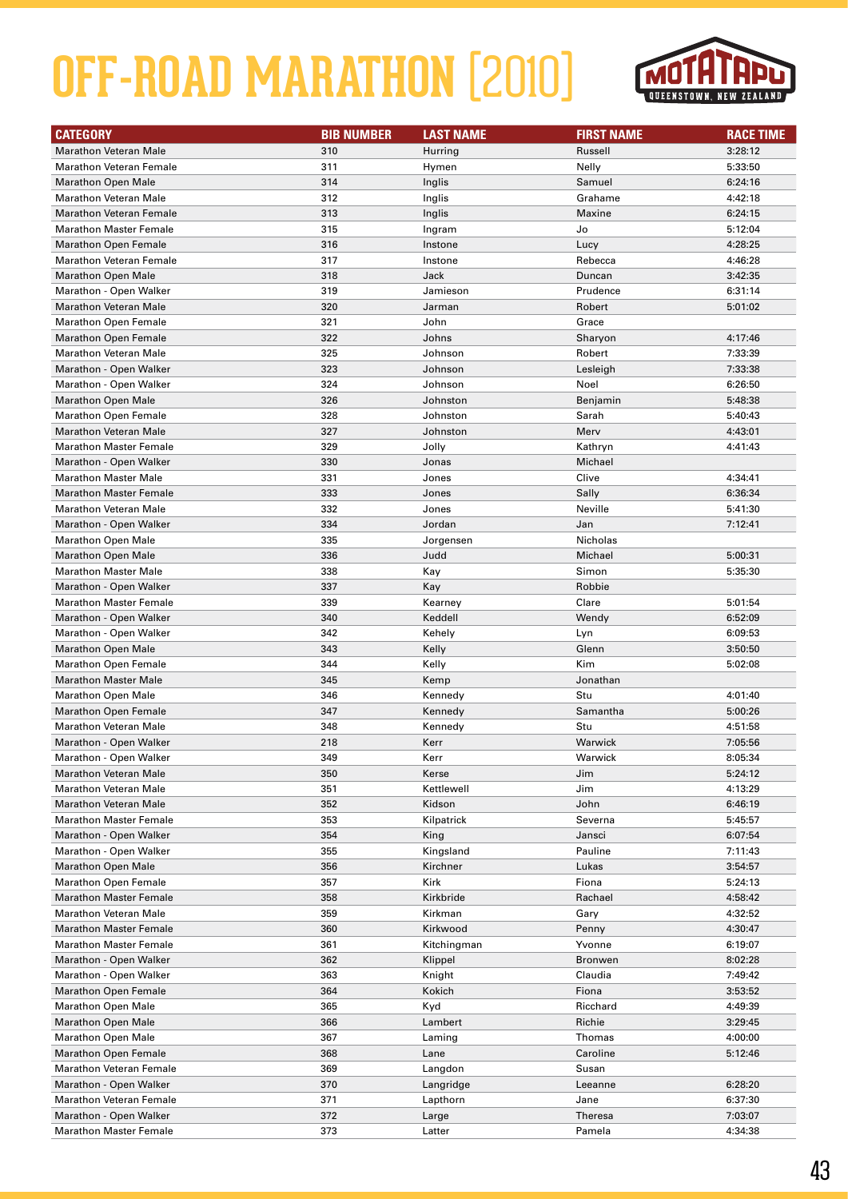# OFF-ROAD MARATHON [2010]

| CATEGORY | BIB NUMBER | LAST NAME | FIRST NAME | RACE TIME |
|---|---|---|---|---|
| Marathon Veteran Male | 310 | Hurring | Russell | 3:28:12 |
| Marathon Veteran Female | 311 | Hymen | Nelly | 5:33:50 |
| Marathon Open Male | 314 | Inglis | Samuel | 6:24:16 |
| Marathon Veteran Male | 312 | Inglis | Grahame | 4:42:18 |
| Marathon Veteran Female | 313 | Inglis | Maxine | 6:24:15 |
| Marathon Master Female | 315 | Ingram | Jo | 5:12:04 |
| Marathon Open Female | 316 | Instone | Lucy | 4:28:25 |
| Marathon Veteran Female | 317 | Instone | Rebecca | 4:46:28 |
| Marathon Open Male | 318 | Jack | Duncan | 3:42:35 |
| Marathon - Open Walker | 319 | Jamieson | Prudence | 6:31:14 |
| Marathon Veteran Male | 320 | Jarman | Robert | 5:01:02 |
| Marathon Open Female | 321 | John | Grace | |
| Marathon Open Female | 322 | Johns | Sharyon | 4:17:46 |
| Marathon Veteran Male | 325 | Johnson | Robert | 7:33:39 |
| Marathon - Open Walker | 323 | Johnson | Lesleigh | 7:33:38 |
| Marathon - Open Walker | 324 | Johnson | Noel | 6:26:50 |
| Marathon Open Male | 326 | Johnston | Benjamin | 5:48:38 |
| Marathon Open Female | 328 | Johnston | Sarah | 5:40:43 |
| Marathon Veteran Male | 327 | Johnston | Merv | 4:43:01 |
| Marathon Master Female | 329 | Jolly | Kathryn | 4:41:43 |
| Marathon - Open Walker | 330 | Jonas | Michael | |
| Marathon Master Male | 331 | Jones | Clive | 4:34:41 |
| Marathon Master Female | 333 | Jones | Sally | 6:36:34 |
| Marathon Veteran Male | 332 | Jones | Neville | 5:41:30 |
| Marathon - Open Walker | 334 | Jordan | Jan | 7:12:41 |
| Marathon Open Male | 335 | Jorgensen | Nicholas | |
| Marathon Open Male | 336 | Judd | Michael | 5:00:31 |
| Marathon Master Male | 338 | Kay | Simon | 5:35:30 |
| Marathon - Open Walker | 337 | Kay | Robbie | |
| Marathon Master Female | 339 | Kearney | Clare | 5:01:54 |
| Marathon - Open Walker | 340 | Keddell | Wendy | 6:52:09 |
| Marathon - Open Walker | 342 | Kehely | Lyn | 6:09:53 |
| Marathon Open Male | 343 | Kelly | Glenn | 3:50:50 |
| Marathon Open Female | 344 | Kelly | Kim | 5:02:08 |
| Marathon Master Male | 345 | Kemp | Jonathan | |
| Marathon Open Male | 346 | Kennedy | Stu | 4:01:40 |
| Marathon Open Female | 347 | Kennedy | Samantha | 5:00:26 |
| Marathon Veteran Male | 348 | Kennedy | Stu | 4:51:58 |
| Marathon - Open Walker | 218 | Kerr | Warwick | 7:05:56 |
| Marathon - Open Walker | 349 | Kerr | Warwick | 8:05:34 |
| Marathon Veteran Male | 350 | Kerse | Jim | 5:24:12 |
| Marathon Veteran Male | 351 | Kettlewell | Jim | 4:13:29 |
| Marathon Veteran Male | 352 | Kidson | John | 6:46:19 |
| Marathon Master Female | 353 | Kilpatrick | Severna | 5:45:57 |
| Marathon - Open Walker | 354 | King | Jansci | 6:07:54 |
| Marathon - Open Walker | 355 | Kingsland | Pauline | 7:11:43 |
| Marathon Open Male | 356 | Kirchner | Lukas | 3:54:57 |
| Marathon Open Female | 357 | Kirk | Fiona | 5:24:13 |
| Marathon Master Female | 358 | Kirkbride | Rachael | 4:58:42 |
| Marathon Veteran Male | 359 | Kirkman | Gary | 4:32:52 |
| Marathon Master Female | 360 | Kirkwood | Penny | 4:30:47 |
| Marathon Master Female | 361 | Kitchingman | Yvonne | 6:19:07 |
| Marathon - Open Walker | 362 | Klippel | Bronwen | 8:02:28 |
| Marathon - Open Walker | 363 | Knight | Claudia | 7:49:42 |
| Marathon Open Female | 364 | Kokich | Fiona | 3:53:52 |
| Marathon Open Male | 365 | Kyd | Ricchard | 4:49:39 |
| Marathon Open Male | 366 | Lambert | Richie | 3:29:45 |
| Marathon Open Male | 367 | Laming | Thomas | 4:00:00 |
| Marathon Open Female | 368 | Lane | Caroline | 5:12:46 |
| Marathon Veteran Female | 369 | Langdon | Susan | |
| Marathon - Open Walker | 370 | Langridge | Leeanne | 6:28:20 |
| Marathon Veteran Female | 371 | Lapthorn | Jane | 6:37:30 |
| Marathon - Open Walker | 372 | Large | Theresa | 7:03:07 |
| Marathon Master Female | 373 | Latter | Pamela | 4:34:38 |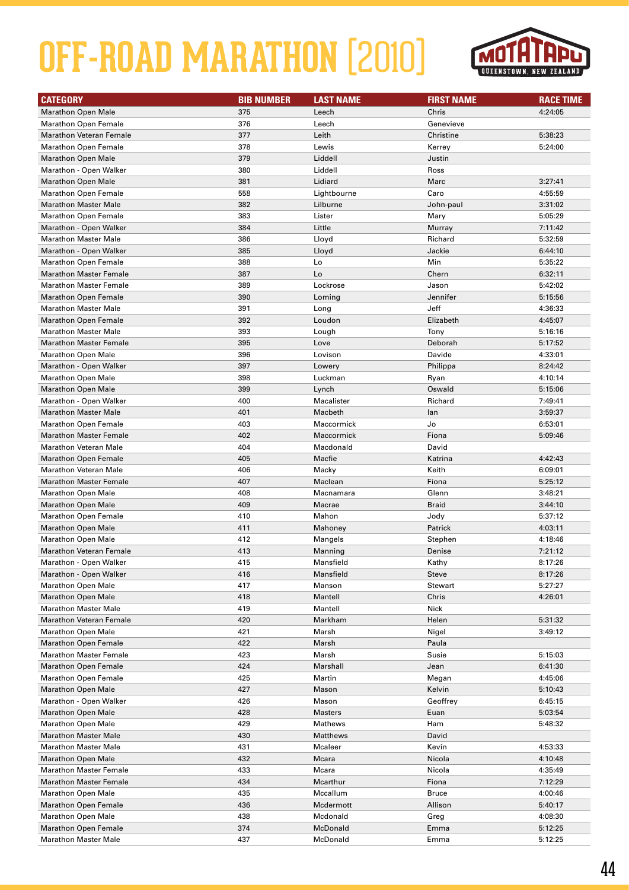# OFF-ROAD MARATHON [2010]

MOTATAPU QUEENSTOWN, NEW ZEALAND

| CATEGORY | BIB NUMBER | LAST NAME | FIRST NAME | RACE TIME |
|---|---|---|---|---|
| Marathon Open Male | 375 | Leech | Chris | 4:24:05 |
| Marathon Open Female | 376 | Leech | Genevieve | |
| Marathon Veteran Female | 377 | Leith | Christine | 5:38:23 |
| Marathon Open Female | 378 | Lewis | Kerrey | 5:24:00 |
| Marathon Open Male | 379 | Liddell | Justin | |
| Marathon - Open Walker | 380 | Liddell | Ross | |
| Marathon Open Male | 381 | Lidiard | Marc | 3:27:41 |
| Marathon Open Female | 558 | Lightbourne | Caro | 4:55:59 |
| Marathon Master Male | 382 | Lilburne | John-paul | 3:31:02 |
| Marathon Open Female | 383 | Lister | Mary | 5:05:29 |
| Marathon - Open Walker | 384 | Little | Murray | 7:11:42 |
| Marathon Master Male | 386 | Lloyd | Richard | 5:32:59 |
| Marathon - Open Walker | 385 | Lloyd | Jackie | 6:44:10 |
| Marathon Open Female | 388 | Lo | Min | 5:35:22 |
| Marathon Master Female | 387 | Lo | Chern | 6:32:11 |
| Marathon Master Female | 389 | Lockrose | Jason | 5:42:02 |
| Marathon Open Female | 390 | Loming | Jennifer | 5:15:56 |
| Marathon Master Male | 391 | Long | Jeff | 4:36:33 |
| Marathon Open Female | 392 | Loudon | Elizabeth | 4:45:07 |
| Marathon Master Male | 393 | Lough | Tony | 5:16:16 |
| Marathon Master Female | 395 | Love | Deborah | 5:17:52 |
| Marathon Open Male | 396 | Lovison | Davide | 4:33:01 |
| Marathon - Open Walker | 397 | Lowery | Philippa | 8:24:42 |
| Marathon Open Male | 398 | Luckman | Ryan | 4:10:14 |
| Marathon Open Male | 399 | Lynch | Oswald | 5:15:06 |
| Marathon - Open Walker | 400 | Macalister | Richard | 7:49:41 |
| Marathon Master Male | 401 | Macbeth | Ian | 3:59:37 |
| Marathon Open Female | 403 | Maccormick | Jo | 6:53:01 |
| Marathon Master Female | 402 | Maccormick | Fiona | 5:09:46 |
| Marathon Veteran Male | 404 | Macdonald | David | |
| Marathon Open Female | 405 | Macfie | Katrina | 4:42:43 |
| Marathon Veteran Male | 406 | Macky | Keith | 6:09:01 |
| Marathon Master Female | 407 | Maclean | Fiona | 5:25:12 |
| Marathon Open Male | 408 | Macnamara | Glenn | 3:48:21 |
| Marathon Open Male | 409 | Macrae | Braid | 3:44:10 |
| Marathon Open Female | 410 | Mahon | Jody | 5:37:12 |
| Marathon Open Male | 411 | Mahoney | Patrick | 4:03:11 |
| Marathon Open Male | 412 | Mangels | Stephen | 4:18:46 |
| Marathon Veteran Female | 413 | Manning | Denise | 7:21:12 |
| Marathon - Open Walker | 415 | Mansfield | Kathy | 8:17:26 |
| Marathon - Open Walker | 416 | Mansfield | Steve | 8:17:26 |
| Marathon Open Male | 417 | Manson | Stewart | 5:27:27 |
| Marathon Open Male | 418 | Mantell | Chris | 4:26:01 |
| Marathon Master Male | 419 | Mantell | Nick | |
| Marathon Veteran Female | 420 | Markham | Helen | 5:31:32 |
| Marathon Open Male | 421 | Marsh | Nigel | 3:49:12 |
| Marathon Open Female | 422 | Marsh | Paula | |
| Marathon Master Female | 423 | Marsh | Susie | 5:15:03 |
| Marathon Open Female | 424 | Marshall | Jean | 6:41:30 |
| Marathon Open Female | 425 | Martin | Megan | 4:45:06 |
| Marathon Open Male | 427 | Mason | Kelvin | 5:10:43 |
| Marathon - Open Walker | 426 | Mason | Geoffrey | 6:45:15 |
| Marathon Open Male | 428 | Masters | Euan | 5:03:54 |
| Marathon Open Male | 429 | Mathews | Ham | 5:48:32 |
| Marathon Master Male | 430 | Matthews | David | |
| Marathon Master Male | 431 | Mcaleer | Kevin | 4:53:33 |
| Marathon Open Male | 432 | Mcara | Nicola | 4:10:48 |
| Marathon Master Female | 433 | Mcara | Nicola | 4:35:49 |
| Marathon Master Female | 434 | Mcarthur | Fiona | 7:12:29 |
| Marathon Open Male | 435 | Mccallum | Bruce | 4:00:46 |
| Marathon Open Female | 436 | Mcdermott | Allison | 5:40:17 |
| Marathon Open Male | 438 | Mcdonald | Greg | 4:08:30 |
| Marathon Open Female | 374 | McDonald | Emma | 5:12:25 |
| Marathon Master Male | 437 | McDonald | Emma | 5:12:25 |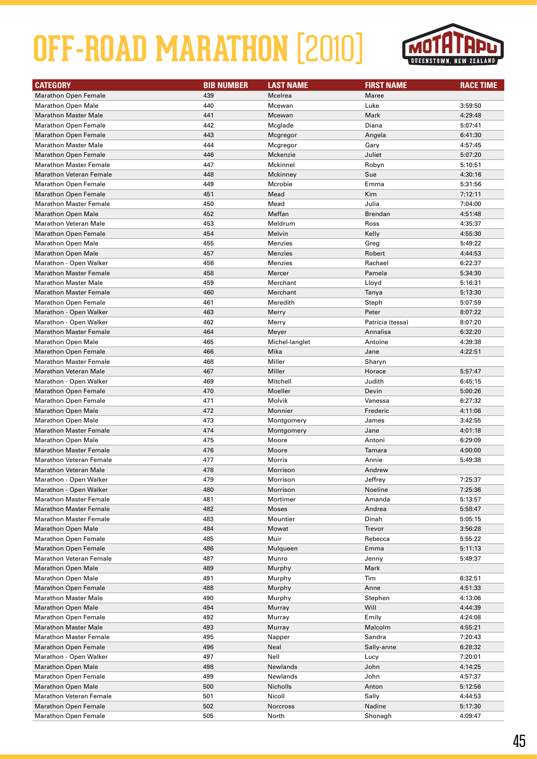# OFF-ROAD MARATHON [2010]

MOTATAPU QUEENSTOWN, NEW ZEALAND

| CATEGORY | BIB NUMBER | LAST NAME | FIRST NAME | RACE TIME |
|---|---|---|---|---|
| Marathon Open Female | 439 | Mcelrea | Maree | |
| Marathon Open Male | 440 | Mcewan | Luke | 3:59:50 |
| Marathon Master Male | 441 | Mcewan | Mark | 4:29:48 |
| Marathon Open Female | 442 | Mcglade | Diana | 5:07:41 |
| Marathon Open Female | 443 | Mcgregor | Angela | 6:41:30 |
| Marathon Master Male | 444 | Mcgregor | Gary | 4:57:45 |
| Marathon Open Female | 446 | Mckenzie | Juliet | 5:07:20 |
| Marathon Master Female | 447 | Mckinnel | Robyn | 5:10:51 |
| Marathon Veteran Female | 448 | Mckinney | Sue | 4:30:16 |
| Marathon Open Female | 449 | Mcrobie | Emma | 5:31:56 |
| Marathon Open Female | 451 | Mead | Kim | 7:12:11 |
| Marathon Master Female | 450 | Mead | Julia | 7:04:00 |
| Marathon Open Male | 452 | Meffan | Brendan | 4:51:48 |
| Marathon Veteran Male | 453 | Meldrum | Ross | 4:35:37 |
| Marathon Open Female | 454 | Melvin | Kelly | 4:55:30 |
| Marathon Open Male | 455 | Menzies | Greg | 5:49:22 |
| Marathon Open Male | 457 | Menzies | Robert | 4:44:53 |
| Marathon - Open Walker | 456 | Menzies | Rachael | 6:22:37 |
| Marathon Master Female | 458 | Mercer | Pamela | 5:34:30 |
| Marathon Master Male | 459 | Merchant | Lloyd | 5:16:31 |
| Marathon Master Female | 460 | Merchant | Tanya | 5:13:30 |
| Marathon Open Female | 461 | Meredith | Steph | 5:07:59 |
| Marathon - Open Walker | 463 | Merry | Peter | 8:07:22 |
| Marathon - Open Walker | 462 | Merry | Patricia (tessa) | 8:07:20 |
| Marathon Master Female | 464 | Meyer | Annalisa | 6:32:20 |
| Marathon Open Male | 465 | Michel-langlet | Antoine | 4:39:38 |
| Marathon Open Female | 466 | Mika | Jane | 4:22:51 |
| Marathon Master Female | 468 | Miller | Sharyn | |
| Marathon Veteran Male | 467 | Miller | Horace | 5:57:47 |
| Marathon - Open Walker | 469 | Mitchell | Judith | 6:45:15 |
| Marathon Open Female | 470 | Moeller | Devin | 5:00:26 |
| Marathon Open Female | 471 | Molvik | Vanessa | 6:27:32 |
| Marathon Open Male | 472 | Monnier | Frederic | 4:11:06 |
| Marathon Open Male | 473 | Montgomery | James | 3:42:55 |
| Marathon Master Female | 474 | Montgomery | Jane | 4:01:18 |
| Marathon Open Male | 475 | Moore | Antoni | 6:29:09 |
| Marathon Master Female | 476 | Moore | Tamara | 4:00:00 |
| Marathon Veteran Female | 477 | Morris | Annie | 5:49:38 |
| Marathon Veteran Male | 478 | Morrison | Andrew | |
| Marathon - Open Walker | 479 | Morrison | Jeffrey | 7:25:37 |
| Marathon - Open Walker | 480 | Morrison | Noeline | 7:25:36 |
| Marathon Master Female | 481 | Mortimer | Amanda | 5:13:57 |
| Marathon Master Female | 482 | Moses | Andrea | 5:58:47 |
| Marathon Master Female | 483 | Mountier | Dinah | 5:05:15 |
| Marathon Open Male | 484 | Mowat | Trevor | 3:56:28 |
| Marathon Open Female | 485 | Muir | Rebecca | 5:55:22 |
| Marathon Open Female | 486 | Mulqueen | Emma | 5:11:13 |
| Marathon Veteran Female | 487 | Munro | Jenny | 5:49:37 |
| Marathon Open Male | 489 | Murphy | Mark | |
| Marathon Open Male | 491 | Murphy | Tim | 6:32:51 |
| Marathon Open Female | 488 | Murphy | Anne | 4:51:33 |
| Marathon Master Male | 490 | Murphy | Stephen | 4:13:06 |
| Marathon Open Male | 494 | Murray | Will | 4:44:39 |
| Marathon Open Female | 492 | Murray | Emily | 4:24:08 |
| Marathon Master Male | 493 | Murray | Malcolm | 4:55:21 |
| Marathon Master Female | 495 | Napper | Sandra | 7:20:43 |
| Marathon Open Female | 496 | Neal | Sally-anne | 6:28:32 |
| Marathon - Open Walker | 497 | Nell | Lucy | 7:20:01 |
| Marathon Open Male | 498 | Newlands | John | 4:14:25 |
| Marathon Open Female | 499 | Newlands | John | 4:57:37 |
| Marathon Open Male | 500 | Nicholls | Anton | 5:12:56 |
| Marathon Veteran Female | 501 | Nicoll | Sally | 4:44:53 |
| Marathon Open Female | 502 | Norcross | Nadine | 5:17:30 |
| Marathon Open Female | 505 | North | Shonagh | 4:09:47 |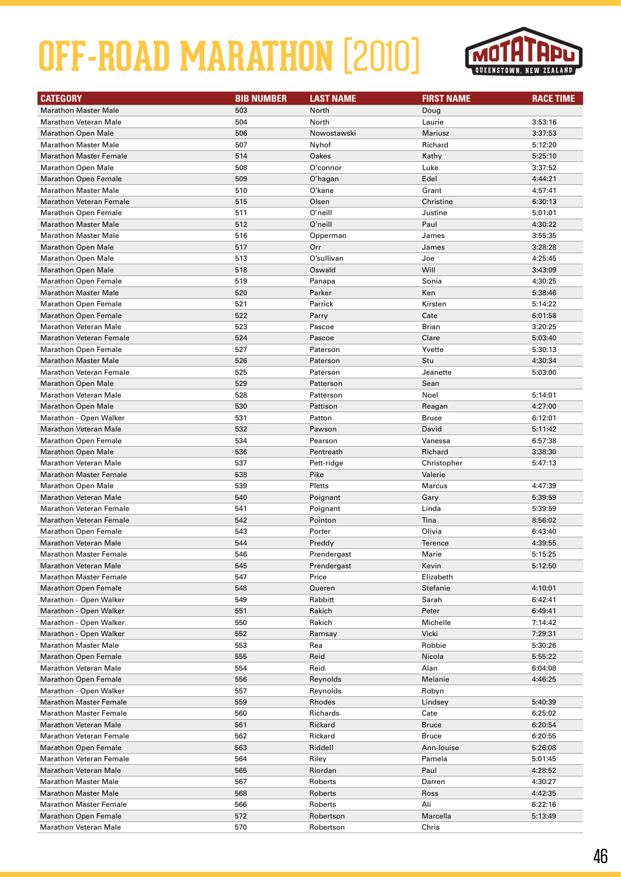# OFF-ROAD MARATHON [2010]

MOTATAPU QUEENSTOWN, NEW ZEALAND

| CATEGORY | BIB NUMBER | LAST NAME | FIRST NAME | RACE TIME |
|---|---|---|---|---|
| Marathon Master Male | 503 | North | Doug | |
| Marathon Veteran Male | 504 | North | Laurie | 3:53:16 |
| Marathon Open Male | 506 | Nowostawski | Mariusz | 3:37:53 |
| Marathon Master Male | 507 | Nyhof | Richard | 5:12:20 |
| Marathon Master Female | 514 | Oakes | Kathy | 5:25:10 |
| Marathon Open Male | 508 | O'connor | Luke | 3:37:52 |
| Marathon Open Female | 509 | O'hagan | Edel | 4:44:21 |
| Marathon Master Male | 510 | O'kane | Grant | 4:57:41 |
| Marathon Veteran Female | 515 | Olsen | Christine | 6:30:13 |
| Marathon Open Female | 511 | O'neill | Justine | 5:01:01 |
| Marathon Master Male | 512 | O'neill | Paul | 4:30:22 |
| Marathon Master Male | 516 | Opperman | James | 3:55:35 |
| Marathon Open Male | 517 | Orr | James | 3:28:28 |
| Marathon Open Male | 513 | O'sullivan | Joe | 4:25:45 |
| Marathon Open Male | 518 | Oswald | Will | 3:43:09 |
| Marathon Open Female | 519 | Panapa | Sonia | 4:30:25 |
| Marathon Master Male | 520 | Parker | Ken | 5:38:46 |
| Marathon Open Female | 521 | Parrick | Kirsten | 5:14:22 |
| Marathon Open Female | 522 | Parry | Cate | 6:01:58 |
| Marathon Veteran Male | 523 | Pascoe | Brian | 3:20:25 |
| Marathon Veteran Female | 524 | Pascoe | Clare | 5:03:40 |
| Marathon Open Female | 527 | Paterson | Yvette | 5:30:13 |
| Marathon Master Male | 526 | Paterson | Stu | 4:30:34 |
| Marathon Veteran Female | 525 | Paterson | Jeanette | 5:03:00 |
| Marathon Open Male | 529 | Patterson | Sean | |
| Marathon Veteran Male | 528 | Patterson | Noel | 5:14:01 |
| Marathon Open Male | 530 | Pattison | Reagan | 4:27:00 |
| Marathon - Open Walker | 531 | Patton | Bruce | 6:12:01 |
| Marathon Veteran Male | 532 | Pawson | David | 5:11:42 |
| Marathon Open Female | 534 | Pearson | Vanessa | 6:57:38 |
| Marathon Open Male | 536 | Pentreath | Richard | 3:38:30 |
| Marathon Veteran Male | 537 | Pett-ridge | Christopher | 5:47:13 |
| Marathon Master Female | 538 | Pike | Valerie | |
| Marathon Open Male | 539 | Pletts | Marcus | 4:47:39 |
| Marathon Veteran Male | 540 | Poignant | Gary | 5:39:59 |
| Marathon Veteran Female | 541 | Poignant | Linda | 5:39:59 |
| Marathon Veteran Female | 542 | Pointon | Tina | 8:56:02 |
| Marathon Open Female | 543 | Porter | Olivia | 6:43:40 |
| Marathon Veteran Male | 544 | Preddy | Terence | 4:39:55 |
| Marathon Master Female | 546 | Prendergast | Marie | 5:15:25 |
| Marathon Veteran Male | 545 | Prendergast | Kevin | 5:12:50 |
| Marathon Master Female | 547 | Price | Elizabeth | |
| Marathon Open Female | 548 | Queren | Stefanie | 4:10:01 |
| Marathon - Open Walker | 549 | Rabbitt | Sarah | 6:42:41 |
| Marathon - Open Walker | 551 | Rakich | Peter | 6:49:41 |
| Marathon - Open Walker | 550 | Rakich | Michelle | 7:14:42 |
| Marathon - Open Walker | 552 | Ramsay | Vicki | 7:29:31 |
| Marathon Master Male | 553 | Rea | Robbie | 5:30:26 |
| Marathon Open Female | 555 | Reid | Nicola | 5:55:22 |
| Marathon Veteran Male | 554 | Reid | Alan | 6:04:08 |
| Marathon Open Female | 556 | Reynolds | Melanie | 4:46:25 |
| Marathon - Open Walker | 557 | Reynolds | Robyn | |
| Marathon Master Female | 559 | Rhodes | Lindsey | 5:40:39 |
| Marathon Master Female | 560 | Richards | Cate | 6:25:02 |
| Marathon Veteran Male | 561 | Rickard | Bruce | 6:20:54 |
| Marathon Veteran Female | 562 | Rickard | Bruce | 6:20:55 |
| Marathon Open Female | 563 | Riddell | Ann-louise | 5:26:08 |
| Marathon Veteran Female | 564 | Riley | Pamela | 5:01:45 |
| Marathon Veteran Male | 565 | Riordan | Paul | 4:28:52 |
| Marathon Master Male | 567 | Roberts | Darren | 4:30:27 |
| Marathon Master Male | 568 | Roberts | Ross | 4:42:35 |
| Marathon Master Female | 566 | Roberts | Ali | 6:22:16 |
| Marathon Open Female | 572 | Robertson | Marcella | 5:13:49 |
| Marathon Veteran Male | 570 | Robertson | Chris | |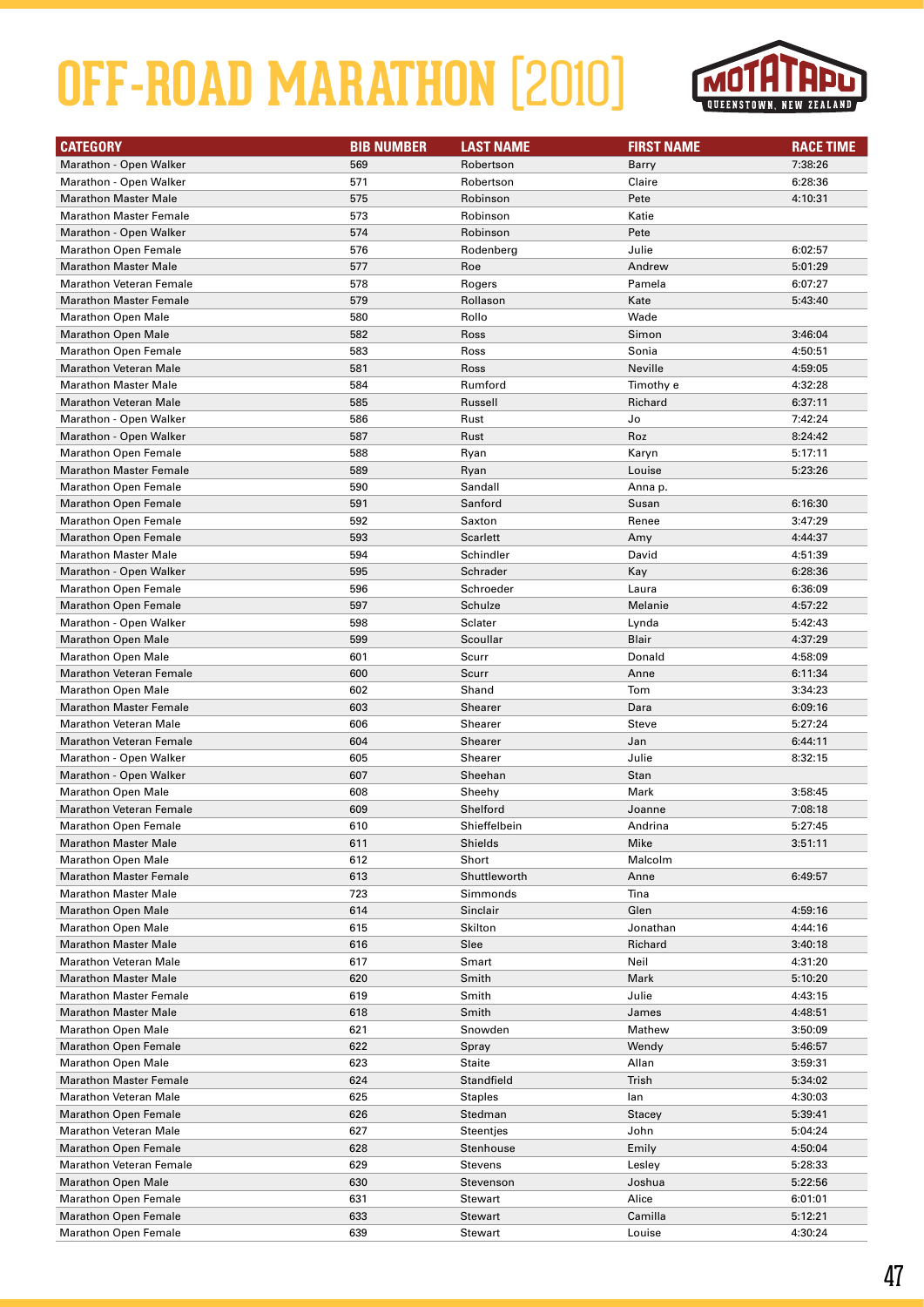# OFF-ROAD MARATHON [2010]

| CATEGORY | BIB NUMBER | LAST NAME | FIRST NAME | RACE TIME |
|---|---|---|---|---|
| Marathon - Open Walker | 569 | Robertson | Barry | 7:38:26 |
| Marathon - Open Walker | 571 | Robertson | Claire | 6:28:36 |
| Marathon Master Male | 575 | Robinson | Pete | 4:10:31 |
| Marathon Master Female | 573 | Robinson | Katie | |
| Marathon - Open Walker | 574 | Robinson | Pete | |
| Marathon Open Female | 576 | Rodenberg | Julie | 6:02:57 |
| Marathon Master Male | 577 | Roe | Andrew | 5:01:29 |
| Marathon Veteran Female | 578 | Rogers | Pamela | 6:07:27 |
| Marathon Master Female | 579 | Rollason | Kate | 5:43:40 |
| Marathon Open Male | 580 | Rollo | Wade | |
| Marathon Open Male | 582 | Ross | Simon | 3:46:04 |
| Marathon Open Female | 583 | Ross | Sonia | 4:50:51 |
| Marathon Veteran Male | 581 | Ross | Neville | 4:59:05 |
| Marathon Master Male | 584 | Rumford | Timothy e | 4:32:28 |
| Marathon Veteran Male | 585 | Russell | Richard | 6:37:11 |
| Marathon - Open Walker | 586 | Rust | Jo | 7:42:24 |
| Marathon - Open Walker | 587 | Rust | Roz | 8:24:42 |
| Marathon Open Female | 588 | Ryan | Karyn | 5:17:11 |
| Marathon Master Female | 589 | Ryan | Louise | 5:23:26 |
| Marathon Open Female | 590 | Sandall | Anna p. | |
| Marathon Open Female | 591 | Sanford | Susan | 6:16:30 |
| Marathon Open Female | 592 | Saxton | Renee | 3:47:29 |
| Marathon Open Female | 593 | Scarlett | Amy | 4:44:37 |
| Marathon Master Male | 594 | Schindler | David | 4:51:39 |
| Marathon - Open Walker | 595 | Schrader | Kay | 6:28:36 |
| Marathon Open Female | 596 | Schroeder | Laura | 6:36:09 |
| Marathon Open Female | 597 | Schulze | Melanie | 4:57:22 |
| Marathon - Open Walker | 598 | Sclater | Lynda | 5:42:43 |
| Marathon Open Male | 599 | Scoullar | Blair | 4:37:29 |
| Marathon Open Male | 601 | Scurr | Donald | 4:58:09 |
| Marathon Veteran Female | 600 | Scurr | Anne | 6:11:34 |
| Marathon Open Male | 602 | Shand | Tom | 3:34:23 |
| Marathon Master Female | 603 | Shearer | Dara | 6:09:16 |
| Marathon Veteran Male | 606 | Shearer | Steve | 5:27:24 |
| Marathon Veteran Female | 604 | Shearer | Jan | 6:44:11 |
| Marathon - Open Walker | 605 | Shearer | Julie | 8:32:15 |
| Marathon - Open Walker | 607 | Sheehan | Stan | |
| Marathon Open Male | 608 | Sheehy | Mark | 3:58:45 |
| Marathon Veteran Female | 609 | Shelford | Joanne | 7:08:18 |
| Marathon Open Female | 610 | Shieffelbein | Andrina | 5:27:45 |
| Marathon Master Male | 611 | Shields | Mike | 3:51:11 |
| Marathon Open Male | 612 | Short | Malcolm | |
| Marathon Master Female | 613 | Shuttleworth | Anne | 6:49:57 |
| Marathon Master Male | 723 | Simmonds | Tina | |
| Marathon Open Male | 614 | Sinclair | Glen | 4:59:16 |
| Marathon Open Male | 615 | Skilton | Jonathan | 4:44:16 |
| Marathon Master Male | 616 | Slee | Richard | 3:40:18 |
| Marathon Veteran Male | 617 | Smart | Neil | 4:31:20 |
| Marathon Master Male | 620 | Smith | Mark | 5:10:20 |
| Marathon Master Female | 619 | Smith | Julie | 4:43:15 |
| Marathon Master Male | 618 | Smith | James | 4:48:51 |
| Marathon Open Male | 621 | Snowden | Mathew | 3:50:09 |
| Marathon Open Female | 622 | Spray | Wendy | 5:46:57 |
| Marathon Open Male | 623 | Staite | Allan | 3:59:31 |
| Marathon Master Female | 624 | Standfield | Trish | 5:34:02 |
| Marathon Veteran Male | 625 | Staples | Ian | 4:30:03 |
| Marathon Open Female | 626 | Stedman | Stacey | 5:39:41 |
| Marathon Veteran Male | 627 | Steentjes | John | 5:04:24 |
| Marathon Open Female | 628 | Stenhouse | Emily | 4:50:04 |
| Marathon Veteran Female | 629 | Stevens | Lesley | 5:28:33 |
| Marathon Open Male | 630 | Stevenson | Joshua | 5:22:56 |
| Marathon Open Female | 631 | Stewart | Alice | 6:01:01 |
| Marathon Open Female | 633 | Stewart | Camilla | 5:12:21 |
| Marathon Open Female | 639 | Stewart | Louise | 4:30:24 |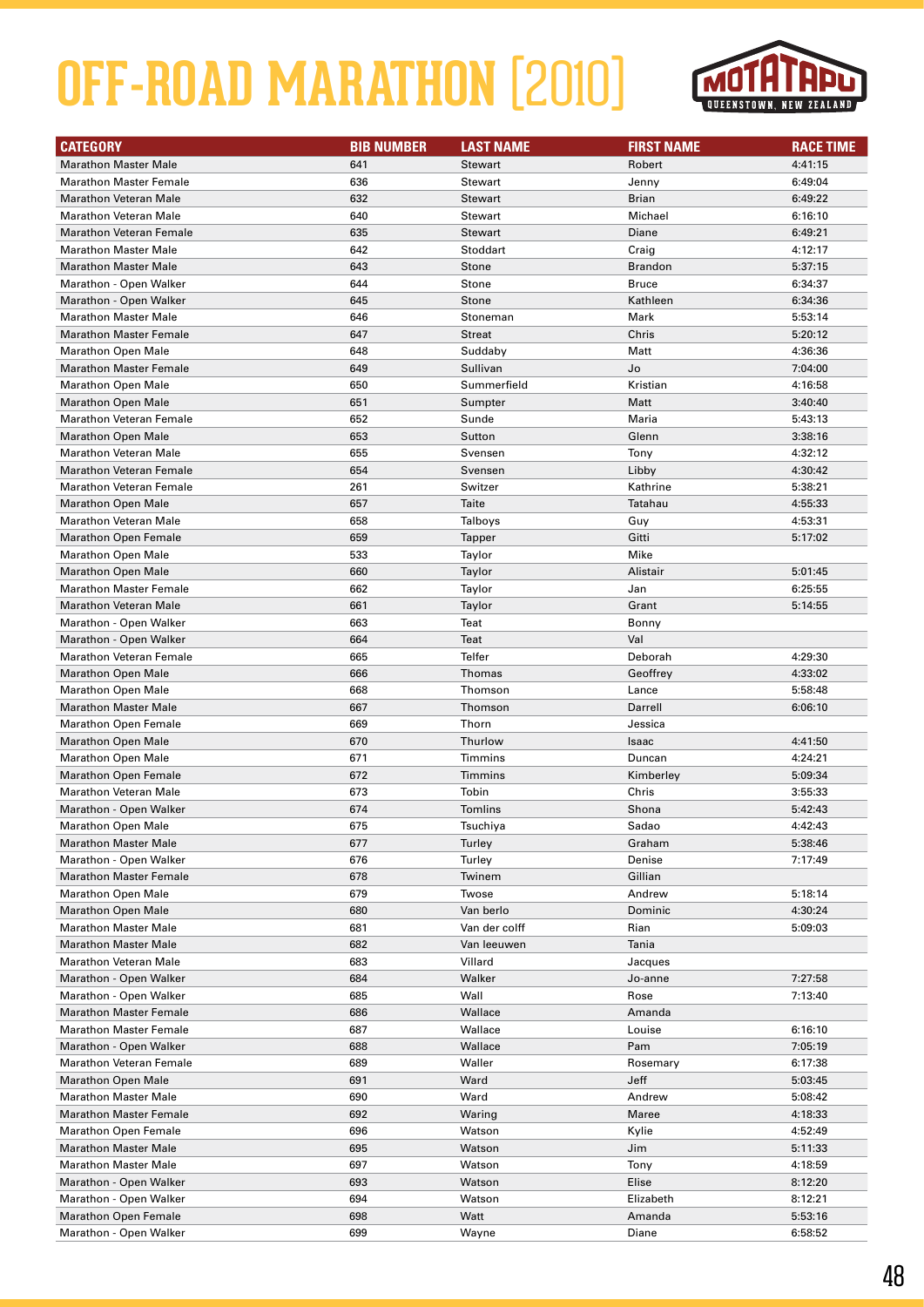# OFF-ROAD MARATHON [2010]

MOTATAPU QUEENSTOWN, NEW ZEALAND

| CATEGORY | BIB NUMBER | LAST NAME | FIRST NAME | RACE TIME |
|---|---|---|---|---|
| Marathon Master Male | 641 | Stewart | Robert | 4:41:15 |
| Marathon Master Female | 636 | Stewart | Jenny | 6:49:04 |
| Marathon Veteran Male | 632 | Stewart | Brian | 6:49:22 |
| Marathon Veteran Male | 640 | Stewart | Michael | 6:16:10 |
| Marathon Veteran Female | 635 | Stewart | Diane | 6:49:21 |
| Marathon Master Male | 642 | Stoddart | Craig | 4:12:17 |
| Marathon Master Male | 643 | Stone | Brandon | 5:37:15 |
| Marathon - Open Walker | 644 | Stone | Bruce | 6:34:37 |
| Marathon - Open Walker | 645 | Stone | Kathleen | 6:34:36 |
| Marathon Master Male | 646 | Stoneman | Mark | 5:53:14 |
| Marathon Master Female | 647 | Streat | Chris | 5:20:12 |
| Marathon Open Male | 648 | Suddaby | Matt | 4:36:36 |
| Marathon Master Female | 649 | Sullivan | Jo | 7:04:00 |
| Marathon Open Male | 650 | Summerfield | Kristian | 4:16:58 |
| Marathon Open Male | 651 | Sumpter | Matt | 3:40:40 |
| Marathon Veteran Female | 652 | Sunde | Maria | 5:43:13 |
| Marathon Open Male | 653 | Sutton | Glenn | 3:38:16 |
| Marathon Veteran Male | 655 | Svensen | Tony | 4:32:12 |
| Marathon Veteran Female | 654 | Svensen | Libby | 4:30:42 |
| Marathon Veteran Female | 261 | Switzer | Kathrine | 5:38:21 |
| Marathon Open Male | 657 | Taite | Tatahau | 4:55:33 |
| Marathon Veteran Male | 658 | Talboys | Guy | 4:53:31 |
| Marathon Open Female | 659 | Tapper | Gitti | 5:17:02 |
| Marathon Open Male | 533 | Taylor | Mike | |
| Marathon Open Male | 660 | Taylor | Alistair | 5:01:45 |
| Marathon Master Female | 662 | Taylor | Jan | 6:25:55 |
| Marathon Veteran Male | 661 | Taylor | Grant | 5:14:55 |
| Marathon - Open Walker | 663 | Teat | Bonny | |
| Marathon - Open Walker | 664 | Teat | Val | |
| Marathon Veteran Female | 665 | Telfer | Deborah | 4:29:30 |
| Marathon Open Male | 666 | Thomas | Geoffrey | 4:33:02 |
| Marathon Open Male | 668 | Thomson | Lance | 5:58:48 |
| Marathon Master Male | 667 | Thomson | Darrell | 6:06:10 |
| Marathon Open Female | 669 | Thorn | Jessica | |
| Marathon Open Male | 670 | Thurlow | Isaac | 4:41:50 |
| Marathon Open Male | 671 | Timmins | Duncan | 4:24:21 |
| Marathon Open Female | 672 | Timmins | Kimberley | 5:09:34 |
| Marathon Veteran Male | 673 | Tobin | Chris | 3:55:33 |
| Marathon - Open Walker | 674 | Tomlins | Shona | 5:42:43 |
| Marathon Open Male | 675 | Tsuchiya | Sadao | 4:42:43 |
| Marathon Master Male | 677 | Turley | Graham | 5:38:46 |
| Marathon - Open Walker | 676 | Turley | Denise | 7:17:49 |
| Marathon Master Female | 678 | Twinem | Gillian | |
| Marathon Open Male | 679 | Twose | Andrew | 5:18:14 |
| Marathon Open Male | 680 | Van berlo | Dominic | 4:30:24 |
| Marathon Master Male | 681 | Van der colff | Rian | 5:09:03 |
| Marathon Master Male | 682 | Van leeuwen | Tania | |
| Marathon Veteran Male | 683 | Villard | Jacques | |
| Marathon - Open Walker | 684 | Walker | Jo-anne | 7:27:58 |
| Marathon - Open Walker | 685 | Wall | Rose | 7:13:40 |
| Marathon Master Female | 686 | Wallace | Amanda | |
| Marathon Master Female | 687 | Wallace | Louise | 6:16:10 |
| Marathon - Open Walker | 688 | Wallace | Pam | 7:05:19 |
| Marathon Veteran Female | 689 | Waller | Rosemary | 6:17:38 |
| Marathon Open Male | 691 | Ward | Jeff | 5:03:45 |
| Marathon Master Male | 690 | Ward | Andrew | 5:08:42 |
| Marathon Master Female | 692 | Waring | Maree | 4:18:33 |
| Marathon Open Female | 696 | Watson | Kylie | 4:52:49 |
| Marathon Master Male | 695 | Watson | Jim | 5:11:33 |
| Marathon Master Male | 697 | Watson | Tony | 4:18:59 |
| Marathon - Open Walker | 693 | Watson | Elise | 8:12:20 |
| Marathon - Open Walker | 694 | Watson | Elizabeth | 8:12:21 |
| Marathon Open Female | 698 | Watt | Amanda | 5:53:16 |
| Marathon - Open Walker | 699 | Wayne | Diane | 6:58:52 |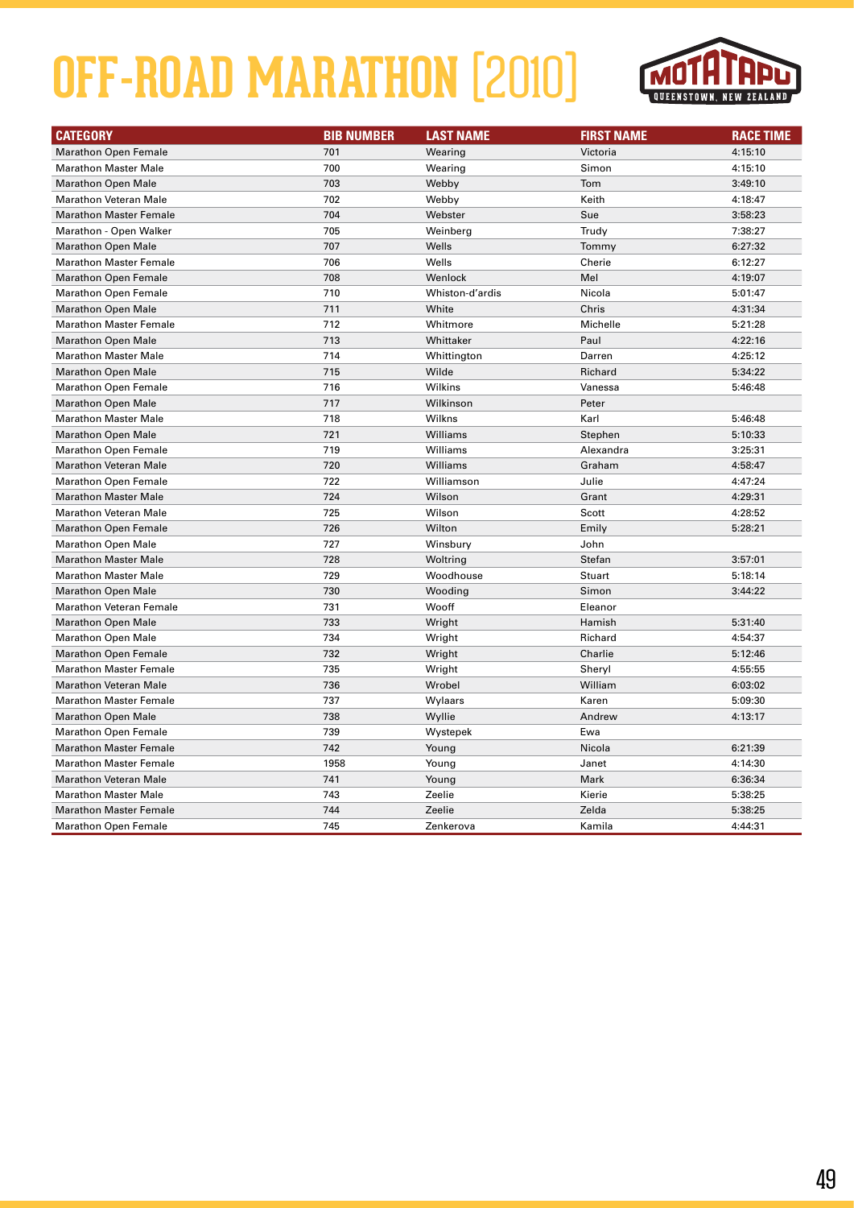# OFF-ROAD MARATHON [2010]

MOTATAPU QUEENSTOWN, NEW ZEALAND

| CATEGORY | BIB NUMBER | LAST NAME | FIRST NAME | RACE TIME |
|---|---|---|---|---|
| Marathon Open Female | 701 | Wearing | Victoria | 4:15:10 |
| Marathon Master Male | 700 | Wearing | Simon | 4:15:10 |
| Marathon Open Male | 703 | Webby | Tom | 3:49:10 |
| Marathon Veteran Male | 702 | Webby | Keith | 4:18:47 |
| Marathon Master Female | 704 | Webster | Sue | 3:58:23 |
| Marathon - Open Walker | 705 | Weinberg | Trudy | 7:38:27 |
| Marathon Open Male | 707 | Wells | Tommy | 6:27:32 |
| Marathon Master Female | 706 | Wells | Cherie | 6:12:27 |
| Marathon Open Female | 708 | Wenlock | Mel | 4:19:07 |
| Marathon Open Female | 710 | Whiston-d'ardis | Nicola | 5:01:47 |
| Marathon Open Male | 711 | White | Chris | 4:31:34 |
| Marathon Master Female | 712 | Whitmore | Michelle | 5:21:28 |
| Marathon Open Male | 713 | Whittaker | Paul | 4:22:16 |
| Marathon Master Male | 714 | Whittington | Darren | 4:25:12 |
| Marathon Open Male | 715 | Wilde | Richard | 5:34:22 |
| Marathon Open Female | 716 | Wilkins | Vanessa | 5:46:48 |
| Marathon Open Male | 717 | Wilkinson | Peter | |
| Marathon Master Male | 718 | Wilkns | Karl | 5:46:48 |
| Marathon Open Male | 721 | Williams | Stephen | 5:10:33 |
| Marathon Open Female | 719 | Williams | Alexandra | 3:25:31 |
| Marathon Veteran Male | 720 | Williams | Graham | 4:58:47 |
| Marathon Open Female | 722 | Williamson | Julie | 4:47:24 |
| Marathon Master Male | 724 | Wilson | Grant | 4:29:31 |
| Marathon Veteran Male | 725 | Wilson | Scott | 4:28:52 |
| Marathon Open Female | 726 | Wilton | Emily | 5:28:21 |
| Marathon Open Male | 727 | Winsbury | John | |
| Marathon Master Male | 728 | Woltring | Stefan | 3:57:01 |
| Marathon Master Male | 729 | Woodhouse | Stuart | 5:18:14 |
| Marathon Open Male | 730 | Wooding | Simon | 3:44:22 |
| Marathon Veteran Female | 731 | Wooff | Eleanor | |
| Marathon Open Male | 733 | Wright | Hamish | 5:31:40 |
| Marathon Open Male | 734 | Wright | Richard | 4:54:37 |
| Marathon Open Female | 732 | Wright | Charlie | 5:12:46 |
| Marathon Master Female | 735 | Wright | Sheryl | 4:55:55 |
| Marathon Veteran Male | 736 | Wrobel | William | 6:03:02 |
| Marathon Master Female | 737 | Wylaars | Karen | 5:09:30 |
| Marathon Open Male | 738 | Wyllie | Andrew | 4:13:17 |
| Marathon Open Female | 739 | Wystepek | Ewa | |
| Marathon Master Female | 742 | Young | Nicola | 6:21:39 |
| Marathon Master Female | 1958 | Young | Janet | 4:14:30 |
| Marathon Veteran Male | 741 | Young | Mark | 6:36:34 |
| Marathon Master Male | 743 | Zeelie | Kierie | 5:38:25 |
| Marathon Master Female | 744 | Zeelie | Zelda | 5:38:25 |
| Marathon Open Female | 745 | Zenkerova | Kamila | 4:44:31 |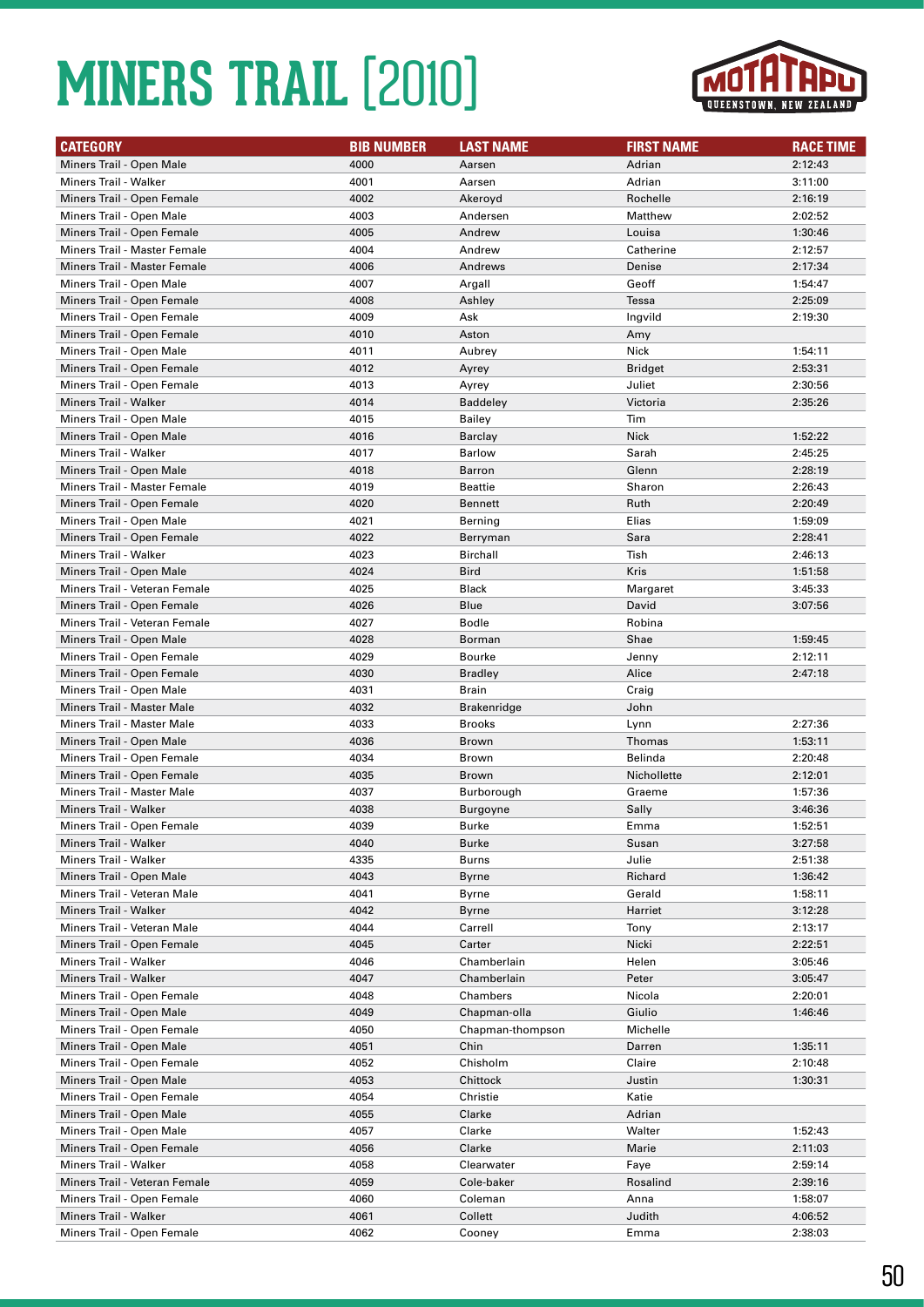# MINERS TRAIL [2010]

| CATEGORY | BIB NUMBER | LAST NAME | FIRST NAME | RACE TIME |
|---|---|---|---|---|
| Miners Trail - Open Male | 4000 | Aarsen | Adrian | 2:12:43 |
| Miners Trail - Walker | 4001 | Aarsen | Adrian | 3:11:00 |
| Miners Trail - Open Female | 4002 | Akeroyd | Rochelle | 2:16:19 |
| Miners Trail - Open Male | 4003 | Andersen | Matthew | 2:02:52 |
| Miners Trail - Open Female | 4005 | Andrew | Louisa | 1:30:46 |
| Miners Trail - Master Female | 4004 | Andrew | Catherine | 2:12:57 |
| Miners Trail - Master Female | 4006 | Andrews | Denise | 2:17:34 |
| Miners Trail - Open Male | 4007 | Argall | Geoff | 1:54:47 |
| Miners Trail - Open Female | 4008 | Ashley | Tessa | 2:25:09 |
| Miners Trail - Open Female | 4009 | Ask | Ingvild | 2:19:30 |
| Miners Trail - Open Female | 4010 | Aston | Amy | |
| Miners Trail - Open Male | 4011 | Aubrey | Nick | 1:54:11 |
| Miners Trail - Open Female | 4012 | Ayrey | Bridget | 2:53:31 |
| Miners Trail - Open Female | 4013 | Ayrey | Juliet | 2:30:56 |
| Miners Trail - Walker | 4014 | Baddeley | Victoria | 2:35:26 |
| Miners Trail - Open Male | 4015 | Bailey | Tim | |
| Miners Trail - Open Male | 4016 | Barclay | Nick | 1:52:22 |
| Miners Trail - Walker | 4017 | Barlow | Sarah | 2:45:25 |
| Miners Trail - Open Male | 4018 | Barron | Glenn | 2:28:19 |
| Miners Trail - Master Female | 4019 | Beattie | Sharon | 2:26:43 |
| Miners Trail - Open Female | 4020 | Bennett | Ruth | 2:20:49 |
| Miners Trail - Open Male | 4021 | Berning | Elias | 1:59:09 |
| Miners Trail - Open Female | 4022 | Berryman | Sara | 2:28:41 |
| Miners Trail - Walker | 4023 | Birchall | Tish | 2:46:13 |
| Miners Trail - Open Male | 4024 | Bird | Kris | 1:51:58 |
| Miners Trail - Veteran Female | 4025 | Black | Margaret | 3:45:33 |
| Miners Trail - Open Female | 4026 | Blue | David | 3:07:56 |
| Miners Trail - Veteran Female | 4027 | Bodle | Robina | |
| Miners Trail - Open Male | 4028 | Borman | Shae | 1:59:45 |
| Miners Trail - Open Female | 4029 | Bourke | Jenny | 2:12:11 |
| Miners Trail - Open Female | 4030 | Bradley | Alice | 2:47:18 |
| Miners Trail - Open Male | 4031 | Brain | Craig | |
| Miners Trail - Master Male | 4032 | Brakenridge | John | |
| Miners Trail - Master Male | 4033 | Brooks | Lynn | 2:27:36 |
| Miners Trail - Open Male | 4036 | Brown | Thomas | 1:53:11 |
| Miners Trail - Open Female | 4034 | Brown | Belinda | 2:20:48 |
| Miners Trail - Open Female | 4035 | Brown | Nichollette | 2:12:01 |
| Miners Trail - Master Male | 4037 | Burborough | Graeme | 1:57:36 |
| Miners Trail - Walker | 4038 | Burgoyne | Sally | 3:46:36 |
| Miners Trail - Open Female | 4039 | Burke | Emma | 1:52:51 |
| Miners Trail - Walker | 4040 | Burke | Susan | 3:27:58 |
| Miners Trail - Walker | 4335 | Burns | Julie | 2:51:38 |
| Miners Trail - Open Male | 4043 | Byrne | Richard | 1:36:42 |
| Miners Trail - Veteran Male | 4041 | Byrne | Gerald | 1:58:11 |
| Miners Trail - Walker | 4042 | Byrne | Harriet | 3:12:28 |
| Miners Trail - Veteran Male | 4044 | Carrell | Tony | 2:13:17 |
| Miners Trail - Open Female | 4045 | Carter | Nicki | 2:22:51 |
| Miners Trail - Walker | 4046 | Chamberlain | Helen | 3:05:46 |
| Miners Trail - Walker | 4047 | Chamberlain | Peter | 3:05:47 |
| Miners Trail - Open Female | 4048 | Chambers | Nicola | 2:20:01 |
| Miners Trail - Open Male | 4049 | Chapman-olla | Giulio | 1:46:46 |
| Miners Trail - Open Female | 4050 | Chapman-thompson | Michelle | |
| Miners Trail - Open Male | 4051 | Chin | Darren | 1:35:11 |
| Miners Trail - Open Female | 4052 | Chisholm | Claire | 2:10:48 |
| Miners Trail - Open Male | 4053 | Chittock | Justin | 1:30:31 |
| Miners Trail - Open Female | 4054 | Christie | Katie | |
| Miners Trail - Open Male | 4055 | Clarke | Adrian | |
| Miners Trail - Open Male | 4057 | Clarke | Walter | 1:52:43 |
| Miners Trail - Open Female | 4056 | Clarke | Marie | 2:11:03 |
| Miners Trail - Walker | 4058 | Clearwater | Faye | 2:59:14 |
| Miners Trail - Veteran Female | 4059 | Cole-baker | Rosalind | 2:39:16 |
| Miners Trail - Open Female | 4060 | Coleman | Anna | 1:58:07 |
| Miners Trail - Walker | 4061 | Collett | Judith | 4:06:52 |
| Miners Trail - Open Female | 4062 | Cooney | Emma | 2:38:03 |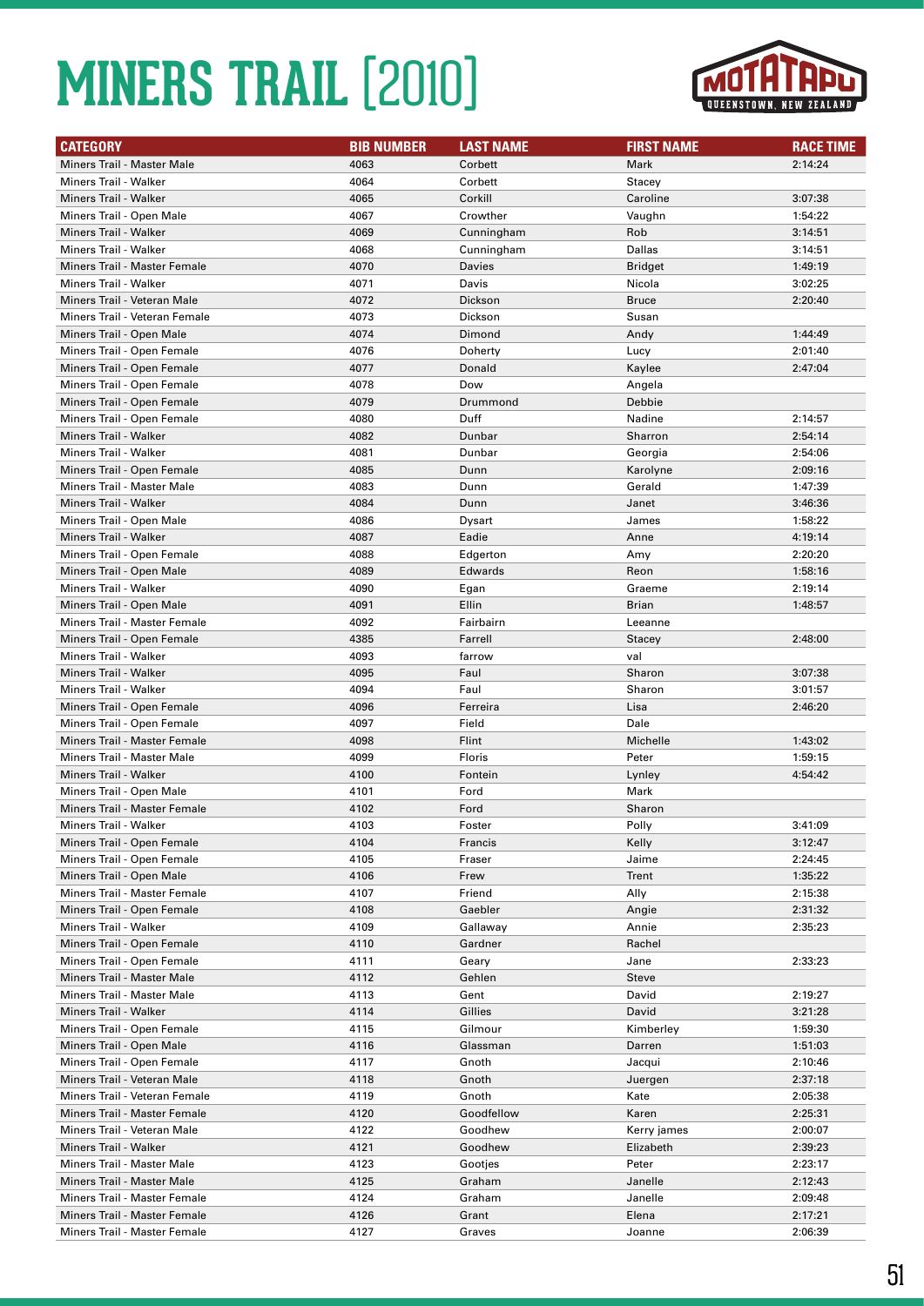# MINERS TRAIL [2010]

| CATEGORY | BIB NUMBER | LAST NAME | FIRST NAME | RACE TIME |
|---|---|---|---|---|
| Miners Trail - Master Male | 4063 | Corbett | Mark | 2:14:24 |
| Miners Trail - Walker | 4064 | Corbett | Stacey | |
| Miners Trail - Walker | 4065 | Corkill | Caroline | 3:07:38 |
| Miners Trail - Open Male | 4067 | Crowther | Vaughn | 1:54:22 |
| Miners Trail - Walker | 4069 | Cunningham | Rob | 3:14:51 |
| Miners Trail - Walker | 4068 | Cunningham | Dallas | 3:14:51 |
| Miners Trail - Master Female | 4070 | Davies | Bridget | 1:49:19 |
| Miners Trail - Walker | 4071 | Davis | Nicola | 3:02:25 |
| Miners Trail - Veteran Male | 4072 | Dickson | Bruce | 2:20:40 |
| Miners Trail - Veteran Female | 4073 | Dickson | Susan | |
| Miners Trail - Open Male | 4074 | Dimond | Andy | 1:44:49 |
| Miners Trail - Open Female | 4076 | Doherty | Lucy | 2:01:40 |
| Miners Trail - Open Female | 4077 | Donald | Kaylee | 2:47:04 |
| Miners Trail - Open Female | 4078 | Dow | Angela | |
| Miners Trail - Open Female | 4079 | Drummond | Debbie | |
| Miners Trail - Open Female | 4080 | Duff | Nadine | 2:14:57 |
| Miners Trail - Walker | 4082 | Dunbar | Sharron | 2:54:14 |
| Miners Trail - Walker | 4081 | Dunbar | Georgia | 2:54:06 |
| Miners Trail - Open Female | 4085 | Dunn | Karolyne | 2:09:16 |
| Miners Trail - Master Male | 4083 | Dunn | Gerald | 1:47:39 |
| Miners Trail - Walker | 4084 | Dunn | Janet | 3:46:36 |
| Miners Trail - Open Male | 4086 | Dysart | James | 1:58:22 |
| Miners Trail - Walker | 4087 | Eadie | Anne | 4:19:14 |
| Miners Trail - Open Female | 4088 | Edgerton | Amy | 2:20:20 |
| Miners Trail - Open Male | 4089 | Edwards | Reon | 1:58:16 |
| Miners Trail - Walker | 4090 | Egan | Graeme | 2:19:14 |
| Miners Trail - Open Male | 4091 | Ellin | Brian | 1:48:57 |
| Miners Trail - Master Female | 4092 | Fairbairn | Leeanne | |
| Miners Trail - Open Female | 4385 | Farrell | Stacey | 2:48:00 |
| Miners Trail - Walker | 4093 | farrow | val | |
| Miners Trail - Walker | 4095 | Faul | Sharon | 3:07:38 |
| Miners Trail - Walker | 4094 | Faul | Sharon | 3:01:57 |
| Miners Trail - Open Female | 4096 | Ferreira | Lisa | 2:46:20 |
| Miners Trail - Open Female | 4097 | Field | Dale | |
| Miners Trail - Master Female | 4098 | Flint | Michelle | 1:43:02 |
| Miners Trail - Master Male | 4099 | Floris | Peter | 1:59:15 |
| Miners Trail - Walker | 4100 | Fontein | Lynley | 4:54:42 |
| Miners Trail - Open Male | 4101 | Ford | Mark | |
| Miners Trail - Master Female | 4102 | Ford | Sharon | |
| Miners Trail - Walker | 4103 | Foster | Polly | 3:41:09 |
| Miners Trail - Open Female | 4104 | Francis | Kelly | 3:12:47 |
| Miners Trail - Open Female | 4105 | Fraser | Jaime | 2:24:45 |
| Miners Trail - Open Male | 4106 | Frew | Trent | 1:35:22 |
| Miners Trail - Master Female | 4107 | Friend | Ally | 2:15:38 |
| Miners Trail - Open Female | 4108 | Gaebler | Angie | 2:31:32 |
| Miners Trail - Walker | 4109 | Gallaway | Annie | 2:35:23 |
| Miners Trail - Open Female | 4110 | Gardner | Rachel | |
| Miners Trail - Open Female | 4111 | Geary | Jane | 2:33:23 |
| Miners Trail - Master Male | 4112 | Gehlen | Steve | |
| Miners Trail - Master Male | 4113 | Gent | David | 2:19:27 |
| Miners Trail - Walker | 4114 | Gillies | David | 3:21:28 |
| Miners Trail - Open Female | 4115 | Gilmour | Kimberley | 1:59:30 |
| Miners Trail - Open Male | 4116 | Glassman | Darren | 1:51:03 |
| Miners Trail - Open Female | 4117 | Gnoth | Jacqui | 2:10:46 |
| Miners Trail - Veteran Male | 4118 | Gnoth | Juergen | 2:37:18 |
| Miners Trail - Veteran Female | 4119 | Gnoth | Kate | 2:05:38 |
| Miners Trail - Master Female | 4120 | Goodfellow | Karen | 2:25:31 |
| Miners Trail - Veteran Male | 4122 | Goodhew | Kerry james | 2:00:07 |
| Miners Trail - Walker | 4121 | Goodhew | Elizabeth | 2:39:23 |
| Miners Trail - Master Male | 4123 | Gootjes | Peter | 2:23:17 |
| Miners Trail - Master Male | 4125 | Graham | Janelle | 2:12:43 |
| Miners Trail - Master Female | 4124 | Graham | Janelle | 2:09:48 |
| Miners Trail - Master Female | 4126 | Grant | Elena | 2:17:21 |
| Miners Trail - Master Female | 4127 | Graves | Joanne | 2:06:39 |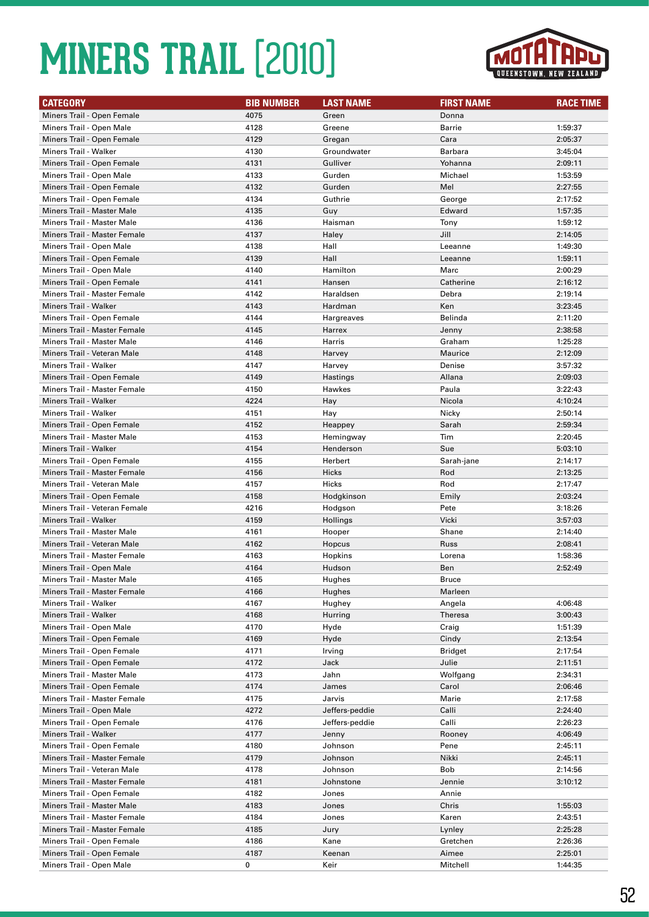# MINERS TRAIL [2010]

| CATEGORY | BIB NUMBER | LAST NAME | FIRST NAME | RACE TIME |
|---|---|---|---|---|
| Miners Trail - Open Female | 4075 | Green | Donna | |
| Miners Trail - Open Male | 4128 | Greene | Barrie | 1:59:37 |
| Miners Trail - Open Female | 4129 | Gregan | Cara | 2:05:37 |
| Miners Trail - Walker | 4130 | Groundwater | Barbara | 3:45:04 |
| Miners Trail - Open Female | 4131 | Gulliver | Yohanna | 2:09:11 |
| Miners Trail - Open Male | 4133 | Gurden | Michael | 1:53:59 |
| Miners Trail - Open Female | 4132 | Gurden | Mel | 2:27:55 |
| Miners Trail - Open Female | 4134 | Guthrie | George | 2:17:52 |
| Miners Trail - Master Male | 4135 | Guy | Edward | 1:57:35 |
| Miners Trail - Master Male | 4136 | Haisman | Tony | 1:59:12 |
| Miners Trail - Master Female | 4137 | Haley | Jill | 2:14:05 |
| Miners Trail - Open Male | 4138 | Hall | Leeanne | 1:49:30 |
| Miners Trail - Open Female | 4139 | Hall | Leeanne | 1:59:11 |
| Miners Trail - Open Male | 4140 | Hamilton | Marc | 2:00:29 |
| Miners Trail - Open Female | 4141 | Hansen | Catherine | 2:16:12 |
| Miners Trail - Master Female | 4142 | Haraldsen | Debra | 2:19:14 |
| Miners Trail - Walker | 4143 | Hardman | Ken | 3:23:45 |
| Miners Trail - Open Female | 4144 | Hargreaves | Belinda | 2:11:20 |
| Miners Trail - Master Female | 4145 | Harrex | Jenny | 2:38:58 |
| Miners Trail - Master Male | 4146 | Harris | Graham | 1:25:28 |
| Miners Trail - Veteran Male | 4148 | Harvey | Maurice | 2:12:09 |
| Miners Trail - Walker | 4147 | Harvey | Denise | 3:57:32 |
| Miners Trail - Open Female | 4149 | Hastings | Allana | 2:09:03 |
| Miners Trail - Master Female | 4150 | Hawkes | Paula | 3:22:43 |
| Miners Trail - Walker | 4224 | Hay | Nicola | 4:10:24 |
| Miners Trail - Walker | 4151 | Hay | Nicky | 2:50:14 |
| Miners Trail - Open Female | 4152 | Heappey | Sarah | 2:59:34 |
| Miners Trail - Master Male | 4153 | Hemingway | Tim | 2:20:45 |
| Miners Trail - Walker | 4154 | Henderson | Sue | 5:03:10 |
| Miners Trail - Open Female | 4155 | Herbert | Sarah-jane | 2:14:17 |
| Miners Trail - Master Female | 4156 | Hicks | Rod | 2:13:25 |
| Miners Trail - Veteran Male | 4157 | Hicks | Rod | 2:17:47 |
| Miners Trail - Open Female | 4158 | Hodgkinson | Emily | 2:03:24 |
| Miners Trail - Veteran Female | 4216 | Hodgson | Pete | 3:18:26 |
| Miners Trail - Walker | 4159 | Hollings | Vicki | 3:57:03 |
| Miners Trail - Master Male | 4161 | Hooper | Shane | 2:14:40 |
| Miners Trail - Veteran Male | 4162 | Hopcus | Russ | 2:08:41 |
| Miners Trail - Master Female | 4163 | Hopkins | Lorena | 1:58:36 |
| Miners Trail - Open Male | 4164 | Hudson | Ben | 2:52:49 |
| Miners Trail - Master Male | 4165 | Hughes | Bruce | |
| Miners Trail - Master Female | 4166 | Hughes | Marleen | |
| Miners Trail - Walker | 4167 | Hughey | Angela | 4:06:48 |
| Miners Trail - Walker | 4168 | Hurring | Theresa | 3:00:43 |
| Miners Trail - Open Male | 4170 | Hyde | Craig | 1:51:39 |
| Miners Trail - Open Female | 4169 | Hyde | Cindy | 2:13:54 |
| Miners Trail - Open Female | 4171 | Irving | Bridget | 2:17:54 |
| Miners Trail - Open Female | 4172 | Jack | Julie | 2:11:51 |
| Miners Trail - Master Male | 4173 | Jahn | Wolfgang | 2:34:31 |
| Miners Trail - Open Female | 4174 | James | Carol | 2:06:46 |
| Miners Trail - Master Female | 4175 | Jarvis | Marie | 2:17:58 |
| Miners Trail - Open Male | 4272 | Jeffers-peddie | Calli | 2:24:40 |
| Miners Trail - Open Female | 4176 | Jeffers-peddie | Calli | 2:26:23 |
| Miners Trail - Walker | 4177 | Jenny | Rooney | 4:06:49 |
| Miners Trail - Open Female | 4180 | Johnson | Pene | 2:45:11 |
| Miners Trail - Master Female | 4179 | Johnson | Nikki | 2:45:11 |
| Miners Trail - Veteran Male | 4178 | Johnson | Bob | 2:14:56 |
| Miners Trail - Master Female | 4181 | Johnstone | Jennie | 3:10:12 |
| Miners Trail - Open Female | 4182 | Jones | Annie | |
| Miners Trail - Master Male | 4183 | Jones | Chris | 1:55:03 |
| Miners Trail - Master Female | 4184 | Jones | Karen | 2:43:51 |
| Miners Trail - Master Female | 4185 | Jury | Lynley | 2:25:28 |
| Miners Trail - Open Female | 4186 | Kane | Gretchen | 2:26:36 |
| Miners Trail - Open Female | 4187 | Keenan | Aimee | 2:25:01 |
| Miners Trail - Open Male | 0 | Keir | Mitchell | 1:44:35 |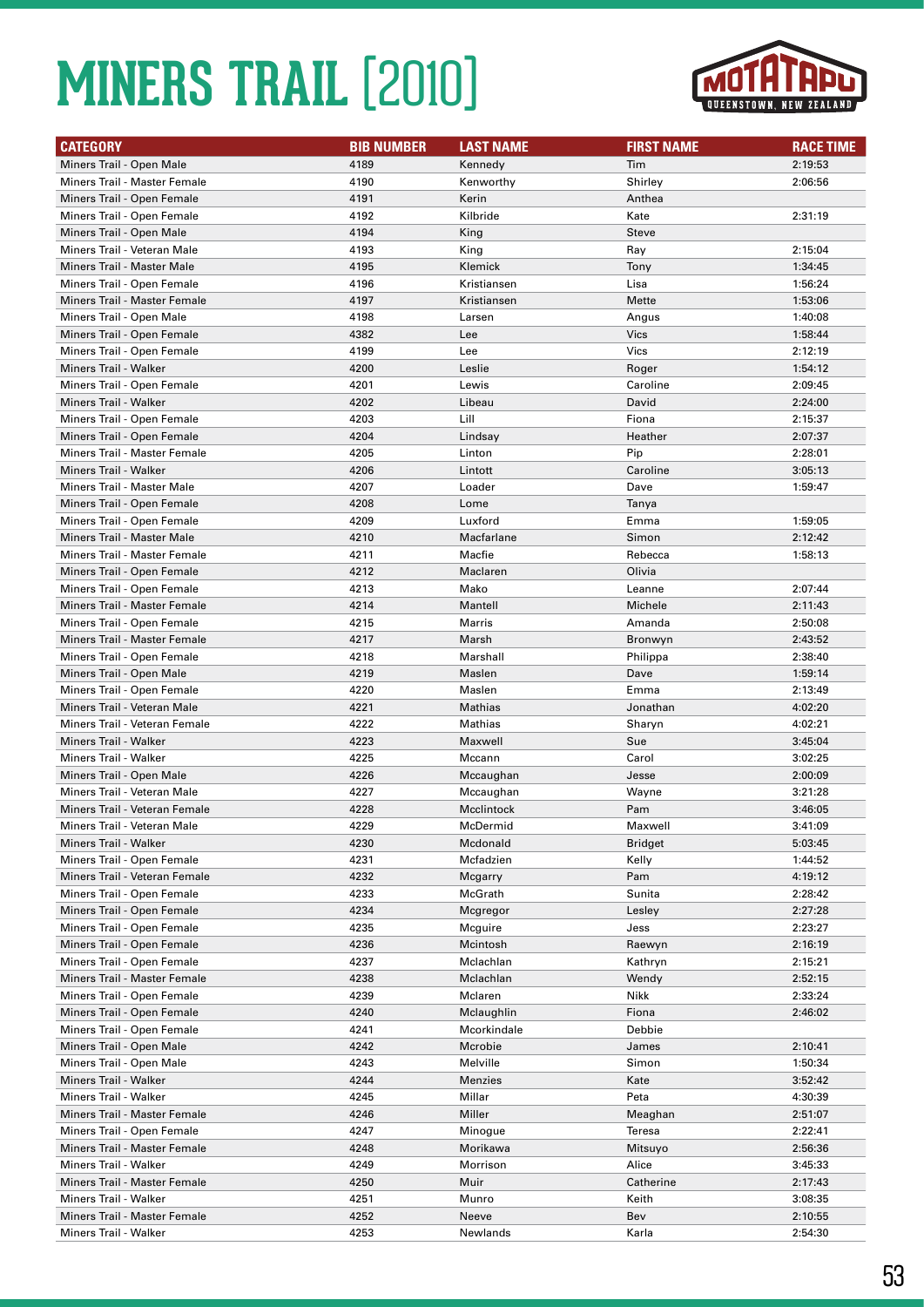# MINERS TRAIL [2010]

| CATEGORY | BIB NUMBER | LAST NAME | FIRST NAME | RACE TIME |
|---|---|---|---|---|
| Miners Trail - Open Male | 4189 | Kennedy | Tim | 2:19:53 |
| Miners Trail - Master Female | 4190 | Kenworthy | Shirley | 2:06:56 |
| Miners Trail - Open Female | 4191 | Kerin | Anthea | |
| Miners Trail - Open Female | 4192 | Kilbride | Kate | 2:31:19 |
| Miners Trail - Open Male | 4194 | King | Steve | |
| Miners Trail - Veteran Male | 4193 | King | Ray | 2:15:04 |
| Miners Trail - Master Male | 4195 | Klemick | Tony | 1:34:45 |
| Miners Trail - Open Female | 4196 | Kristiansen | Lisa | 1:56:24 |
| Miners Trail - Master Female | 4197 | Kristiansen | Mette | 1:53:06 |
| Miners Trail - Open Male | 4198 | Larsen | Angus | 1:40:08 |
| Miners Trail - Open Female | 4382 | Lee | Vics | 1:58:44 |
| Miners Trail - Open Female | 4199 | Lee | Vics | 2:12:19 |
| Miners Trail - Walker | 4200 | Leslie | Roger | 1:54:12 |
| Miners Trail - Open Female | 4201 | Lewis | Caroline | 2:09:45 |
| Miners Trail - Walker | 4202 | Libeau | David | 2:24:00 |
| Miners Trail - Open Female | 4203 | Lill | Fiona | 2:15:37 |
| Miners Trail - Open Female | 4204 | Lindsay | Heather | 2:07:37 |
| Miners Trail - Master Female | 4205 | Linton | Pip | 2:28:01 |
| Miners Trail - Walker | 4206 | Lintott | Caroline | 3:05:13 |
| Miners Trail - Master Male | 4207 | Loader | Dave | 1:59:47 |
| Miners Trail - Open Female | 4208 | Lome | Tanya | |
| Miners Trail - Open Female | 4209 | Luxford | Emma | 1:59:05 |
| Miners Trail - Master Male | 4210 | Macfarlane | Simon | 2:12:42 |
| Miners Trail - Master Female | 4211 | Macfie | Rebecca | 1:58:13 |
| Miners Trail - Open Female | 4212 | Maclaren | Olivia | |
| Miners Trail - Open Female | 4213 | Mako | Leanne | 2:07:44 |
| Miners Trail - Master Female | 4214 | Mantell | Michele | 2:11:43 |
| Miners Trail - Open Female | 4215 | Marris | Amanda | 2:50:08 |
| Miners Trail - Master Female | 4217 | Marsh | Bronwyn | 2:43:52 |
| Miners Trail - Open Female | 4218 | Marshall | Philippa | 2:38:40 |
| Miners Trail - Open Male | 4219 | Maslen | Dave | 1:59:14 |
| Miners Trail - Open Female | 4220 | Maslen | Emma | 2:13:49 |
| Miners Trail - Veteran Male | 4221 | Mathias | Jonathan | 4:02:20 |
| Miners Trail - Veteran Female | 4222 | Mathias | Sharyn | 4:02:21 |
| Miners Trail - Walker | 4223 | Maxwell | Sue | 3:45:04 |
| Miners Trail - Walker | 4225 | Mccann | Carol | 3:02:25 |
| Miners Trail - Open Male | 4226 | Mccaughan | Jesse | 2:00:09 |
| Miners Trail - Veteran Male | 4227 | Mccaughan | Wayne | 3:21:28 |
| Miners Trail - Veteran Female | 4228 | Mcclintock | Pam | 3:46:05 |
| Miners Trail - Veteran Male | 4229 | McDermid | Maxwell | 3:41:09 |
| Miners Trail - Walker | 4230 | Mcdonald | Bridget | 5:03:45 |
| Miners Trail - Open Female | 4231 | Mcfadzien | Kelly | 1:44:52 |
| Miners Trail - Veteran Female | 4232 | Mcgarry | Pam | 4:19:12 |
| Miners Trail - Open Female | 4233 | McGrath | Sunita | 2:28:42 |
| Miners Trail - Open Female | 4234 | Mcgregor | Lesley | 2:27:28 |
| Miners Trail - Open Female | 4235 | Mcguire | Jess | 2:23:27 |
| Miners Trail - Open Female | 4236 | Mcintosh | Raewyn | 2:16:19 |
| Miners Trail - Open Female | 4237 | Mclachlan | Kathryn | 2:15:21 |
| Miners Trail - Master Female | 4238 | Mclachlan | Wendy | 2:52:15 |
| Miners Trail - Open Female | 4239 | Mclaren | Nikk | 2:33:24 |
| Miners Trail - Open Female | 4240 | Mclaughlin | Fiona | 2:46:02 |
| Miners Trail - Open Female | 4241 | Mcorkindale | Debbie | |
| Miners Trail - Open Male | 4242 | Mcrobie | James | 2:10:41 |
| Miners Trail - Open Male | 4243 | Melville | Simon | 1:50:34 |
| Miners Trail - Walker | 4244 | Menzies | Kate | 3:52:42 |
| Miners Trail - Walker | 4245 | Millar | Peta | 4:30:39 |
| Miners Trail - Master Female | 4246 | Miller | Meaghan | 2:51:07 |
| Miners Trail - Open Female | 4247 | Minogue | Teresa | 2:22:41 |
| Miners Trail - Master Female | 4248 | Morikawa | Mitsuyo | 2:56:36 |
| Miners Trail - Walker | 4249 | Morrison | Alice | 3:45:33 |
| Miners Trail - Master Female | 4250 | Muir | Catherine | 2:17:43 |
| Miners Trail - Walker | 4251 | Munro | Keith | 3:08:35 |
| Miners Trail - Master Female | 4252 | Neeve | Bev | 2:10:55 |
| Miners Trail - Walker | 4253 | Newlands | Karla | 2:54:30 |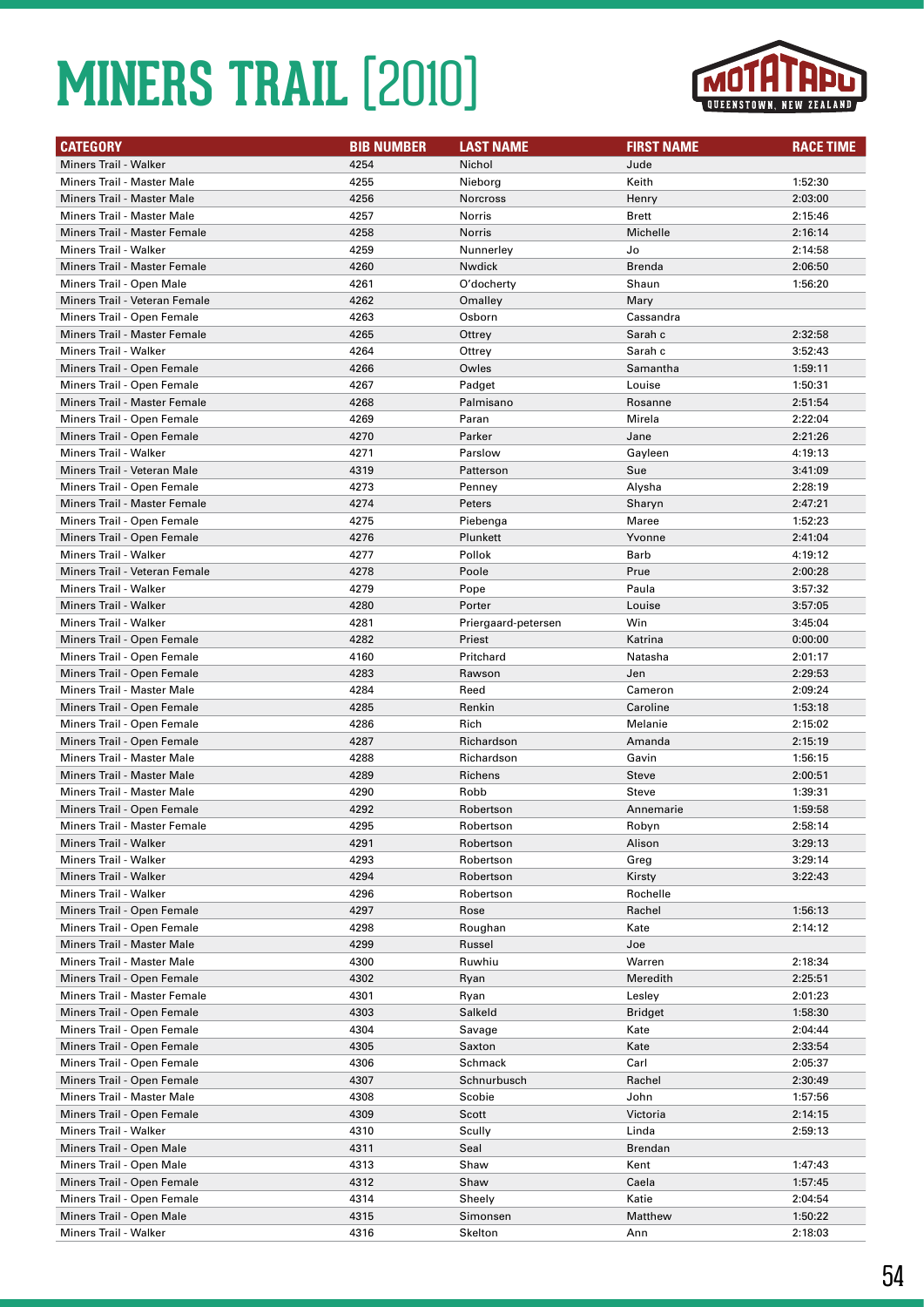# MINERS TRAIL [2010]

| CATEGORY | BIB NUMBER | LAST NAME | FIRST NAME | RACE TIME |
|---|---|---|---|---|
| Miners Trail - Walker | 4254 | Nichol | Jude | |
| Miners Trail - Master Male | 4255 | Nieborg | Keith | 1:52:30 |
| Miners Trail - Master Male | 4256 | Norcross | Henry | 2:03:00 |
| Miners Trail - Master Male | 4257 | Norris | Brett | 2:15:46 |
| Miners Trail - Master Female | 4258 | Norris | Michelle | 2:16:14 |
| Miners Trail - Walker | 4259 | Nunnerley | Jo | 2:14:58 |
| Miners Trail - Master Female | 4260 | Nwdick | Brenda | 2:06:50 |
| Miners Trail - Open Male | 4261 | O'docherty | Shaun | 1:56:20 |
| Miners Trail - Veteran Female | 4262 | Omalley | Mary | |
| Miners Trail - Open Female | 4263 | Osborn | Cassandra | |
| Miners Trail - Master Female | 4265 | Ottrey | Sarah c | 2:32:58 |
| Miners Trail - Walker | 4264 | Ottrey | Sarah c | 3:52:43 |
| Miners Trail - Open Female | 4266 | Owles | Samantha | 1:59:11 |
| Miners Trail - Open Female | 4267 | Padget | Louise | 1:50:31 |
| Miners Trail - Master Female | 4268 | Palmisano | Rosanne | 2:51:54 |
| Miners Trail - Open Female | 4269 | Paran | Mirela | 2:22:04 |
| Miners Trail - Open Female | 4270 | Parker | Jane | 2:21:26 |
| Miners Trail - Walker | 4271 | Parslow | Gayleen | 4:19:13 |
| Miners Trail - Veteran Male | 4319 | Patterson | Sue | 3:41:09 |
| Miners Trail - Open Female | 4273 | Penney | Alysha | 2:28:19 |
| Miners Trail - Master Female | 4274 | Peters | Sharyn | 2:47:21 |
| Miners Trail - Open Female | 4275 | Piebenga | Maree | 1:52:23 |
| Miners Trail - Open Female | 4276 | Plunkett | Yvonne | 2:41:04 |
| Miners Trail - Walker | 4277 | Pollok | Barb | 4:19:12 |
| Miners Trail - Veteran Female | 4278 | Poole | Prue | 2:00:28 |
| Miners Trail - Walker | 4279 | Pope | Paula | 3:57:32 |
| Miners Trail - Walker | 4280 | Porter | Louise | 3:57:05 |
| Miners Trail - Walker | 4281 | Priergaard-petersen | Win | 3:45:04 |
| Miners Trail - Open Female | 4282 | Priest | Katrina | 0:00:00 |
| Miners Trail - Open Female | 4160 | Pritchard | Natasha | 2:01:17 |
| Miners Trail - Open Female | 4283 | Rawson | Jen | 2:29:53 |
| Miners Trail - Master Male | 4284 | Reed | Cameron | 2:09:24 |
| Miners Trail - Open Female | 4285 | Renkin | Caroline | 1:53:18 |
| Miners Trail - Open Female | 4286 | Rich | Melanie | 2:15:02 |
| Miners Trail - Open Female | 4287 | Richardson | Amanda | 2:15:19 |
| Miners Trail - Master Male | 4288 | Richardson | Gavin | 1:56:15 |
| Miners Trail - Master Male | 4289 | Richens | Steve | 2:00:51 |
| Miners Trail - Master Male | 4290 | Robb | Steve | 1:39:31 |
| Miners Trail - Open Female | 4292 | Robertson | Annemarie | 1:59:58 |
| Miners Trail - Master Female | 4295 | Robertson | Robyn | 2:58:14 |
| Miners Trail - Walker | 4291 | Robertson | Alison | 3:29:13 |
| Miners Trail - Walker | 4293 | Robertson | Greg | 3:29:14 |
| Miners Trail - Walker | 4294 | Robertson | Kirsty | 3:22:43 |
| Miners Trail - Walker | 4296 | Robertson | Rochelle | |
| Miners Trail - Open Female | 4297 | Rose | Rachel | 1:56:13 |
| Miners Trail - Open Female | 4298 | Roughan | Kate | 2:14:12 |
| Miners Trail - Master Male | 4299 | Russel | Joe | |
| Miners Trail - Master Male | 4300 | Ruwhiu | Warren | 2:18:34 |
| Miners Trail - Open Female | 4302 | Ryan | Meredith | 2:25:51 |
| Miners Trail - Master Female | 4301 | Ryan | Lesley | 2:01:23 |
| Miners Trail - Open Female | 4303 | Salkeld | Bridget | 1:58:30 |
| Miners Trail - Open Female | 4304 | Savage | Kate | 2:04:44 |
| Miners Trail - Open Female | 4305 | Saxton | Kate | 2:33:54 |
| Miners Trail - Open Female | 4306 | Schmack | Carl | 2:05:37 |
| Miners Trail - Open Female | 4307 | Schnurbusch | Rachel | 2:30:49 |
| Miners Trail - Master Male | 4308 | Scobie | John | 1:57:56 |
| Miners Trail - Open Female | 4309 | Scott | Victoria | 2:14:15 |
| Miners Trail - Walker | 4310 | Scully | Linda | 2:59:13 |
| Miners Trail - Open Male | 4311 | Seal | Brendan | |
| Miners Trail - Open Male | 4313 | Shaw | Kent | 1:47:43 |
| Miners Trail - Open Female | 4312 | Shaw | Caela | 1:57:45 |
| Miners Trail - Open Female | 4314 | Sheely | Katie | 2:04:54 |
| Miners Trail - Open Male | 4315 | Simonsen | Matthew | 1:50:22 |
| Miners Trail - Walker | 4316 | Skelton | Ann | 2:18:03 |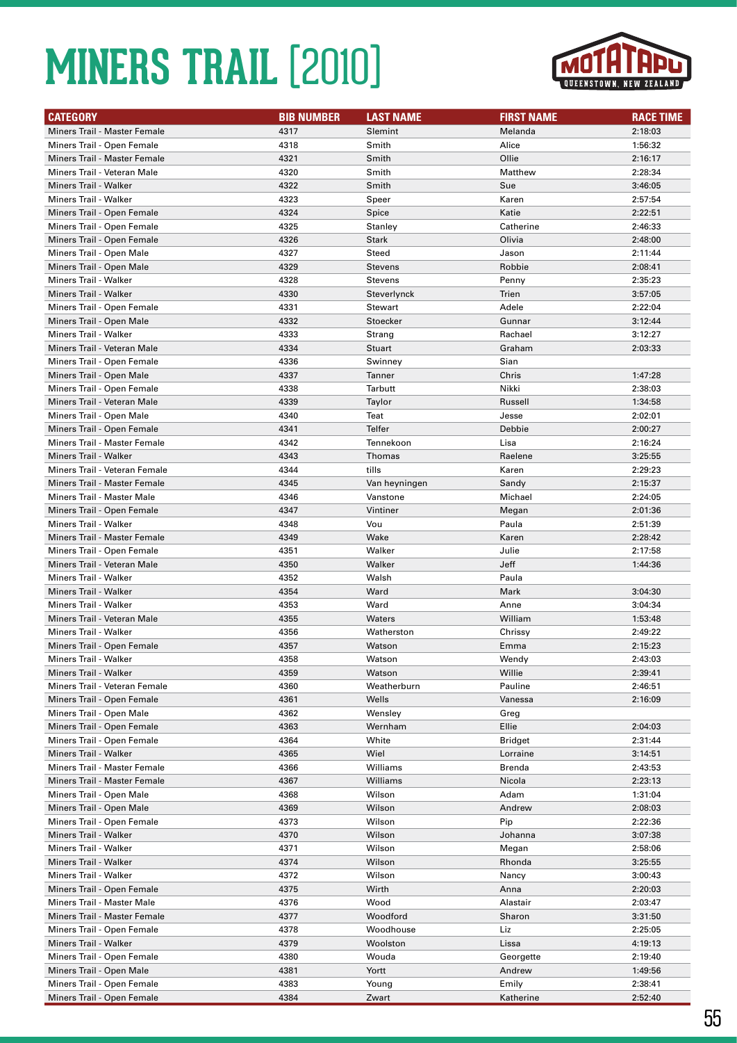# MINERS TRAIL [2010]

MOTATAPU QUEENSTOWN, NEW ZEALAND

| CATEGORY | BIB NUMBER | LAST NAME | FIRST NAME | RACE TIME |
|---|---|---|---|---|
| Miners Trail - Master Female | 4317 | Slemint | Melanda | 2:18:03 |
| Miners Trail - Open Female | 4318 | Smith | Alice | 1:56:32 |
| Miners Trail - Master Female | 4321 | Smith | Ollie | 2:16:17 |
| Miners Trail - Veteran Male | 4320 | Smith | Matthew | 2:28:34 |
| Miners Trail - Walker | 4322 | Smith | Sue | 3:46:05 |
| Miners Trail - Walker | 4323 | Speer | Karen | 2:57:54 |
| Miners Trail - Open Female | 4324 | Spice | Katie | 2:22:51 |
| Miners Trail - Open Female | 4325 | Stanley | Catherine | 2:46:33 |
| Miners Trail - Open Female | 4326 | Stark | Olivia | 2:48:00 |
| Miners Trail - Open Male | 4327 | Steed | Jason | 2:11:44 |
| Miners Trail - Open Male | 4329 | Stevens | Robbie | 2:08:41 |
| Miners Trail - Walker | 4328 | Stevens | Penny | 2:35:23 |
| Miners Trail - Walker | 4330 | Steverlynck | Trien | 3:57:05 |
| Miners Trail - Open Female | 4331 | Stewart | Adele | 2:22:04 |
| Miners Trail - Open Male | 4332 | Stoecker | Gunnar | 3:12:44 |
| Miners Trail - Walker | 4333 | Strang | Rachael | 3:12:27 |
| Miners Trail - Veteran Male | 4334 | Stuart | Graham | 2:03:33 |
| Miners Trail - Open Female | 4336 | Swinney | Sian | |
| Miners Trail - Open Male | 4337 | Tanner | Chris | 1:47:28 |
| Miners Trail - Open Female | 4338 | Tarbutt | Nikki | 2:38:03 |
| Miners Trail - Veteran Male | 4339 | Taylor | Russell | 1:34:58 |
| Miners Trail - Open Male | 4340 | Teat | Jesse | 2:02:01 |
| Miners Trail - Open Female | 4341 | Telfer | Debbie | 2:00:27 |
| Miners Trail - Master Female | 4342 | Tennekoon | Lisa | 2:16:24 |
| Miners Trail - Walker | 4343 | Thomas | Raelene | 3:25:55 |
| Miners Trail - Veteran Female | 4344 | tills | Karen | 2:29:23 |
| Miners Trail - Master Female | 4345 | Van heyningen | Sandy | 2:15:37 |
| Miners Trail - Master Male | 4346 | Vanstone | Michael | 2:24:05 |
| Miners Trail - Open Female | 4347 | Vintiner | Megan | 2:01:36 |
| Miners Trail - Walker | 4348 | Vou | Paula | 2:51:39 |
| Miners Trail - Master Female | 4349 | Wake | Karen | 2:28:42 |
| Miners Trail - Open Female | 4351 | Walker | Julie | 2:17:58 |
| Miners Trail - Veteran Male | 4350 | Walker | Jeff | 1:44:36 |
| Miners Trail - Walker | 4352 | Walsh | Paula | |
| Miners Trail - Walker | 4354 | Ward | Mark | 3:04:30 |
| Miners Trail - Walker | 4353 | Ward | Anne | 3:04:34 |
| Miners Trail - Veteran Male | 4355 | Waters | William | 1:53:48 |
| Miners Trail - Walker | 4356 | Watherston | Chrissy | 2:49:22 |
| Miners Trail - Open Female | 4357 | Watson | Emma | 2:15:23 |
| Miners Trail - Walker | 4358 | Watson | Wendy | 2:43:03 |
| Miners Trail - Walker | 4359 | Watson | Willie | 2:39:41 |
| Miners Trail - Veteran Female | 4360 | Weatherburn | Pauline | 2:46:51 |
| Miners Trail - Open Female | 4361 | Wells | Vanessa | 2:16:09 |
| Miners Trail - Open Male | 4362 | Wensley | Greg | |
| Miners Trail - Open Female | 4363 | Wernham | Ellie | 2:04:03 |
| Miners Trail - Open Female | 4364 | White | Bridget | 2:31:44 |
| Miners Trail - Walker | 4365 | Wiel | Lorraine | 3:14:51 |
| Miners Trail - Master Female | 4366 | Williams | Brenda | 2:43:53 |
| Miners Trail - Master Female | 4367 | Williams | Nicola | 2:23:13 |
| Miners Trail - Open Male | 4368 | Wilson | Adam | 1:31:04 |
| Miners Trail - Open Male | 4369 | Wilson | Andrew | 2:08:03 |
| Miners Trail - Open Female | 4373 | Wilson | Pip | 2:22:36 |
| Miners Trail - Walker | 4370 | Wilson | Johanna | 3:07:38 |
| Miners Trail - Walker | 4371 | Wilson | Megan | 2:58:06 |
| Miners Trail - Walker | 4374 | Wilson | Rhonda | 3:25:55 |
| Miners Trail - Walker | 4372 | Wilson | Nancy | 3:00:43 |
| Miners Trail - Open Female | 4375 | Wirth | Anna | 2:20:03 |
| Miners Trail - Master Male | 4376 | Wood | Alastair | 2:03:47 |
| Miners Trail - Master Female | 4377 | Woodford | Sharon | 3:31:50 |
| Miners Trail - Open Female | 4378 | Woodhouse | Liz | 2:25:05 |
| Miners Trail - Walker | 4379 | Woolston | Lissa | 4:19:13 |
| Miners Trail - Open Female | 4380 | Wouda | Georgette | 2:19:40 |
| Miners Trail - Open Male | 4381 | Yortt | Andrew | 1:49:56 |
| Miners Trail - Open Female | 4383 | Young | Emily | 2:38:41 |
| Miners Trail - Open Female | 4384 | Zwart | Katherine | 2:52:40 |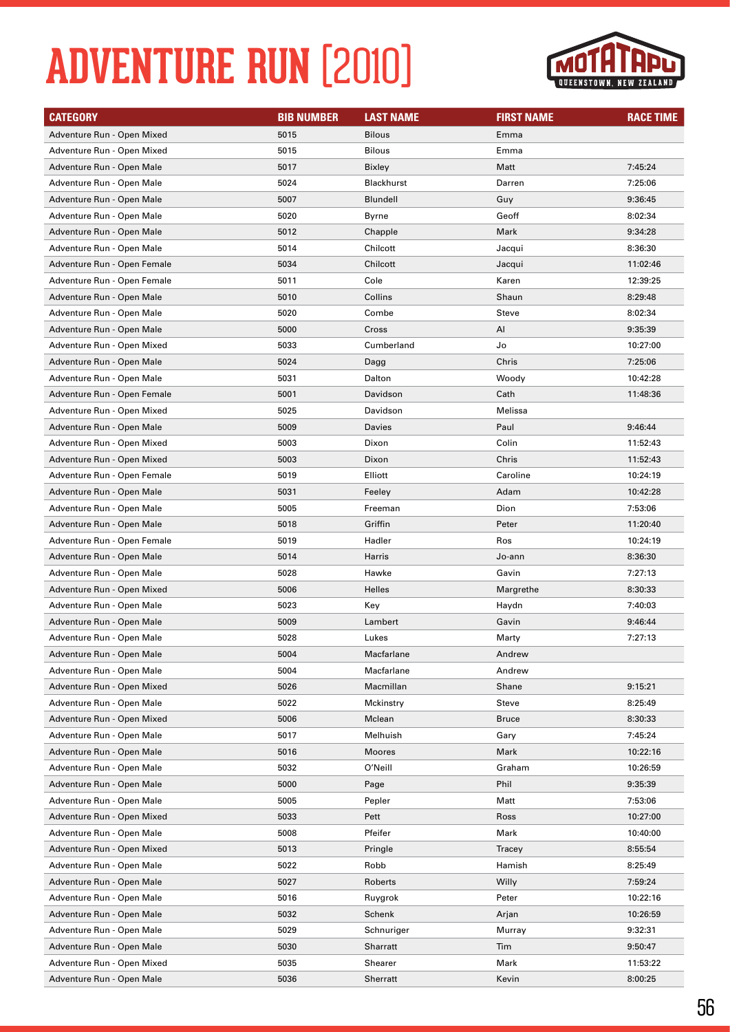# ADVENTURE RUN [2010]

| CATEGORY | BIB NUMBER | LAST NAME | FIRST NAME | RACE TIME |
|---|---|---|---|---|
| Adventure Run - Open Mixed | 5015 | Bilous | Emma | |
| Adventure Run - Open Mixed | 5015 | Bilous | Emma | |
| Adventure Run - Open Male | 5017 | Bixley | Matt | 7:45:24 |
| Adventure Run - Open Male | 5024 | Blackhurst | Darren | 7:25:06 |
| Adventure Run - Open Male | 5007 | Blundell | Guy | 9:36:45 |
| Adventure Run - Open Male | 5020 | Byrne | Geoff | 8:02:34 |
| Adventure Run - Open Male | 5012 | Chapple | Mark | 9:34:28 |
| Adventure Run - Open Male | 5014 | Chilcott | Jacqui | 8:36:30 |
| Adventure Run - Open Female | 5034 | Chilcott | Jacqui | 11:02:46 |
| Adventure Run - Open Female | 5011 | Cole | Karen | 12:39:25 |
| Adventure Run - Open Male | 5010 | Collins | Shaun | 8:29:48 |
| Adventure Run - Open Male | 5020 | Combe | Steve | 8:02:34 |
| Adventure Run - Open Male | 5000 | Cross | Al | 9:35:39 |
| Adventure Run - Open Mixed | 5033 | Cumberland | Jo | 10:27:00 |
| Adventure Run - Open Male | 5024 | Dagg | Chris | 7:25:06 |
| Adventure Run - Open Male | 5031 | Dalton | Woody | 10:42:28 |
| Adventure Run - Open Female | 5001 | Davidson | Cath | 11:48:36 |
| Adventure Run - Open Mixed | 5025 | Davidson | Melissa | |
| Adventure Run - Open Male | 5009 | Davies | Paul | 9:46:44 |
| Adventure Run - Open Mixed | 5003 | Dixon | Colin | 11:52:43 |
| Adventure Run - Open Mixed | 5003 | Dixon | Chris | 11:52:43 |
| Adventure Run - Open Female | 5019 | Elliott | Caroline | 10:24:19 |
| Adventure Run - Open Male | 5031 | Feeley | Adam | 10:42:28 |
| Adventure Run - Open Male | 5005 | Freeman | Dion | 7:53:06 |
| Adventure Run - Open Male | 5018 | Griffin | Peter | 11:20:40 |
| Adventure Run - Open Female | 5019 | Hadler | Ros | 10:24:19 |
| Adventure Run - Open Male | 5014 | Harris | Jo-ann | 8:36:30 |
| Adventure Run - Open Male | 5028 | Hawke | Gavin | 7:27:13 |
| Adventure Run - Open Mixed | 5006 | Helles | Margrethe | 8:30:33 |
| Adventure Run - Open Male | 5023 | Key | Haydn | 7:40:03 |
| Adventure Run - Open Male | 5009 | Lambert | Gavin | 9:46:44 |
| Adventure Run - Open Male | 5028 | Lukes | Marty | 7:27:13 |
| Adventure Run - Open Male | 5004 | Macfarlane | Andrew | |
| Adventure Run - Open Male | 5004 | Macfarlane | Andrew | |
| Adventure Run - Open Mixed | 5026 | Macmillan | Shane | 9:15:21 |
| Adventure Run - Open Male | 5022 | Mckinstry | Steve | 8:25:49 |
| Adventure Run - Open Mixed | 5006 | Mclean | Bruce | 8:30:33 |
| Adventure Run - Open Male | 5017 | Melhuish | Gary | 7:45:24 |
| Adventure Run - Open Male | 5016 | Moores | Mark | 10:22:16 |
| Adventure Run - Open Male | 5032 | O'Neill | Graham | 10:26:59 |
| Adventure Run - Open Male | 5000 | Page | Phil | 9:35:39 |
| Adventure Run - Open Male | 5005 | Pepler | Matt | 7:53:06 |
| Adventure Run - Open Mixed | 5033 | Pett | Ross | 10:27:00 |
| Adventure Run - Open Male | 5008 | Pfeifer | Mark | 10:40:00 |
| Adventure Run - Open Mixed | 5013 | Pringle | Tracey | 8:55:54 |
| Adventure Run - Open Male | 5022 | Robb | Hamish | 8:25:49 |
| Adventure Run - Open Male | 5027 | Roberts | Willy | 7:59:24 |
| Adventure Run - Open Male | 5016 | Ruygrok | Peter | 10:22:16 |
| Adventure Run - Open Male | 5032 | Schenk | Arjan | 10:26:59 |
| Adventure Run - Open Male | 5029 | Schnuriger | Murray | 9:32:31 |
| Adventure Run - Open Male | 5030 | Sharratt | Tim | 9:50:47 |
| Adventure Run - Open Mixed | 5035 | Shearer | Mark | 11:53:22 |
| Adventure Run - Open Male | 5036 | Sherratt | Kevin | 8:00:25 |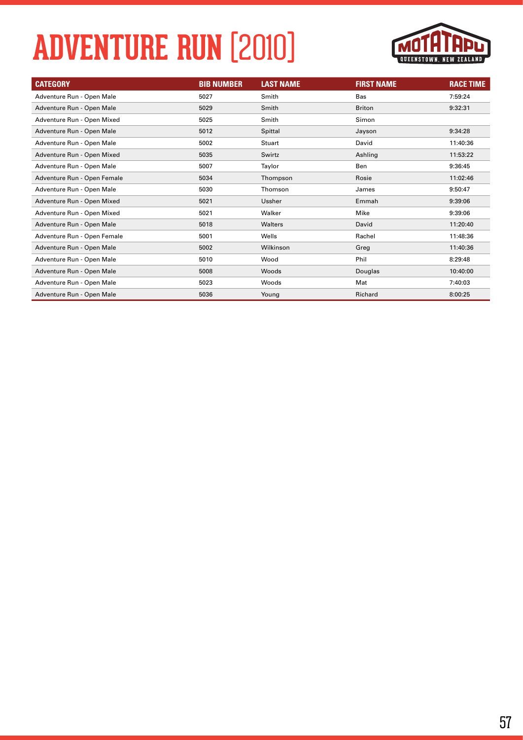# ADVENTURE RUN [2010]

| CATEGORY | BIB NUMBER | LAST NAME | FIRST NAME | RACE TIME |
|---|---|---|---|---|
| Adventure Run - Open Male | 5027 | Smith | Bas | 7:59:24 |
| Adventure Run - Open Male | 5029 | Smith | Briton | 9:32:31 |
| Adventure Run - Open Mixed | 5025 | Smith | Simon | |
| Adventure Run - Open Male | 5012 | Spittal | Jayson | 9:34:28 |
| Adventure Run - Open Male | 5002 | Stuart | David | 11:40:36 |
| Adventure Run - Open Mixed | 5035 | Swirtz | Ashling | 11:53:22 |
| Adventure Run - Open Male | 5007 | Taylor | Ben | 9:36:45 |
| Adventure Run - Open Female | 5034 | Thompson | Rosie | 11:02:46 |
| Adventure Run - Open Male | 5030 | Thomson | James | 9:50:47 |
| Adventure Run - Open Mixed | 5021 | Ussher | Emmah | 9:39:06 |
| Adventure Run - Open Mixed | 5021 | Walker | Mike | 9:39:06 |
| Adventure Run - Open Male | 5018 | Walters | David | 11:20:40 |
| Adventure Run - Open Female | 5001 | Wells | Rachel | 11:48:36 |
| Adventure Run - Open Male | 5002 | Wilkinson | Greg | 11:40:36 |
| Adventure Run - Open Male | 5010 | Wood | Phil | 8:29:48 |
| Adventure Run - Open Male | 5008 | Woods | Douglas | 10:40:00 |
| Adventure Run - Open Male | 5023 | Woods | Mat | 7:40:03 |
| Adventure Run - Open Male | 5036 | Young | Richard | 8:00:25 |